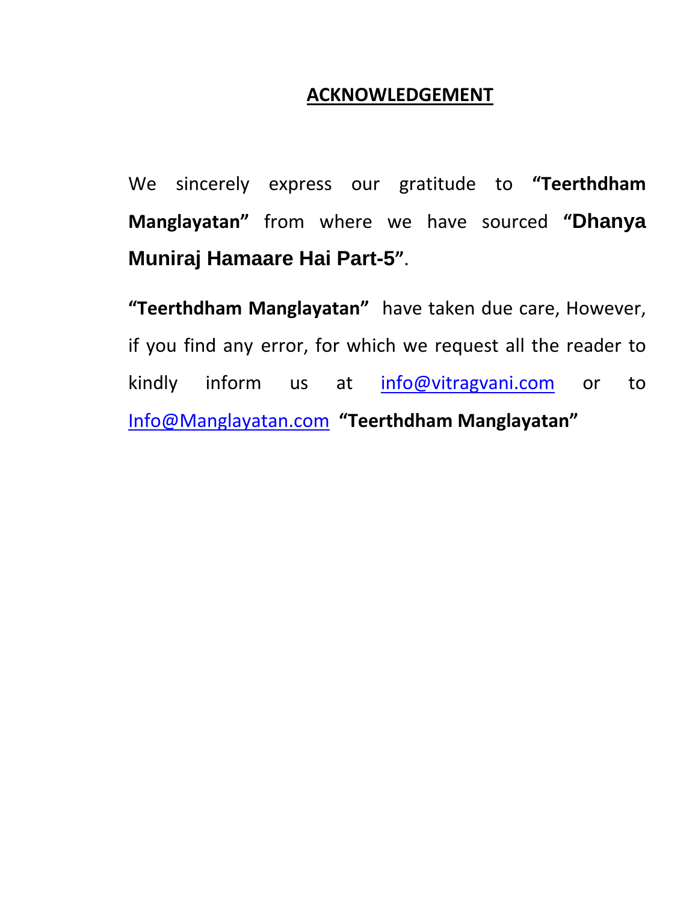# ACKNOWLEDGEMENT

We sincerely express our gratitude to **"Teerthdham Manglayatan"** from where we have sourced **"Dhanya Muniraj Hamaare Hai Part-5"**.

**"Teerthdham Manglayatan"** have taken due care, However, if you find any error, for which we request all the reader to kindly inform us at info@vitragvani.com or to Info@Manglayatan.com **"Teerthdham Manglayatan"**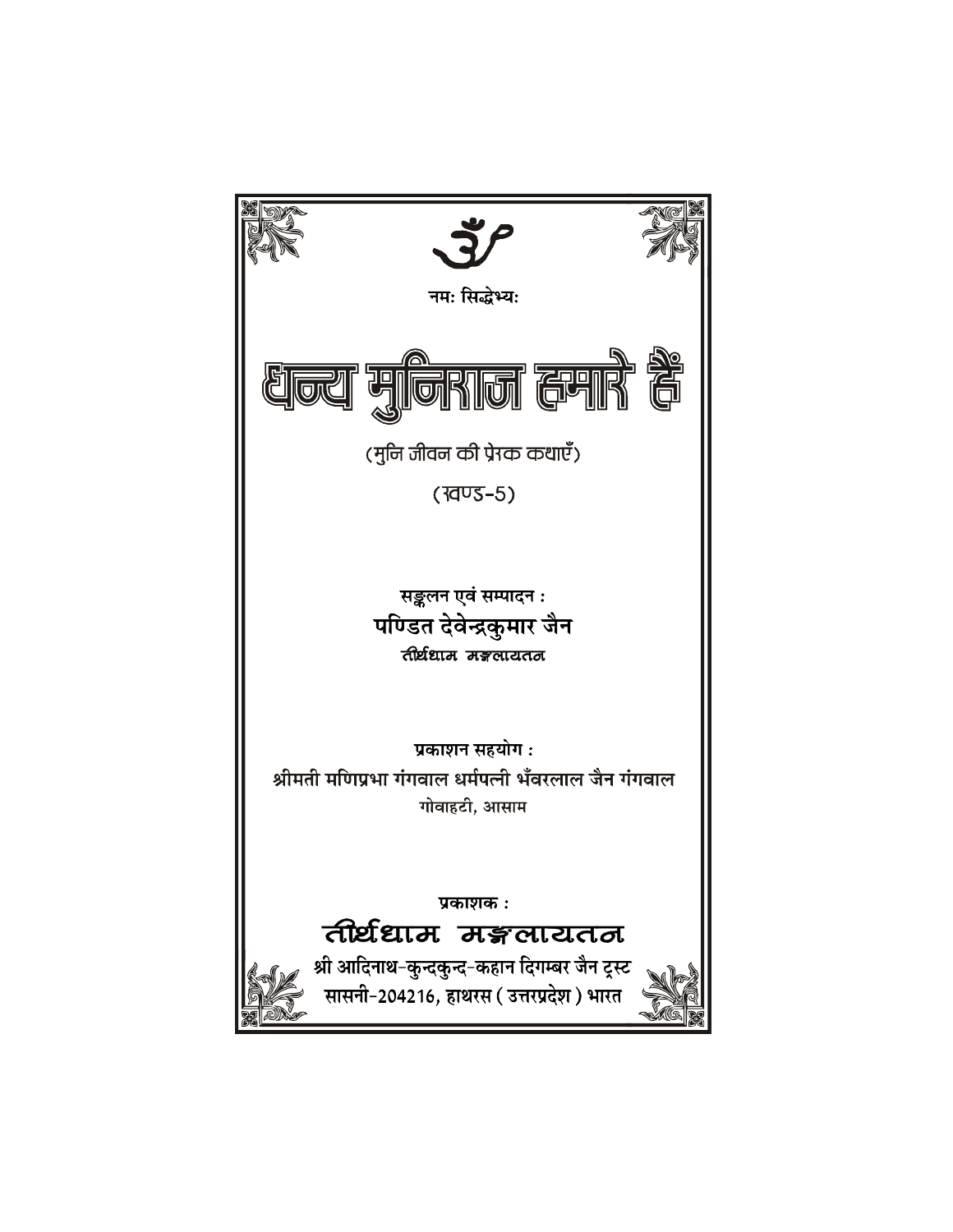ॐ

नमः सिद्धेभ्यः

# धन्य मुनिराज हमारे हैं

(मुनि जीवन की प्रेरक कथाएँ)

(खण्ड-5)

सङ्कलन एवं सम्पादन :

**पण्डित देवेन्द्रकुमार जैन**

तीर्थधाम मङ्गलायतन

प्रकाशन सहयोग :

श्रीमती मणिप्रभा गंगवाल धर्मपत्नी भँवरलाल जैन गंगवाल

गोवाहटी, आसाम

प्रकाशक :

## तीर्थधाम मङ्गलायतन

श्री आदिनाथ-कुन्दकुन्द-कहान दिगम्बर जैन ट्रस्ट

सासनी-204216, हाथरस (उत्तरप्रदेश) भारत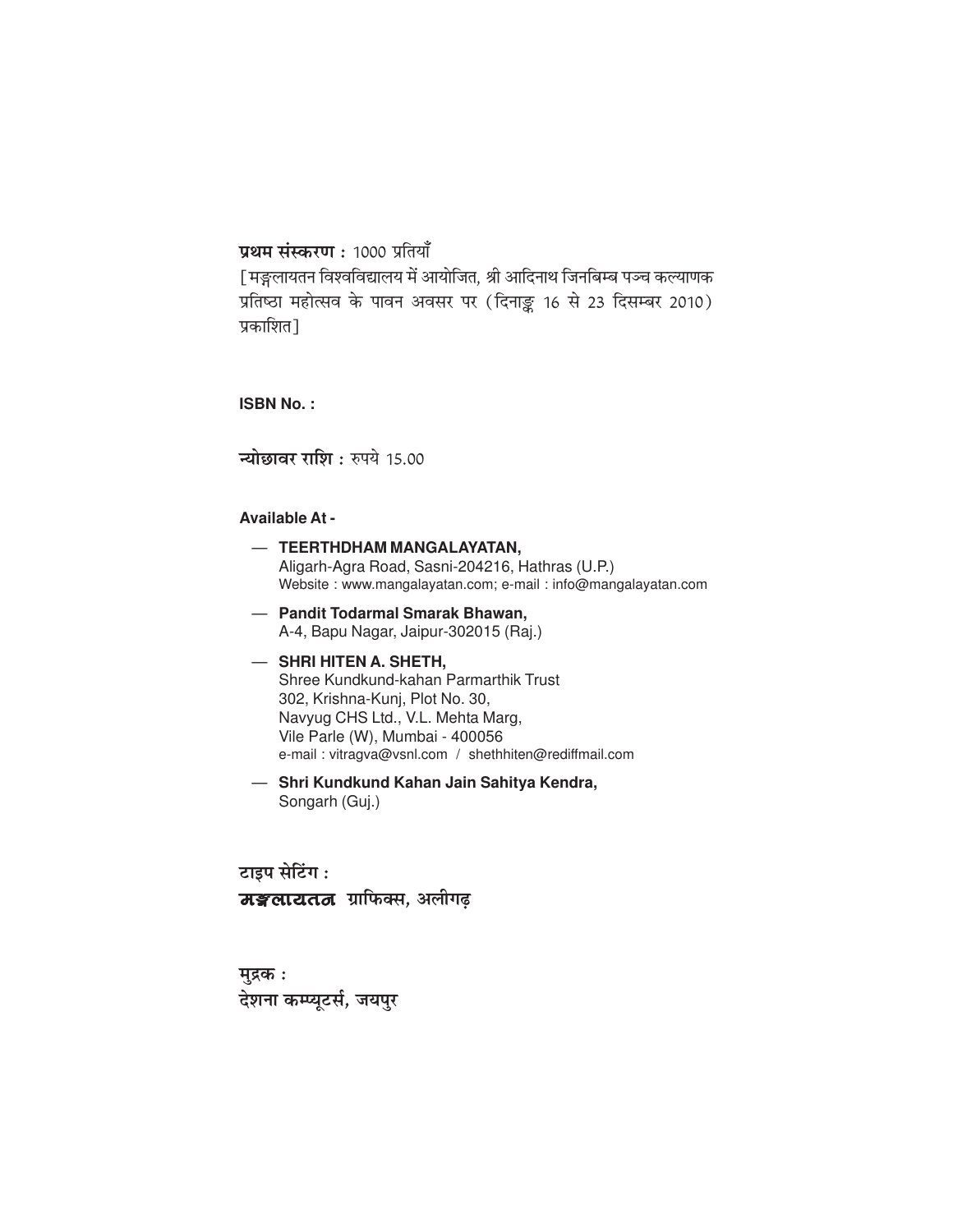**प्रथम संस्करण :** 1000 प्रतियाँ

[मङ्गलायतन विश्वविद्यालय में आयोजित, श्री आदिनाथ जिनबिम्ब पञ्च कल्याणक प्रतिष्ठा महोत्सव के पावन अवसर पर (दिनाङ्क 16 से 23 दिसम्बर 2010) प्रकाशित]

**ISBN No. :**

**न्योछावर राशि :** रुपये 15.00

**Available At -**

— **TEERTHDHAM MANGALAYATAN,**
Aligarh-Agra Road, Sasni-204216, Hathras (U.P.)
Website : www.mangalayatan.com; e-mail : info@mangalayatan.com

— **Pandit Todarmal Smarak Bhawan,**
A-4, Bapu Nagar, Jaipur-302015 (Raj.)

— **SHRI HITEN A. SHETH,**
Shree Kundkund-kahan Parmarthik Trust
302, Krishna-Kunj, Plot No. 30,
Navyug CHS Ltd., V.L. Mehta Marg,
Vile Parle (W), Mumbai - 400056
e-mail : vitragva@vsnl.com / shethhiten@rediffmail.com

— **Shri Kundkund Kahan Jain Sahitya Kendra,**
Songarh (Guj.)

**टाइप सेटिंग :**
**मङ्गलायतन ग्राफिक्स, अलीगढ़**

**मुद्रक :**
**देशना कम्प्यूटर्स, जयपुर**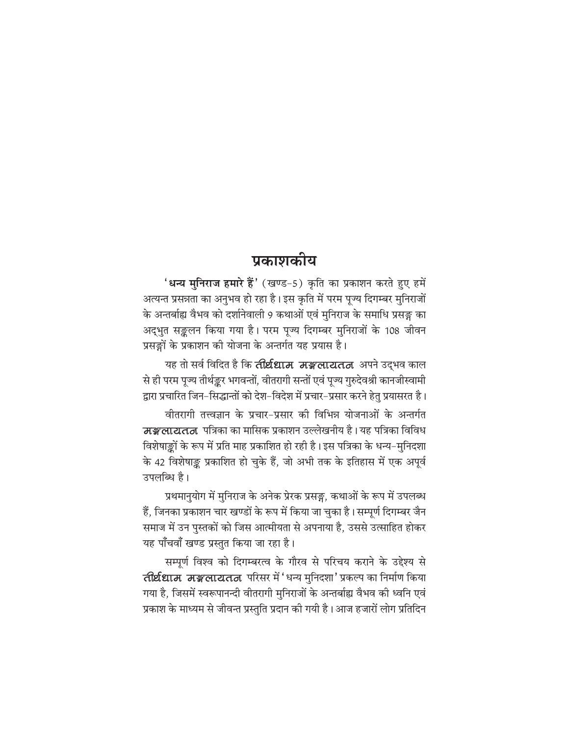## प्रकाशकीय

'**धन्य मुनिराज हमारे हैं**' (खण्ड-5) कृति का प्रकाशन करते हुए हमें अत्यन्त प्रसन्नता का अनुभव हो रहा है। इस कृति में परम पूज्य दिगम्बर मुनिराजों के अन्तर्बाह्य वैभव को दर्शानेवाली 9 कथाओं एवं मुनिराज के समाधि प्रसङ्ग का अद्भुत सङ्कलन किया गया है। परम पूज्य दिगम्बर मुनिराजों के 108 जीवन प्रसङ्गों के प्रकाशन की योजना के अन्तर्गत यह प्रयास है।

यह तो सर्व विदित है कि ***तीर्थधाम मङ्गलायतन*** अपने उद्भव काल से ही परम पूज्य तीर्थङ्कर भगवन्तों, वीतरागी सन्तों एवं पूज्य गुरुदेवश्री कानजीस्वामी द्वारा प्रचारित जिन-सिद्धान्तों को देश-विदेश में प्रचार-प्रसार करने हेतु प्रयासरत है।

वीतरागी तत्त्वज्ञान के प्रचार-प्रसार की विभिन्न योजनाओं के अन्तर्गत ***मङ्गलायतन*** पत्रिका का मासिक प्रकाशन उल्लेखनीय है। यह पत्रिका विविध विशेषाङ्कों के रूप में प्रति माह प्रकाशित हो रही है। इस पत्रिका के धन्य-मुनिदशा के 42 विशेषाङ्क प्रकाशित हो चुके हैं, जो अभी तक के इतिहास में एक अपूर्व उपलब्धि है।

प्रथमानुयोग में मुनिराज के अनेक प्रेरक प्रसङ्ग, कथाओं के रूप में उपलब्ध हैं, जिनका प्रकाशन चार खण्डों के रूप में किया जा चुका है। सम्पूर्ण दिगम्बर जैन समाज में उन पुस्तकों को जिस आत्मीयता से अपनाया है, उससे उत्साहित होकर यह पाँचवाँ खण्ड प्रस्तुत किया जा रहा है।

सम्पूर्ण विश्व को दिगम्बरत्व के गौरव से परिचय कराने के उद्देश्य से ***तीर्थधाम मङ्गलायतन*** परिसर में 'धन्य मुनिदशा' प्रकल्प का निर्माण किया गया है, जिसमें स्वरूपानन्दी वीतरागी मुनिराजों के अन्तर्बाह्य वैभव की ध्वनि एवं प्रकाश के माध्यम से जीवन्त प्रस्तुति प्रदान की गयी है। आज हजारों लोग प्रतिदिन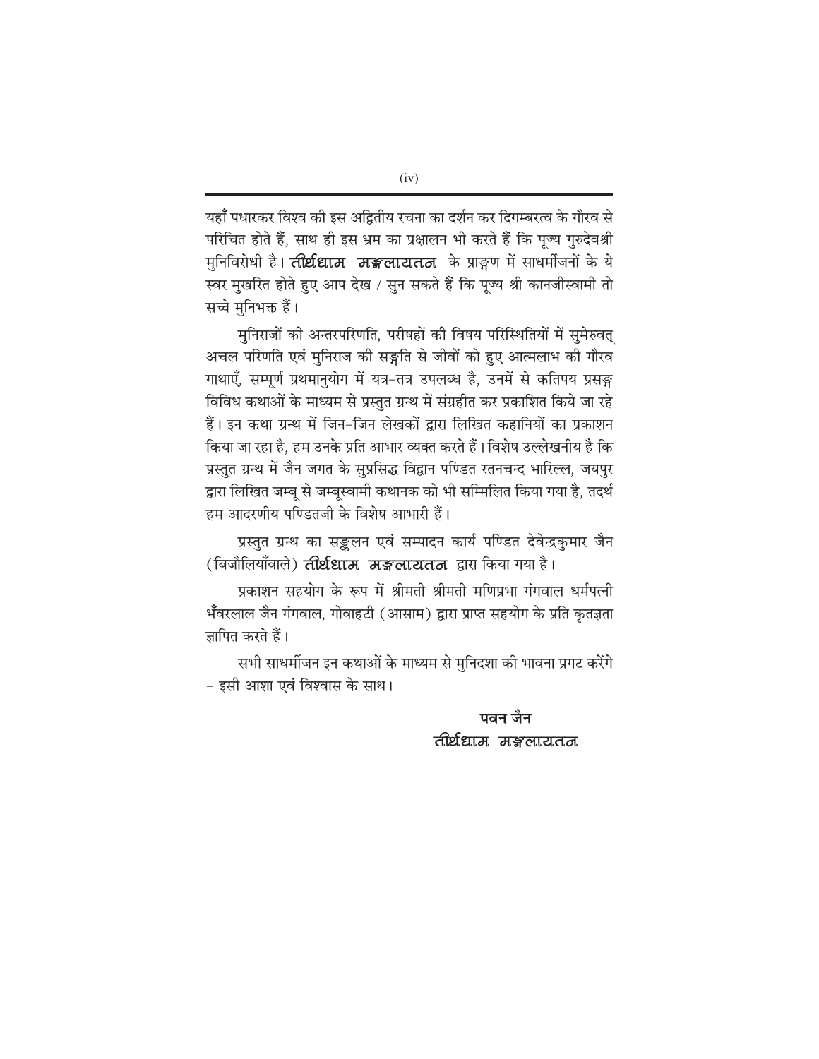यहाँ पधारकर विश्व की इस अद्वितीय रचना का दर्शन कर दिगम्बरत्व के गौरव से परिचित होते हैं, साथ ही इस भ्रम का प्रक्षालन भी करते हैं कि पूज्य गुरुदेवश्री मुनिविरोधी है। ***तीर्थधाम मङ्गलायतन*** के प्राङ्गण में साधर्मीजनों के ये स्वर मुखरित होते हुए आप देख / सुन सकते हैं कि पूज्य श्री कानजीस्वामी तो सच्चे मुनिभक्त हैं।

मुनिराजों की अन्तरपरिणति, परीषहों की विषय परिस्थितियों में सुमेरुवत् अचल परिणति एवं मुनिराज की सङ्गति से जीवों को हुए आत्मलाभ की गौरव गाथाएँ, सम्पूर्ण प्रथमानुयोग में यत्र-तत्र उपलब्ध है, उनमें से कतिपय प्रसङ्ग विविध कथाओं के माध्यम से प्रस्तुत ग्रन्थ में संग्रहीत कर प्रकाशित किये जा रहे हैं। इन कथा ग्रन्थ में जिन-जिन लेखकों द्वारा लिखित कहानियों का प्रकाशन किया जा रहा है, हम उनके प्रति आभार व्यक्त करते हैं। विशेष उल्लेखनीय है कि प्रस्तुत ग्रन्थ में जैन जगत के सुप्रसिद्ध विद्वान पण्डित रतनचन्द भारिल्ल, जयपुर द्वारा लिखित जम्बू से जम्बूस्वामी कथानक को भी सम्मिलित किया गया है, तदर्थ हम आदरणीय पण्डितजी के विशेष आभारी हैं।

प्रस्तुत ग्रन्थ का सङ्कलन एवं सम्पादन कार्य पण्डित देवेन्द्रकुमार जैन (बिजौलियाँवाले) ***तीर्थधाम मङ्गलायतन*** द्वारा किया गया है।

प्रकाशन सहयोग के रूप में श्रीमती श्रीमती मणिप्रभा गंगवाल धर्मपत्नी भँवरलाल जैन गंगवाल, गोवाहटी (आसाम) द्वारा प्राप्त सहयोग के प्रति कृतज्ञता ज्ञापित करते हैं।

सभी साधर्मीजन इन कथाओं के माध्यम से मुनिदशा की भावना प्रगट करेंगे – इसी आशा एवं विश्वास के साथ।

**पवन जैन**
*तीर्थधाम मङ्गलायतन*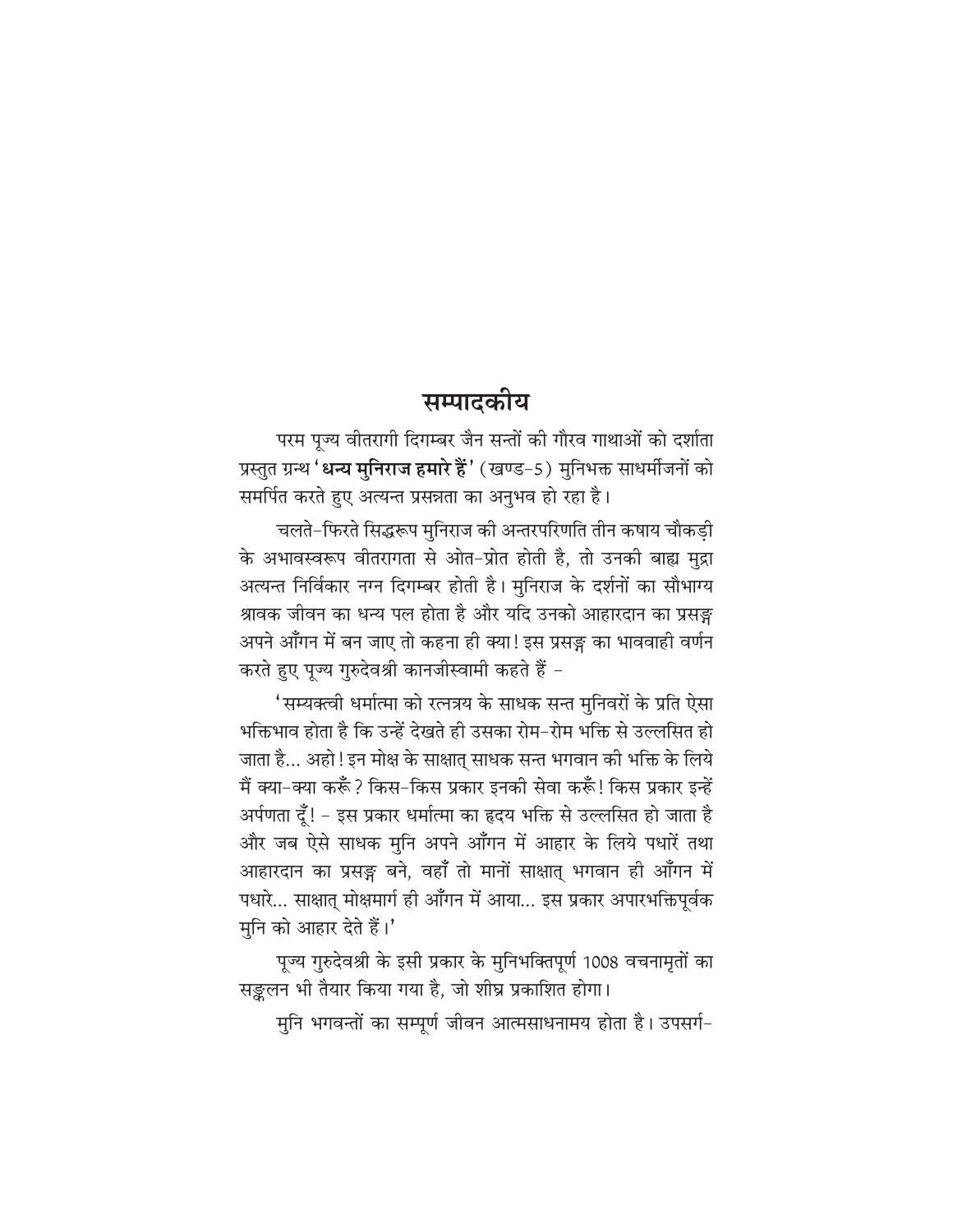## सम्पादकीय

परम पूज्य वीतरागी दिगम्बर जैन सन्तों की गौरव गाथाओं को दर्शाता प्रस्तुत ग्रन्थ '**धन्य मुनिराज हमारे हैं**' (खण्ड-5) मुनिभक्त साधर्मीजनों को समर्पित करते हुए अत्यन्त प्रसन्नता का अनुभव हो रहा है।

चलते-फिरते सिद्धरूप मुनिराज की अन्तरपरिणति तीन कषाय चौकड़ी के अभावस्वरूप वीतरागता से ओत-प्रोत होती है, तो उनकी बाह्य मुद्रा अत्यन्त निर्विकार नग्न दिगम्बर होती है। मुनिराज के दर्शनों का सौभाग्य श्रावक जीवन का धन्य पल होता है और यदि उनको आहारदान का प्रसङ्ग अपने आँगन में बन जाए तो कहना ही क्या! इस प्रसङ्ग का भाववाही वर्णन करते हुए पूज्य गुरुदेवश्री कानजीस्वामी कहते हैं -

'सम्यक्त्वी धर्मात्मा को रत्नत्रय के साधक सन्त मुनिवरों के प्रति ऐसा भक्तिभाव होता है कि उन्हें देखते ही उसका रोम-रोम भक्ति से उल्लसित हो जाता है... अहो! इन मोक्ष के साक्षात् साधक सन्त भगवान की भक्ति के लिये मैं क्या-क्या करूँ? किस-किस प्रकार इनकी सेवा करूँ! किस प्रकार इन्हें अर्पणता दूँ! - इस प्रकार धर्मात्मा का हृदय भक्ति से उल्लसित हो जाता है और जब ऐसे साधक मुनि अपने आँगन में आहार के लिये पधारें तथा आहारदान का प्रसङ्ग बने, वहाँ तो मानों साक्षात् भगवान ही आँगन में पधारे... साक्षात् मोक्षमार्ग ही आँगन में आया... इस प्रकार अपारभक्तिपूर्वक मुनि को आहार देते हैं।'

पूज्य गुरुदेवश्री के इसी प्रकार के मुनिभक्तिपूर्ण 1008 वचनामृतों का सङ्कलन भी तैयार किया गया है, जो शीघ्र प्रकाशित होगा।

मुनि भगवन्तों का सम्पूर्ण जीवन आत्मसाधनामय होता है। उपसर्ग-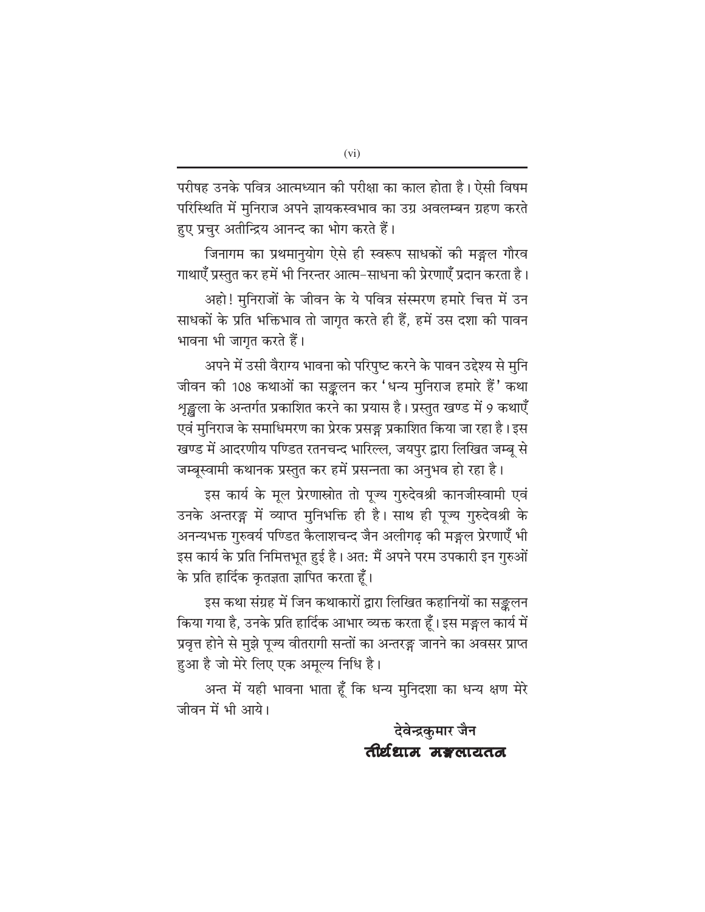परीषह उनके पवित्र आत्मध्यान की परीक्षा का काल होता है। ऐसी विषम परिस्थिति में मुनिराज अपने ज्ञायकस्वभाव का उग्र अवलम्बन ग्रहण करते हुए प्रचुर अतीन्द्रिय आनन्द का भोग करते हैं।

जिनागम का प्रथमानुयोग ऐसे ही स्वरूप साधकों की मङ्गल गौरव गाथाएँ प्रस्तुत कर हमें भी निरन्तर आत्म-साधना की प्रेरणाएँ प्रदान करता है।

अहो! मुनिराजों के जीवन के ये पवित्र संस्मरण हमारे चित्त में उन साधकों के प्रति भक्तिभाव तो जागृत करते ही हैं, हमें उस दशा की पावन भावना भी जागृत करते हैं।

अपने में उसी वैराग्य भावना को परिपुष्ट करने के पावन उद्देश्य से मुनि जीवन की 108 कथाओं का सङ्कलन कर 'धन्य मुनिराज हमारे हैं' कथा शृङ्खला के अन्तर्गत प्रकाशित करने का प्रयास है। प्रस्तुत खण्ड में 9 कथाएँ एवं मुनिराज के समाधिमरण का प्रेरक प्रसङ्ग प्रकाशित किया जा रहा है। इस खण्ड में आदरणीय पण्डित रतनचन्द भारिल्ल, जयपुर द्वारा लिखित जम्बू से जम्बूस्वामी कथानक प्रस्तुत कर हमें प्रसन्नता का अनुभव हो रहा है।

इस कार्य के मूल प्रेरणास्रोत तो पूज्य गुरुदेवश्री कानजीस्वामी एवं उनके अन्तरङ्ग में व्याप्त मुनिभक्ति ही है। साथ ही पूज्य गुरुदेवश्री के अनन्यभक्त गुरुवर्य पण्डित कैलाशचन्द जैन अलीगढ़ की मङ्गल प्रेरणाएँ भी इस कार्य के प्रति निमित्तभूत हुई है। अत: मैं अपने परम उपकारी इन गुरुओं के प्रति हार्दिक कृतज्ञता ज्ञापित करता हूँ।

इस कथा संग्रह में जिन कथाकारों द्वारा लिखित कहानियों का सङ्कलन किया गया है, उनके प्रति हार्दिक आभार व्यक्त करता हूँ। इस मङ्गल कार्य में प्रवृत्त होने से मुझे पूज्य वीतरागी सन्तों का अन्तरङ्ग जानने का अवसर प्राप्त हुआ है जो मेरे लिए एक अमूल्य निधि है।

अन्त में यही भावना भाता हूँ कि धन्य मुनिदशा का धन्य क्षण मेरे जीवन में भी आये।

**देवेन्द्रकुमार जैन**
**तीर्थधाम मङ्गलायतन**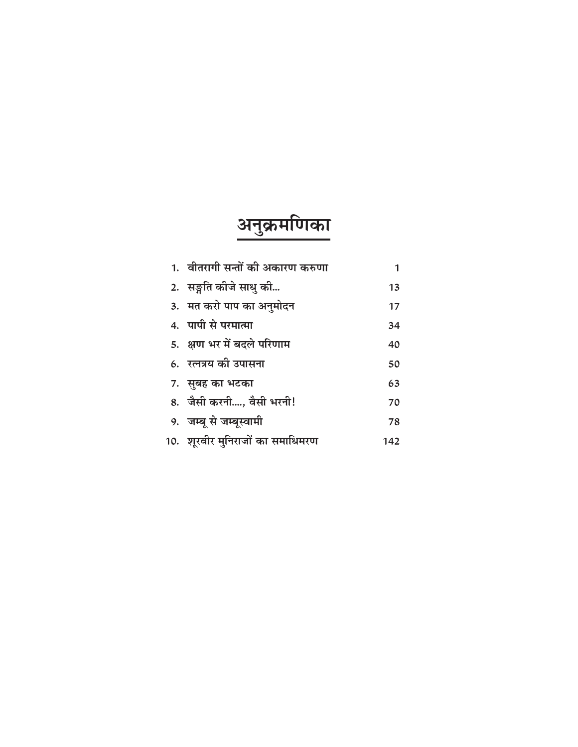# अनुक्रमणिका

| | | |
|---|---|---|
| 1. | वीतरागी सन्तों की अकारण करुणा | 1 |
| 2. | सङ्गति कीजे साधु की... | 13 |
| 3. | मत करो पाप का अनुमोदन | 17 |
| 4. | पापी से परमात्मा | 34 |
| 5. | क्षण भर में बदले परिणाम | 40 |
| 6. | रत्नत्रय की उपासना | 50 |
| 7. | सुबह का भटका | 63 |
| 8. | जैसी करनी...., वैसी भरनी! | 70 |
| 9. | जम्बू से जम्बूस्वामी | 78 |
| 10. | शूरवीर मुनिराजों का समाधिमरण | 142 |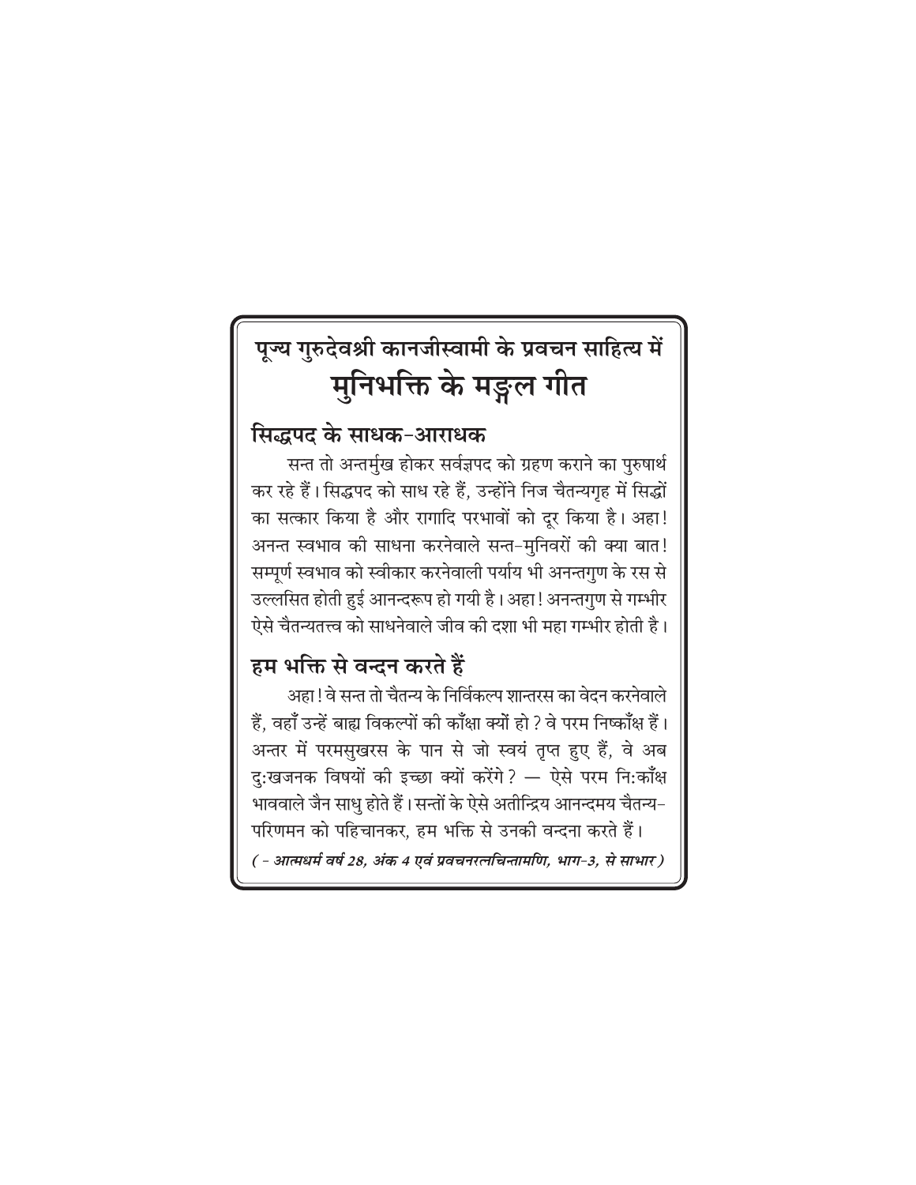# पूज्य गुरुदेवश्री कानजीस्वामी के प्रवचन साहित्य में
# मुनिभक्ति के मङ्गल गीत

## सिद्धपद के साधक-आराधक

सन्त तो अन्तर्मुख होकर सर्वज्ञपद को ग्रहण कराने का पुरुषार्थ कर रहे हैं। सिद्धपद को साध रहे हैं, उन्होंने निज चैतन्यगृह में सिद्धों का सत्कार किया है और रागादि परभावों को दूर किया है। अहा! अनन्त स्वभाव की साधना करनेवाले सन्त-मुनिवरों की क्या बात! सम्पूर्ण स्वभाव को स्वीकार करनेवाली पर्याय भी अनन्तगुण के रस से उल्लसित होती हुई आनन्दरूप हो गयी है। अहा! अनन्तगुण से गम्भीर ऐसे चैतन्यतत्त्व को साधनेवाले जीव की दशा भी महा गम्भीर होती है।

## हम भक्ति से वन्दन करते हैं

अहा! वे सन्त तो चैतन्य के निर्विकल्प शान्तरस का वेदन करनेवाले हैं, वहाँ उन्हें बाह्य विकल्पों की काँक्षा क्यों हो? वे परम निष्काँक्ष हैं। अन्तर में परमसुखरस के पान से जो स्वयं तृप्त हुए हैं, वे अब दुःखजनक विषयों की इच्छा क्यों करेंगे? — ऐसे परम निःकाँक्ष भाववाले जैन साधु होते हैं। सन्तों के ऐसे अतीन्द्रिय आनन्दमय चैतन्य-परिणमन को पहिचानकर, हम भक्ति से उनकी वन्दना करते हैं।

*( - आत्मधर्म वर्ष 28, अंक 4 एवं प्रवचनरत्नचिन्तामणि, भाग-3, से साभार )*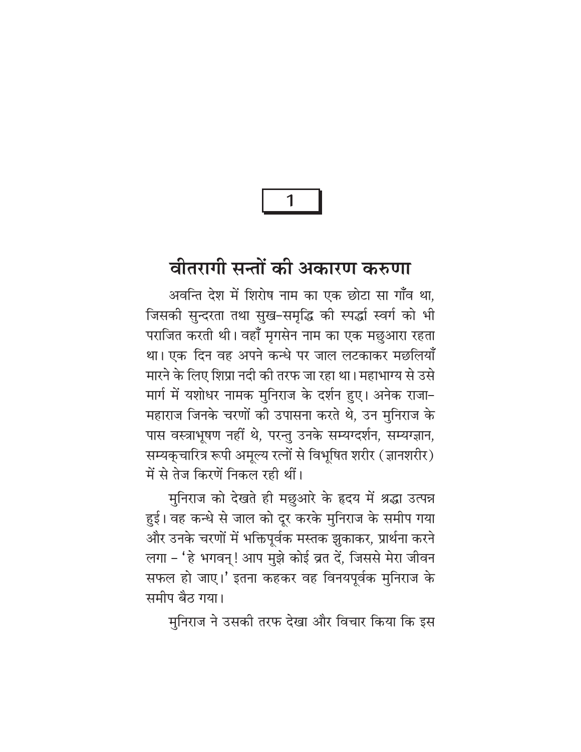1

# वीतरागी सन्तों की अकारण करुणा

अवन्ति देश में शिरोष नाम का एक छोटा सा गाँव था, जिसकी सुन्दरता तथा सुख-समृद्धि की स्पर्द्धा स्वर्ग को भी पराजित करती थी। वहाँ मृगसेन नाम का एक मछुआरा रहता था। एक दिन वह अपने कन्धे पर जाल लटकाकर मछलियाँ मारने के लिए शिप्रा नदी की तरफ जा रहा था। महाभाग्य से उसे मार्ग में यशोधर नामक मुनिराज के दर्शन हुए। अनेक राजा-महाराज जिनके चरणों की उपासना करते थे, उन मुनिराज के पास वस्त्राभूषण नहीं थे, परन्तु उनके सम्यग्दर्शन, सम्यग्ज्ञान, सम्यक्‌चारित्र रूपी अमूल्य रत्नों से विभूषित शरीर (ज्ञानशरीर) में से तेज किरणें निकल रही थीं।

मुनिराज को देखते ही मछुआरे के हृदय में श्रद्धा उत्पन्न हुई। वह कन्धे से जाल को दूर करके मुनिराज के समीप गया और उनके चरणों में भक्तिपूर्वक मस्तक झुकाकर, प्रार्थना करने लगा – 'हे भगवन्! आप मुझे कोई व्रत दें, जिससे मेरा जीवन सफल हो जाए।' इतना कहकर वह विनयपूर्वक मुनिराज के समीप बैठ गया।

मुनिराज ने उसकी तरफ देखा और विचार किया कि इस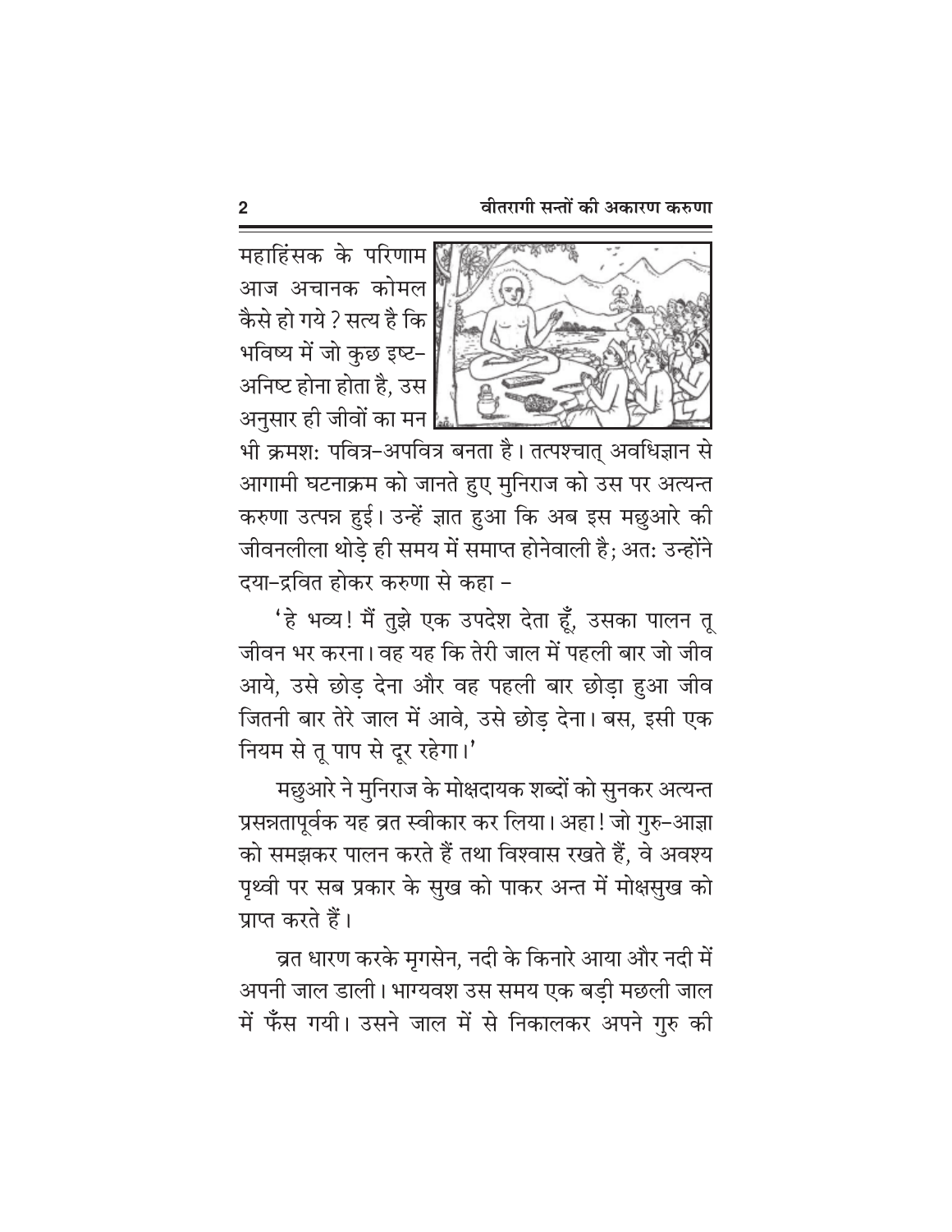महाहिंसक के परिणाम आज अचानक कोमल कैसे हो गये ? सत्य है कि भविष्य में जो कुछ इष्ट–अनिष्ट होना होता है, उस अनुसार ही जीवों का मन भी क्रमशः पवित्र–अपवित्र बनता है। तत्पश्चात् अवधिज्ञान से आगामी घटनाक्रम को जानते हुए मुनिराज को उस पर अत्यन्त करुणा उत्पन्न हुई। उन्हें ज्ञात हुआ कि अब इस मछुआरे की जीवनलीला थोड़े ही समय में समाप्त होनेवाली है; अतः उन्होंने दया–द्रवित होकर करुणा से कहा –

'हे भव्य! मैं तुझे एक उपदेश देता हूँ, उसका पालन तू जीवन भर करना। वह यह कि तेरी जाल में पहली बार जो जीव आये, उसे छोड़ देना और वह पहली बार छोड़ा हुआ जीव जितनी बार तेरे जाल में आवे, उसे छोड़ देना। बस, इसी एक नियम से तू पाप से दूर रहेगा।'

मछुआरे ने मुनिराज के मोक्षदायक शब्दों को सुनकर अत्यन्त प्रसन्नतापूर्वक यह व्रत स्वीकार कर लिया। अहा! जो गुरु–आज्ञा को समझकर पालन करते हैं तथा विश्वास रखते हैं, वे अवश्य पृथ्वी पर सब प्रकार के सुख को पाकर अन्त में मोक्षसुख को प्राप्त करते हैं।

व्रत धारण करके मृगसेन, नदी के किनारे आया और नदी में अपनी जाल डाली। भाग्यवश उस समय एक बड़ी मछली जाल में फँस गयी। उसने जाल में से निकालकर अपने गुरु की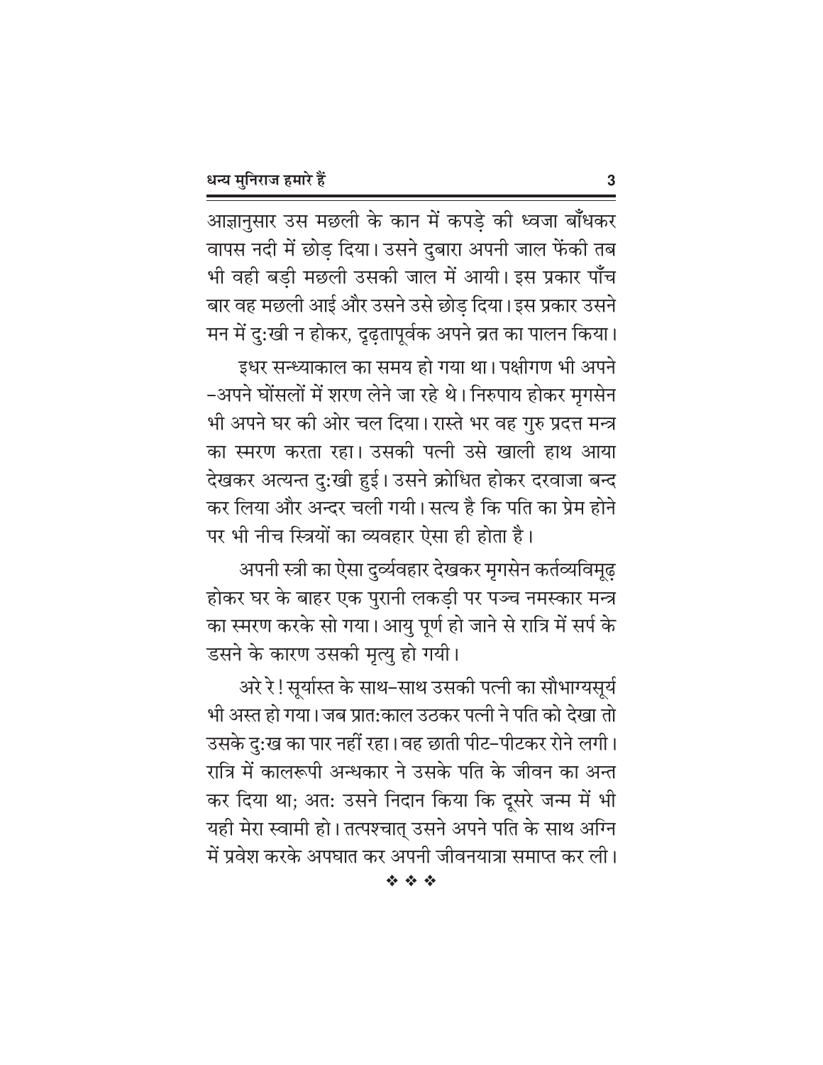आज्ञानुसार उस मछली के कान में कपड़े की ध्वजा बाँधकर वापस नदी में छोड़ दिया। उसने दुबारा अपनी जाल फेंकी तब भी वही बड़ी मछली उसकी जाल में आयी। इस प्रकार पाँच बार वह मछली आई और उसने उसे छोड़ दिया। इस प्रकार उसने मन में दुःखी न होकर, दृढ़तापूर्वक अपने व्रत का पालन किया।

इधर सन्ध्याकाल का समय हो गया था। पक्षीगण भी अपने-अपने घोंसलों में शरण लेने जा रहे थे। निरुपाय होकर मृगसेन भी अपने घर की ओर चल दिया। रास्ते भर वह गुरु प्रदत्त मन्त्र का स्मरण करता रहा। उसकी पत्नी उसे खाली हाथ आया देखकर अत्यन्त दुःखी हुई। उसने क्रोधित होकर दरवाजा बन्द कर लिया और अन्दर चली गयी। सत्य है कि पति का प्रेम होने पर भी नीच स्त्रियों का व्यवहार ऐसा ही होता है।

अपनी स्त्री का ऐसा दुर्व्यवहार देखकर मृगसेन कर्तव्यविमूढ़ होकर घर के बाहर एक पुरानी लकड़ी पर पञ्च नमस्कार मन्त्र का स्मरण करके सो गया। आयु पूर्ण हो जाने से रात्रि में सर्प के डसने के कारण उसकी मृत्यु हो गयी।

अरे रे! सूर्यास्त के साथ-साथ उसकी पत्नी का सौभाग्यसूर्य भी अस्त हो गया। जब प्रातःकाल उठकर पत्नी ने पति को देखा तो उसके दुःख का पार नहीं रहा। वह छाती पीट-पीटकर रोने लगी। रात्रि में कालरूपी अन्धकार ने उसके पति के जीवन का अन्त कर दिया था; अतः उसने निदान किया कि दूसरे जन्म में भी यही मेरा स्वामी हो। तत्पश्चात् उसने अपने पति के साथ अग्नि में प्रवेश करके अपघात कर अपनी जीवनयात्रा समाप्त कर ली।

❖ ❖ ❖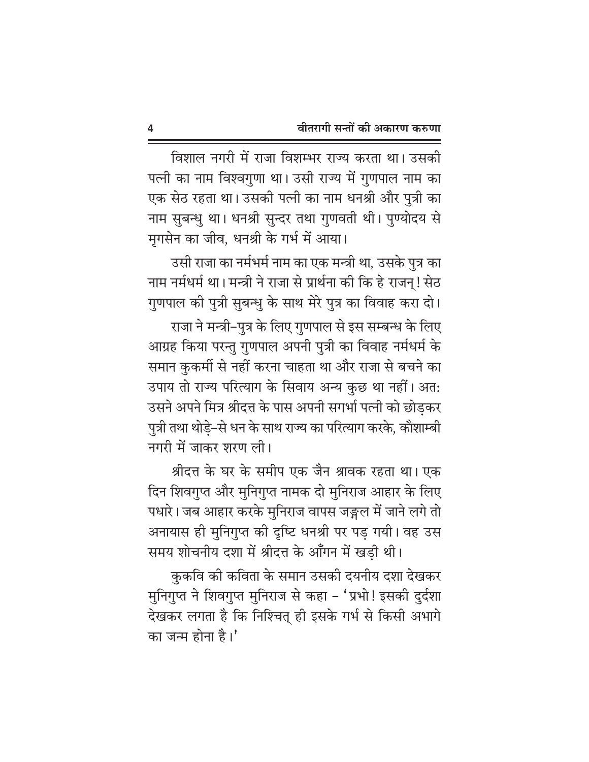विशाल नगरी में राजा विशम्भर राज्य करता था। उसकी पत्नी का नाम विश्वगुणा था। उसी राज्य में गुणपाल नाम का एक सेठ रहता था। उसकी पत्नी का नाम धनश्री और पुत्री का नाम सुबन्धु था। धनश्री सुन्दर तथा गुणवती थी। पुण्योदय से मृगसेन का जीव, धनश्री के गर्भ में आया।

उसी राजा का नर्मभर्म नाम का एक मन्त्री था, उसके पुत्र का नाम नर्मधर्म था। मन्त्री ने राजा से प्रार्थना की कि हे राजन्! सेठ गुणपाल की पुत्री सुबन्धु के साथ मेरे पुत्र का विवाह करा दो।

राजा ने मन्त्री-पुत्र के लिए गुणपाल से इस सम्बन्ध के लिए आग्रह किया परन्तु गुणपाल अपनी पुत्री का विवाह नर्मधर्म के समान कुकर्मी से नहीं करना चाहता था और राजा से बचने का उपाय तो राज्य परित्याग के सिवाय अन्य कुछ था नहीं। अत: उसने अपने मित्र श्रीदत्त के पास अपनी सगर्भा पत्नी को छोड़कर पुत्री तथा थोड़े-से धन के साथ राज्य का परित्याग करके, कौशाम्बी नगरी में जाकर शरण ली।

श्रीदत्त के घर के समीप एक जैन श्रावक रहता था। एक दिन शिवगुप्त और मुनिगुप्त नामक दो मुनिराज आहार के लिए पधारे। जब आहार करके मुनिराज वापस जङ्गल में जाने लगे तो अनायास ही मुनिगुप्त की दृष्टि धनश्री पर पड़ गयी। वह उस समय शोचनीय दशा में श्रीदत्त के आँगन में खड़ी थी।

कुकवि की कविता के समान उसकी दयनीय दशा देखकर मुनिगुप्त ने शिवगुप्त मुनिराज से कहा – 'प्रभो! इसकी दुर्दशा देखकर लगता है कि निश्चित् ही इसके गर्भ से किसी अभागे का जन्म होना है।'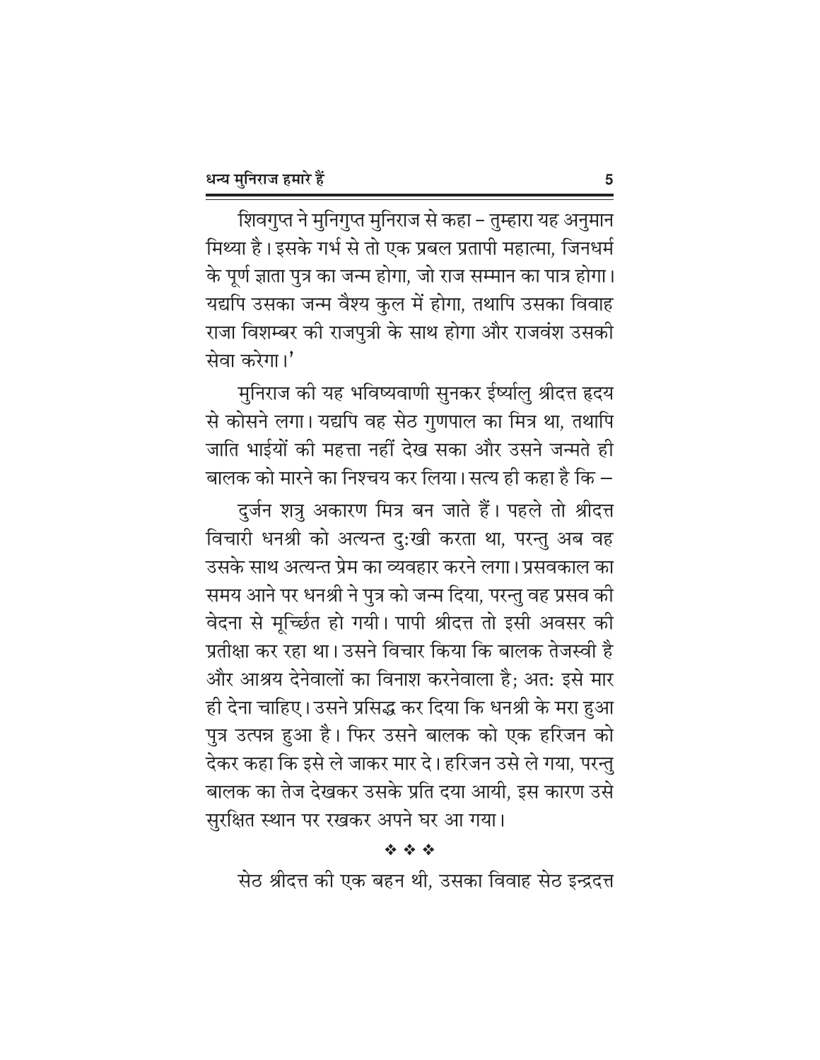शिवगुप्त ने मुनिगुप्त मुनिराज से कहा – तुम्हारा यह अनुमान मिथ्या है। इसके गर्भ से तो एक प्रबल प्रतापी महात्मा, जिनधर्म के पूर्ण ज्ञाता पुत्र का जन्म होगा, जो राज सम्मान का पात्र होगा। यद्यपि उसका जन्म वैश्य कुल में होगा, तथापि उसका विवाह राजा विशम्बर की राजपुत्री के साथ होगा और राजवंश उसकी सेवा करेगा।'

मुनिराज की यह भविष्यवाणी सुनकर ईर्ष्यालु श्रीदत्त हृदय से कोसने लगा। यद्यपि वह सेठ गुणपाल का मित्र था, तथापि जाति भाईयों की महत्ता नहीं देख सका और उसने जन्मते ही बालक को मारने का निश्चय कर लिया। सत्य ही कहा है कि –

दुर्जन शत्रु अकारण मित्र बन जाते हैं। पहले तो श्रीदत्त विचारी धनश्री को अत्यन्त दु:खी करता था, परन्तु अब वह उसके साथ अत्यन्त प्रेम का व्यवहार करने लगा। प्रसवकाल का समय आने पर धनश्री ने पुत्र को जन्म दिया, परन्तु वह प्रसव की वेदना से मूर्च्छित हो गयी। पापी श्रीदत्त तो इसी अवसर की प्रतीक्षा कर रहा था। उसने विचार किया कि बालक तेजस्वी है और आश्रय देनेवालों का विनाश करनेवाला है; अत: इसे मार ही देना चाहिए। उसने प्रसिद्ध कर दिया कि धनश्री के मरा हुआ पुत्र उत्पन्न हुआ है। फिर उसने बालक को एक हरिजन को देकर कहा कि इसे ले जाकर मार दे। हरिजन उसे ले गया, परन्तु बालक का तेज देखकर उसके प्रति दया आयी, इस कारण उसे सुरक्षित स्थान पर रखकर अपने घर आ गया।

❖ ❖ ❖

सेठ श्रीदत्त की एक बहन थी, उसका विवाह सेठ इन्द्रदत्त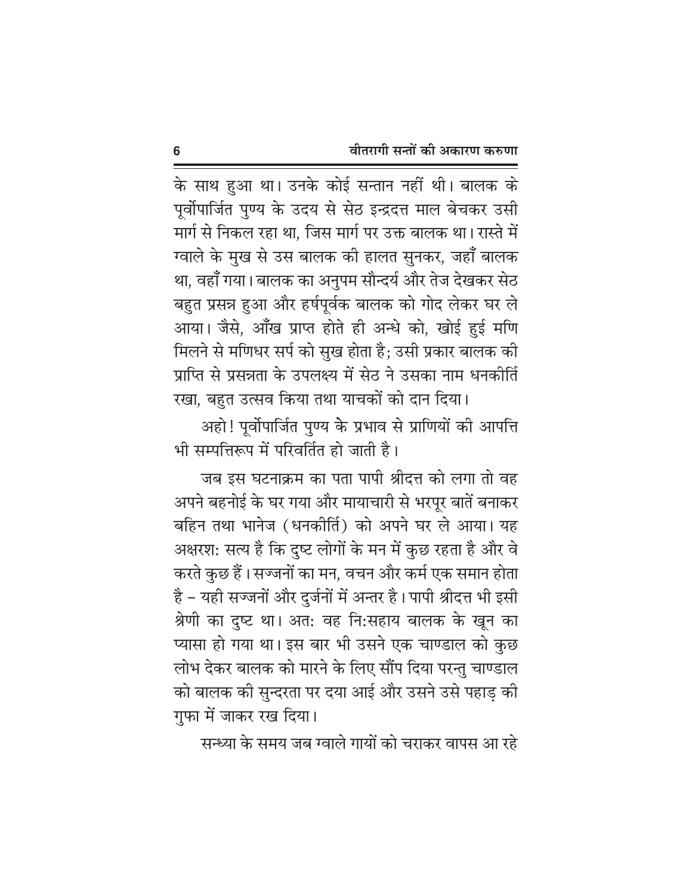के साथ हुआ था। उनके कोई सन्तान नहीं थी। बालक के पूर्वोपार्जित पुण्य के उदय से सेठ इन्द्रदत्त माल बेचकर उसी मार्ग से निकल रहा था, जिस मार्ग पर उक्त बालक था। रास्ते में ग्वाले के मुख से उस बालक की हालत सुनकर, जहाँ बालक था, वहाँ गया। बालक का अनुपम सौन्दर्य और तेज देखकर सेठ बहुत प्रसन्न हुआ और हर्षपूर्वक बालक को गोद लेकर घर ले आया। जैसे, आँख प्राप्त होते ही अन्धे को, खोई हुई मणि मिलने से मणिधर सर्प को सुख होता है; उसी प्रकार बालक की प्राप्ति से प्रसन्नता के उपलक्ष्य में सेठ ने उसका नाम धनकीर्ति रखा, बहुत उत्सव किया तथा याचकों को दान दिया।

अहो! पूर्वोपार्जित पुण्य के प्रभाव से प्राणियों की आपत्ति भी सम्पत्तिरूप में परिवर्तित हो जाती है।

जब इस घटनाक्रम का पता पापी श्रीदत्त को लगा तो वह अपने बहनोई के घर गया और मायाचारी से भरपूर बातें बनाकर बहिन तथा भानेज (धनकीर्ति) को अपने घर ले आया। यह अक्षरशः सत्य है कि दुष्ट लोगों के मन में कुछ रहता है और वे करते कुछ हैं। सज्जनों का मन, वचन और कर्म एक समान होता है – यही सज्जनों और दुर्जनों में अन्तर है। पापी श्रीदत्त भी इसी श्रेणी का दुष्ट था। अतः वह निःसहाय बालक के खून का प्यासा हो गया था। इस बार भी उसने एक चाण्डाल को कुछ लोभ देकर बालक को मारने के लिए सौंप दिया परन्तु चाण्डाल को बालक की सुन्दरता पर दया आई और उसने उसे पहाड़ की गुफा में जाकर रख दिया।

सन्ध्या के समय जब ग्वाले गायों को चराकर वापस आ रहे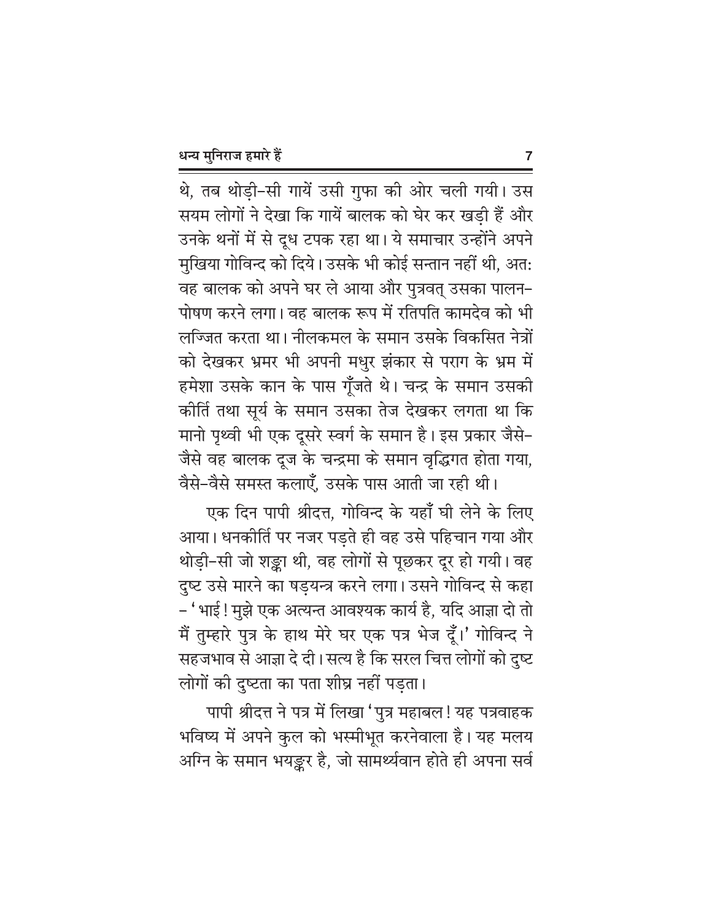थे, तब थोड़ी-सी गायें उसी गुफा की ओर चली गयी। उस सयम लोगों ने देखा कि गायें बालक को घेर कर खड़ी हैं और उनके थनों में से दूध टपक रहा था। ये समाचार उन्होंने अपने मुखिया गोविन्द को दिये। उसके भी कोई सन्तान नहीं थी, अत: वह बालक को अपने घर ले आया और पुत्रवत् उसका पालन-पोषण करने लगा। वह बालक रूप में रतिपति कामदेव को भी लज्जित करता था। नीलकमल के समान उसके विकसित नेत्रों को देखकर भ्रमर भी अपनी मधुर झंकार से पराग के भ्रम में हमेशा उसके कान के पास गूँजते थे। चन्द्र के समान उसकी कीर्ति तथा सूर्य के समान उसका तेज देखकर लगता था कि मानो पृथ्वी भी एक दूसरे स्वर्ग के समान है। इस प्रकार जैसे-जैसे वह बालक दूज के चन्द्रमा के समान वृद्धिगत होता गया, वैसे-वैसे समस्त कलाएँ, उसके पास आती जा रही थी।

एक दिन पापी श्रीदत्त, गोविन्द के यहाँ घी लेने के लिए आया। धनकीर्ति पर नजर पड़ते ही वह उसे पहिचान गया और थोड़ी-सी जो शङ्का थी, वह लोगों से पूछकर दूर हो गयी। वह दुष्ट उसे मारने का षड्यन्त्र करने लगा। उसने गोविन्द से कहा – 'भाई! मुझे एक अत्यन्त आवश्यक कार्य है, यदि आज्ञा दो तो मैं तुम्हारे पुत्र के हाथ मेरे घर एक पत्र भेज दूँ।' गोविन्द ने सहजभाव से आज्ञा दे दी। सत्य है कि सरल चित्त लोगों को दुष्ट लोगों की दुष्टता का पता शीघ्र नहीं पड़ता।

पापी श्रीदत्त ने पत्र में लिखा 'पुत्र महाबल! यह पत्रवाहक भविष्य में अपने कुल को भस्मीभूत करनेवाला है। यह मलय अग्नि के समान भयङ्कर है, जो सामर्थ्यवान होते ही अपना सर्व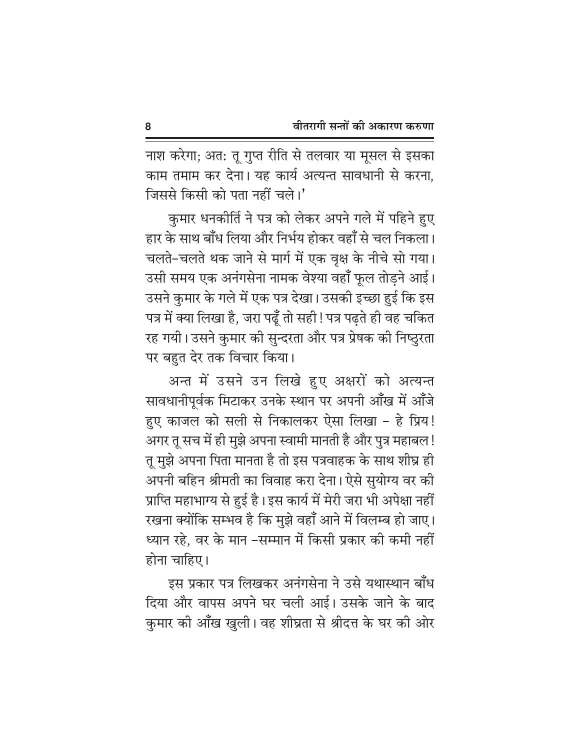नाश करेगा; अतः तू गुप्त रीति से तलवार या मूसल से इसका काम तमाम कर देना। यह कार्य अत्यन्त सावधानी से करना, जिससे किसी को पता नहीं चले।'

कुमार धनकीर्ति ने पत्र को लेकर अपने गले में पहिने हुए हार के साथ बाँध लिया और निर्भय होकर वहाँ से चल निकला। चलते-चलते थक जाने से मार्ग में एक वृक्ष के नीचे सो गया। उसी समय एक अनंगसेना नामक वेश्या वहाँ फूल तोड़ने आई। उसने कुमार के गले में एक पत्र देखा। उसकी इच्छा हुई कि इस पत्र में क्या लिखा है, जरा पढ़ूँ तो सही! पत्र पढ़ते ही वह चकित रह गयी। उसने कुमार की सुन्दरता और पत्र प्रेषक की निष्ठुरता पर बहुत देर तक विचार किया।

अन्त में उसने उन लिखे हुए अक्षरों को अत्यन्त सावधानीपूर्वक मिटाकर उनके स्थान पर अपनी आँख में आँजे हुए काजल को सली से निकालकर ऐसा लिखा - हे प्रिय! अगर तू सच में ही मुझे अपना स्वामी मानती है और पुत्र महाबल! तू मुझे अपना पिता मानता है तो इस पत्रवाहक के साथ शीघ्र ही अपनी बहिन श्रीमती का विवाह करा देना। ऐसे सुयोग्य वर की प्राप्ति महाभाग्य से हुई है। इस कार्य में मेरी जरा भी अपेक्षा नहीं रखना क्योंकि सम्भव है कि मुझे वहाँ आने में विलम्ब हो जाए। ध्यान रहे, वर के मान -सम्मान में किसी प्रकार की कमी नहीं होना चाहिए।

इस प्रकार पत्र लिखकर अनंगसेना ने उसे यथास्थान बाँध दिया और वापस अपने घर चली आई। उसके जाने के बाद कुमार की आँख खुली। वह शीघ्रता से श्रीदत्त के घर की ओर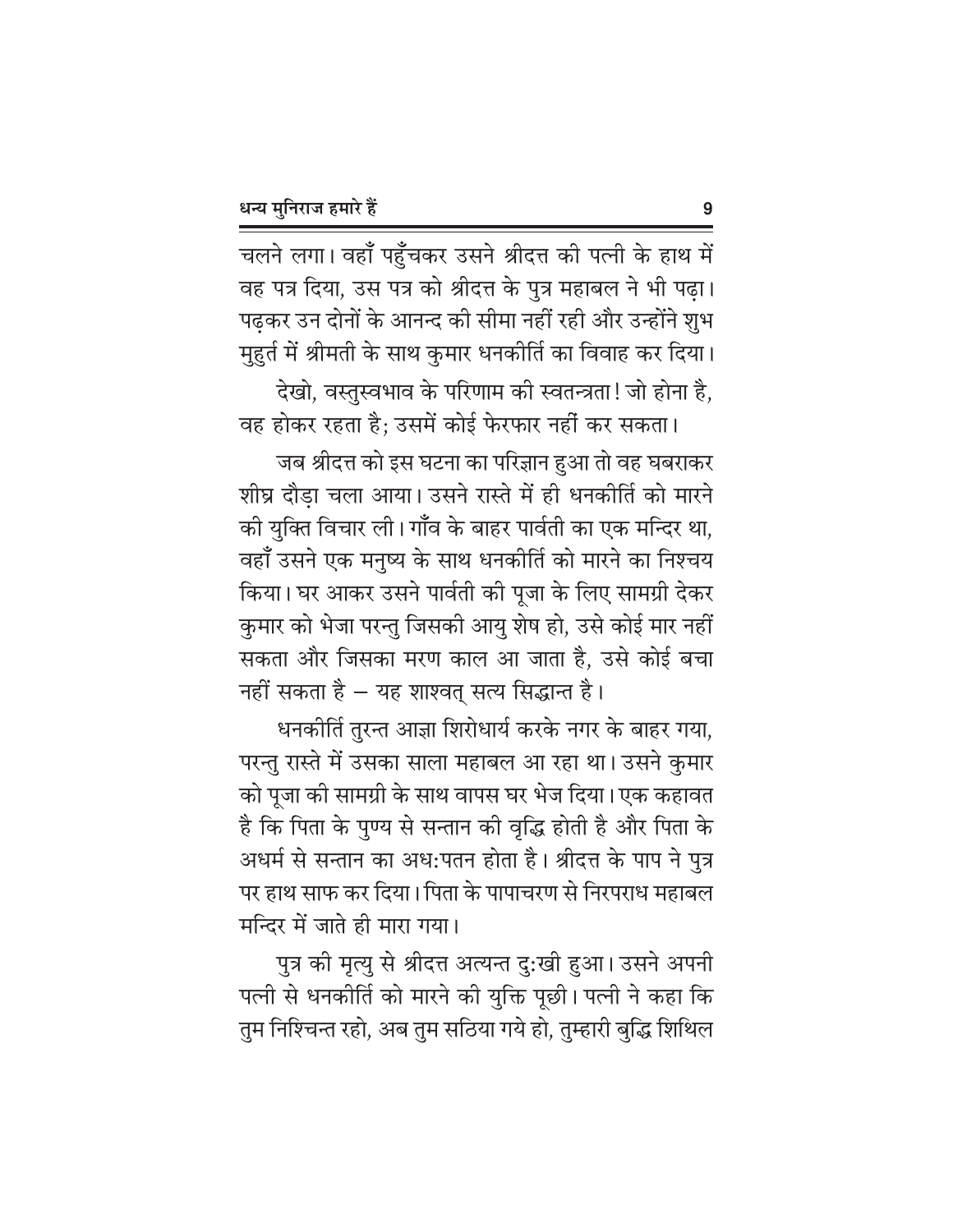चलने लगा। वहाँ पहुँचकर उसने श्रीदत्त की पत्नी के हाथ में वह पत्र दिया, उस पत्र को श्रीदत्त के पुत्र महाबल ने भी पढ़ा। पढ़कर उन दोनों के आनन्द की सीमा नहीं रही और उन्होंने शुभ मुहुर्त में श्रीमती के साथ कुमार धनकीर्ति का विवाह कर दिया।

देखो, वस्तुस्वभाव के परिणाम की स्वतन्त्रता! जो होना है, वह होकर रहता है; उसमें कोई फेरफार नहीं कर सकता।

जब श्रीदत्त को इस घटना का परिज्ञान हुआ तो वह घबराकर शीघ्र दौड़ा चला आया। उसने रास्ते में ही धनकीर्ति को मारने की युक्ति विचार ली। गाँव के बाहर पार्वती का एक मन्दिर था, वहाँ उसने एक मनुष्य के साथ धनकीर्ति को मारने का निश्चय किया। घर आकर उसने पार्वती की पूजा के लिए सामग्री देकर कुमार को भेजा परन्तु जिसकी आयु शेष हो, उसे कोई मार नहीं सकता और जिसका मरण काल आ जाता है, उसे कोई बचा नहीं सकता है – यह शाश्वत् सत्य सिद्धान्त है।

धनकीर्ति तुरन्त आज्ञा शिरोधार्य करके नगर के बाहर गया, परन्तु रास्ते में उसका साला महाबल आ रहा था। उसने कुमार को पूजा की सामग्री के साथ वापस घर भेज दिया। एक कहावत है कि पिता के पुण्य से सन्तान की वृद्धि होती है और पिता के अधर्म से सन्तान का अध:पतन होता है। श्रीदत्त के पाप ने पुत्र पर हाथ साफ कर दिया। पिता के पापाचरण से निरपराध महाबल मन्दिर में जाते ही मारा गया।

पुत्र की मृत्यु से श्रीदत्त अत्यन्त दु:खी हुआ। उसने अपनी पत्नी से धनकीर्ति को मारने की युक्ति पूछी। पत्नी ने कहा कि तुम निश्चिन्त रहो, अब तुम सठिया गये हो, तुम्हारी बुद्धि शिथिल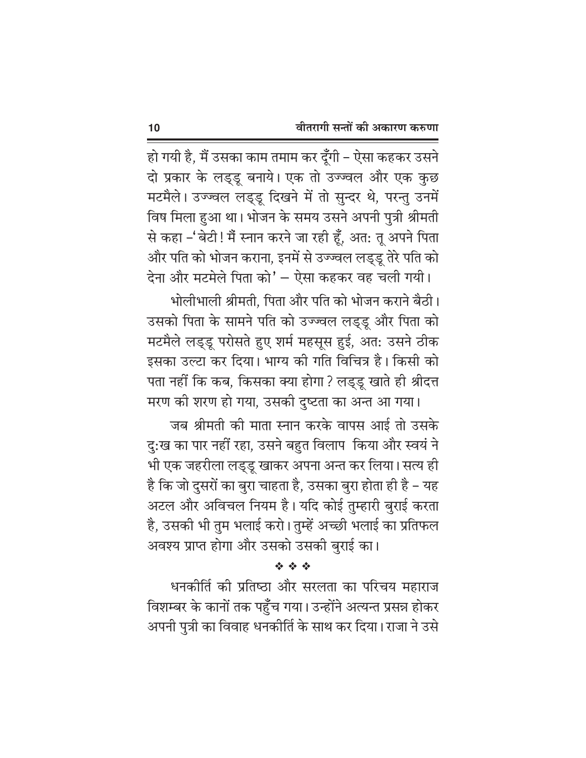हो गयी है, मैं उसका काम तमाम कर दूँगी – ऐसा कहकर उसने दो प्रकार के लड्डू बनाये। एक तो उज्ज्वल और एक कुछ मटमैले। उज्ज्वल लड्डू दिखने में तो सुन्दर थे, परन्तु उनमें विष मिला हुआ था। भोजन के समय उसने अपनी पुत्री श्रीमती से कहा –'बेटी! मैं स्नान करने जा रही हूँ, अतः तू अपने पिता और पति को भोजन कराना, इनमें से उज्ज्वल लड्डू तेरे पति को देना और मटमेले पिता को' – ऐसा कहकर वह चली गयी।

भोलीभाली श्रीमती, पिता और पति को भोजन कराने बैठी। उसको पिता के सामने पति को उज्ज्वल लड्डू और पिता को मटमैले लड्डू परोसते हुए शर्म महसूस हुई, अतः उसने ठीक इसका उल्टा कर दिया। भाग्य की गति विचित्र है। किसी को पता नहीं कि कब, किसका क्या होगा? लड्डू खाते ही श्रीदत्त मरण की शरण हो गया, उसकी दुष्टता का अन्त आ गया।

जब श्रीमती की माता स्नान करके वापस आई तो उसके दुःख का पार नहीं रहा, उसने बहुत विलाप किया और स्वयं ने भी एक जहरीला लड्डू खाकर अपना अन्त कर लिया। सत्य ही है कि जो दुसरों का बुरा चाहता है, उसका बुरा होता ही है – यह अटल और अविचल नियम है। यदि कोई तुम्हारी बुराई करता है, उसकी भी तुम भलाई करो। तुम्हें अच्छी भलाई का प्रतिफल अवश्य प्राप्त होगा और उसको उसकी बुराई का।

❖ ❖ ❖

धनकीर्ति की प्रतिष्ठा और सरलता का परिचय महाराज विशम्बर के कानों तक पहुँच गया। उन्होंने अत्यन्त प्रसन्न होकर अपनी पुत्री का विवाह धनकीर्ति के साथ कर दिया। राजा ने उसे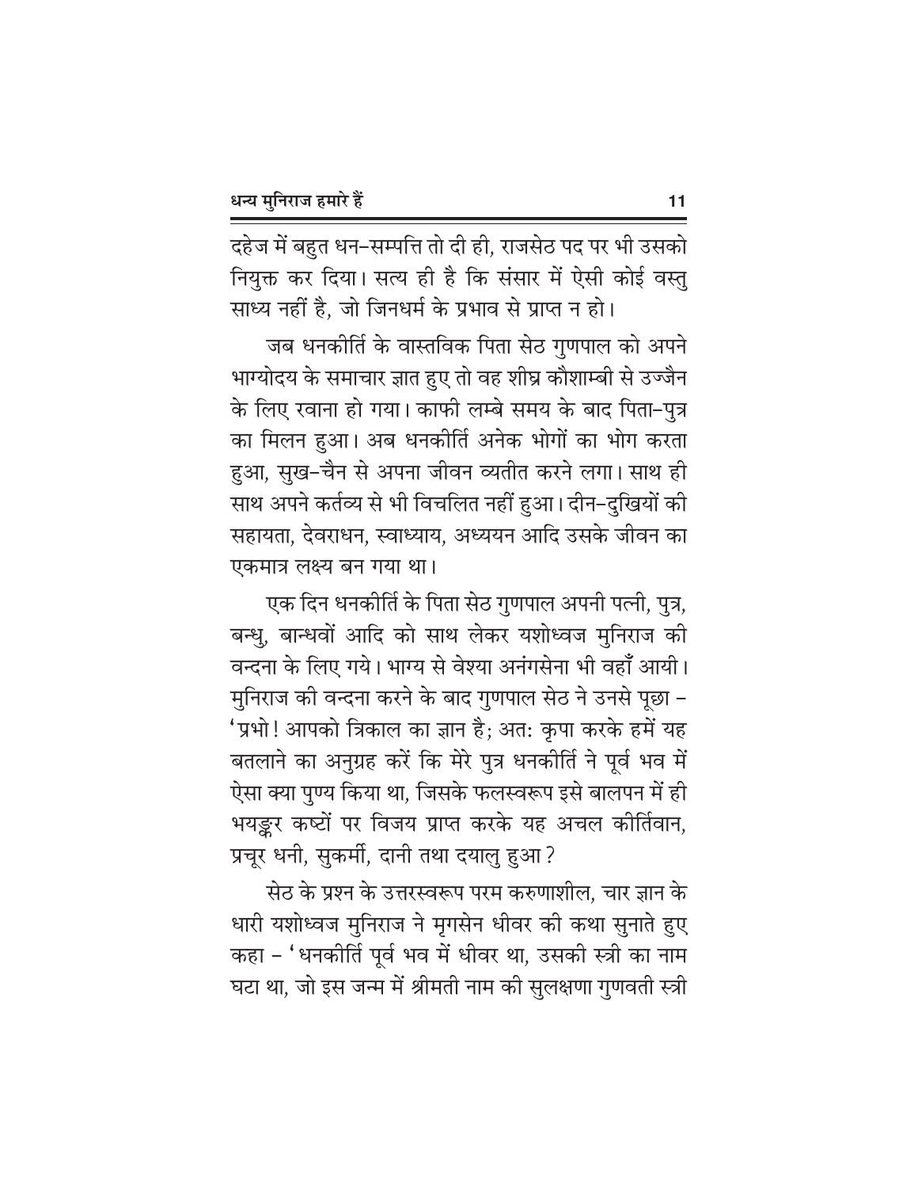दहेज में बहुत धन-सम्पत्ति तो दी ही, राजसेठ पद पर भी उसको नियुक्त कर दिया। सत्य ही है कि संसार में ऐसी कोई वस्तु साध्य नहीं है, जो जिनधर्म के प्रभाव से प्राप्त न हो।

जब धनकीर्ति के वास्तविक पिता सेठ गुणपाल को अपने भाग्योदय के समाचार ज्ञात हुए तो वह शीघ्र कौशाम्बी से उज्जैन के लिए रवाना हो गया। काफी लम्बे समय के बाद पिता-पुत्र का मिलन हुआ। अब धनकीर्ति अनेक भोगों का भोग करता हुआ, सुख-चैन से अपना जीवन व्यतीत करने लगा। साथ ही साथ अपने कर्तव्य से भी विचलित नहीं हुआ। दीन-दुखियों की सहायता, देवराधन, स्वाध्याय, अध्ययन आदि उसके जीवन का एकमात्र लक्ष्य बन गया था।

एक दिन धनकीर्ति के पिता सेठ गुणपाल अपनी पत्नी, पुत्र, बन्धु, बान्धवों आदि को साथ लेकर यशोध्वज मुनिराज की वन्दना के लिए गये। भाग्य से वेश्या अनंगसेना भी वहाँ आयी। मुनिराज की वन्दना करने के बाद गुणपाल सेठ ने उनसे पूछा – 'प्रभो! आपको त्रिकाल का ज्ञान है; अतः कृपा करके हमें यह बतलाने का अनुग्रह करें कि मेरे पुत्र धनकीर्ति ने पूर्व भव में ऐसा क्या पुण्य किया था, जिसके फलस्वरूप इसे बालपन में ही भयङ्कर कष्टों पर विजय प्राप्त करके यह अचल कीर्तिवान, प्रचूर धनी, सुकर्मी, दानी तथा दयालु हुआ?

सेठ के प्रश्न के उत्तरस्वरूप परम करुणाशील, चार ज्ञान के धारी यशोध्वज मुनिराज ने मृगसेन धीवर की कथा सुनाते हुए कहा – 'धनकीर्ति पूर्व भव में धीवर था, उसकी स्त्री का नाम घटा था, जो इस जन्म में श्रीमती नाम की सुलक्षणा गुणवती स्त्री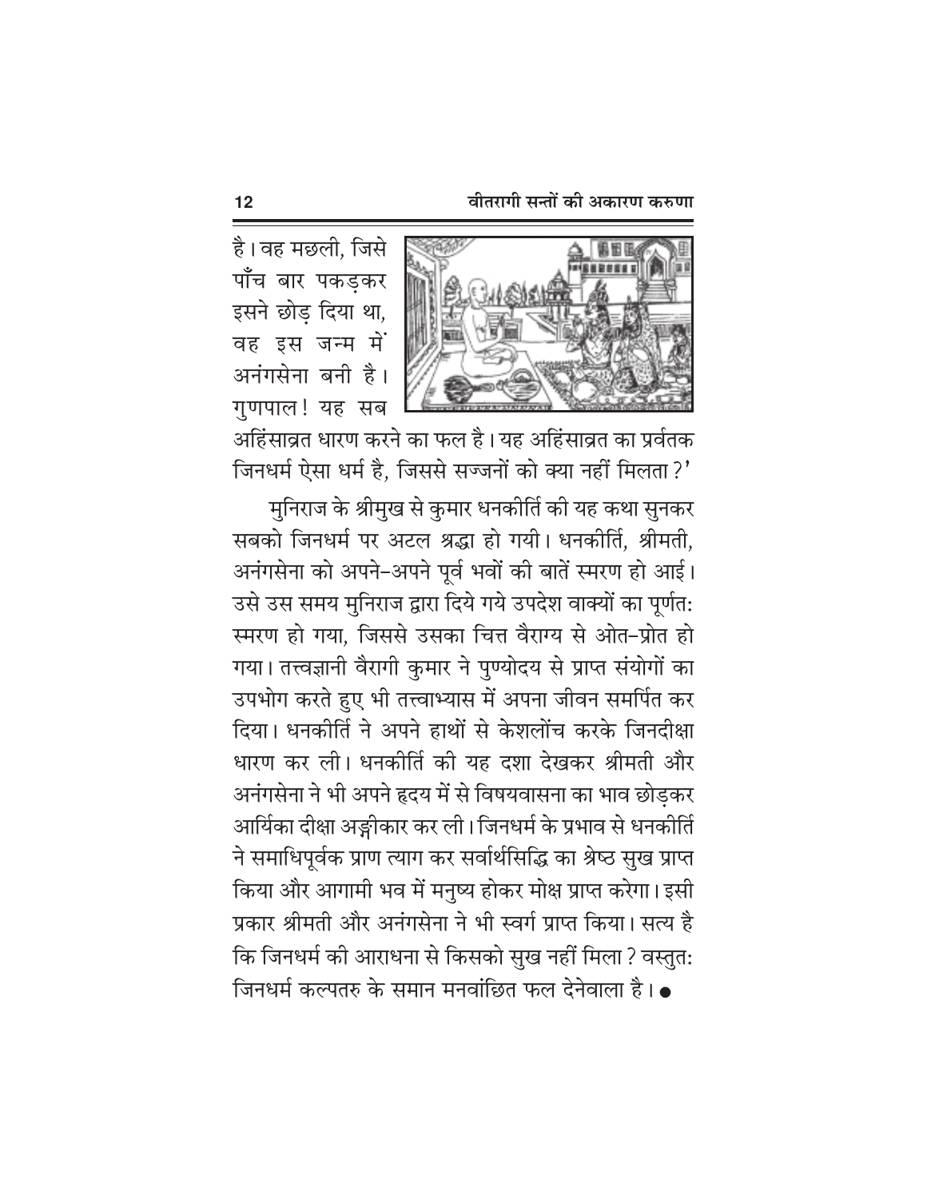है। वह मछली, जिसे पाँच बार पकड़कर इसने छोड़ दिया था, वह इस जन्म में अनंगसेना बनी है। गुणपाल! यह सब अहिंसाव्रत धारण करने का फल है। यह अहिंसाव्रत का प्रवर्तक जिनधर्म ऐसा धर्म है, जिससे सज्जनों को क्या नहीं मिलता?'

मुनिराज के श्रीमुख से कुमार धनकीर्ति की यह कथा सुनकर सबको जिनधर्म पर अटल श्रद्धा हो गयी। धनकीर्ति, श्रीमती, अनंगसेना को अपने-अपने पूर्व भवों की बातें स्मरण हो आई। उसे उस समय मुनिराज द्वारा दिये गये उपदेश वाक्यों का पूर्णतः स्मरण हो गया, जिससे उसका चित्त वैराग्य से ओत-प्रोत हो गया। तत्त्वज्ञानी वैरागी कुमार ने पुण्योदय से प्राप्त संयोगों का उपभोग करते हुए भी तत्त्वाभ्यास में अपना जीवन समर्पित कर दिया। धनकीर्ति ने अपने हाथों से केशलोंच करके जिनदीक्षा धारण कर ली। धनकीर्ति की यह दशा देखकर श्रीमती और अनंगसेना ने भी अपने हृदय में से विषयवासना का भाव छोड़कर आर्यिका दीक्षा अङ्गीकार कर ली। जिनधर्म के प्रभाव से धनकीर्ति ने समाधिपूर्वक प्राण त्याग कर सर्वार्थसिद्धि का श्रेष्ठ सुख प्राप्त किया और आगामी भव में मनुष्य होकर मोक्ष प्राप्त करेगा। इसी प्रकार श्रीमती और अनंगसेना ने भी स्वर्ग प्राप्त किया। सत्य है कि जिनधर्म की आराधना से किसको सुख नहीं मिला? वस्तुतः जिनधर्म कल्पतरु के समान मनवांछित फल देनेवाला है। ●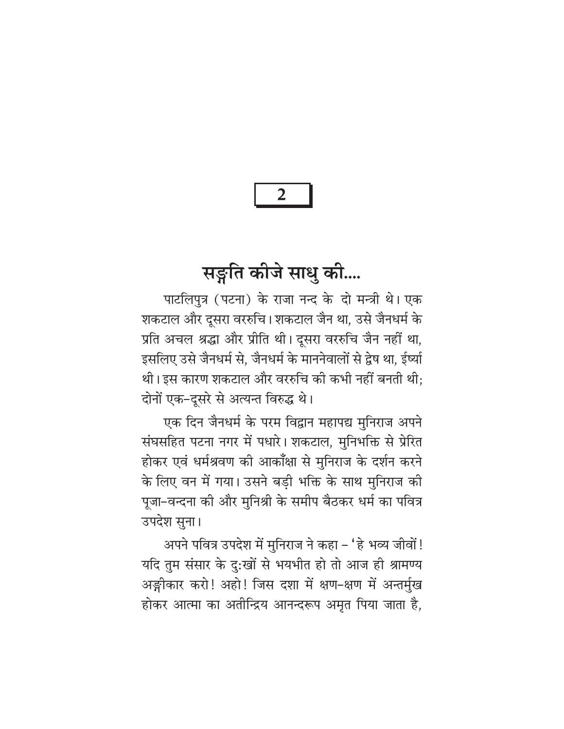# 2

## सङ्गति कीजे साधु की....

पाटलिपुत्र (पटना) के राजा नन्द के दो मन्त्री थे। एक शकटाल और दूसरा वररुचि। शकटाल जैन था, उसे जैनधर्म के प्रति अचल श्रद्धा और प्रीति थी। दूसरा वररुचि जैन नहीं था, इसलिए उसे जैनधर्म से, जैनधर्म के माननेवालों से द्वेष था, ईर्ष्या थी। इस कारण शकटाल और वररुचि की कभी नहीं बनती थी; दोनों एक-दूसरे से अत्यन्त विरुद्ध थे।

एक दिन जैनधर्म के परम विद्वान महापद्म मुनिराज अपने संघसहित पटना नगर में पधारे। शकटाल, मुनिभक्ति से प्रेरित होकर एवं धर्मश्रवण की आकाँक्षा से मुनिराज के दर्शन करने के लिए वन में गया। उसने बड़ी भक्ति के साथ मुनिराज की पूजा-वन्दना की और मुनिश्री के समीप बैठकर धर्म का पवित्र उपदेश सुना।

अपने पवित्र उपदेश में मुनिराज ने कहा - 'हे भव्य जीवों! यदि तुम संसार के दुःखों से भयभीत हो तो आज ही श्रामण्य अङ्गीकार करो! अहो! जिस दशा में क्षण-क्षण में अन्तर्मुख होकर आत्मा का अतीन्द्रिय आनन्दरूप अमृत पिया जाता है,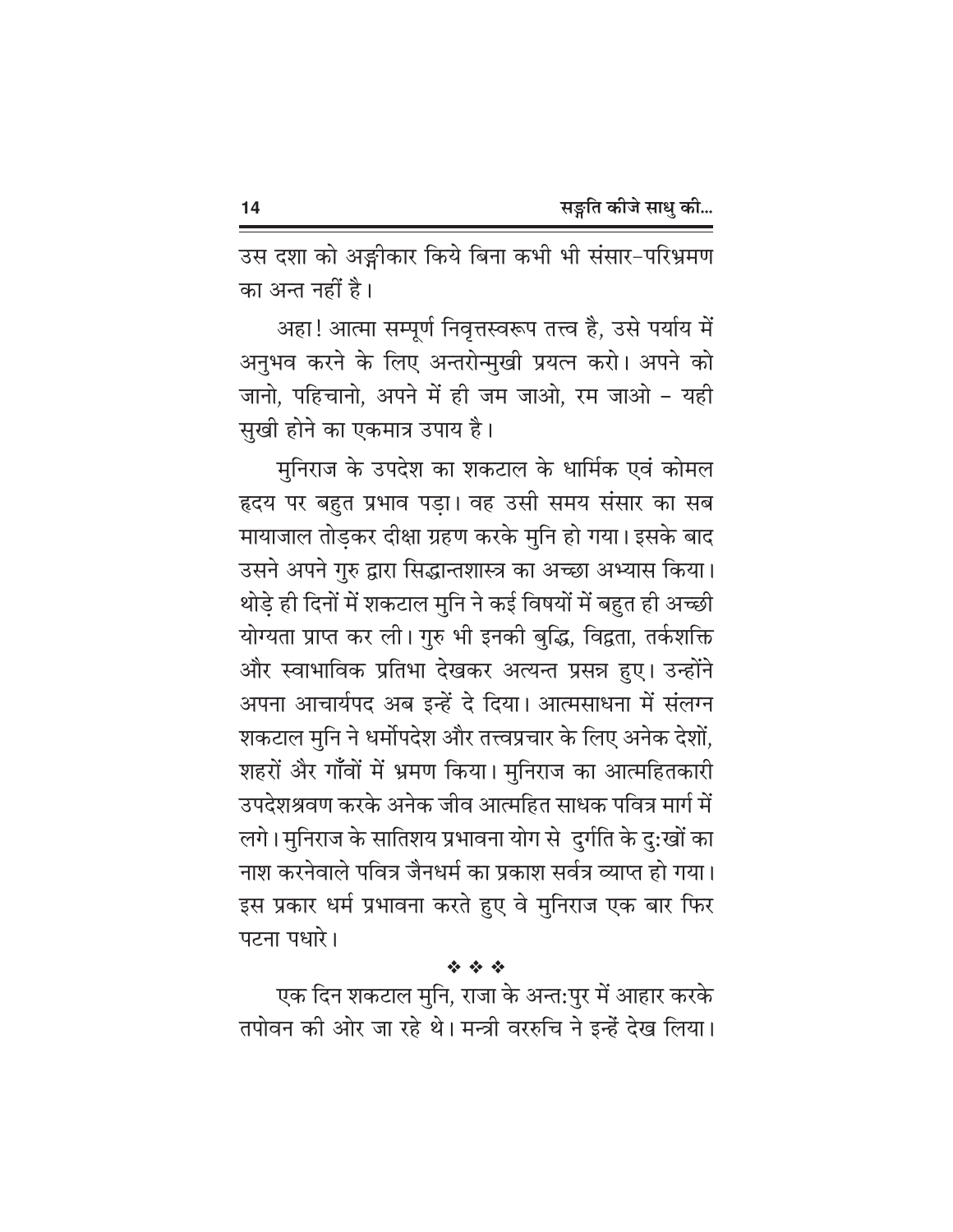उस दशा को अङ्गीकार किये बिना कभी भी संसार-परिभ्रमण का अन्त नहीं है।

अहा! आत्मा सम्पूर्ण निवृत्तस्वरूप तत्त्व है, उसे पर्याय में अनुभव करने के लिए अन्तरोन्मुखी प्रयत्न करो। अपने को जानो, पहिचानो, अपने में ही जम जाओ, रम जाओ - यही सुखी होने का एकमात्र उपाय है।

मुनिराज के उपदेश का शकटाल के धार्मिक एवं कोमल हृदय पर बहुत प्रभाव पड़ा। वह उसी समय संसार का सब मायाजाल तोड़कर दीक्षा ग्रहण करके मुनि हो गया। इसके बाद उसने अपने गुरु द्वारा सिद्धान्तशास्त्र का अच्छा अभ्यास किया। थोड़े ही दिनों में शकटाल मुनि ने कई विषयों में बहुत ही अच्छी योग्यता प्राप्त कर ली। गुरु भी इनकी बुद्धि, विद्वता, तर्कशक्ति और स्वाभाविक प्रतिभा देखकर अत्यन्त प्रसन्न हुए। उन्होंने अपना आचार्यपद अब इन्हें दे दिया। आत्मसाधना में संलग्न शकटाल मुनि ने धर्मोपदेश और तत्त्वप्रचार के लिए अनेक देशों, शहरों और गाँवों में भ्रमण किया। मुनिराज का आत्महितकारी उपदेशश्रवण करके अनेक जीव आत्महित साधक पवित्र मार्ग में लगे। मुनिराज के सातिशय प्रभावना योग से दुर्गति के दु:खों का नाश करनेवाले पवित्र जैनधर्म का प्रकाश सर्वत्र व्याप्त हो गया। इस प्रकार धर्म प्रभावना करते हुए वे मुनिराज एक बार फिर पटना पधारे।

❖ ❖ ❖

एक दिन शकटाल मुनि, राजा के अन्त:पुर में आहार करके तपोवन की ओर जा रहे थे। मन्त्री वररुचि ने इन्हें देख लिया।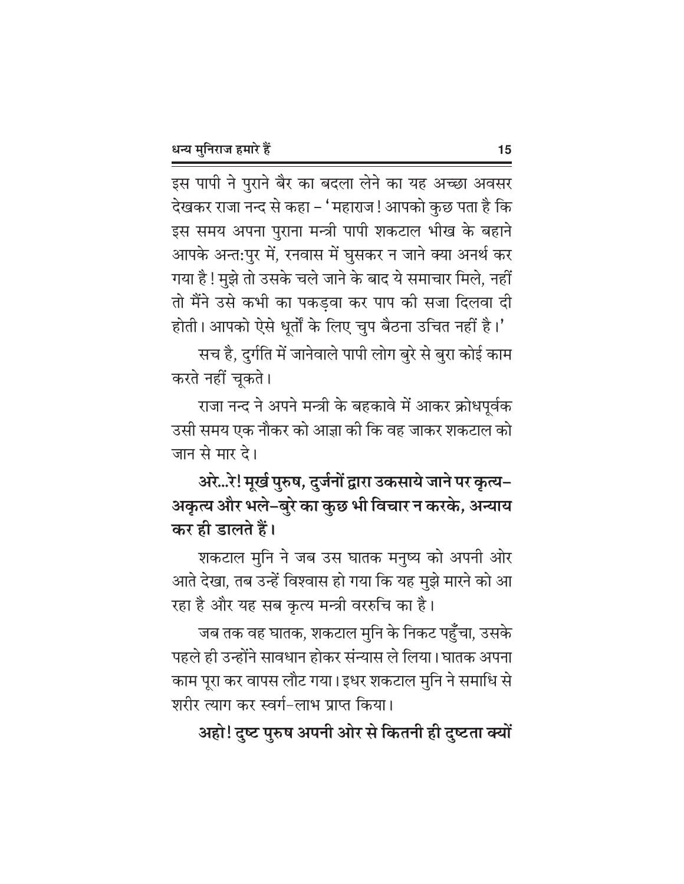इस पापी ने पुराने बैर का बदला लेने का यह अच्छा अवसर देखकर राजा नन्द से कहा – 'महाराज! आपको कुछ पता है कि इस समय अपना पुराना मन्त्री पापी शकटाल भीख के बहाने आपके अन्त:पुर में, रनवास में घुसकर न जाने क्या अनर्थ कर गया है! मुझे तो उसके चले जाने के बाद ये समाचार मिले, नहीं तो मैंने उसे कभी का पकड़वा कर पाप की सजा दिलवा दी होती। आपको ऐसे धूर्तों के लिए चुप बैठना उचित नहीं है।'

सच है, दुर्गति में जानेवाले पापी लोग बुरे से बुरा कोई काम करते नहीं चूकते।

राजा नन्द ने अपने मन्त्री के बहकावे में आकर क्रोधपूर्वक उसी समय एक नौकर को आज्ञा की कि वह जाकर शकटाल को जान से मार दे।

**अरे...रे! मूर्ख पुरुष, दुर्जनों द्वारा उकसाये जाने पर कृत्य–अकृत्य और भले–बुरे का कुछ भी विचार न करके, अन्याय कर ही डालते हैं।**

शकटाल मुनि ने जब उस घातक मनुष्य को अपनी ओर आते देखा, तब उन्हें विश्वास हो गया कि यह मुझे मारने को आ रहा है और यह सब कृत्य मन्त्री वररुचि का है।

जब तक वह घातक, शकटाल मुनि के निकट पहुँचा, उसके पहले ही उन्होंने सावधान होकर संन्यास ले लिया। घातक अपना काम पूरा कर वापस लौट गया। इधर शकटाल मुनि ने समाधि से शरीर त्याग कर स्वर्ग–लाभ प्राप्त किया।

**अहो! दुष्ट पुरुष अपनी ओर से कितनी ही दुष्टता क्यों**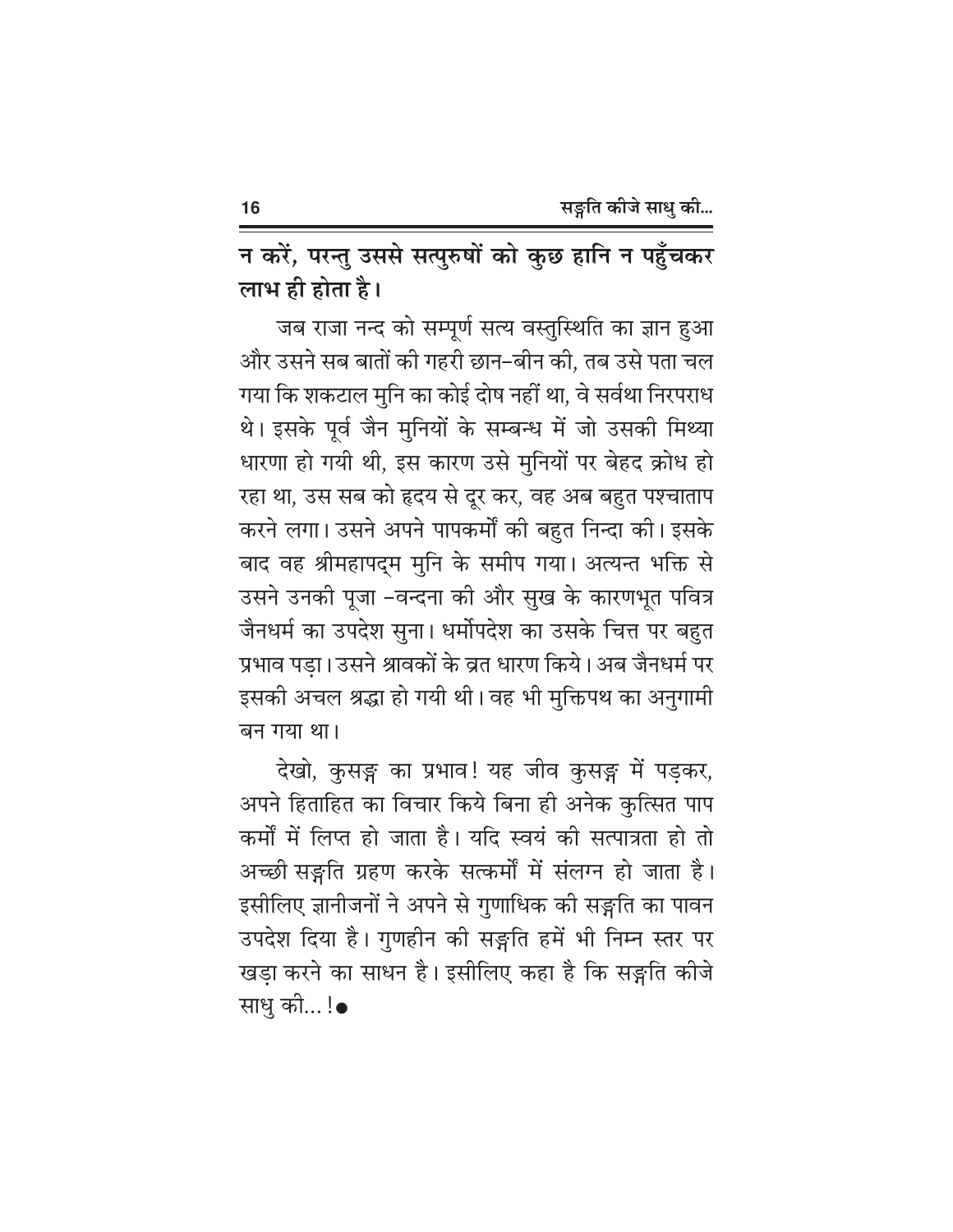**न करें, परन्तु उससे सत्पुरुषों को कुछ हानि न पहुँचकर लाभ ही होता है।**

जब राजा नन्द को सम्पूर्ण सत्य वस्तुस्थिति का ज्ञान हुआ और उसने सब बातों की गहरी छान-बीन की, तब उसे पता चल गया कि शकटाल मुनि का कोई दोष नहीं था, वे सर्वथा निरपराध थे। इसके पूर्व जैन मुनियों के सम्बन्ध में जो उसकी मिथ्या धारणा हो गयी थी, इस कारण उसे मुनियों पर बेहद क्रोध हो रहा था, उस सब को हृदय से दूर कर, वह अब बहुत पश्चाताप करने लगा। उसने अपने पापकर्मों की बहुत निन्दा की। इसके बाद वह श्रीमहापद्म मुनि के समीप गया। अत्यन्त भक्ति से उसने उनकी पूजा -वन्दना की और सुख के कारणभूत पवित्र जैनधर्म का उपदेश सुना। धर्मोपदेश का उसके चित्त पर बहुत प्रभाव पड़ा। उसने श्रावकों के व्रत धारण किये। अब जैनधर्म पर इसकी अचल श्रद्धा हो गयी थी। वह भी मुक्तिपथ का अनुगामी बन गया था।

देखो, कुसङ्ग का प्रभाव! यह जीव कुसङ्ग में पड़कर, अपने हिताहित का विचार किये बिना ही अनेक कुत्सित पाप कर्मों में लिप्त हो जाता है। यदि स्वयं की सत्पात्रता हो तो अच्छी सङ्गति ग्रहण करके सत्कर्मों में संलग्न हो जाता है। इसीलिए ज्ञानीजनों ने अपने से गुणाधिक की सङ्गति का पावन उपदेश दिया है। गुणहीन की सङ्गति हमें भी निम्न स्तर पर खड़ा करने का साधन है। इसीलिए कहा है कि सङ्गति कीजे साधु की... !●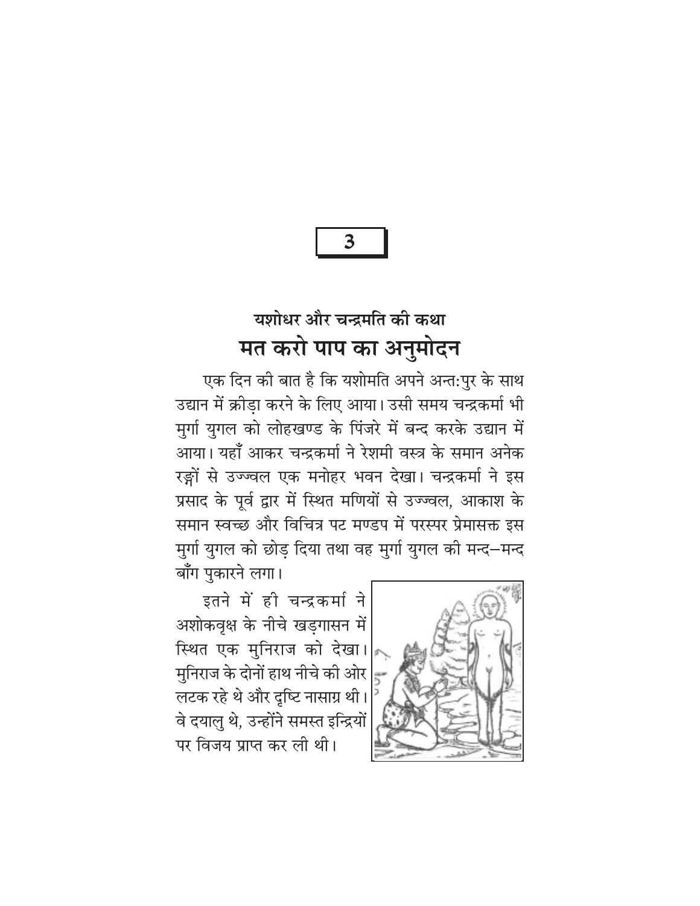**3**

## यशोधर और चन्द्रमति की कथा

# मत करो पाप का अनुमोदन

एक दिन की बात है कि यशोमति अपने अन्त:पुर के साथ उद्यान में क्रीड़ा करने के लिए आया। उसी समय चन्द्रकर्मा भी मुर्गा युगल को लोहखण्ड के पिंजरे में बन्द करके उद्यान में आया। यहाँ आकर चन्द्रकर्मा ने रेशमी वस्त्र के समान अनेक रङ्गों से उज्ज्वल एक मनोहर भवन देखा। चन्द्रकर्मा ने इस प्रसाद के पूर्व द्वार में स्थित मणियों से उज्ज्वल, आकाश के समान स्वच्छ और विचित्र पट मण्डप में परस्पर प्रेमासक्त इस मुर्गा युगल को छोड़ दिया तथा वह मुर्गा युगल की मन्द–मन्द बाँग पुकारने लगा।

इतने में ही चन्द्रकर्मा ने अशोकवृक्ष के नीचे खड़गासन में स्थित एक मुनिराज को देखा। मुनिराज के दोनों हाथ नीचे की ओर लटक रहे थे और दृष्टि नासाग्र थी। वे दयालु थे, उन्होंने समस्त इन्द्रियों पर विजय प्राप्त कर ली थी।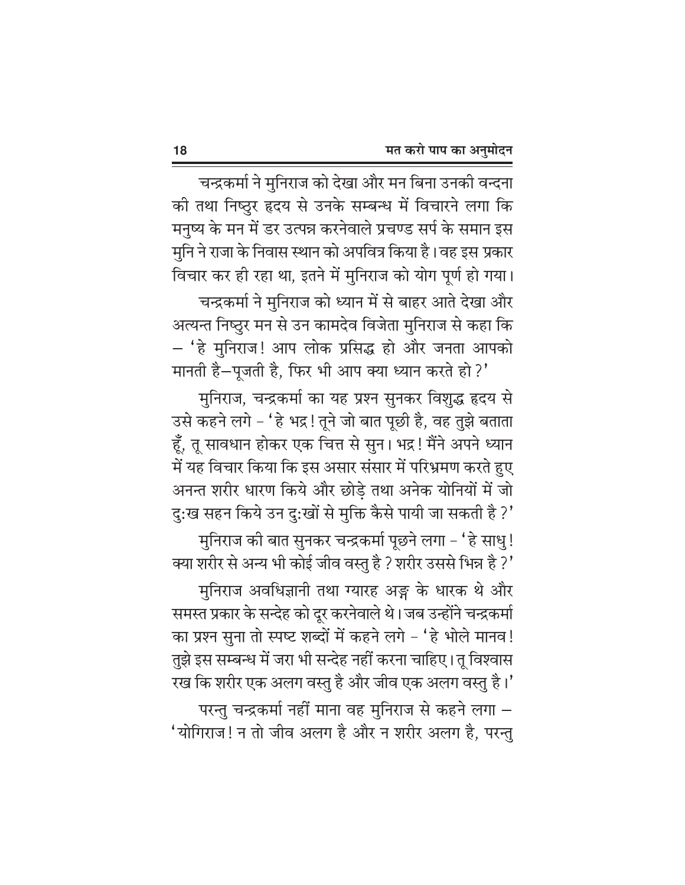चन्द्रकर्मा ने मुनिराज को देखा और मन बिना उनकी वन्दना की तथा निष्ठुर हृदय से उनके सम्बन्ध में विचारने लगा कि मनुष्य के मन में डर उत्पन्न करनेवाले प्रचण्ड सर्प के समान इस मुनि ने राजा के निवास स्थान को अपवित्र किया है। वह इस प्रकार विचार कर ही रहा था, इतने में मुनिराज को योग पूर्ण हो गया।

चन्द्रकर्मा ने मुनिराज को ध्यान में से बाहर आते देखा और अत्यन्त निष्ठुर मन से उन कामदेव विजेता मुनिराज से कहा कि – 'हे मुनिराज! आप लोक प्रसिद्ध हो और जनता आपको मानती है–पूजती है, फिर भी आप क्या ध्यान करते हो?'

मुनिराज, चन्द्रकर्मा का यह प्रश्न सुनकर विशुद्ध हृदय से उसे कहने लगे – 'हे भद्र! तूने जो बात पूछी है, वह तुझे बताता हूँ, तू सावधान होकर एक चित्त से सुन। भद्र! मैंने अपने ध्यान में यह विचार किया कि इस असार संसार में परिभ्रमण करते हुए अनन्त शरीर धारण किये और छोड़े तथा अनेक योनियों में जो दुःख सहन किये उन दुःखों से मुक्ति कैसे पायी जा सकती है?'

मुनिराज की बात सुनकर चन्द्रकर्मा पूछने लगा – 'हे साधु! क्या शरीर से अन्य भी कोई जीव वस्तु है? शरीर उससे भिन्न है?'

मुनिराज अवधिज्ञानी तथा ग्यारह अङ्ग के धारक थे और समस्त प्रकार के सन्देह को दूर करनेवाले थे। जब उन्होंने चन्द्रकर्मा का प्रश्न सुना तो स्पष्ट शब्दों में कहने लगे – 'हे भोले मानव! तुझे इस सम्बन्ध में जरा भी सन्देह नहीं करना चाहिए। तू विश्वास रख कि शरीर एक अलग वस्तु है और जीव एक अलग वस्तु है।'

परन्तु चन्द्रकर्मा नहीं माना वह मुनिराज से कहने लगा – 'योगिराज! न तो जीव अलग है और न शरीर अलग है, परन्तु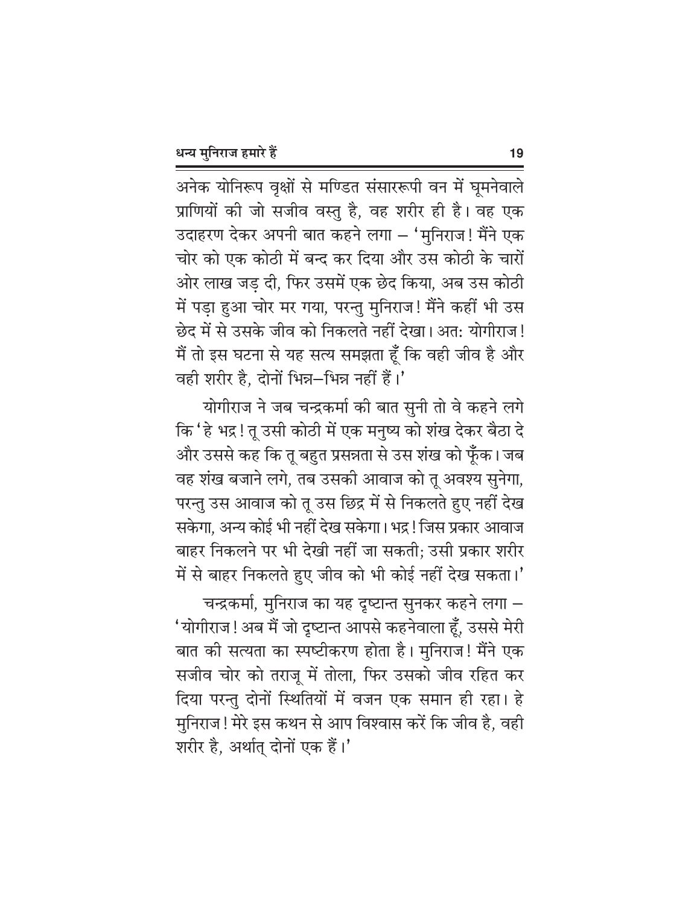अनेक योनिरूप वृक्षों से मण्डित संसाररूपी वन में घूमनेवाले प्राणियों की जो सजीव वस्तु है, वह शरीर ही है। वह एक उदाहरण देकर अपनी बात कहने लगा – 'मुनिराज! मैंने एक चोर को एक कोठी में बन्द कर दिया और उस कोठी के चारों ओर लाख जड़ दी, फिर उसमें एक छेद किया, अब उस कोठी में पड़ा हुआ चोर मर गया, परन्तु मुनिराज! मैंने कहीं भी उस छेद में से उसके जीव को निकलते नहीं देखा। अतः योगीराज! मैं तो इस घटना से यह सत्य समझता हूँ कि वही जीव है और वही शरीर है, दोनों भिन्न–भिन्न नहीं हैं।'

योगीराज ने जब चन्द्रकर्मा की बात सुनी तो वे कहने लगे कि 'हे भद्र! तू उसी कोठी में एक मनुष्य को शंख देकर बैठा दे और उससे कह कि तू बहुत प्रसन्नता से उस शंख को फूँक। जब वह शंख बजाने लगे, तब उसकी आवाज को तू अवश्य सुनेगा, परन्तु उस आवाज को तू उस छिद्र में से निकलते हुए नहीं देख सकेगा, अन्य कोई भी नहीं देख सकेगा। भद्र! जिस प्रकार आवाज बाहर निकलने पर भी देखी नहीं जा सकती; उसी प्रकार शरीर में से बाहर निकलते हुए जीव को भी कोई नहीं देख सकता।'

चन्द्रकर्मा, मुनिराज का यह दृष्टान्त सुनकर कहने लगा – 'योगीराज! अब मैं जो दृष्टान्त आपसे कहनेवाला हूँ, उससे मेरी बात की सत्यता का स्पष्टीकरण होता है। मुनिराज! मैंने एक सजीव चोर को तराजू में तोला, फिर उसको जीव रहित कर दिया परन्तु दोनों स्थितियों में वजन एक समान ही रहा। हे मुनिराज! मेरे इस कथन से आप विश्वास करें कि जीव है, वही शरीर है, अर्थात् दोनों एक हैं।'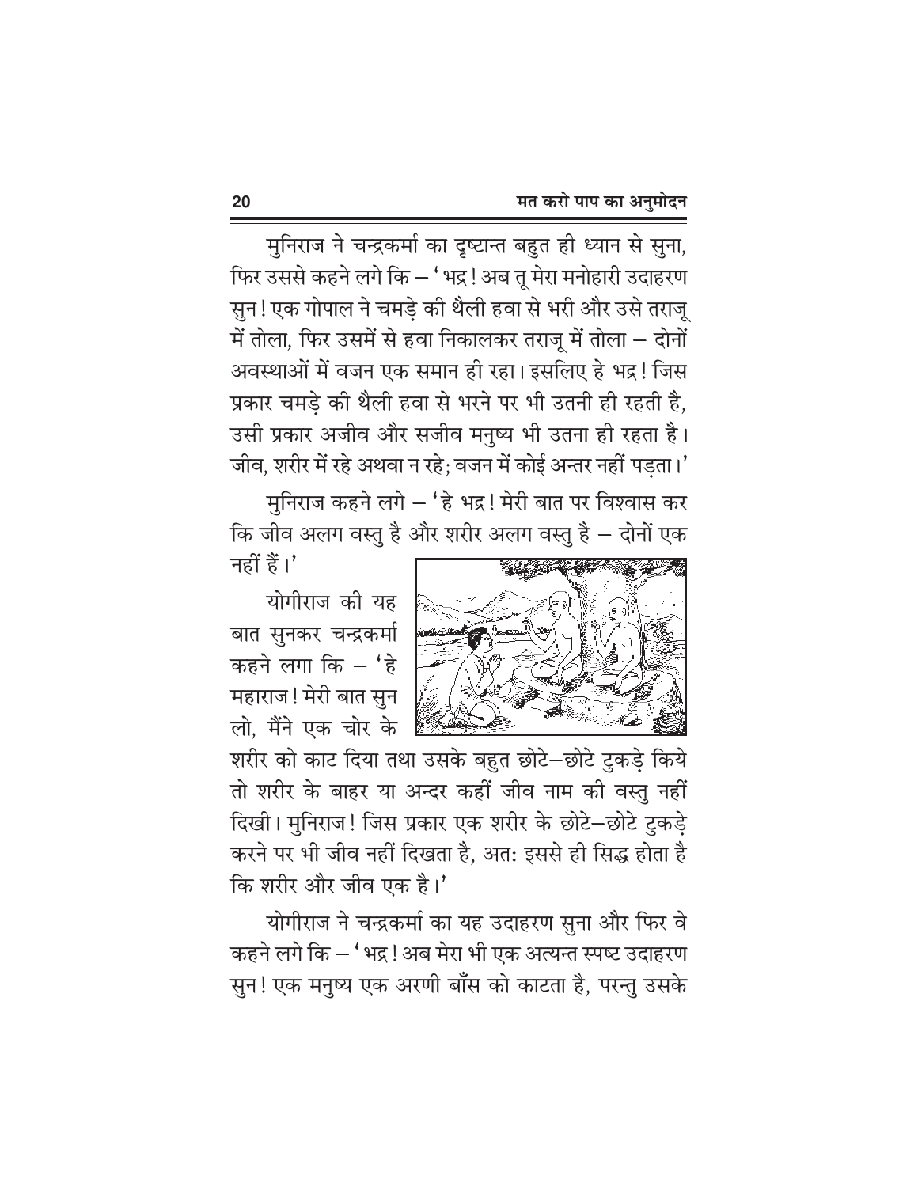मुनिराज ने चन्द्रकर्मा का दृष्टान्त बहुत ही ध्यान से सुना, फिर उससे कहने लगे कि – 'भद्र! अब तू मेरा मनोहारी उदाहरण सुन! एक गोपाल ने चमड़े की थैली हवा से भरी और उसे तराजू में तोला, फिर उसमें से हवा निकालकर तराजू में तोला – दोनों अवस्थाओं में वजन एक समान ही रहा। इसलिए हे भद्र! जिस प्रकार चमड़े की थैली हवा से भरने पर भी उतनी ही रहती है, उसी प्रकार अजीव और सजीव मनुष्य भी उतना ही रहता है। जीव, शरीर में रहे अथवा न रहे; वजन में कोई अन्तर नहीं पड़ता।'

मुनिराज कहने लगे – 'हे भद्र! मेरी बात पर विश्वास कर कि जीव अलग वस्तु है और शरीर अलग वस्तु है – दोनों एक नहीं हैं।'

योगीराज की यह बात सुनकर चन्द्रकर्मा कहने लगा कि – 'हे महाराज! मेरी बात सुन लो, मैंने एक चोर के शरीर को काट दिया तथा उसके बहुत छोटे–छोटे टुकड़े किये तो शरीर के बाहर या अन्दर कहीं जीव नाम की वस्तु नहीं दिखी। मुनिराज! जिस प्रकार एक शरीर के छोटे–छोटे टुकड़े करने पर भी जीव नहीं दिखता है, अतः इससे ही सिद्ध होता है कि शरीर और जीव एक है।'

योगीराज ने चन्द्रकर्मा का यह उदाहरण सुना और फिर वे कहने लगे कि – 'भद्र! अब मेरा भी एक अत्यन्त स्पष्ट उदाहरण सुन! एक मनुष्य एक अरणी बाँस को काटता है, परन्तु उसके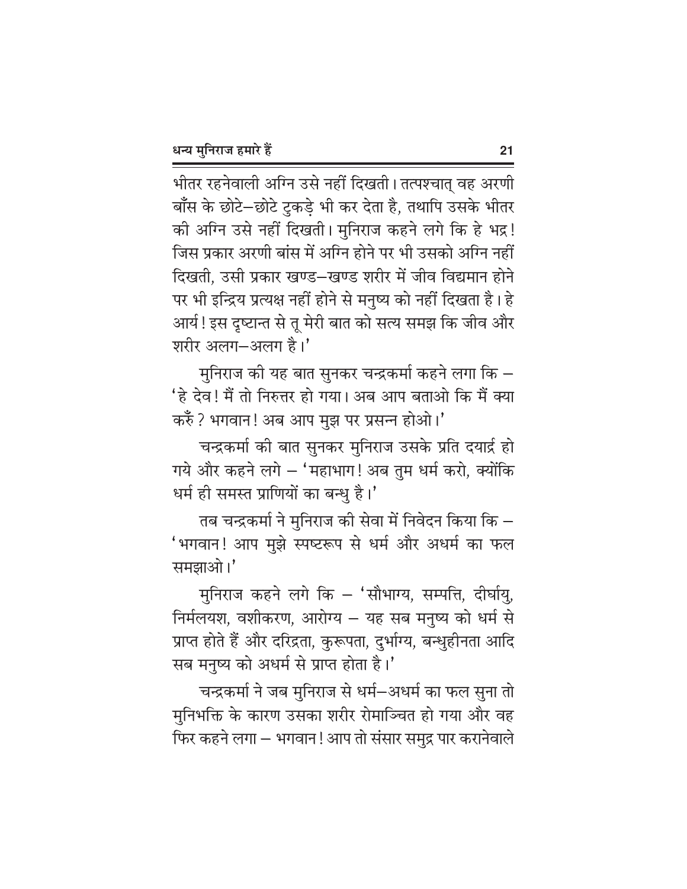भीतर रहनेवाली अग्नि उसे नहीं दिखती। तत्पश्चात् वह अरणी बाँस के छोटे–छोटे टुकड़े भी कर देता है, तथापि उसके भीतर की अग्नि उसे नहीं दिखती। मुनिराज कहने लगे कि हे भद्र! जिस प्रकार अरणी बांस में अग्नि होने पर भी उसको अग्नि नहीं दिखती, उसी प्रकार खण्ड–खण्ड शरीर में जीव विद्यमान होने पर भी इन्द्रिय प्रत्यक्ष नहीं होने से मनुष्य को नहीं दिखता है। हे आर्य! इस दृष्टान्त से तू मेरी बात को सत्य समझ कि जीव और शरीर अलग–अलग है।'

मुनिराज की यह बात सुनकर चन्द्रकर्मा कहने लगा कि – 'हे देव! मैं तो निरुत्तर हो गया। अब आप बताओ कि मैं क्या करूँ? भगवान! अब आप मुझ पर प्रसन्न होओ।'

चन्द्रकर्मा की बात सुनकर मुनिराज उसके प्रति दयार्द्र हो गये और कहने लगे – 'महाभाग! अब तुम धर्म करो, क्योंकि धर्म ही समस्त प्राणियों का बन्धु है।'

तब चन्द्रकर्मा ने मुनिराज की सेवा में निवेदन किया कि – 'भगवान! आप मुझे स्पष्टरूप से धर्म और अधर्म का फल समझाओ।'

मुनिराज कहने लगे कि – 'सौभाग्य, सम्पत्ति, दीर्घायु, निर्मलयश, वशीकरण, आरोग्य – यह सब मनुष्य को धर्म से प्राप्त होते हैं और दरिद्रता, कुरूपता, दुर्भाग्य, बन्धुहीनता आदि सब मनुष्य को अधर्म से प्राप्त होता है।'

चन्द्रकर्मा ने जब मुनिराज से धर्म–अधर्म का फल सुना तो मुनिभक्ति के कारण उसका शरीर रोमाञ्चित हो गया और वह फिर कहने लगा – भगवान! आप तो संसार समुद्र पार करानेवाले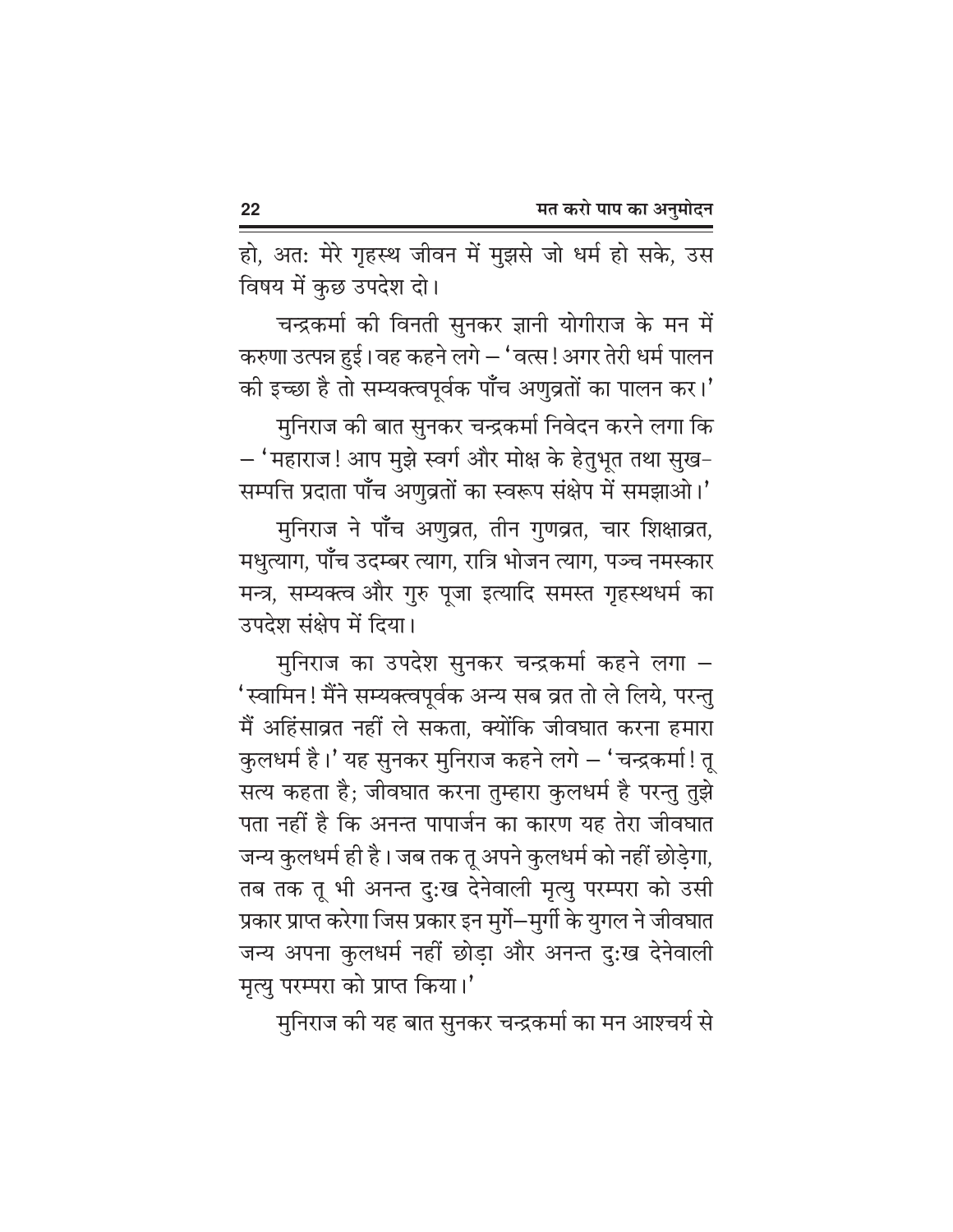हो, अतः मेरे गृहस्थ जीवन में मुझसे जो धर्म हो सके, उस विषय में कुछ उपदेश दो।

चन्द्रकर्मा की विनती सुनकर ज्ञानी योगीराज के मन में करुणा उत्पन्न हुई। वह कहने लगे – 'वत्स! अगर तेरी धर्म पालन की इच्छा है तो सम्यक्त्वपूर्वक पाँच अणुव्रतों का पालन कर।'

मुनिराज की बात सुनकर चन्द्रकर्मा निवेदन करने लगा कि – 'महाराज! आप मुझे स्वर्ग और मोक्ष के हेतुभूत तथा सुख-सम्पत्ति प्रदाता पाँच अणुव्रतों का स्वरूप संक्षेप में समझाओ।'

मुनिराज ने पाँच अणुव्रत, तीन गुणव्रत, चार शिक्षाव्रत, मधुत्याग, पाँच उदम्बर त्याग, रात्रि भोजन त्याग, पञ्च नमस्कार मन्त्र, सम्यक्त्व और गुरु पूजा इत्यादि समस्त गृहस्थधर्म का उपदेश संक्षेप में दिया।

मुनिराज का उपदेश सुनकर चन्द्रकर्मा कहने लगा – 'स्वामिन! मैंने सम्यक्त्वपूर्वक अन्य सब व्रत तो ले लिये, परन्तु मैं अहिंसाव्रत नहीं ले सकता, क्योंकि जीवघात करना हमारा कुलधर्म है।' यह सुनकर मुनिराज कहने लगे – 'चन्द्रकर्मा! तू सत्य कहता है; जीवघात करना तुम्हारा कुलधर्म है परन्तु तुझे पता नहीं है कि अनन्त पापार्जन का कारण यह तेरा जीवघात जन्य कुलधर्म ही है। जब तक तू अपने कुलधर्म को नहीं छोड़ेगा, तब तक तू भी अनन्त दुःख देनेवाली मृत्यु परम्परा को उसी प्रकार प्राप्त करेगा जिस प्रकार इन मुर्गे–मुर्गी के युगल ने जीवघात जन्य अपना कुलधर्म नहीं छोड़ा और अनन्त दुःख देनेवाली मृत्यु परम्परा को प्राप्त किया।'

मुनिराज की यह बात सुनकर चन्द्रकर्मा का मन आश्चर्य से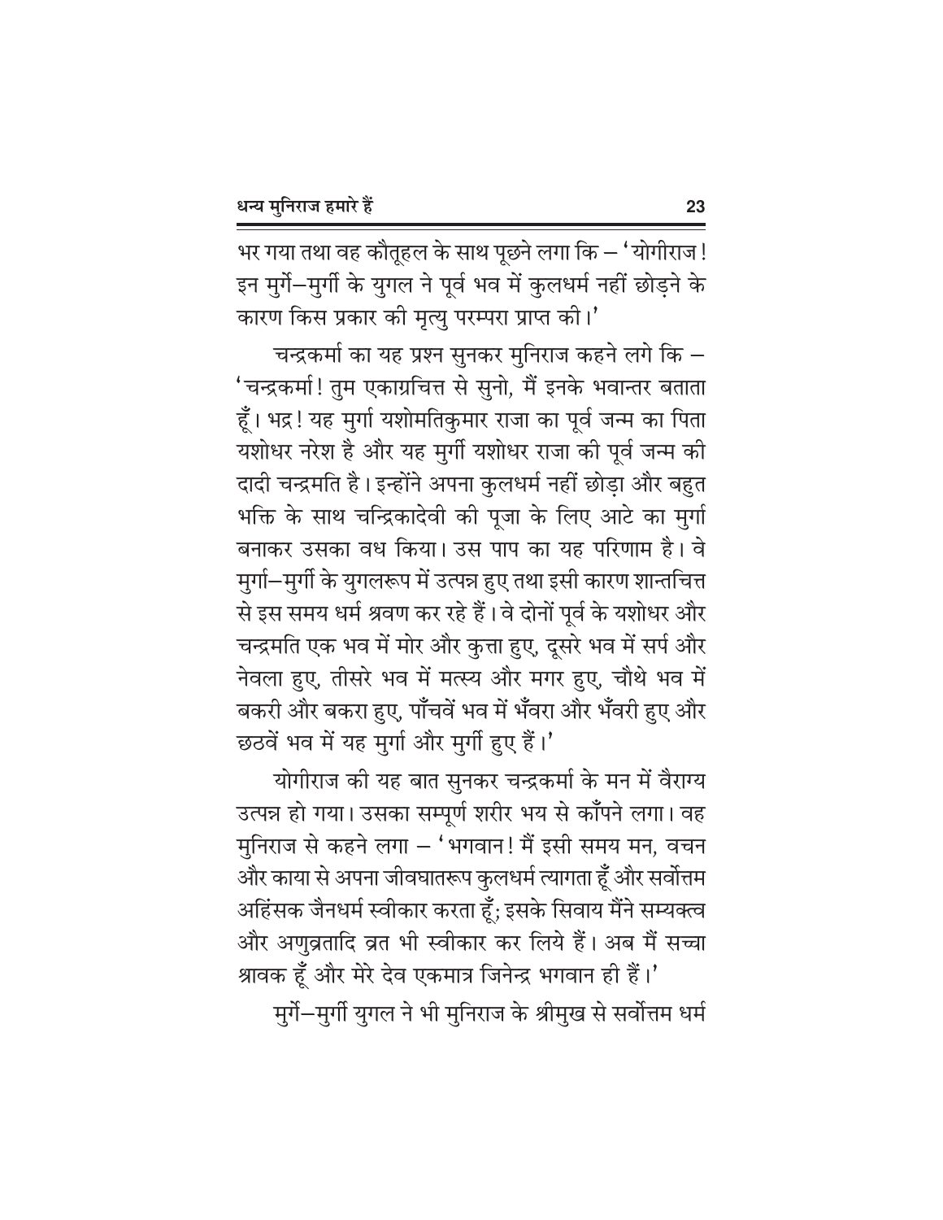भर गया तथा वह कौतूहल के साथ पूछने लगा कि – 'योगीराज! इन मुर्गे–मुर्गी के युगल ने पूर्व भव में कुलधर्म नहीं छोड़ने के कारण किस प्रकार की मृत्यु परम्परा प्राप्त की।'

चन्द्रकर्मा का यह प्रश्न सुनकर मुनिराज कहने लगे कि – 'चन्द्रकर्मा! तुम एकाग्रचित्त से सुनो, मैं इनके भवान्तर बताता हूँ। भद्र! यह मुर्गा यशोमतिकुमार राजा का पूर्व जन्म का पिता यशोधर नरेश है और यह मुर्गी यशोधर राजा की पूर्व जन्म की दादी चन्द्रमति है। इन्होंने अपना कुलधर्म नहीं छोड़ा और बहुत भक्ति के साथ चन्द्रिकादेवी की पूजा के लिए आटे का मुर्गा बनाकर उसका वध किया। उस पाप का यह परिणाम है। वे मुर्गा–मुर्गी के युगलरूप में उत्पन्न हुए तथा इसी कारण शान्तचित्त से इस समय धर्म श्रवण कर रहे हैं। वे दोनों पूर्व के यशोधर और चन्द्रमति एक भव में मोर और कुत्ता हुए, दूसरे भव में सर्प और नेवला हुए, तीसरे भव में मत्स्य और मगर हुए, चौथे भव में बकरी और बकरा हुए, पाँचवें भव में भँवरा और भँवरी हुए और छठवें भव में यह मुर्गा और मुर्गी हुए हैं।'

योगीराज की यह बात सुनकर चन्द्रकर्मा के मन में वैराग्य उत्पन्न हो गया। उसका सम्पूर्ण शरीर भय से काँपने लगा। वह मुनिराज से कहने लगा – 'भगवान! मैं इसी समय मन, वचन और काया से अपना जीवघातरूप कुलधर्म त्यागता हूँ और सर्वोत्तम अहिंसक जैनधर्म स्वीकार करता हूँ; इसके सिवाय मैंने सम्यक्त्व और अणुव्रतादि व्रत भी स्वीकार कर लिये हैं। अब मैं सच्चा श्रावक हूँ और मेरे देव एकमात्र जिनेन्द्र भगवान ही हैं।'

मुर्गे–मुर्गी युगल ने भी मुनिराज के श्रीमुख से सर्वोत्तम धर्म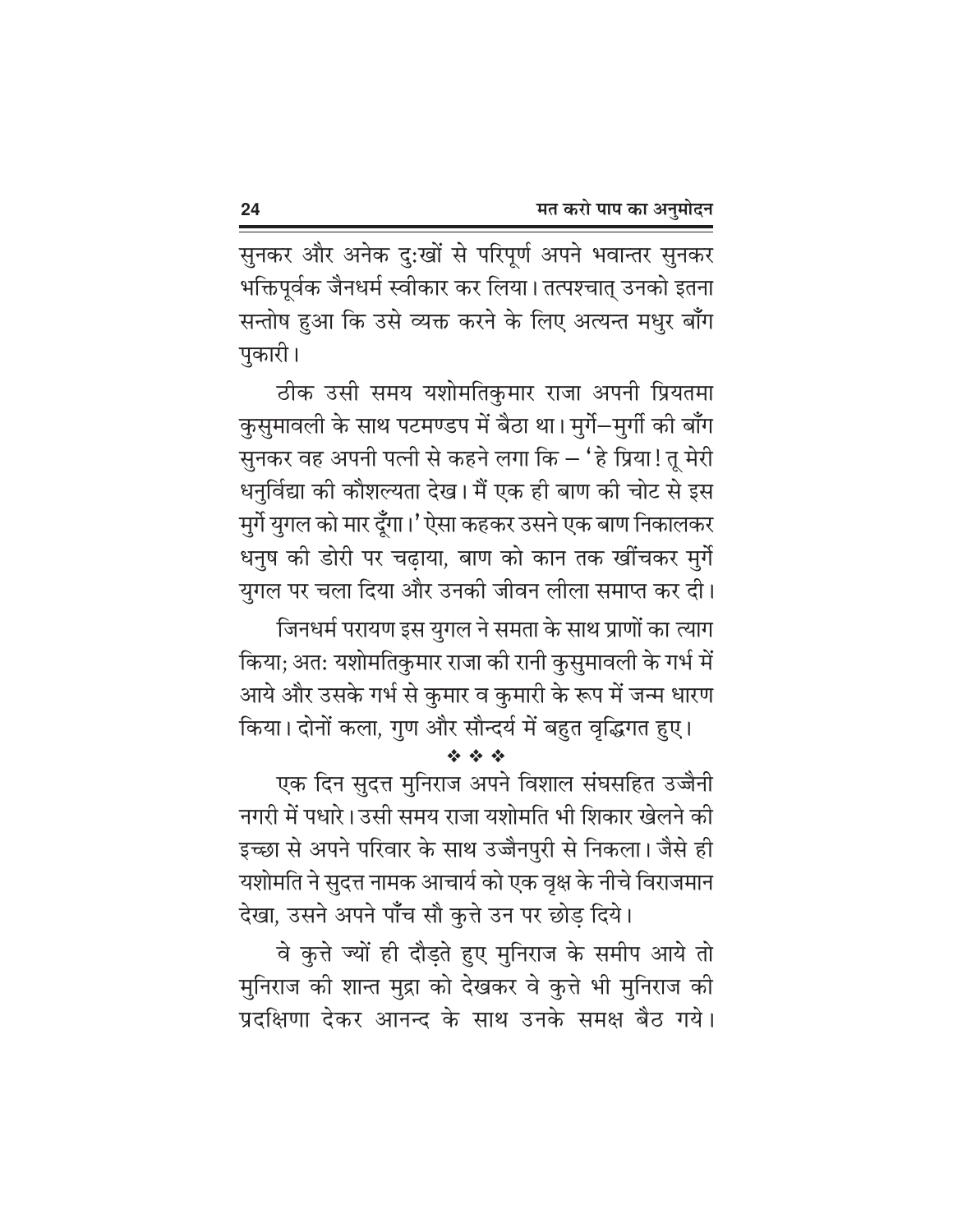सुनकर और अनेक दु:खों से परिपूर्ण अपने भवान्तर सुनकर भक्तिपूर्वक जैनधर्म स्वीकार कर लिया। तत्पश्चात् उनको इतना सन्तोष हुआ कि उसे व्यक्त करने के लिए अत्यन्त मधुर बाँग पुकारी।

ठीक उसी समय यशोमतिकुमार राजा अपनी प्रियतमा कुसुमावली के साथ पटमण्डप में बैठा था। मुर्गे–मुर्गी की बाँग सुनकर वह अपनी पत्नी से कहने लगा कि – 'हे प्रिया! तू मेरी धनुर्विद्या की कौशल्यता देख। मैं एक ही बाण की चोट से इस मुर्गे युगल को मार दूँगा।' ऐसा कहकर उसने एक बाण निकालकर धनुष की डोरी पर चढ़ाया, बाण को कान तक खींचकर मुर्गे युगल पर चला दिया और उनकी जीवन लीला समाप्त कर दी।

जिनधर्म परायण इस युगल ने समता के साथ प्राणों का त्याग किया; अत: यशोमतिकुमार राजा की रानी कुसुमावली के गर्भ में आये और उसके गर्भ से कुमार व कुमारी के रूप में जन्म धारण किया। दोनों कला, गुण और सौन्दर्य में बहुत वृद्धिगत हुए।

❖ ❖ ❖

एक दिन सुदत्त मुनिराज अपने विशाल संघसहित उज्जैनी नगरी में पधारे। उसी समय राजा यशोमति भी शिकार खेलने की इच्छा से अपने परिवार के साथ उज्जैनपुरी से निकला। जैसे ही यशोमति ने सुदत्त नामक आचार्य को एक वृक्ष के नीचे विराजमान देखा, उसने अपने पाँच सौ कुत्ते उन पर छोड़ दिये।

वे कुत्ते ज्यों ही दौड़ते हुए मुनिराज के समीप आये तो मुनिराज की शान्त मुद्रा को देखकर वे कुत्ते भी मुनिराज की प्रदक्षिणा देकर आनन्द के साथ उनके समक्ष बैठ गये।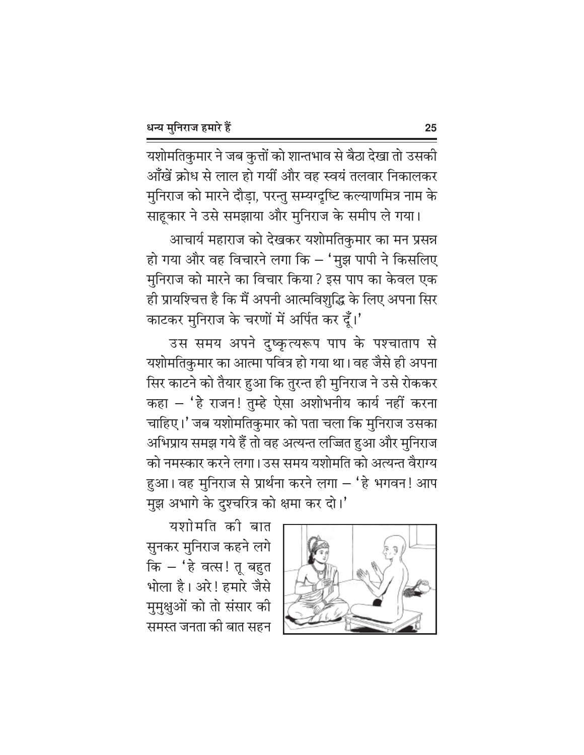यशोमतिकुमार ने जब कुत्तों को शान्तभाव से बैठा देखा तो उसकी आँखें क्रोध से लाल हो गयीं और वह स्वयं तलवार निकालकर मुनिराज को मारने दौड़ा, परन्तु सम्यग्दृष्टि कल्याणमित्र नाम के साहूकार ने उसे समझाया और मुनिराज के समीप ले गया।

आचार्य महाराज को देखकर यशोमतिकुमार का मन प्रसन्न हो गया और वह विचारने लगा कि – 'मुझ पापी ने किसलिए मुनिराज को मारने का विचार किया? इस पाप का केवल एक ही प्रायश्चित्त है कि मैं अपनी आत्मविशुद्धि के लिए अपना सिर काटकर मुनिराज के चरणों में अर्पित कर दूँ।'

उस समय अपने दुष्कृत्यरूप पाप के पश्चाताप से यशोमतिकुमार का आत्मा पवित्र हो गया था। वह जैसे ही अपना सिर काटने को तैयार हुआ कि तुरन्त ही मुनिराज ने उसे रोककर कहा – 'हे राजन! तुम्हे ऐसा अशोभनीय कार्य नहीं करना चाहिए।' जब यशोमतिकुमार को पता चला कि मुनिराज उसका अभिप्राय समझ गये हैं तो वह अत्यन्त लज्जित हुआ और मुनिराज को नमस्कार करने लगा। उस समय यशोमति को अत्यन्त वैराग्य हुआ। वह मुनिराज से प्रार्थना करने लगा – 'हे भगवन! आप मुझ अभागे के दुश्चरित्र को क्षमा कर दो।'

यशोमति की बात सुनकर मुनिराज कहने लगे कि – 'हे वत्स! तू बहुत भोला है। अरे! हमारे जैसे मुमुक्षुओं को तो संसार की समस्त जनता की बात सहन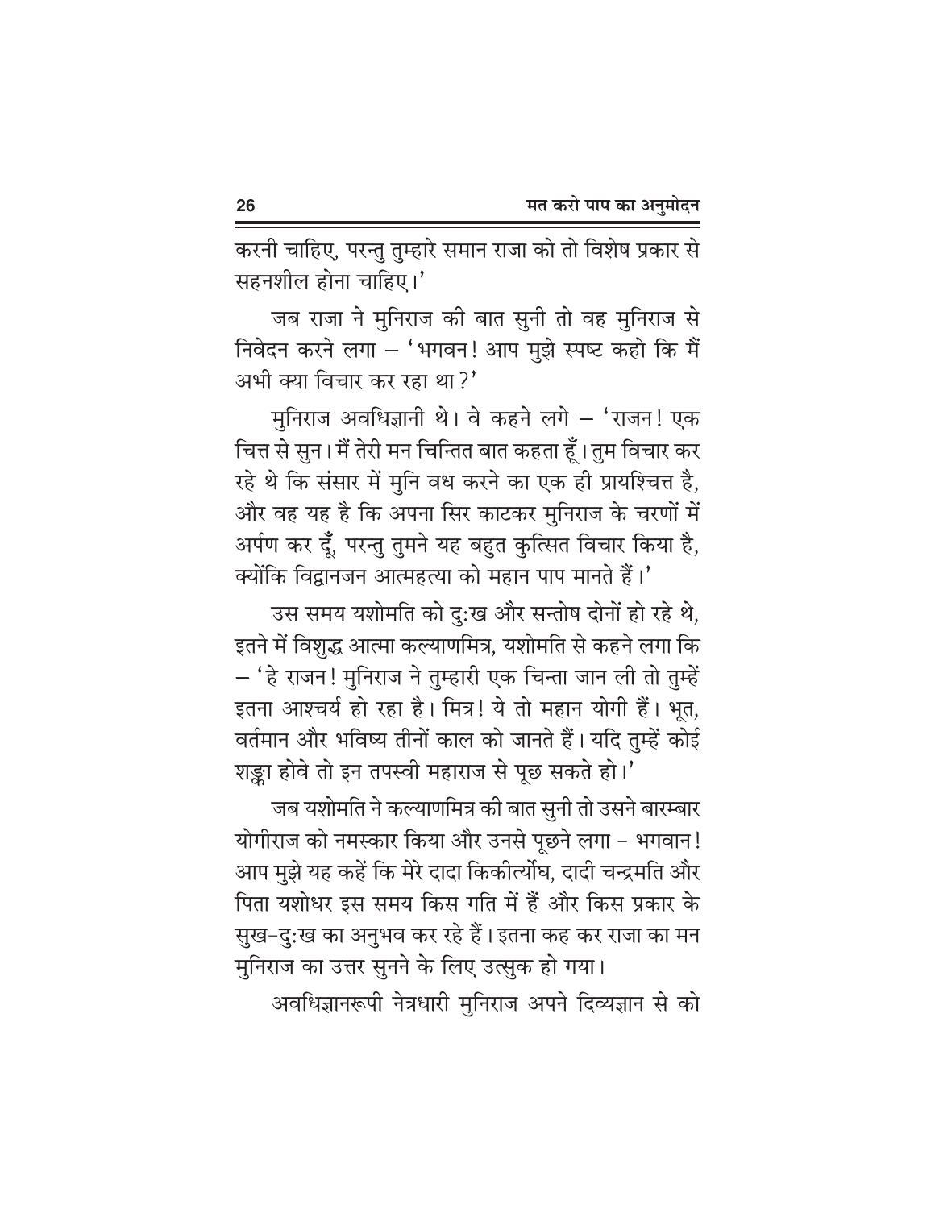करनी चाहिए, परन्तु तुम्हारे समान राजा को तो विशेष प्रकार से सहनशील होना चाहिए।'

जब राजा ने मुनिराज की बात सुनी तो वह मुनिराज से निवेदन करने लगा – 'भगवन! आप मुझे स्पष्ट कहो कि मैं अभी क्या विचार कर रहा था?'

मुनिराज अवधिज्ञानी थे। वे कहने लगे – 'राजन! एक चित्त से सुन। मैं तेरी मन चिन्तित बात कहता हूँ। तुम विचार कर रहे थे कि संसार में मुनि वध करने का एक ही प्रायश्चित्त है, और वह यह है कि अपना सिर काटकर मुनिराज के चरणों में अर्पण कर दूँ, परन्तु तुमने यह बहुत कुत्सित विचार किया है, क्योंकि विद्वानजन आत्महत्या को महान पाप मानते हैं।'

उस समय यशोमति को दुःख और सन्तोष दोनों हो रहे थे, इतने में विशुद्ध आत्मा कल्याणमित्र, यशोमति से कहने लगा कि – 'हे राजन! मुनिराज ने तुम्हारी एक चिन्ता जान ली तो तुम्हें इतना आश्चर्य हो रहा है। मित्र! ये तो महान योगी हैं। भूत, वर्तमान और भविष्य तीनों काल को जानते हैं। यदि तुम्हें कोई शङ्का होवे तो इन तपस्वी महाराज से पूछ सकते हो।'

जब यशोमति ने कल्याणमित्र की बात सुनी तो उसने बारम्बार योगीराज को नमस्कार किया और उनसे पूछने लगा - भगवान! आप मुझे यह कहें कि मेरे दादा किकीर्त्योघ, दादी चन्द्रमति और पिता यशोधर इस समय किस गति में हैं और किस प्रकार के सुख-दुःख का अनुभव कर रहे हैं। इतना कह कर राजा का मन मुनिराज का उत्तर सुनने के लिए उत्सुक हो गया।

अवधिज्ञानरूपी नेत्रधारी मुनिराज अपने दिव्यज्ञान से को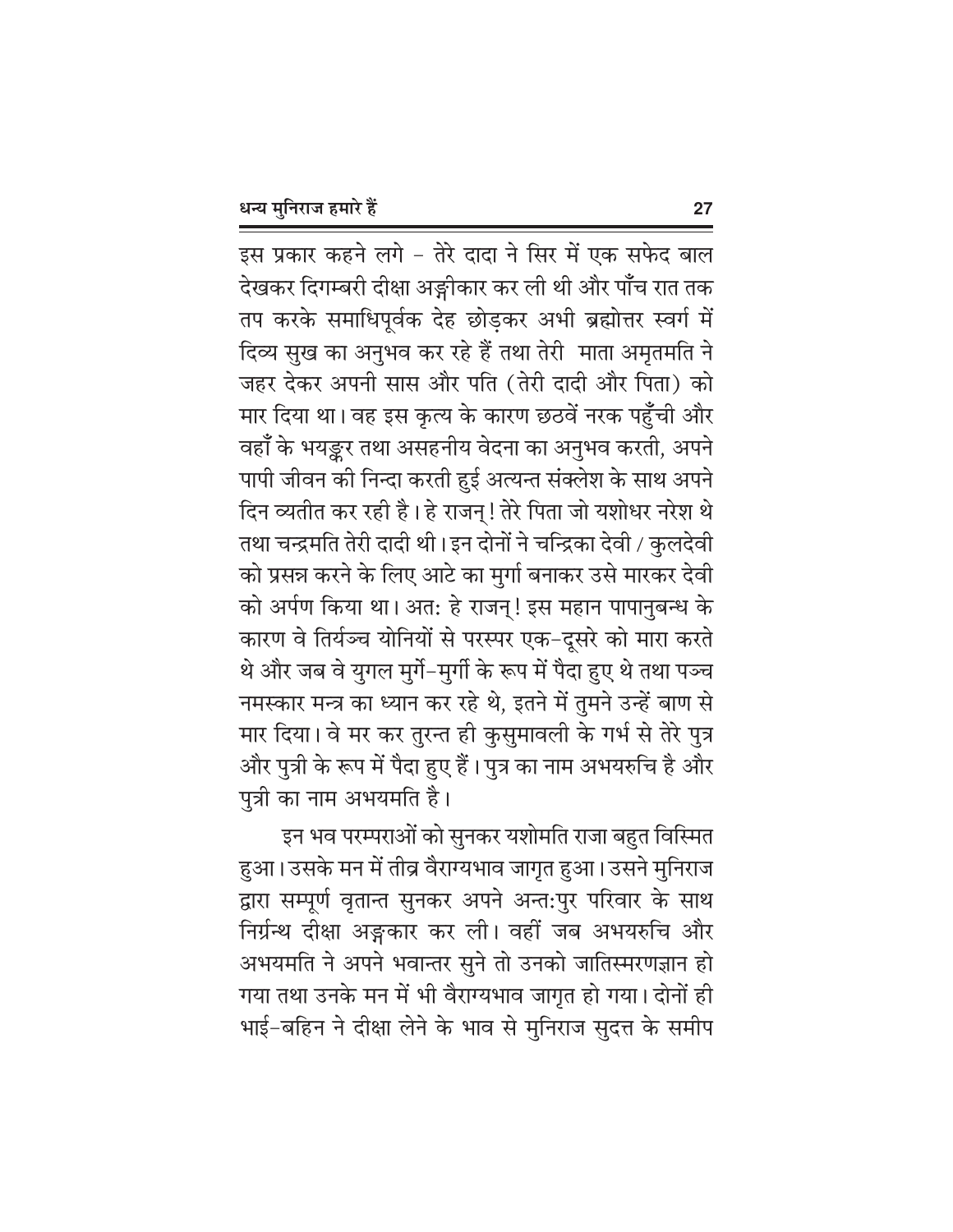इस प्रकार कहने लगे – तेरे दादा ने सिर में एक सफेद बाल देखकर दिगम्बरी दीक्षा अङ्गीकार कर ली थी और पाँच रात तक तप करके समाधिपूर्वक देह छोड़कर अभी ब्रह्मोत्तर स्वर्ग में दिव्य सुख का अनुभव कर रहे हैं तथा तेरी माता अमृतमति ने जहर देकर अपनी सास और पति (तेरी दादी और पिता) को मार दिया था। वह इस कृत्य के कारण छठवें नरक पहुँची और वहाँ के भयङ्कर तथा असहनीय वेदना का अनुभव करती, अपने पापी जीवन की निन्दा करती हुई अत्यन्त संक्लेश के साथ अपने दिन व्यतीत कर रही है। हे राजन्! तेरे पिता जो यशोधर नरेश थे तथा चन्द्रमति तेरी दादी थी। इन दोनों ने चन्द्रिका देवी / कुलदेवी को प्रसन्न करने के लिए आटे का मुर्गा बनाकर उसे मारकर देवी को अर्पण किया था। अत: हे राजन्! इस महान पापानुबन्ध के कारण वे तिर्यञ्च योनियों से परस्पर एक-दूसरे को मारा करते थे और जब वे युगल मुर्गे-मुर्गी के रूप में पैदा हुए थे तथा पञ्च नमस्कार मन्त्र का ध्यान कर रहे थे, इतने में तुमने उन्हें बाण से मार दिया। वे मर कर तुरन्त ही कुसुमावली के गर्भ से तेरे पुत्र और पुत्री के रूप में पैदा हुए हैं। पुत्र का नाम अभयरुचि है और पुत्री का नाम अभयमति है।

इन भव परम्पराओं को सुनकर यशोमति राजा बहुत विस्मित हुआ। उसके मन में तीव्र वैराग्यभाव जागृत हुआ। उसने मुनिराज द्वारा सम्पूर्ण वृतान्त सुनकर अपने अन्त:पुर परिवार के साथ निर्ग्रन्थ दीक्षा अङ्कार कर ली। वहीं जब अभयरुचि और अभयमति ने अपने भवान्तर सुने तो उनको जातिस्मरणज्ञान हो गया तथा उनके मन में भी वैराग्यभाव जागृत हो गया। दोनों ही भाई-बहिन ने दीक्षा लेने के भाव से मुनिराज सुदत्त के समीप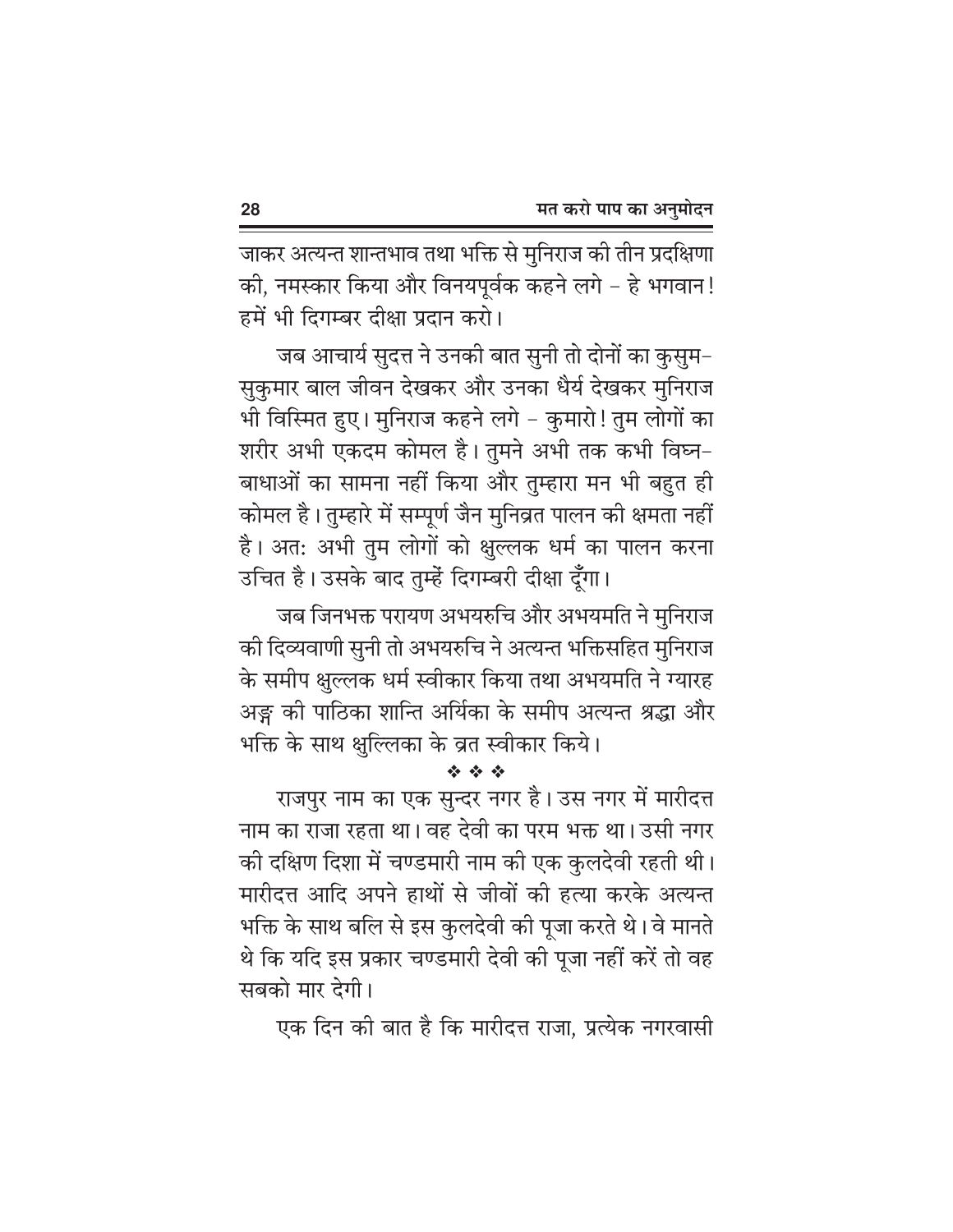जाकर अत्यन्त शान्तभाव तथा भक्ति से मुनिराज की तीन प्रदक्षिणा की, नमस्कार किया और विनयपूर्वक कहने लगे – हे भगवान! हमें भी दिगम्बर दीक्षा प्रदान करो।

जब आचार्य सुदत्त ने उनकी बात सुनी तो दोनों का कुसुम-सुकुमार बाल जीवन देखकर और उनका धैर्य देखकर मुनिराज भी विस्मित हुए। मुनिराज कहने लगे – कुमारो! तुम लोगों का शरीर अभी एकदम कोमल है। तुमने अभी तक कभी विघ्न-बाधाओं का सामना नहीं किया और तुम्हारा मन भी बहुत ही कोमल है। तुम्हारे में सम्पूर्ण जैन मुनिव्रत पालन की क्षमता नहीं है। अतः अभी तुम लोगों को क्षुल्लक धर्म का पालन करना उचित है। उसके बाद तुम्हें दिगम्बरी दीक्षा दूँगा।

जब जिनभक्त परायण अभयरुचि और अभयमति ने मुनिराज की दिव्यवाणी सुनी तो अभयरुचि ने अत्यन्त भक्तिसहित मुनिराज के समीप क्षुल्लक धर्म स्वीकार किया तथा अभयमति ने ग्यारह अङ्ग की पाठिका शान्ति अर्यिका के समीप अत्यन्त श्रद्धा और भक्ति के साथ क्षुल्लिका के व्रत स्वीकार किये।

❖ ❖ ❖

राजपुर नाम का एक सुन्दर नगर है। उस नगर में मारीदत्त नाम का राजा रहता था। वह देवी का परम भक्त था। उसी नगर की दक्षिण दिशा में चण्डमारी नाम की एक कुलदेवी रहती थी। मारीदत्त आदि अपने हाथों से जीवों की हत्या करके अत्यन्त भक्ति के साथ बलि से इस कुलदेवी की पूजा करते थे। वे मानते थे कि यदि इस प्रकार चण्डमारी देवी की पूजा नहीं करें तो वह सबको मार देगी।

एक दिन की बात है कि मारीदत्त राजा, प्रत्येक नगरवासी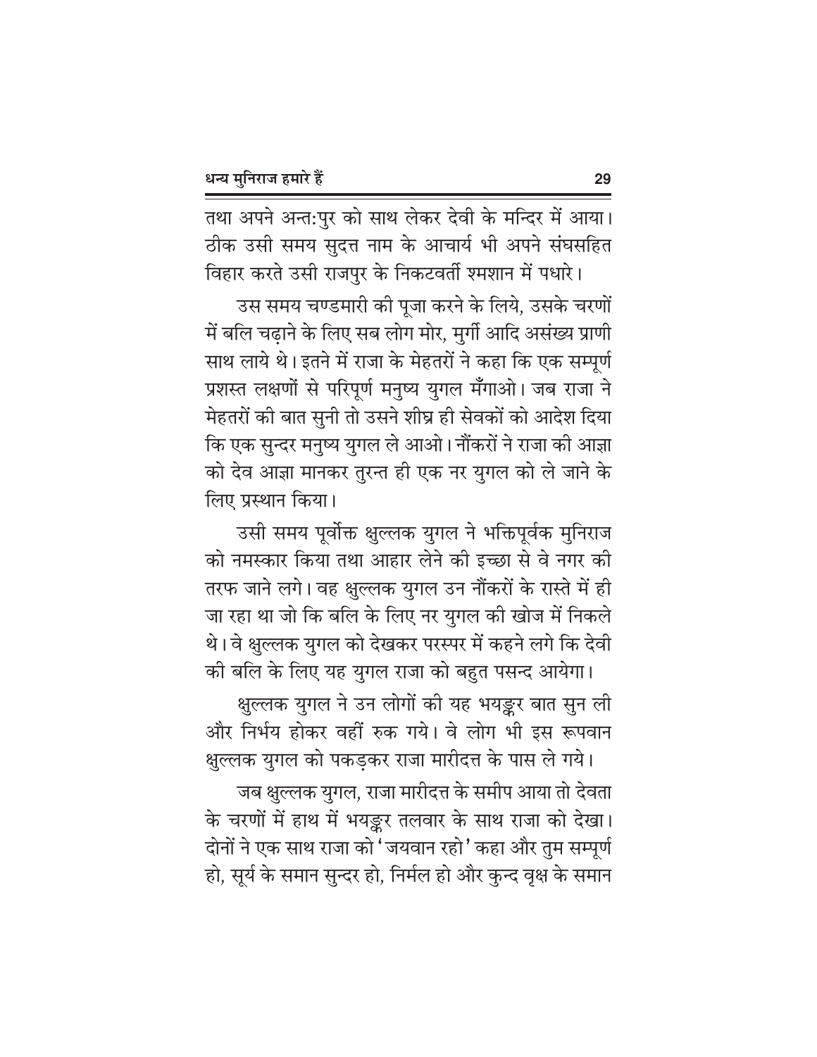तथा अपने अन्त:पुर को साथ लेकर देवी के मन्दिर में आया। ठीक उसी समय सुदत्त नाम के आचार्य भी अपने संघसहित विहार करते उसी राजपुर के निकटवर्ती श्मशान में पधारे।

उस समय चण्डमारी की पूजा करने के लिये, उसके चरणों में बलि चढ़ाने के लिए सब लोग मोर, मुर्गी आदि असंख्य प्राणी साथ लाये थे। इतने में राजा के मेहतरों ने कहा कि एक सम्पूर्ण प्रशस्त लक्षणों से परिपूर्ण मनुष्य युगल मँगाओ। जब राजा ने मेहतरों की बात सुनी तो उसने शीघ्र ही सेवकों को आदेश दिया कि एक सुन्दर मनुष्य युगल ले आओ। नौंकरों ने राजा की आज्ञा को देव आज्ञा मानकर तुरन्त ही एक नर युगल को ले जाने के लिए प्रस्थान किया।

उसी समय पूर्वोक्त क्षुल्लक युगल ने भक्तिपूर्वक मुनिराज को नमस्कार किया तथा आहार लेने की इच्छा से वे नगर की तरफ जाने लगे। वह क्षुल्लक युगल उन नौंकरों के रास्ते में ही जा रहा था जो कि बलि के लिए नर युगल की खोज में निकले थे। वे क्षुल्लक युगल को देखकर परस्पर में कहने लगे कि देवी की बलि के लिए यह युगल राजा को बहुत पसन्द आयेगा।

क्षुल्लक युगल ने उन लोगों की यह भयङ्कर बात सुन ली और निर्भय होकर वहीं रुक गये। वे लोग भी इस रूपवान क्षुल्लक युगल को पकड़कर राजा मारीदत्त के पास ले गये।

जब क्षुल्लक युगल, राजा मारीदत्त के समीप आया तो देवता के चरणों में हाथ में भयङ्कर तलवार के साथ राजा को देखा। दोनों ने एक साथ राजा को 'जयवान रहो' कहा और तुम सम्पूर्ण हो, सूर्य के समान सुन्दर हो, निर्मल हो और कुन्द वृक्ष के समान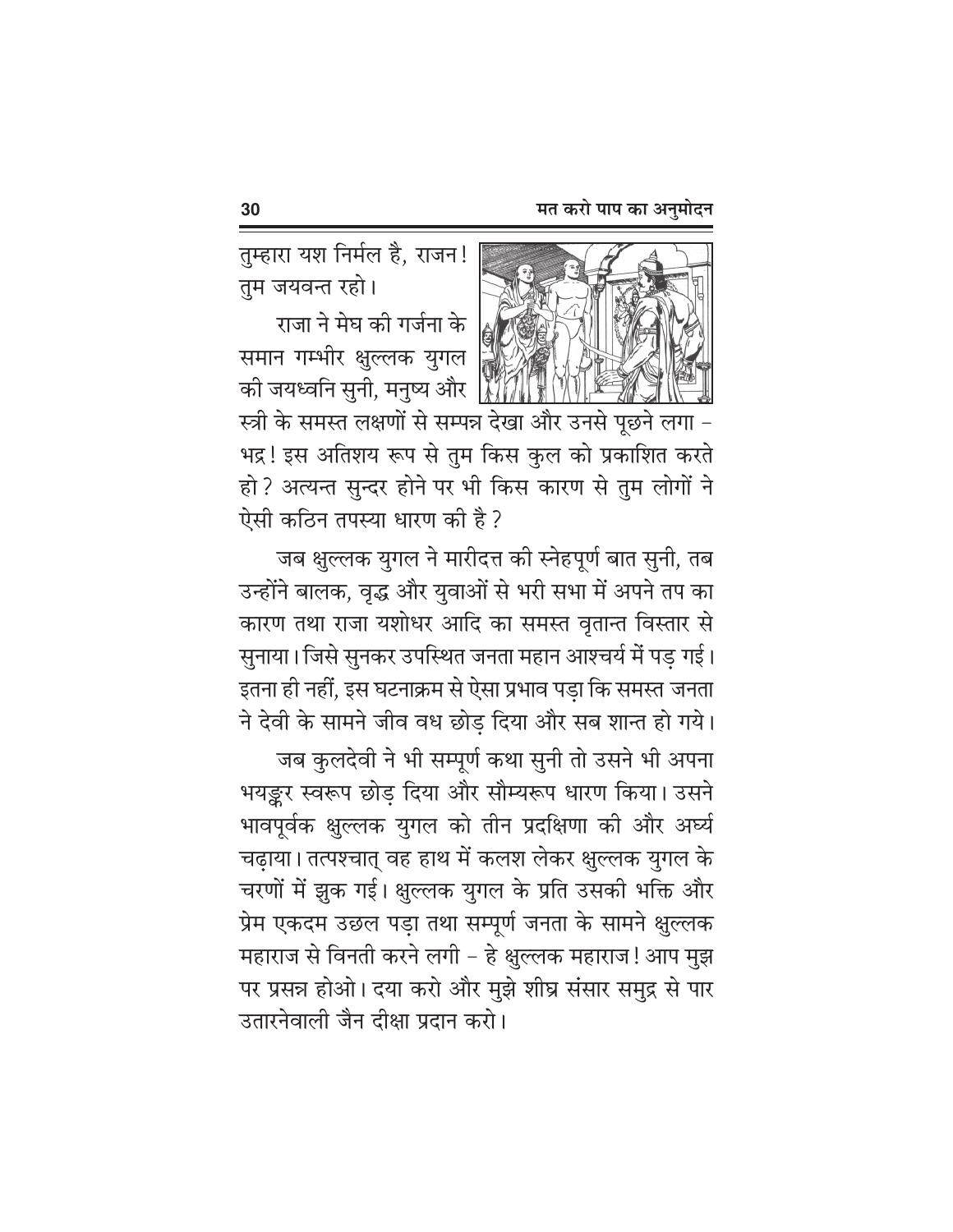तुम्हारा यश निर्मल है, राजन! तुम जयवन्त रहो।

राजा ने मेघ की गर्जना के समान गम्भीर क्षुल्लक युगल की जयध्वनि सुनी, मनुष्य और स्त्री के समस्त लक्षणों से सम्पन्न देखा और उनसे पूछने लगा – भद्र! इस अतिशय रूप से तुम किस कुल को प्रकाशित करते हो? अत्यन्त सुन्दर होने पर भी किस कारण से तुम लोगों ने ऐसी कठिन तपस्या धारण की है?

जब क्षुल्लक युगल ने मारीदत्त की स्नेहपूर्ण बात सुनी, तब उन्होंने बालक, वृद्ध और युवाओं से भरी सभा में अपने तप का कारण तथा राजा यशोधर आदि का समस्त वृतान्त विस्तार से सुनाया। जिसे सुनकर उपस्थित जनता महान आश्चर्य में पड़ गई। इतना ही नहीं, इस घटनाक्रम से ऐसा प्रभाव पड़ा कि समस्त जनता ने देवी के सामने जीव वध छोड़ दिया और सब शान्त हो गये।

जब कुलदेवी ने भी सम्पूर्ण कथा सुनी तो उसने भी अपना भयङ्कर स्वरूप छोड़ दिया और सौम्यरूप धारण किया। उसने भावपूर्वक क्षुल्लक युगल को तीन प्रदक्षिणा की और अर्घ्य चढ़ाया। तत्पश्चात् वह हाथ में कलश लेकर क्षुल्लक युगल के चरणों में झुक गई। क्षुल्लक युगल के प्रति उसकी भक्ति और प्रेम एकदम उछल पड़ा तथा सम्पूर्ण जनता के सामने क्षुल्लक महाराज से विनती करने लगी – हे क्षुल्लक महाराज! आप मुझ पर प्रसन्न होओ। दया करो और मुझे शीघ्र संसार समुद्र से पार उतारनेवाली जैन दीक्षा प्रदान करो।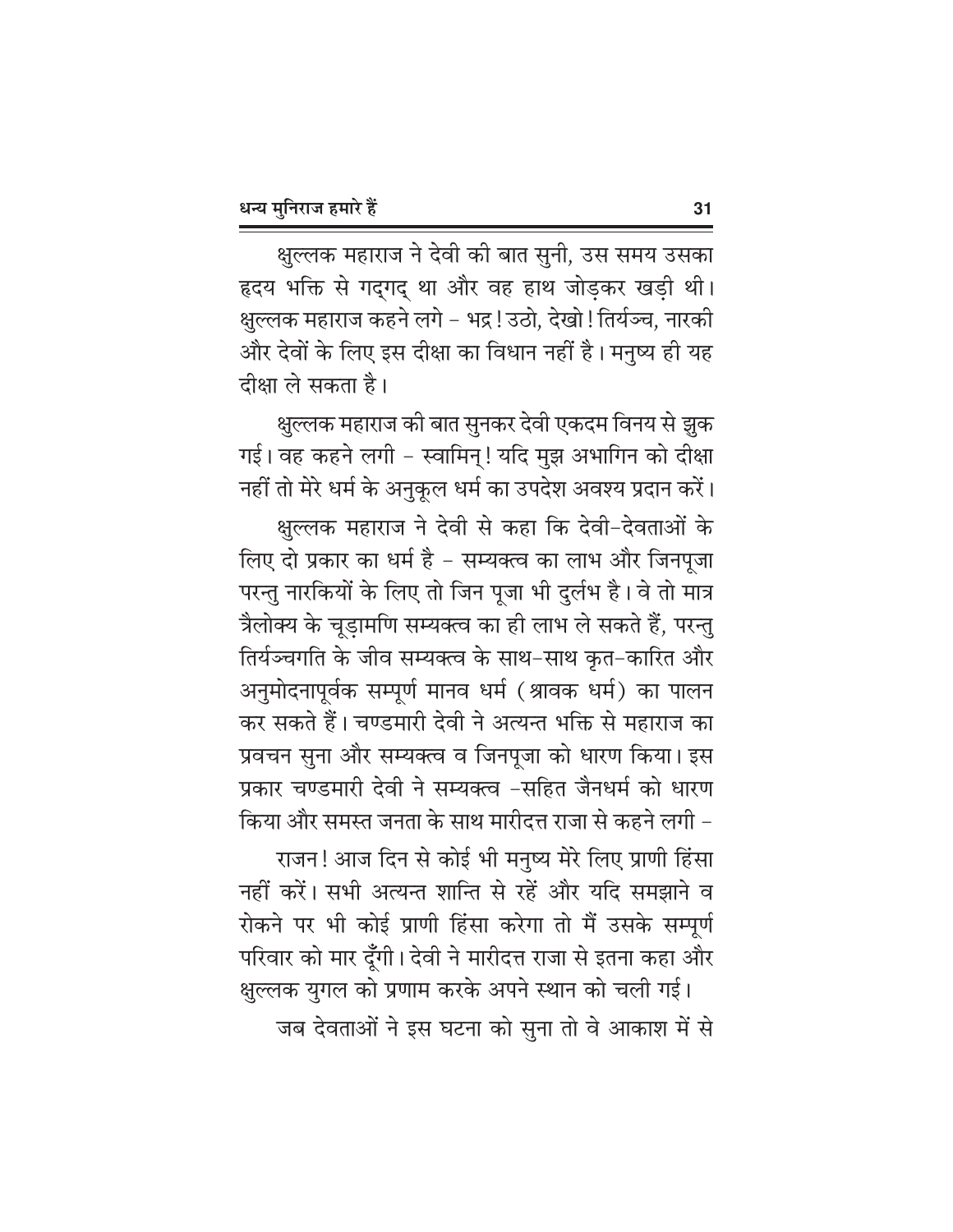क्षुल्लक महाराज ने देवी की बात सुनी, उस समय उसका हृदय भक्ति से गद्‌गद् था और वह हाथ जोड़कर खड़ी थी। क्षुल्लक महाराज कहने लगे – भद्र ! उठो, देखो ! तिर्यञ्च, नारकी और देवों के लिए इस दीक्षा का विधान नहीं है। मनुष्य ही यह दीक्षा ले सकता है।

क्षुल्लक महाराज की बात सुनकर देवी एकदम विनय से झुक गई। वह कहने लगी – स्वामिन्! यदि मुझ अभागिन को दीक्षा नहीं तो मेरे धर्म के अनुकूल धर्म का उपदेश अवश्य प्रदान करें।

क्षुल्लक महाराज ने देवी से कहा कि देवी-देवताओं के लिए दो प्रकार का धर्म है – सम्यक्त्व का लाभ और जिनपूजा परन्तु नारकियों के लिए तो जिन पूजा भी दुर्लभ है। वे तो मात्र त्रैलोक्य के चूड़ामणि सम्यक्त्व का ही लाभ ले सकते हैं, परन्तु तिर्यञ्चगति के जीव सम्यक्त्व के साथ-साथ कृत-कारित और अनुमोदनापूर्वक सम्पूर्ण मानव धर्म (श्रावक धर्म) का पालन कर सकते हैं। चण्डमारी देवी ने अत्यन्त भक्ति से महाराज का प्रवचन सुना और सम्यक्त्व व जिनपूजा को धारण किया। इस प्रकार चण्डमारी देवी ने सम्यक्त्व -सहित जैनधर्म को धारण किया और समस्त जनता के साथ मारीदत्त राजा से कहने लगी –

राजन! आज दिन से कोई भी मनुष्य मेरे लिए प्राणी हिंसा नहीं करें। सभी अत्यन्त शान्ति से रहें और यदि समझाने व रोकने पर भी कोई प्राणी हिंसा करेगा तो मैं उसके सम्पूर्ण परिवार को मार दूँगी। देवी ने मारीदत्त राजा से इतना कहा और क्षुल्लक युगल को प्रणाम करके अपने स्थान को चली गई।

जब देवताओं ने इस घटना को सुना तो वे आकाश में से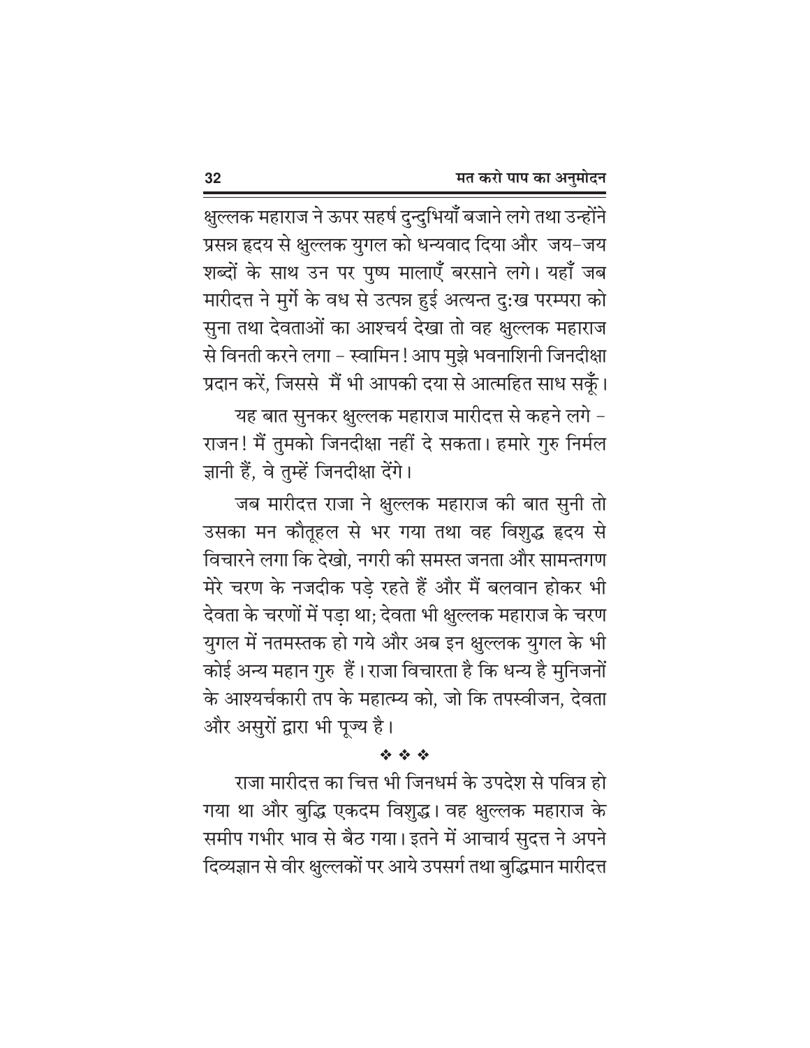क्षुल्लक महाराज ने ऊपर सहर्ष दुन्दुभियाँ बजाने लगे तथा उन्होंने प्रसन्न हृदय से क्षुल्लक युगल को धन्यवाद दिया और जय-जय शब्दों के साथ उन पर पुष्प मालाएँ बरसाने लगे। यहाँ जब मारीदत्त ने मुर्गे के वध से उत्पन्न हुई अत्यन्त दुःख परम्परा को सुना तथा देवताओं का आश्चर्य देखा तो वह क्षुल्लक महाराज से विनती करने लगा - स्वामिन! आप मुझे भवनाशिनी जिनदीक्षा प्रदान करें, जिससे मैं भी आपकी दया से आत्महित साध सकूँ।

यह बात सुनकर क्षुल्लक महाराज मारीदत्त से कहने लगे - राजन! मैं तुमको जिनदीक्षा नहीं दे सकता। हमारे गुरु निर्मल ज्ञानी हैं, वे तुम्हें जिनदीक्षा देंगे।

जब मारीदत्त राजा ने क्षुल्लक महाराज की बात सुनी तो उसका मन कौतूहल से भर गया तथा वह विशुद्ध हृदय से विचारने लगा कि देखो, नगरी की समस्त जनता और सामन्तगण मेरे चरण के नजदीक पड़े रहते हैं और मैं बलवान होकर भी देवता के चरणों में पड़ा था; देवता भी क्षुल्लक महाराज के चरण युगल में नतमस्तक हो गये और अब इन क्षुल्लक युगल के भी कोई अन्य महान गुरु हैं। राजा विचारता है कि धन्य है मुनिजनों के आश्यर्चकारी तप के महात्म्य को, जो कि तपस्वीजन, देवता और असुरों द्वारा भी पूज्य है।

❖ ❖ ❖

राजा मारीदत्त का चित्त भी जिनधर्म के उपदेश से पवित्र हो गया था और बुद्धि एकदम विशुद्ध। वह क्षुल्लक महाराज के समीप गभीर भाव से बैठ गया। इतने में आचार्य सुदत्त ने अपने दिव्यज्ञान से वीर क्षुल्लकों पर आये उपसर्ग तथा बुद्धिमान मारीदत्त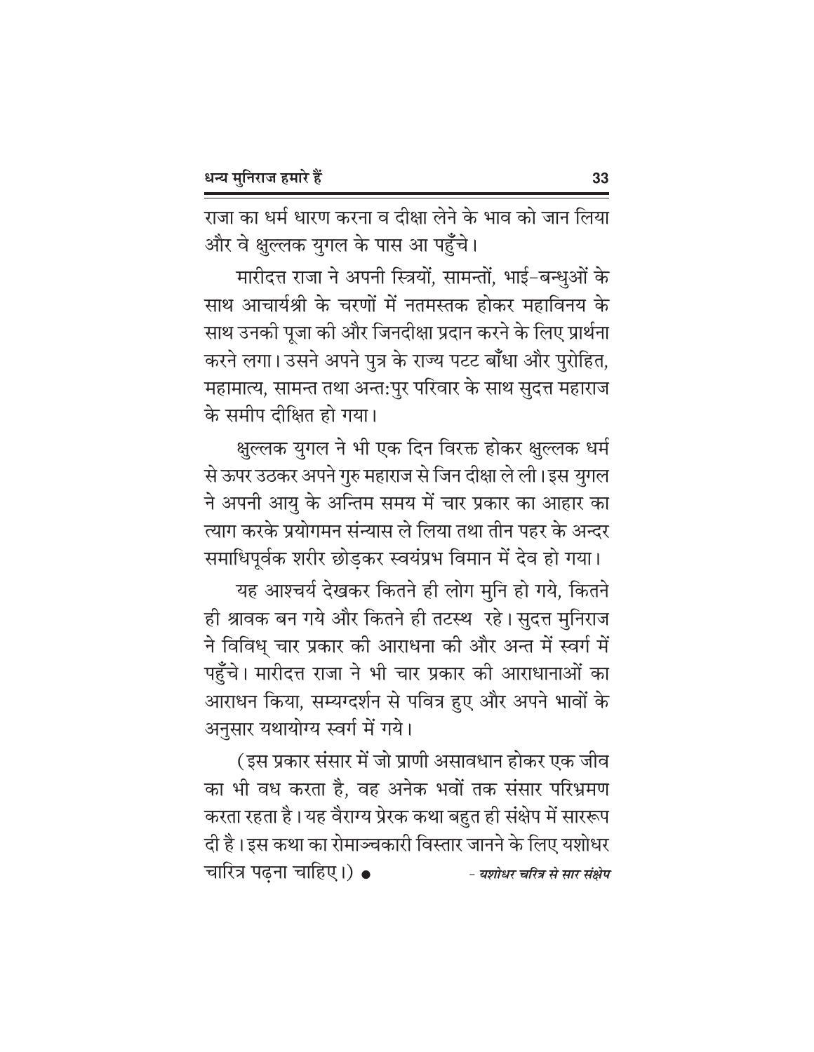राजा का धर्म धारण करना व दीक्षा लेने के भाव को जान लिया और वे क्षुल्लक युगल के पास आ पहुँचे।

मारीदत्त राजा ने अपनी स्त्रियों, सामन्तों, भाई-बन्धुओं के साथ आचार्यश्री के चरणों में नतमस्तक होकर महाविनय के साथ उनकी पूजा की और जिनदीक्षा प्रदान करने के लिए प्रार्थना करने लगा। उसने अपने पुत्र के राज्य पटट बाँधा और पुरोहित, महामात्य, सामन्त तथा अन्त:पुर परिवार के साथ सुदत्त महाराज के समीप दीक्षित हो गया।

क्षुल्लक युगल ने भी एक दिन विरक्त होकर क्षुल्लक धर्म से ऊपर उठकर अपने गुरु महाराज से जिन दीक्षा ले ली। इस युगल ने अपनी आयु के अन्तिम समय में चार प्रकार का आहार का त्याग करके प्रयोगमन संन्यास ले लिया तथा तीन पहर के अन्दर समाधिपूर्वक शरीर छोड़कर स्वयंप्रभ विमान में देव हो गया।

यह आश्चर्य देखकर कितने ही लोग मुनि हो गये, कितने ही श्रावक बन गये और कितने ही तटस्थ रहे। सुदत्त मुनिराज ने विविध् चार प्रकार की आराधना की और अन्त में स्वर्ग में पहुँचे। मारीदत्त राजा ने भी चार प्रकार की आराधानाओं का आराधन किया, सम्यग्दर्शन से पवित्र हुए और अपने भावों के अनुसार यथायोग्य स्वर्ग में गये।

(इस प्रकार संसार में जो प्राणी असावधान होकर एक जीव का भी वध करता है, वह अनेक भवों तक संसार परिभ्रमण करता रहता है। यह वैराग्य प्रेरक कथा बहुत ही संक्षेप में साररूप दी है। इस कथा का रोमाञ्चकारी विस्तार जानने के लिए यशोधर चारित्र पढ़ना चाहिए।) ●

*- यशोधर चरित्र से सार संक्षेप*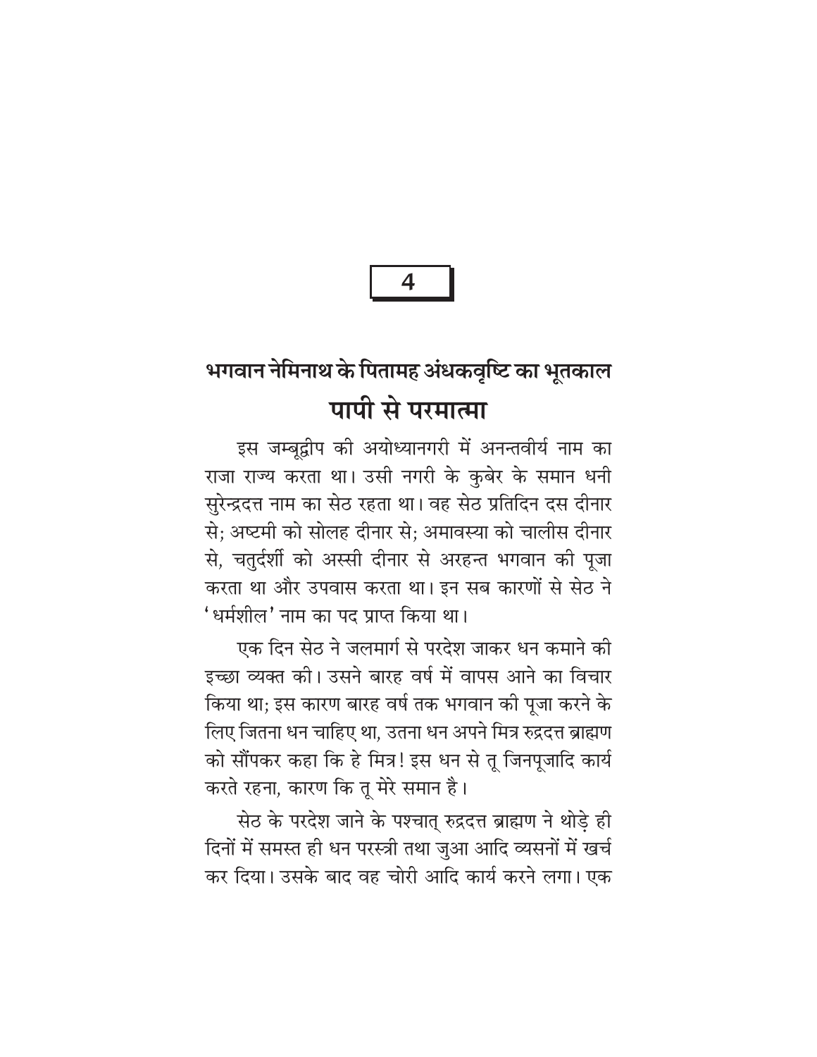# 4

## भगवान नेमिनाथ के पितामह अंधकवृष्टि का भूतकाल

## पापी से परमात्मा

इस जम्बूद्वीप की अयोध्यानगरी में अनन्तवीर्य नाम का राजा राज्य करता था। उसी नगरी के कुबेर के समान धनी सुरेन्द्रदत्त नाम का सेठ रहता था। वह सेठ प्रतिदिन दस दीनार से; अष्टमी को सोलह दीनार से; अमावस्या को चालीस दीनार से, चतुर्दशी को अस्सी दीनार से अरहन्त भगवान की पूजा करता था और उपवास करता था। इन सब कारणों से सेठ ने 'धर्मशील' नाम का पद प्राप्त किया था।

एक दिन सेठ ने जलमार्ग से परदेश जाकर धन कमाने की इच्छा व्यक्त की। उसने बारह वर्ष में वापस आने का विचार किया था; इस कारण बारह वर्ष तक भगवान की पूजा करने के लिए जितना धन चाहिए था, उतना धन अपने मित्र रुद्रदत्त ब्राह्मण को सौंपकर कहा कि हे मित्र! इस धन से तू जिनपूजादि कार्य करते रहना, कारण कि तू मेरे समान है।

सेठ के परदेश जाने के पश्चात् रुद्रदत्त ब्राह्मण ने थोड़े ही दिनों में समस्त ही धन परस्त्री तथा जुआ आदि व्यसनों में खर्च कर दिया। उसके बाद वह चोरी आदि कार्य करने लगा। एक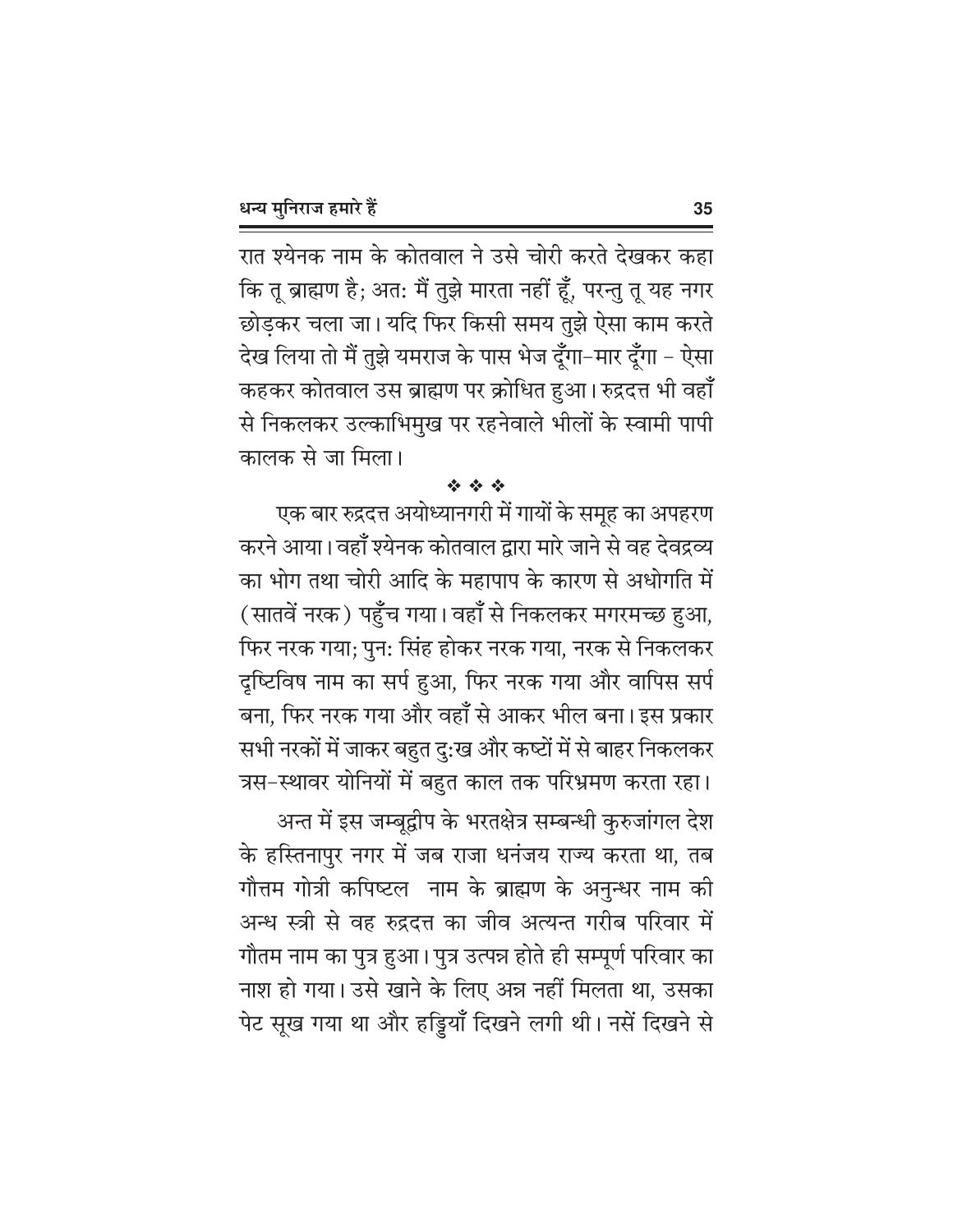रात श्येनक नाम के कोतवाल ने उसे चोरी करते देखकर कहा कि तू ब्राह्मण है; अतः मैं तुझे मारता नहीं हूँ, परन्तु तू यह नगर छोड़कर चला जा। यदि फिर किसी समय तुझे ऐसा काम करते देख लिया तो मैं तुझे यमराज के पास भेज दूँगा-मार दूँगा - ऐसा कहकर कोतवाल उस ब्राह्मण पर क्रोधित हुआ। रुद्रदत्त भी वहाँ से निकलकर उल्काभिमुख पर रहनेवाले भीलों के स्वामी पापी कालक से जा मिला।

❖ ❖ ❖

एक बार रुद्रदत्त अयोध्यानगरी में गायों के समूह का अपहरण करने आया। वहाँ श्येनक कोतवाल द्वारा मारे जाने से वह देवद्रव्य का भोग तथा चोरी आदि के महापाप के कारण से अधोगति में (सातवें नरक) पहुँच गया। वहाँ से निकलकर मगरमच्छ हुआ, फिर नरक गया; पुनः सिंह होकर नरक गया, नरक से निकलकर दृष्टिविष नाम का सर्प हुआ, फिर नरक गया और वापिस सर्प बना, फिर नरक गया और वहाँ से आकर भील बना। इस प्रकार सभी नरकों में जाकर बहुत दुःख और कष्टों में से बाहर निकलकर त्रस-स्थावर योनियों में बहुत काल तक परिभ्रमण करता रहा।

अन्त में इस जम्बूद्वीप के भरतक्षेत्र सम्बन्धी कुरुजांगल देश के हस्तिनापुर नगर में जब राजा धनंजय राज्य करता था, तब गौत्तम गोत्री कपिष्टल नाम के ब्राह्मण के अनुन्धर नाम की अन्ध स्त्री से वह रुद्रदत्त का जीव अत्यन्त गरीब परिवार में गौतम नाम का पुत्र हुआ। पुत्र उत्पन्न होते ही सम्पूर्ण परिवार का नाश हो गया। उसे खाने के लिए अन्न नहीं मिलता था, उसका पेट सूख गया था और हड्डियाँ दिखने लगी थी। नसें दिखने से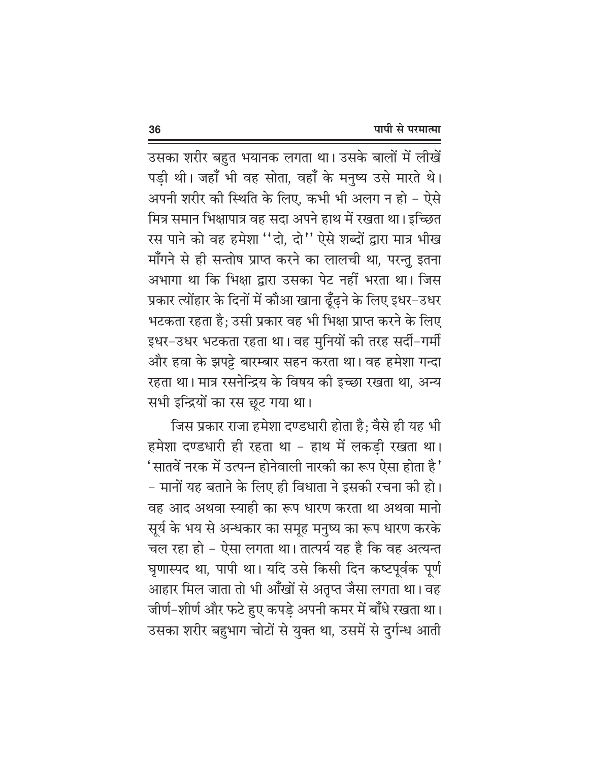उसका शरीर बहुत भयानक लगता था। उसके बालों में लीखें पड़ी थी। जहाँ भी वह सोता, वहाँ के मनुष्य उसे मारते थे। अपनी शरीर की स्थिति के लिए, कभी भी अलग न हो – ऐसे मित्र समान भिक्षापात्र वह सदा अपने हाथ में रखता था। इच्छित रस पाने को वह हमेशा "दो, दो" ऐसे शब्दों द्वारा मात्र भीख माँगने से ही सन्तोष प्राप्त करने का लालची था, परन्तु इतना अभागा था कि भिक्षा द्वारा उसका पेट नहीं भरता था। जिस प्रकार त्योंहार के दिनों में कौआ खाना ढूँढ़ने के लिए इधर-उधर भटकता रहता है; उसी प्रकार वह भी भिक्षा प्राप्त करने के लिए इधर-उधर भटकता रहता था। वह मुनियों की तरह सर्दी-गर्मी और हवा के झपट्टे बारम्बार सहन करता था। वह हमेशा गन्दा रहता था। मात्र रसनेन्द्रिय के विषय की इच्छा रखता था, अन्य सभी इन्द्रियों का रस छूट गया था।

जिस प्रकार राजा हमेशा दण्डधारी होता है; वैसे ही यह भी हमेशा दण्डधारी ही रहता था – हाथ में लकड़ी रखता था। 'सातवें नरक में उत्पन्न होनेवाली नारकी का रूप ऐसा होता है' – मानों यह बताने के लिए ही विधाता ने इसकी रचना की हो। वह आद अथवा स्याही का रूप धारण करता था अथवा मानो सूर्य के भय से अन्धकार का समूह मनुष्य का रूप धारण करके चल रहा हो – ऐसा लगता था। तात्पर्य यह है कि वह अत्यन्त घृणास्पद था, पापी था। यदि उसे किसी दिन कष्टपूर्वक पूर्ण आहार मिल जाता तो भी आँखों से अतृप्त जैसा लगता था। वह जीर्ण-शीर्ण और फटे हुए कपड़े अपनी कमर में बाँधे रखता था। उसका शरीर बहुभाग चोटों से युक्त था, उसमें से दुर्गन्ध आती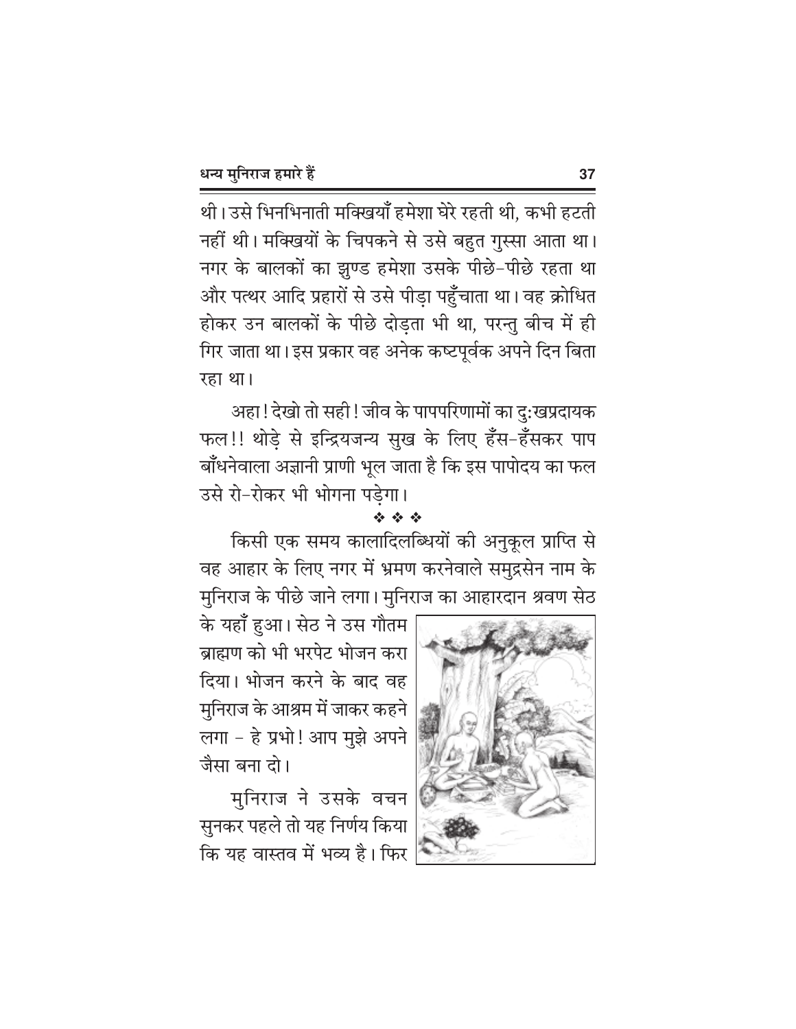थी। उसे भिनभिनाती मक्खियाँ हमेशा घेरे रहती थी, कभी हटती नहीं थी। मक्खियों के चिपकने से उसे बहुत गुस्सा आता था। नगर के बालकों का झुण्ड हमेशा उसके पीछे-पीछे रहता था और पत्थर आदि प्रहारों से उसे पीड़ा पहुँचाता था। वह क्रोधित होकर उन बालकों के पीछे दोड़ता भी था, परन्तु बीच में ही गिर जाता था। इस प्रकार वह अनेक कष्टपूर्वक अपने दिन बिता रहा था।

अहा! देखो तो सही! जीव के पापपरिणामों का दु:खप्रदायक फल!! थोड़े से इन्द्रियजन्य सुख के लिए हँस-हँसकर पाप बाँधनेवाला अज्ञानी प्राणी भूल जाता है कि इस पापोदय का फल उसे रो-रोकर भी भोगना पड़ेगा।

❖ ❖ ❖

किसी एक समय कालादिलब्धियों की अनुकूल प्राप्ति से वह आहार के लिए नगर में भ्रमण करनेवाले समुद्रसेन नाम के मुनिराज के पीछे जाने लगा। मुनिराज का आहारदान श्रवण सेठ के यहाँ हुआ। सेठ ने उस गौतम ब्राह्मण को भी भरपेट भोजन करा दिया। भोजन करने के बाद वह मुनिराज के आश्रम में जाकर कहने लगा - हे प्रभो! आप मुझे अपने जैसा बना दो।

मुनिराज ने उसके वचन सुनकर पहले तो यह निर्णय किया कि यह वास्तव में भव्य है। फिर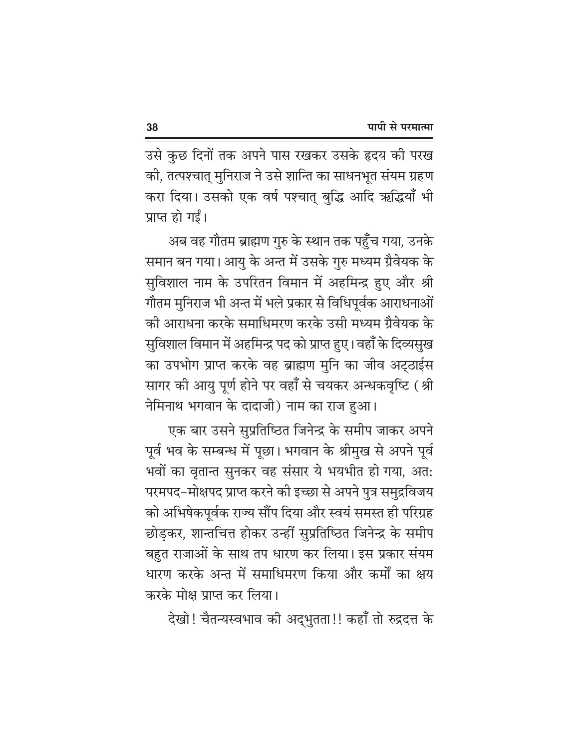उसे कुछ दिनों तक अपने पास रखकर उसके हृदय की परख की, तत्पश्चात् मुनिराज ने उसे शान्ति का साधनभूत संयम ग्रहण करा दिया। उसको एक वर्ष पश्चात् बुद्धि आदि ऋद्धियाँ भी प्राप्त हो गईं।

अब वह गौतम ब्राह्मण गुरु के स्थान तक पहुँच गया, उनके समान बन गया। आयु के अन्त में उसके गुरु मध्यम ग्रैवेयक के सुविशाल नाम के उपरितन विमान में अहमिन्द्र हुए और श्री गौतम मुनिराज भी अन्त में भले प्रकार से विधिपूर्वक आराधनाओं की आराधना करके समाधिमरण करके उसी मध्यम ग्रैवेयक के सुविशाल विमान में अहमिन्द्र पद को प्राप्त हुए। वहाँ के दिव्यसुख का उपभोग प्राप्त करके वह ब्राह्मण मुनि का जीव अट्ठाईस सागर की आयु पूर्ण होने पर वहाँ से चयकर अन्धकवृष्टि (श्री नेमिनाथ भगवान के दादाजी) नाम का राज हुआ।

एक बार उसने सुप्रतिष्ठित जिनेन्द्र के समीप जाकर अपने पूर्व भव के सम्बन्ध में पूछा। भगवान के श्रीमुख से अपने पूर्व भवों का वृतान्त सुनकर वह संसार ये भयभीत हो गया, अत: परमपद-मोक्षपद प्राप्त करने की इच्छा से अपने पुत्र समुद्रविजय को अभिषेकपूर्वक राज्य सौंप दिया और स्वयं समस्त ही परिग्रह छोड़कर, शान्तचित्त होकर उन्हीं सुप्रतिष्ठित जिनेन्द्र के समीप बहुत राजाओं के साथ तप धारण कर लिया। इस प्रकार संयम धारण करके अन्त में समाधिमरण किया और कर्मों का क्षय करके मोक्ष प्राप्त कर लिया।

देखो! चैतन्यस्वभाव की अद्भुतता!! कहाँ तो रुद्रदत्त के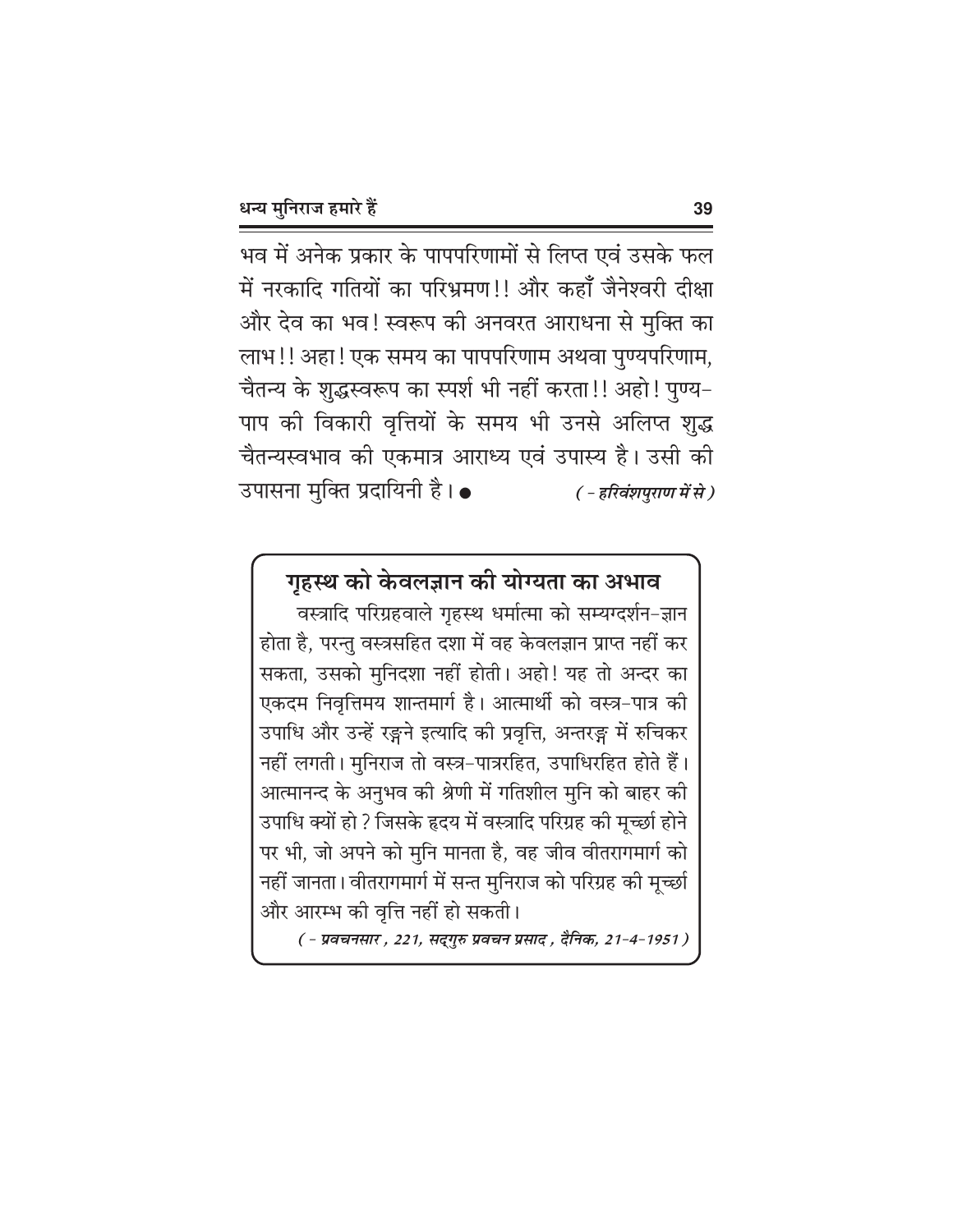भव में अनेक प्रकार के पापपरिणामों से लिप्त एवं उसके फल में नरकादि गतियों का परिभ्रमण!! और कहाँ जैनेश्वरी दीक्षा और देव का भव! स्वरूप की अनवरत आराधना से मुक्ति का लाभ!! अहा! एक समय का पापपरिणाम अथवा पुण्यपरिणाम, चैतन्य के शुद्धस्वरूप का स्पर्श भी नहीं करता!! अहो! पुण्य-पाप की विकारी वृत्तियों के समय भी उनसे अलिप्त शुद्ध चैतन्यस्वभाव की एकमात्र आराध्य एवं उपास्य है। उसी की उपासना मुक्ति प्रदायिनी है। ● *( - हरिवंशपुराण में से )*

## गृहस्थ को केवलज्ञान की योग्यता का अभाव

वस्त्रादि परिग्रहवाले गृहस्थ धर्मात्मा को सम्यग्दर्शन-ज्ञान होता है, परन्तु वस्त्रसहित दशा में वह केवलज्ञान प्राप्त नहीं कर सकता, उसको मुनिदशा नहीं होती। अहो! यह तो अन्दर का एकदम निवृत्तिमय शान्तमार्ग है। आत्मार्थी को वस्त्र-पात्र की उपाधि और उन्हें रङ्गने इत्यादि की प्रवृत्ति, अन्तरङ्ग में रुचिकर नहीं लगती। मुनिराज तो वस्त्र-पात्ररहित, उपाधिरहित होते हैं। आत्मानन्द के अनुभव की श्रेणी में गतिशील मुनि को बाहर की उपाधि क्यों हो? जिसके हृदय में वस्त्रादि परिग्रह की मूर्च्छा होने पर भी, जो अपने को मुनि मानता है, वह जीव वीतरागमार्ग को नहीं जानता। वीतरागमार्ग में सन्त मुनिराज को परिग्रह की मूर्च्छा और आरम्भ की वृत्ति नहीं हो सकती।

*( - प्रवचनसार, 221, सद्गुरु प्रवचन प्रसाद, दैनिक, 21-4-1951 )*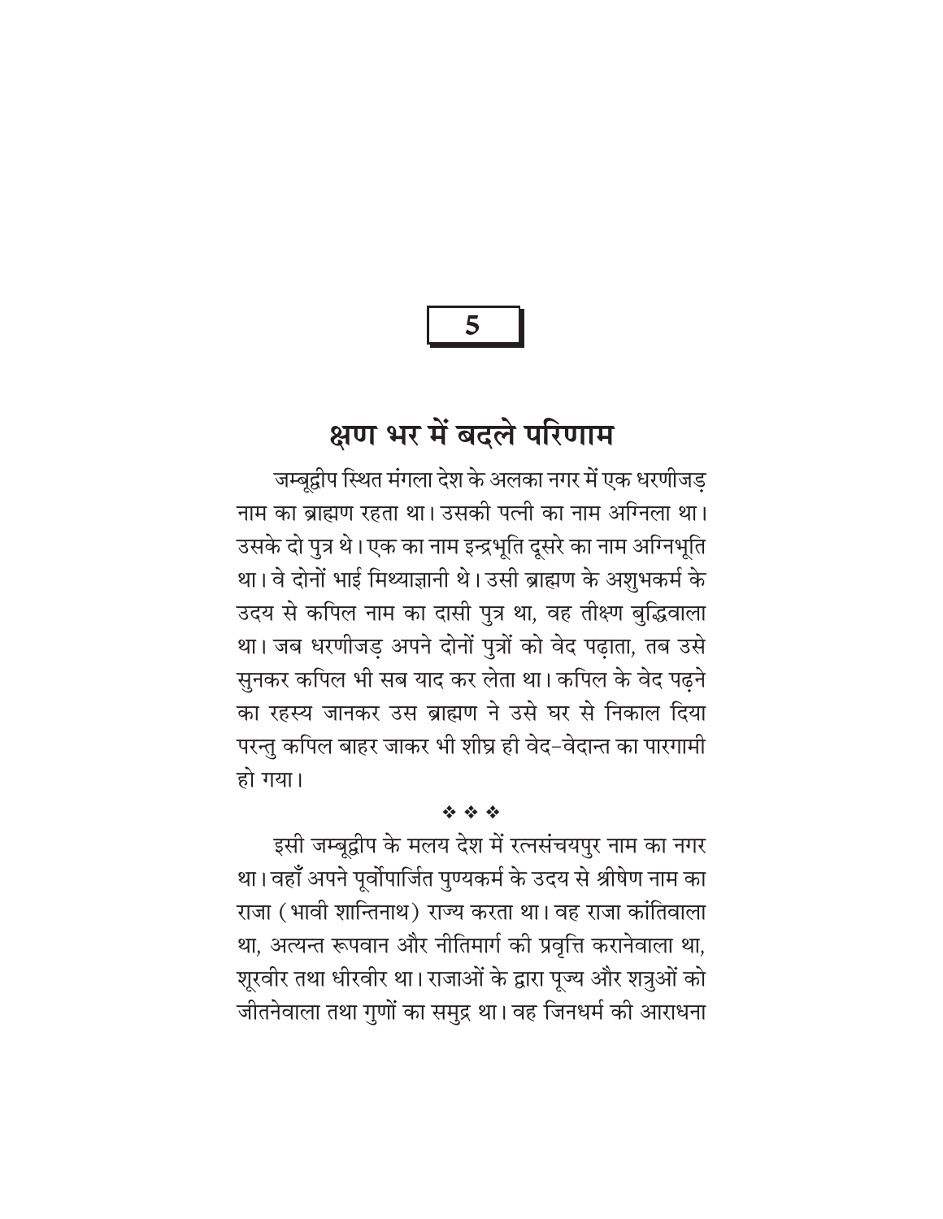5

# क्षण भर में बदले परिणाम

जम्बूद्वीप स्थित मंगला देश के अलका नगर में एक धरणीजड़ नाम का ब्राह्मण रहता था। उसकी पत्नी का नाम अग्निला था। उसके दो पुत्र थे। एक का नाम इन्द्रभूति दूसरे का नाम अग्निभूति था। वे दोनों भाई मिथ्याज्ञानी थे। उसी ब्राह्मण के अशुभकर्म के उदय से कपिल नाम का दासी पुत्र था, वह तीक्ष्ण बुद्धिवाला था। जब धरणीजड़ अपने दोनों पुत्रों को वेद पढ़ाता, तब उसे सुनकर कपिल भी सब याद कर लेता था। कपिल के वेद पढ़ने का रहस्य जानकर उस ब्राह्मण ने उसे घर से निकाल दिया परन्तु कपिल बाहर जाकर भी शीघ्र ही वेद-वेदान्त का पारगामी हो गया।

❖ ❖ ❖

इसी जम्बूद्वीप के मलय देश में रत्नसंचयपुर नाम का नगर था। वहाँ अपने पूर्वोपार्जित पुण्यकर्म के उदय से श्रीषेण नाम का राजा (भावी शान्तिनाथ) राज्य करता था। वह राजा कांतिवाला था, अत्यन्त रूपवान और नीतिमार्ग की प्रवृत्ति करानेवाला था, शूरवीर तथा धीरवीर था। राजाओं के द्वारा पूज्य और शत्रुओं को जीतनेवाला तथा गुणों का समुद्र था। वह जिनधर्म की आराधना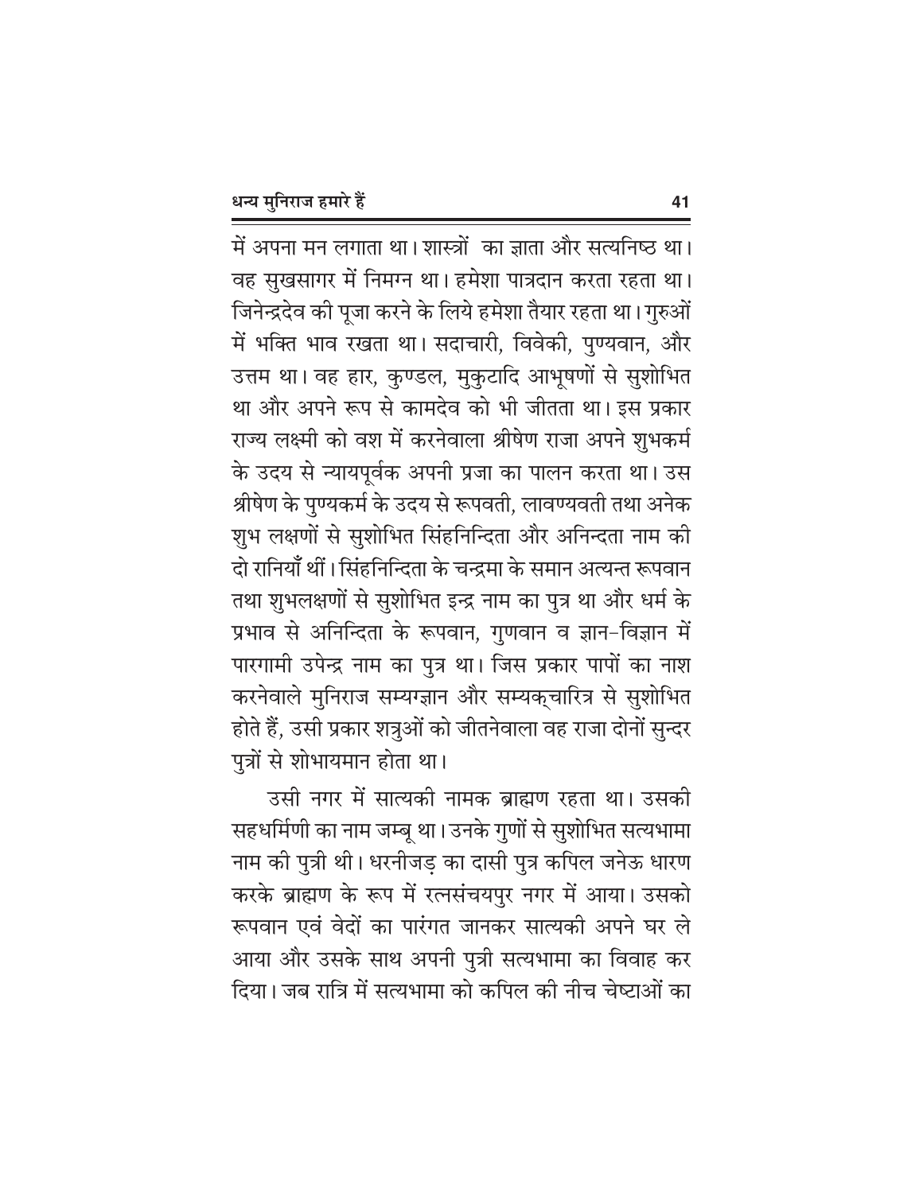में अपना मन लगाता था। शास्त्रों  का ज्ञाता और सत्यनिष्ठ था। वह सुखसागर में निमग्न था। हमेशा पात्रदान करता रहता था। जिनेन्द्रदेव की पूजा करने के लिये हमेशा तैयार रहता था। गुरुओं में भक्ति भाव रखता था। सदाचारी, विवेकी, पुण्यवान, और उत्तम था। वह हार, कुण्डल, मुकुटादि आभूषणों से सुशोभित था और अपने रूप से कामदेव को भी जीतता था। इस प्रकार राज्य लक्ष्मी को वश में करनेवाला श्रीषेण राजा अपने शुभकर्म के उदय से न्यायपूर्वक अपनी प्रजा का पालन करता था। उस श्रीषेण के पुण्यकर्म के उदय से रूपवती, लावण्यवती तथा अनेक शुभ लक्षणों से सुशोभित सिंहनिन्दिता और अनिन्दता नाम की दो रानियाँ थीं। सिंहनिन्दिता के चन्द्रमा के समान अत्यन्त रूपवान तथा शुभलक्षणों से सुशोभित इन्द्र नाम का पुत्र था और धर्म के प्रभाव से अनिन्दिता के रूपवान, गुणवान व ज्ञान-विज्ञान में पारगामी उपेन्द्र नाम का पुत्र था। जिस प्रकार पापों का नाश करनेवाले मुनिराज सम्यग्ज्ञान और सम्यक्‌चारित्र से सुशोभित होते हैं, उसी प्रकार शत्रुओं को जीतनेवाला वह राजा दोनों सुन्दर पुत्रों से शोभायमान होता था।

उसी नगर में सात्यकी नामक ब्राह्मण रहता था। उसकी सहधर्मिणी का नाम जम्बू था। उनके गुणों से सुशोभित सत्यभामा नाम की पुत्री थी। धरनीजड़ का दासी पुत्र कपिल जनेऊ धारण करके ब्राह्मण के रूप में रत्नसंचयपुर नगर में आया। उसको रूपवान एवं वेदों का पारंगत जानकर सात्यकी अपने घर ले आया और उसके साथ अपनी पुत्री सत्यभामा का विवाह कर दिया। जब रात्रि में सत्यभामा को कपिल की नीच चेष्टाओं का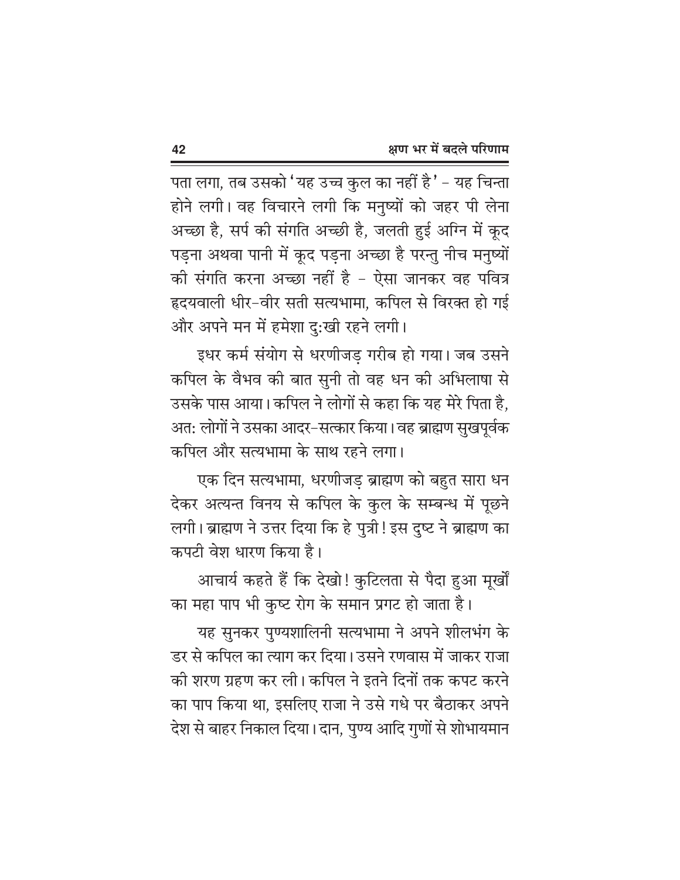पता लगा, तब उसको 'यह उच्च कुल का नहीं है' – यह चिन्ता होने लगी। वह विचारने लगी कि मनुष्यों को जहर पी लेना अच्छा है, सर्प की संगति अच्छी है, जलती हुई अग्नि में कूद पड़ना अथवा पानी में कूद पड़ना अच्छा है परन्तु नीच मनुष्यों की संगति करना अच्छा नहीं है – ऐसा जानकर वह पवित्र हृदयवाली धीर-वीर सती सत्यभामा, कपिल से विरक्त हो गई और अपने मन में हमेशा दु:खी रहने लगी।

इधर कर्म संयोग से धरणीजड़ गरीब हो गया। जब उसने कपिल के वैभव की बात सुनी तो वह धन की अभिलाषा से उसके पास आया। कपिल ने लोगों से कहा कि यह मेरे पिता है, अत: लोगों ने उसका आदर-सत्कार किया। वह ब्राह्मण सुखपूर्वक कपिल और सत्यभामा के साथ रहने लगा।

एक दिन सत्यभामा, धरणीजड़ ब्राह्मण को बहुत सारा धन देकर अत्यन्त विनय से कपिल के कुल के सम्बन्ध में पूछने लगी। ब्राह्मण ने उत्तर दिया कि हे पुत्री! इस दुष्ट ने ब्राह्मण का कपटी वेश धारण किया है।

आचार्य कहते हैं कि देखो! कुटिलता से पैदा हुआ मूर्खों का महा पाप भी कुष्ट रोग के समान प्रगट हो जाता है।

यह सुनकर पुण्यशालिनी सत्यभामा ने अपने शीलभंग के डर से कपिल का त्याग कर दिया। उसने रणवास में जाकर राजा की शरण ग्रहण कर ली। कपिल ने इतने दिनों तक कपट करने का पाप किया था, इसलिए राजा ने उसे गधे पर बैठाकर अपने देश से बाहर निकाल दिया। दान, पुण्य आदि गुणों से शोभायमान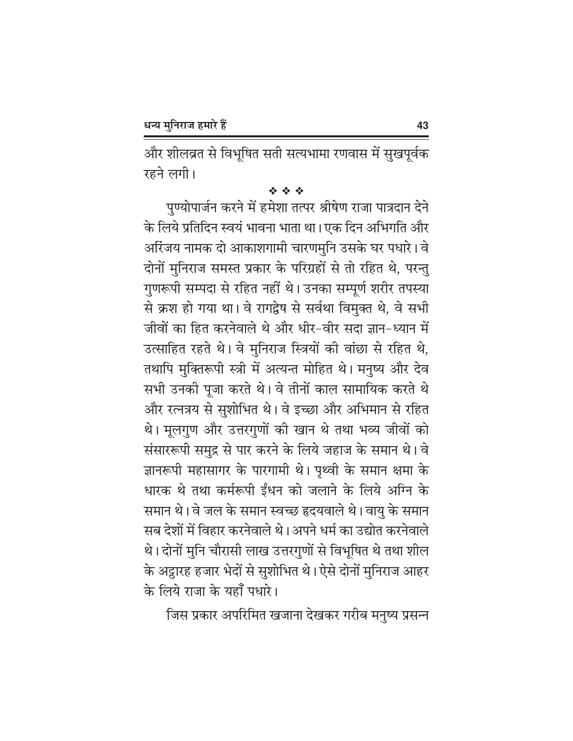और शीलव्रत से विभूषित सती सत्यभामा रणवास में सुखपूर्वक रहने लगी।

❖ ❖ ❖

पुण्योपार्जन करने में हमेशा तत्पर श्रीषेण राजा पात्रदान देने के लिये प्रतिदिन स्वयं भावना भाता था। एक दिन अभिगति और अरिंजय नामक दो आकाशगामी चारणमुनि उसके घर पधारे। वे दोनों मुनिराज समस्त प्रकार के परिग्रहों से तो रहित थे, परन्तु गुणरूपी सम्पदा से रहित नहीं थे। उनका सम्पूर्ण शरीर तपस्या से क्रश हो गया था। वे रागद्वेष से सर्वथा विमुक्त थे, वे सभी जीवों का हित करनेवाले थे और धीर-वीर सदा ज्ञान-ध्यान में उत्साहित रहते थे। वे मुनिराज स्त्रियों की वांछा से रहित थे, तथापि मुक्तिरूपी स्त्री में अत्यन्त मोहित थे। मनुष्य और देव सभी उनकी पूजा करते थे। वे तीनों काल सामायिक करते थे और रत्नत्रय से सुशोभित थे। वे इच्छा और अभिमान से रहित थे। मूलगुण और उत्तरगुणों की खान थे तथा भव्य जीवों को संसाररूपी समुद्र से पार करने के लिये जहाज के समान थे। वे ज्ञानरूपी महासागर के पारगामी थे। पृथ्वी के समान क्षमा के धारक थे तथा कर्मरूपी ईंधन को जलाने के लिये अग्नि के समान थे। वे जल के समान स्वच्छ हृदयवाले थे। वायु के समान सब देशों में विहार करनेवाले थे। अपने धर्म का उद्योत करनेवाले थे। दोनों मुनि चौरासी लाख उत्तरगुणों से विभूषित थे तथा शील के अट्ठारह हजार भेदों से सुशोभित थे। ऐसे दोनों मुनिराज आहर के लिये राजा के यहाँ पधारे।

जिस प्रकार अपरिमित खजाना देखकर गरीब मनुष्य प्रसन्न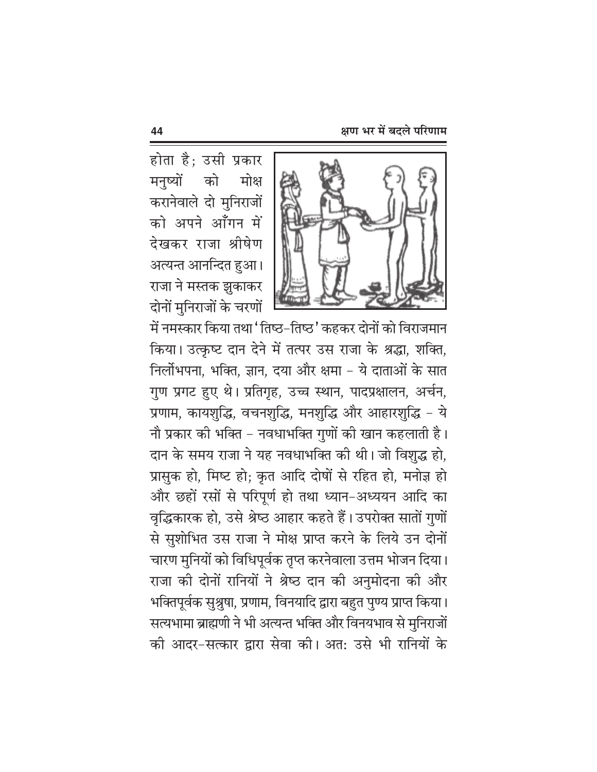होता है; उसी प्रकार मनुष्यों को मोक्ष करानेवाले दो मुनिराजों को अपने आँगन में देखकर राजा श्रीषेण अत्यन्त आनन्दित हुआ। राजा ने मस्तक झुकाकर दोनों मुनिराजों के चरणों में नमस्कार किया तथा 'तिष्ठ-तिष्ठ' कहकर दोनों को विराजमान किया। उत्कृष्ट दान देने में तत्पर उस राजा के श्रद्धा, शक्ति, निर्लोभपना, भक्ति, ज्ञान, दया और क्षमा – ये दाताओं के सात गुण प्रगट हुए थे। प्रतिगृह, उच्च स्थान, पादप्रक्षालन, अर्चन, प्रणाम, कायशुद्धि, वचनशुद्धि, मनशुद्धि और आहारशुद्धि – ये नौ प्रकार की भक्ति – नवधाभक्ति गुणों की खान कहलाती है। दान के समय राजा ने यह नवधाभक्ति की थी। जो विशुद्ध हो, प्रासुक हो, मिष्ट हो; कृत आदि दोषों से रहित हो, मनोज्ञ हो और छहों रसों से परिपूर्ण हो तथा ध्यान-अध्ययन आदि का वृद्धिकारक हो, उसे श्रेष्ठ आहार कहते हैं। उपरोक्त सातों गुणों से सुशोभित उस राजा ने मोक्ष प्राप्त करने के लिये उन दोनों चारण मुनियों को विधिपूर्वक तृप्त करनेवाला उत्तम भोजन दिया। राजा की दोनों रानियों ने श्रेष्ठ दान की अनुमोदना की और भक्तिपूर्वक सुश्रुषा, प्रणाम, विनयादि द्वारा बहुत पुण्य प्राप्त किया। सत्यभामा ब्राह्मणी ने भी अत्यन्त भक्ति और विनयभाव से मुनिराजों की आदर-सत्कार द्वारा सेवा की। अतः उसे भी रानियों के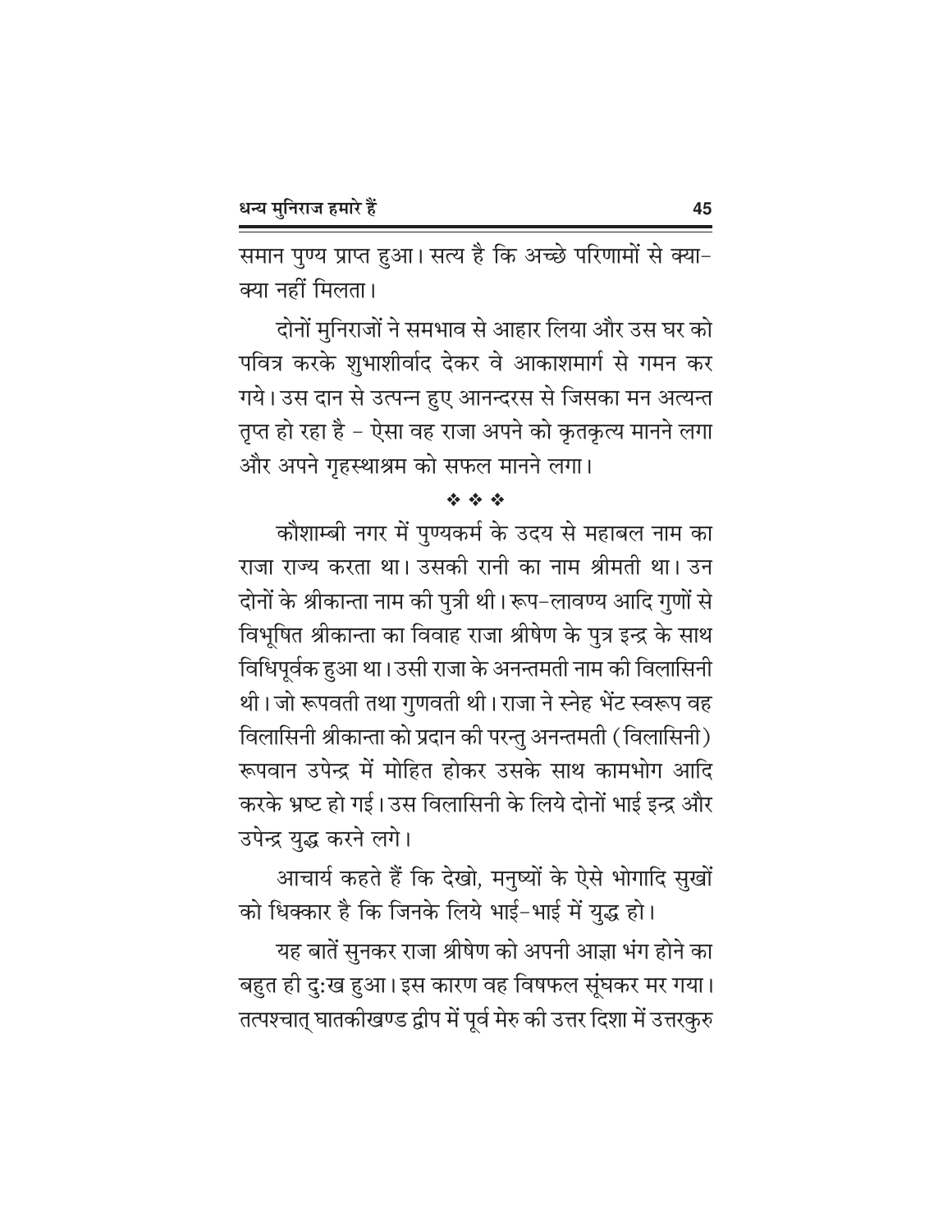समान पुण्य प्राप्त हुआ। सत्य है कि अच्छे परिणामों से क्या-क्या नहीं मिलता।

दोनों मुनिराजों ने समभाव से आहार लिया और उस घर को पवित्र करके शुभाशीर्वाद देकर वे आकाशमार्ग से गमन कर गये। उस दान से उत्पन्न हुए आनन्दरस से जिसका मन अत्यन्त तृप्त हो रहा है – ऐसा वह राजा अपने को कृतकृत्य मानने लगा और अपने गृहस्थाश्रम को सफल मानने लगा।

❖ ❖ ❖

कौशाम्बी नगर में पुण्यकर्म के उदय से महाबल नाम का राजा राज्य करता था। उसकी रानी का नाम श्रीमती था। उन दोनों के श्रीकान्ता नाम की पुत्री थी। रूप-लावण्य आदि गुणों से विभूषित श्रीकान्ता का विवाह राजा श्रीषेण के पुत्र इन्द्र के साथ विधिपूर्वक हुआ था। उसी राजा के अनन्तमती नाम की विलासिनी थी। जो रूपवती तथा गुणवती थी। राजा ने स्नेह भेंट स्वरूप वह विलासिनी श्रीकान्ता को प्रदान की परन्तु अनन्तमती (विलासिनी) रूपवान उपेन्द्र में मोहित होकर उसके साथ कामभोग आदि करके भ्रष्ट हो गई। उस विलासिनी के लिये दोनों भाई इन्द्र और उपेन्द्र युद्ध करने लगे।

आचार्य कहते हैं कि देखो, मनुष्यों के ऐसे भोगादि सुखों को धिक्कार है कि जिनके लिये भाई-भाई में युद्ध हो।

यह बातें सुनकर राजा श्रीषेण को अपनी आज्ञा भंग होने का बहुत ही दुःख हुआ। इस कारण वह विषफल सूंघकर मर गया। तत्पश्चात् घातकीखण्ड द्वीप में पूर्व मेरु की उत्तर दिशा में उत्तरकुरु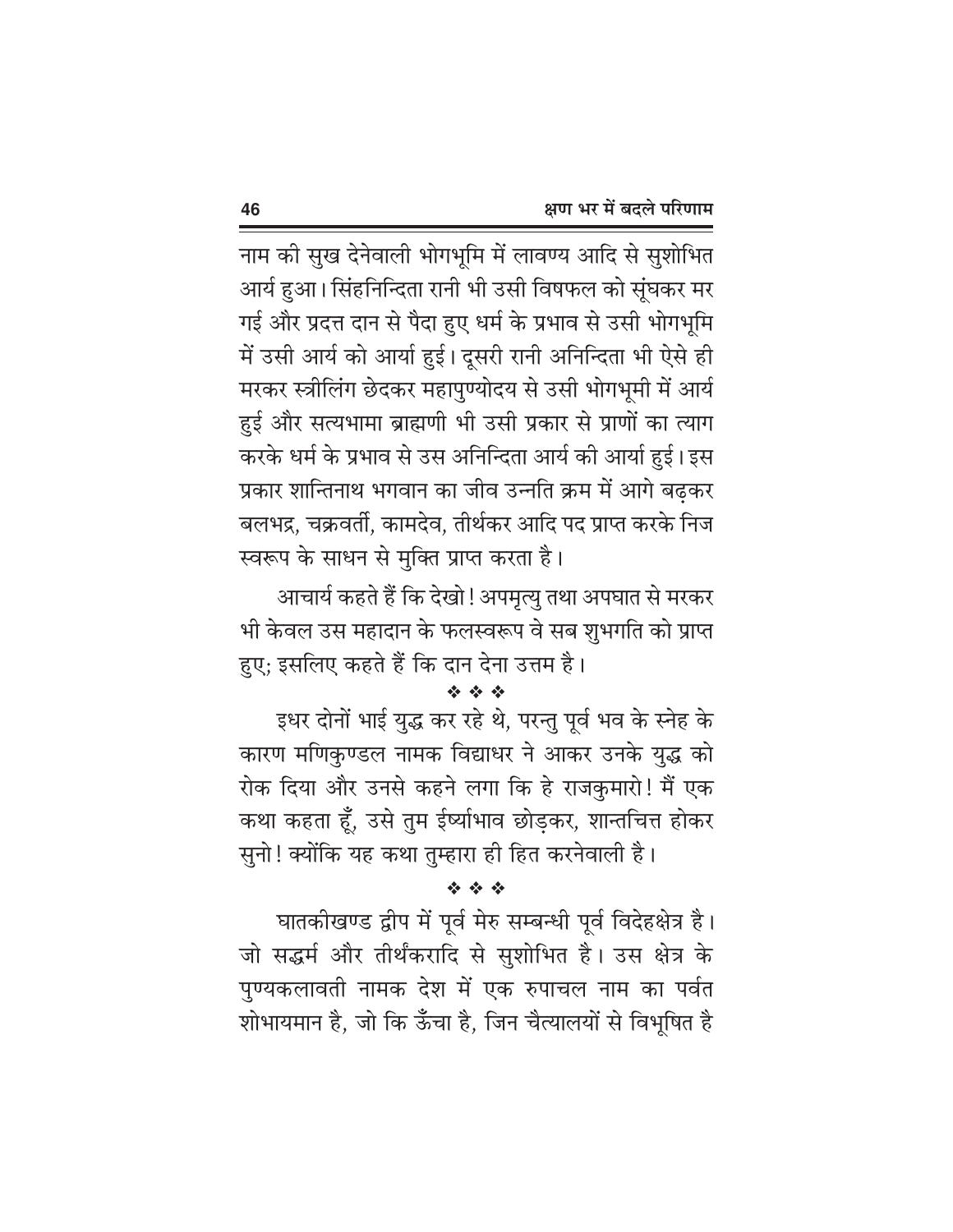नाम की सुख देनेवाली भोगभूमि में लावण्य आदि से सुशोभित आर्य हुआ। सिंहनिन्दिता रानी भी उसी विषफल को सूंघकर मर गई और प्रदत्त दान से पैदा हुए धर्म के प्रभाव से उसी भोगभूमि में उसी आर्य को आर्या हुई। दूसरी रानी अनिन्दिता भी ऐसे ही मरकर स्त्रीलिंग छेदकर महापुण्योदय से उसी भोगभूमी में आर्य हुई और सत्यभामा ब्राह्मणी भी उसी प्रकार से प्राणों का त्याग करके धर्म के प्रभाव से उस अनिन्दिता आर्य की आर्या हुई। इस प्रकार शान्तिनाथ भगवान का जीव उन्नति क्रम में आगे बढ़कर बलभद्र, चक्रवर्ती, कामदेव, तीर्थकर आदि पद प्राप्त करके निज स्वरूप के साधन से मुक्ति प्राप्त करता है।

आचार्य कहते हैं कि देखो! अपमृत्यु तथा अपघात से मरकर भी केवल उस महादान के फलस्वरूप वे सब शुभगति को प्राप्त हुए; इसलिए कहते हैं कि दान देना उत्तम है।

❖ ❖ ❖

इधर दोनों भाई युद्ध कर रहे थे, परन्तु पूर्व भव के स्नेह के कारण मणिकुण्डल नामक विद्याधर ने आकर उनके युद्ध को रोक दिया और उनसे कहने लगा कि हे राजकुमारो! मैं एक कथा कहता हूँ, उसे तुम ईर्ष्याभाव छोड़कर, शान्तचित्त होकर सुनो! क्योंकि यह कथा तुम्हारा ही हित करनेवाली है।

❖ ❖ ❖

घातकीखण्ड द्वीप में पूर्व मेरु सम्बन्धी पूर्व विदेहक्षेत्र है। जो सद्धर्म और तीर्थंकरादि से सुशोभित है। उस क्षेत्र के पुण्यकलावती नामक देश में एक रुपाचल नाम का पर्वत शोभायमान है, जो कि ऊँचा है, जिन चैत्यालयों से विभूषित है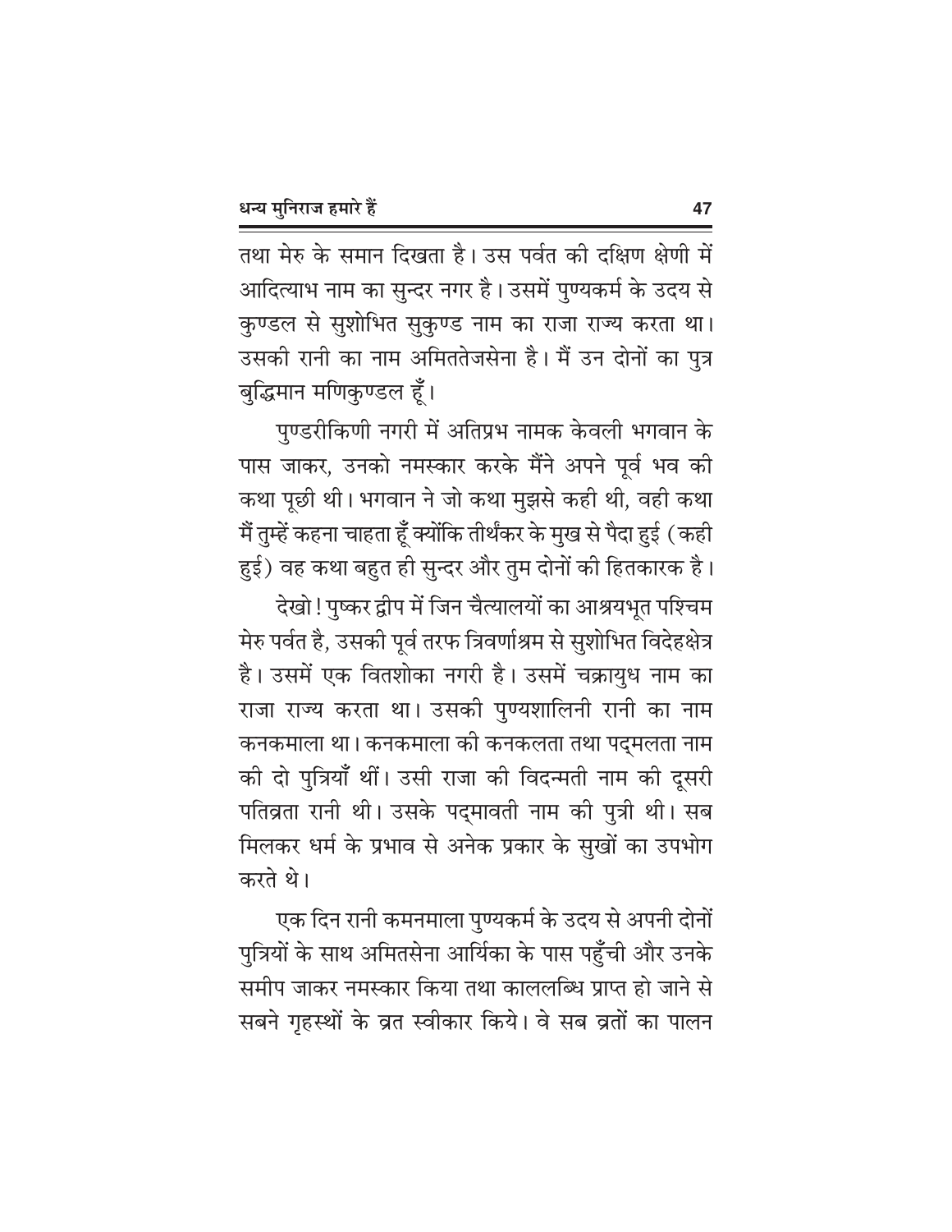तथा मेरु के समान दिखता है। उस पर्वत की दक्षिण क्षेणी में आदित्याभ नाम का सुन्दर नगर है। उसमें पुण्यकर्म के उदय से कुण्डल से सुशोभित सुकुण्ड नाम का राजा राज्य करता था। उसकी रानी का नाम अमिततेजसेना है। मैं उन दोनों का पुत्र बुद्धिमान मणिकुण्डल हूँ।

पुण्डरीकिणी नगरी में अतिप्रभ नामक केवली भगवान के पास जाकर, उनको नमस्कार करके मैंने अपने पूर्व भव की कथा पूछी थी। भगवान ने जो कथा मुझसे कही थी, वही कथा मैं तुम्हें कहना चाहता हूँ क्योंकि तीर्थंकर के मुख से पैदा हुई (कही हुई) वह कथा बहुत ही सुन्दर और तुम दोनों की हितकारक है।

देखो! पुष्कर द्वीप में जिन चैत्यालयों का आश्रयभूत पश्चिम मेरु पर्वत है, उसकी पूर्व तरफ त्रिवर्णाश्रम से सुशोभित विदेहक्षेत्र है। उसमें एक वितशोका नगरी है। उसमें चक्रायुध नाम का राजा राज्य करता था। उसकी पुण्यशालिनी रानी का नाम कनकमाला था। कनकमाला की कनकलता तथा पद्मलता नाम की दो पुत्रियाँ थीं। उसी राजा की विदन्मती नाम की दूसरी पतिव्रता रानी थी। उसके पद्मावती नाम की पुत्री थी। सब मिलकर धर्म के प्रभाव से अनेक प्रकार के सुखों का उपभोग करते थे।

एक दिन रानी कमनमाला पुण्यकर्म के उदय से अपनी दोनों पुत्रियों के साथ अमितसेना आर्यिका के पास पहुँची और उनके समीप जाकर नमस्कार किया तथा काललब्धि प्राप्त हो जाने से सबने गृहस्थों के व्रत स्वीकार किये। वे सब व्रतों का पालन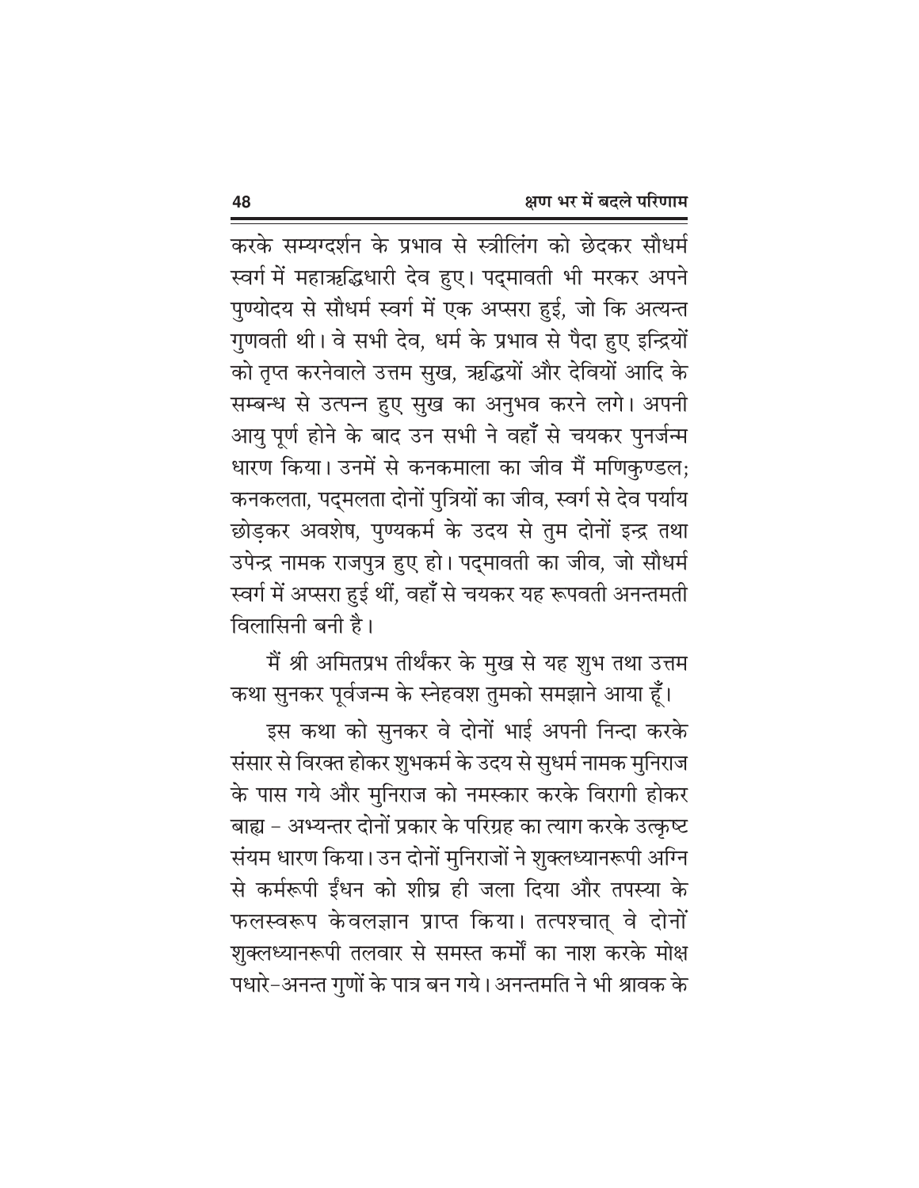करके सम्यग्दर्शन के प्रभाव से स्त्रीलिंग को छेदकर सौधर्म स्वर्ग में महाऋद्धिधारी देव हुए। पद्मावती भी मरकर अपने पुण्योदय से सौधर्म स्वर्ग में एक अप्सरा हुई, जो कि अत्यन्त गुणवती थी। वे सभी देव, धर्म के प्रभाव से पैदा हुए इन्द्रियों को तृप्त करनेवाले उत्तम सुख, ऋद्धियों और देवियों आदि के सम्बन्ध से उत्पन्न हुए सुख का अनुभव करने लगे। अपनी आयु पूर्ण होने के बाद उन सभी ने वहाँ से चयकर पुनर्जन्म धारण किया। उनमें से कनकमाला का जीव मैं मणिकुण्डल; कनकलता, पद्मलता दोनों पुत्रियों का जीव, स्वर्ग से देव पर्याय छोड़कर अवशेष, पुण्यकर्म के उदय से तुम दोनों इन्द्र तथा उपेन्द्र नामक राजपुत्र हुए हो। पद्मावती का जीव, जो सौधर्म स्वर्ग में अप्सरा हुई थीं, वहाँ से चयकर यह रूपवती अनन्तमती विलासिनी बनी है।

मैं श्री अमितप्रभ तीर्थंकर के मुख से यह शुभ तथा उत्तम कथा सुनकर पूर्वजन्म के स्नेहवश तुमको समझाने आया हूँ।

इस कथा को सुनकर वे दोनों भाई अपनी निन्दा करके संसार से विरक्त होकर शुभकर्म के उदय से सुधर्म नामक मुनिराज के पास गये और मुनिराज को नमस्कार करके विरागी होकर बाह्य - अभ्यन्तर दोनों प्रकार के परिग्रह का त्याग करके उत्कृष्ट संयम धारण किया। उन दोनों मुनिराजों ने शुक्लध्यानरूपी अग्नि से कर्मरूपी ईंधन को शीघ्र ही जला दिया और तपस्या के फलस्वरूप केवलज्ञान प्राप्त किया। तत्पश्चात् वे दोनों शुक्लध्यानरूपी तलवार से समस्त कर्मों का नाश करके मोक्ष पधारे–अनन्त गुणों के पात्र बन गये। अनन्तमति ने भी श्रावक के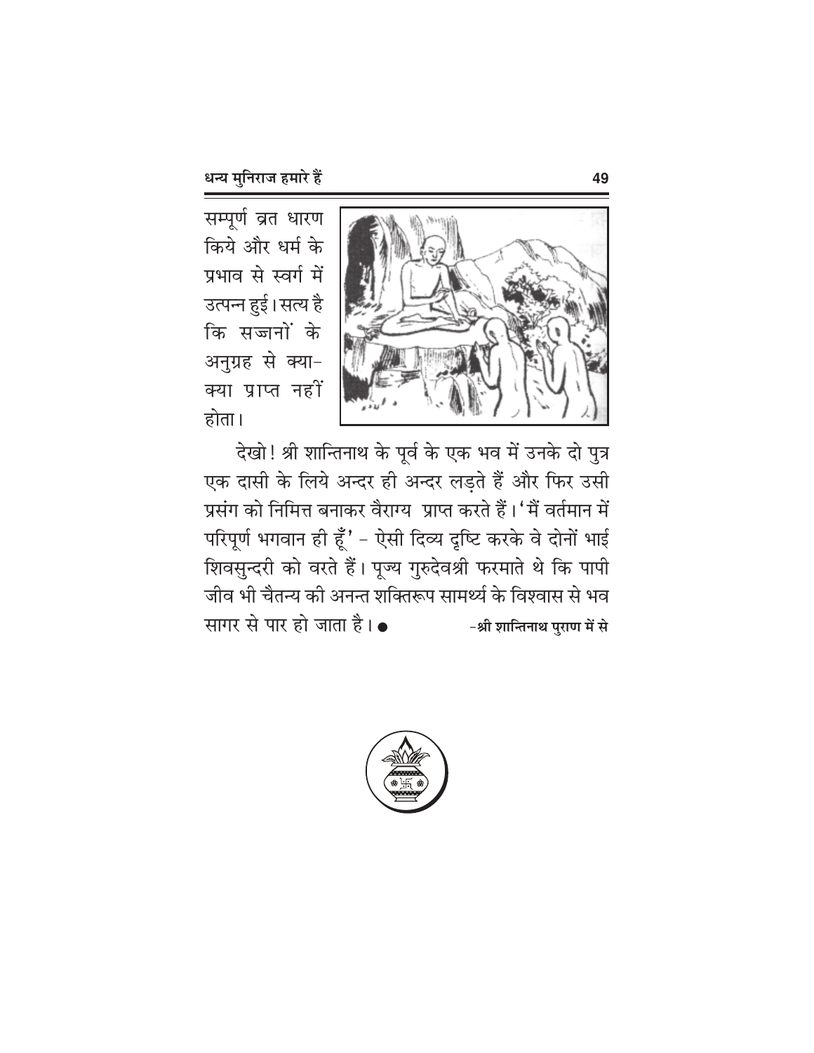सम्पूर्ण व्रत धारण किये और धर्म के प्रभाव से स्वर्ग में उत्पन्न हुई। सत्य है कि सज्जनों के अनुग्रह से क्या-क्या प्राप्त नहीं होता।

देखो! श्री शान्तिनाथ के पूर्व के एक भव में उनके दो पुत्र एक दासी के लिये अन्दर ही अन्दर लड़ते हैं और फिर उसी प्रसंग को निमित्त बनाकर वैराग्य प्राप्त करते हैं। 'मैं वर्तमान में परिपूर्ण भगवान ही हूँ' – ऐसी दिव्य दृष्टि करके वे दोनों भाई शिवसुन्दरी को वरते हैं। पूज्य गुरुदेवश्री फरमाते थे कि पापी जीव भी चैतन्य की अनन्त शक्तिरूप सामर्थ्य के विश्वास से भव सागर से पार हो जाता है। ●

**–श्री शान्तिनाथ पुराण में से**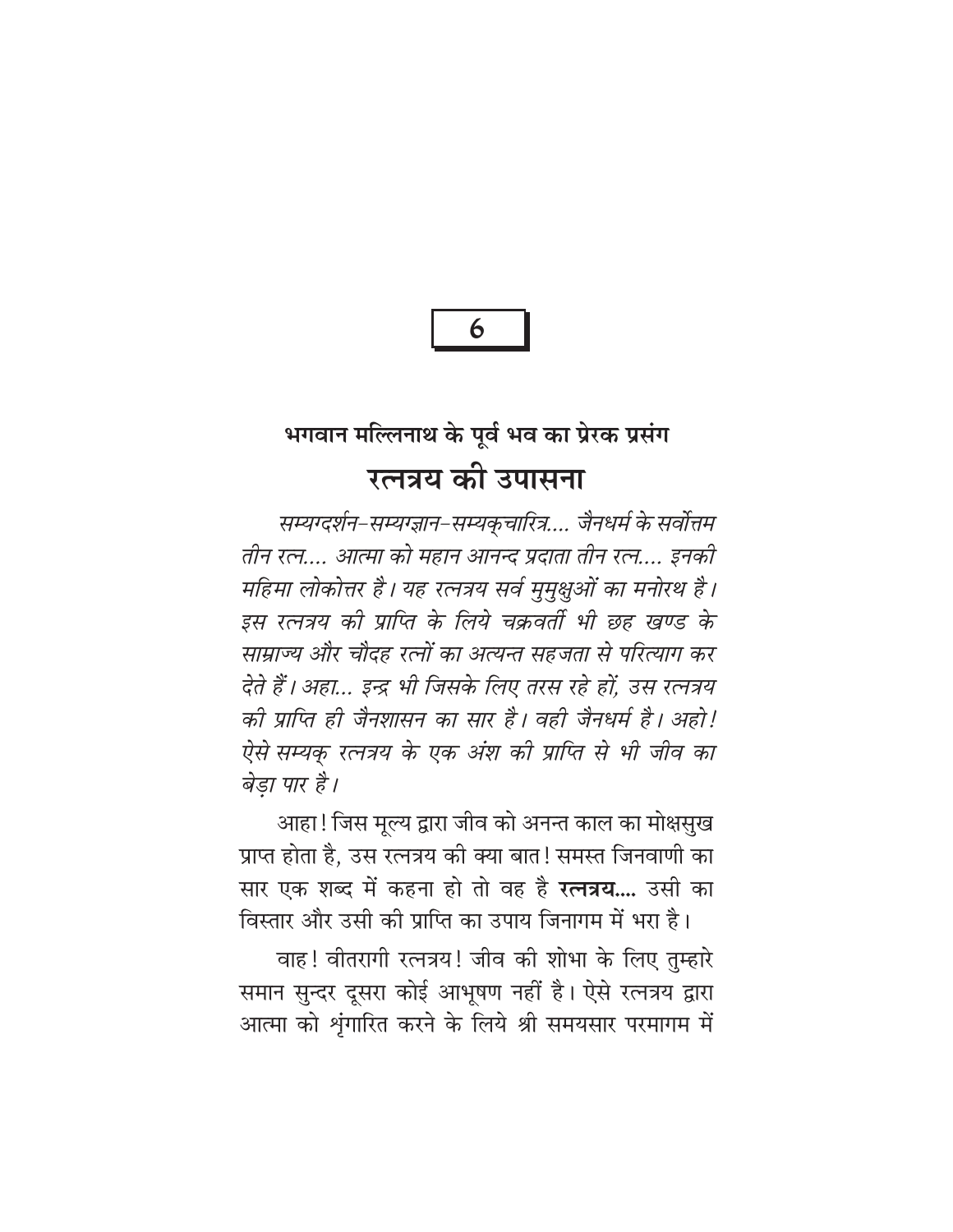# 6

## भगवान मल्लिनाथ के पूर्व भव का प्रेरक प्रसंग

## रत्नत्रय की उपासना

*सम्यग्दर्शन-सम्यग्ज्ञान-सम्यक्चारित्र.... जैनधर्म के सर्वोत्तम तीन रत्न.... आत्मा को महान आनन्द प्रदाता तीन रत्न.... इनकी महिमा लोकोत्तर है। यह रत्नत्रय सर्व मुमुक्षुओं का मनोरथ है। इस रत्नत्रय की प्राप्ति के लिये चक्रवर्ती भी छह खण्ड के साम्राज्य और चौदह रत्नों का अत्यन्त सहजता से परित्याग कर देते हैं। अहा... इन्द्र भी जिसके लिए तरस रहे हों, उस रत्नत्रय की प्राप्ति ही जैनशासन का सार है। वही जैनधर्म है। अहो! ऐसे सम्यक् रत्नत्रय के एक अंश की प्राप्ति से भी जीव का बेड़ा पार है।*

आहा! जिस मूल्य द्वारा जीव को अनन्त काल का मोक्षसुख प्राप्त होता है, उस रत्नत्रय की क्या बात! समस्त जिनवाणी का सार एक शब्द में कहना हो तो वह है **रत्नत्रय....** उसी का विस्तार और उसी की प्राप्ति का उपाय जिनागम में भरा है।

वाह! वीतरागी रत्नत्रय! जीव की शोभा के लिए तुम्हारे समान सुन्दर दूसरा कोई आभूषण नहीं है। ऐसे रत्नत्रय द्वारा आत्मा को शृंगारित करने के लिये श्री समयसार परमागम में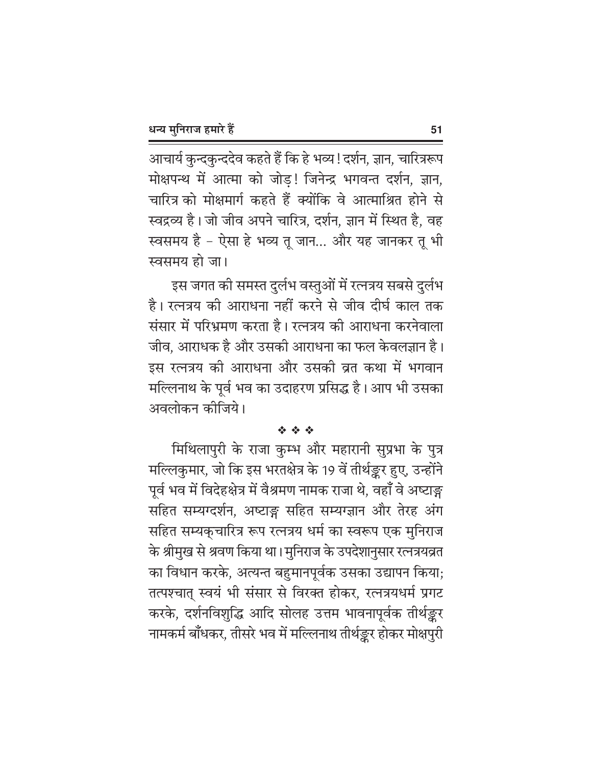आचार्य कुन्दकुन्ददेव कहते हैं कि हे भव्य! दर्शन, ज्ञान, चारित्ररूप मोक्षपन्थ में आत्मा को जोड़! जिनेन्द्र भगवन्त दर्शन, ज्ञान, चारित्र को मोक्षमार्ग कहते हैं क्योंकि वे आत्माश्रित होने से स्वद्रव्य है। जो जीव अपने चारित्र, दर्शन, ज्ञान में स्थित है, वह स्वसमय है – ऐसा हे भव्य तू जान... और यह जानकर तू भी स्वसमय हो जा।

इस जगत की समस्त दुर्लभ वस्तुओं में रत्नत्रय सबसे दुर्लभ है। रत्नत्रय की आराधना नहीं करने से जीव दीर्घ काल तक संसार में परिभ्रमण करता है। रत्नत्रय की आराधना करनेवाला जीव, आराधक है और उसकी आराधना का फल केवलज्ञान है। इस रत्नत्रय की आराधना और उसकी व्रत कथा में भगवान मल्लिनाथ के पूर्व भव का उदाहरण प्रसिद्ध है। आप भी उसका अवलोकन कीजिये।

❖ ❖ ❖

मिथिलापुरी के राजा कुम्भ और महारानी सुप्रभा के पुत्र मल्लिकुमार, जो कि इस भरतक्षेत्र के 19 वें तीर्थङ्कर हुए, उन्होंने पूर्व भव में विदेहक्षेत्र में वैश्रमण नामक राजा थे, वहाँ वे अष्टाङ्ग सहित सम्यग्दर्शन, अष्टाङ्ग सहित सम्यग्ज्ञान और तेरह अंग सहित सम्यक्चारित्र रूप रत्नत्रय धर्म का स्वरूप एक मुनिराज के श्रीमुख से श्रवण किया था। मुनिराज के उपदेशानुसार रत्नत्रयव्रत का विधान करके, अत्यन्त बहुमानपूर्वक उसका उद्यापन किया; तत्पश्चात् स्वयं भी संसार से विरक्त होकर, रत्नत्रयधर्म प्रगट करके, दर्शनविशुद्धि आदि सोलह उत्तम भावनापूर्वक तीर्थङ्कर नामकर्म बाँधकर, तीसरे भव में मल्लिनाथ तीर्थङ्कर होकर मोक्षपुरी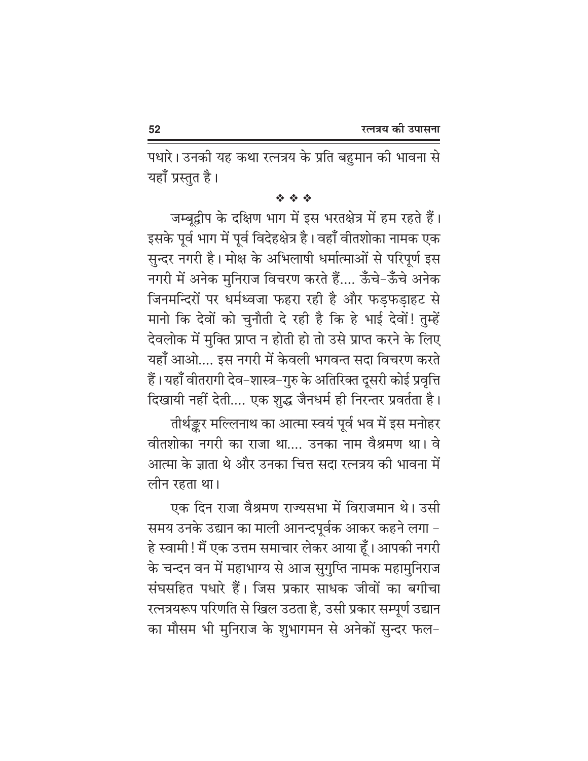पधारे। उनकी यह कथा रत्नत्रय के प्रति बहुमान की भावना से यहाँ प्रस्तुत है।

❖ ❖ ❖

जम्बूद्वीप के दक्षिण भाग में इस भरतक्षेत्र में हम रहते हैं। इसके पूर्व भाग में पूर्व विदेहक्षेत्र है। वहाँ वीतशोका नामक एक सुन्दर नगरी है। मोक्ष के अभिलाषी धर्मात्माओं से परिपूर्ण इस नगरी में अनेक मुनिराज विचरण करते हैं.... ऊँचे-ऊँचे अनेक जिनमन्दिरों पर धर्मध्वजा फहरा रही है और फड़फड़ाहट से मानो कि देवों को चुनौती दे रही है कि हे भाई देवों! तुम्हें देवलोक में मुक्ति प्राप्त न होती हो तो उसे प्राप्त करने के लिए यहाँ आओ.... इस नगरी में केवली भगवन्त सदा विचरण करते हैं। यहाँ वीतरागी देव-शास्त्र-गुरु के अतिरिक्त दूसरी कोई प्रवृत्ति दिखायी नहीं देती.... एक शुद्ध जैनधर्म ही निरन्तर प्रवर्तता है।

तीर्थङ्कर मल्लिनाथ का आत्मा स्वयं पूर्व भव में इस मनोहर वीतशोका नगरी का राजा था.... उनका नाम वैश्रमण था। वे आत्मा के ज्ञाता थे और उनका चित्त सदा रत्नत्रय की भावना में लीन रहता था।

एक दिन राजा वैश्रमण राज्यसभा में विराजमान थे। उसी समय उनके उद्यान का माली आनन्दपूर्वक आकर कहने लगा – हे स्वामी! मैं एक उत्तम समाचार लेकर आया हूँ। आपकी नगरी के चन्दन वन में महाभाग्य से आज सुगुप्ति नामक महामुनिराज संघसहित पधारे हैं। जिस प्रकार साधक जीवों का बगीचा रत्नत्रयरूप परिणति से खिल उठता है, उसी प्रकार सम्पूर्ण उद्यान का मौसम भी मुनिराज के शुभागमन से अनेकों सुन्दर फल-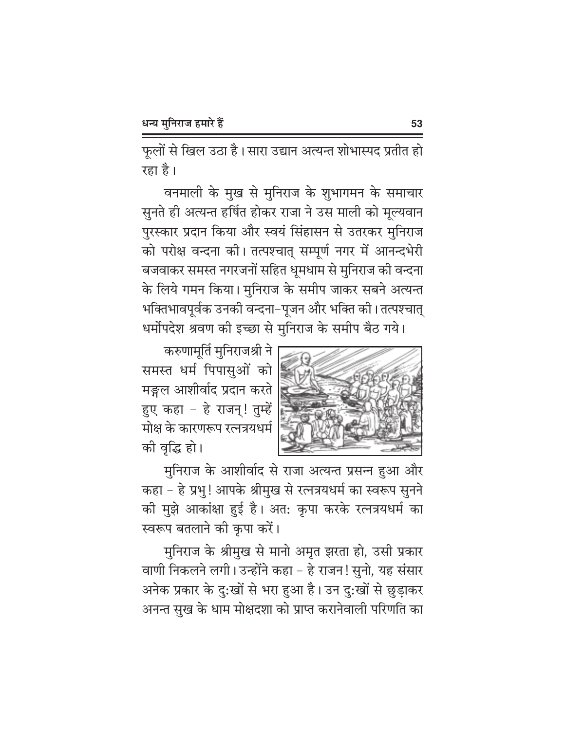फूलों से खिल उठा है। सारा उद्यान अत्यन्त शोभास्पद प्रतीत हो रहा है।

वनमाली के मुख से मुनिराज के शुभागमन के समाचार सुनते ही अत्यन्त हर्षित होकर राजा ने उस माली को मूल्यवान पुरस्कार प्रदान किया और स्वयं सिंहासन से उतरकर मुनिराज को परोक्ष वन्दना की। तत्पश्चात् सम्पूर्ण नगर में आनन्दभेरी बजवाकर समस्त नगरजनों सहित धूमधाम से मुनिराज की वन्दना के लिये गमन किया। मुनिराज के समीप जाकर सबने अत्यन्त भक्तिभावपूर्वक उनकी वन्दना-पूजन और भक्ति की। तत्पश्चात् धर्मोपदेश श्रवण की इच्छा से मुनिराज के समीप बैठ गये।

करुणामूर्ति मुनिराजश्री ने समस्त धर्म पिपासुओं को मङ्गल आशीर्वाद प्रदान करते हुए कहा - हे राजन्! तुम्हें मोक्ष के कारणरूप रत्नत्रयधर्म की वृद्धि हो।

मुनिराज के आशीर्वाद से राजा अत्यन्त प्रसन्न हुआ और कहा - हे प्रभु! आपके श्रीमुख से रत्नत्रयधर्म का स्वरूप सुनने की मुझे आकांक्षा हुई है। अतः कृपा करके रत्नत्रयधर्म का स्वरूप बतलाने की कृपा करें।

मुनिराज के श्रीमुख से मानो अमृत झरता हो, उसी प्रकार वाणी निकलने लगी। उन्होंने कहा - हे राजन! सुनो, यह संसार अनेक प्रकार के दुःखों से भरा हुआ है। उन दुःखों से छुड़ाकर अनन्त सुख के धाम मोक्षदशा को प्राप्त करानेवाली परिणति का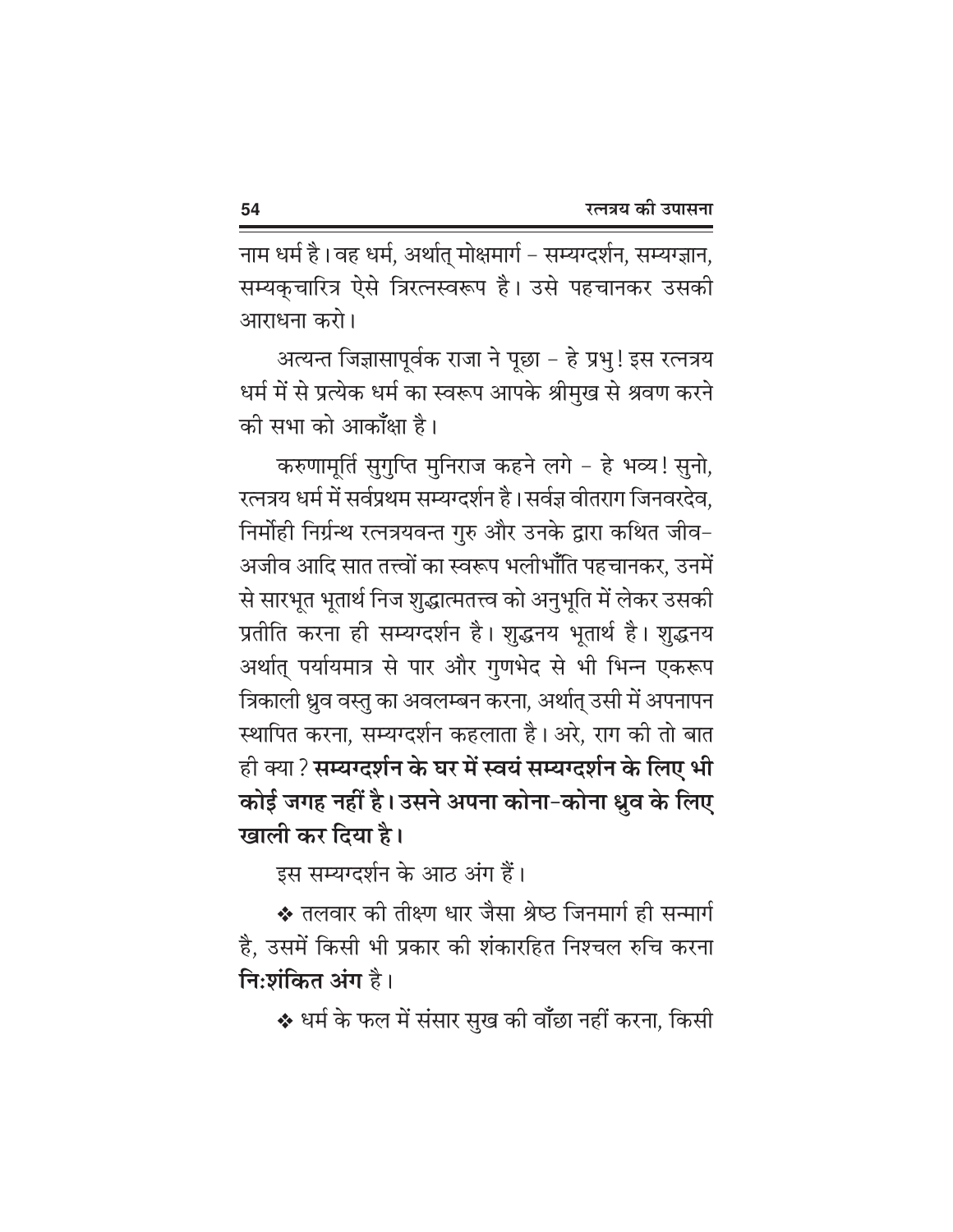नाम धर्म है। वह धर्म, अर्थात् मोक्षमार्ग - सम्यग्दर्शन, सम्यग्ज्ञान, सम्यक्चारित्र ऐसे त्रिरत्नस्वरूप है। उसे पहचानकर उसकी आराधना करो।

अत्यन्त जिज्ञासापूर्वक राजा ने पूछा - हे प्रभु! इस रत्नत्रय धर्म में से प्रत्येक धर्म का स्वरूप आपके श्रीमुख से श्रवण करने की सभा को आकाँक्षा है।

करुणामूर्ति सुगुप्ति मुनिराज कहने लगे - हे भव्य! सुनो, रत्नत्रय धर्म में सर्वप्रथम सम्यग्दर्शन है। सर्वज्ञ वीतराग जिनवरदेव, निर्मोही निर्ग्रन्थ रत्नत्रयवन्त गुरु और उनके द्वारा कथित जीव-अजीव आदि सात तत्त्वों का स्वरूप भलीभाँति पहचानकर, उनमें से सारभूत भूतार्थ निज शुद्धात्मतत्त्व को अनुभूति में लेकर उसकी प्रतीति करना ही सम्यग्दर्शन है। शुद्धनय भूतार्थ है। शुद्धनय अर्थात् पर्यायमात्र से पार और गुणभेद से भी भिन्न एकरूप त्रिकाली ध्रुव वस्तु का अवलम्बन करना, अर्थात् उसी में अपनापन स्थापित करना, सम्यग्दर्शन कहलाता है। अरे, राग की तो बात ही क्या? **सम्यग्दर्शन के घर में स्वयं सम्यग्दर्शन के लिए भी कोई जगह नहीं है। उसने अपना कोना-कोना ध्रुव के लिए खाली कर दिया है।**

इस सम्यग्दर्शन के आठ अंग हैं।

❖ तलवार की तीक्ष्ण धार जैसा श्रेष्ठ जिनमार्ग ही सन्मार्ग है, उसमें किसी भी प्रकार की शंकारहित निश्चल रुचि करना **निःशंकित अंग** है।

❖ धर्म के फल में संसार सुख की वाँछा नहीं करना, किसी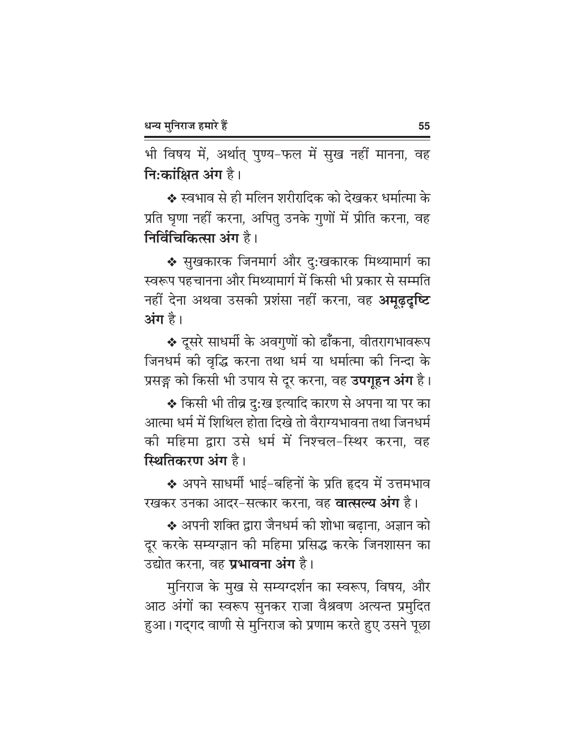भी विषय में, अर्थात् पुण्य-फल में सुख नहीं मानना, वह **निःकांक्षित अंग** है।

❖ स्वभाव से ही मलिन शरीरादिक को देखकर धर्मात्मा के प्रति घृणा नहीं करना, अपितु उनके गुणों में प्रीति करना, वह **निर्विचिकित्सा अंग** है।

❖ सुखकारक जिनमार्ग और दुःखकारक मिथ्यामार्ग का स्वरूप पहचानना और मिथ्यामार्ग में किसी भी प्रकार से सम्मति नहीं देना अथवा उसकी प्रशंसा नहीं करना, वह **अमूढ़दृष्टि अंग** है।

❖ दूसरे साधर्मी के अवगुणों को ढाँकना, वीतरागभावरूप जिनधर्म की वृद्धि करना तथा धर्म या धर्मात्मा की निन्दा के प्रसङ्ग को किसी भी उपाय से दूर करना, वह **उपगूहन अंग** है।

❖ किसी भी तीव्र दुःख इत्यादि कारण से अपना या पर का आत्मा धर्म में शिथिल होता दिखे तो वैराग्यभावना तथा जिनधर्म की महिमा द्वारा उसे धर्म में निश्चल-स्थिर करना, वह **स्थितिकरण अंग** है।

❖ अपने साधर्मी भाई-बहिनों के प्रति हृदय में उत्तमभाव रखकर उनका आदर-सत्कार करना, वह **वात्सल्य अंग** है।

❖ अपनी शक्ति द्वारा जैनधर्म की शोभा बढ़ाना, अज्ञान को दूर करके सम्यग्ज्ञान की महिमा प्रसिद्ध करके जिनशासन का उद्योत करना, वह **प्रभावना अंग** है।

मुनिराज के मुख से सम्यग्दर्शन का स्वरूप, विषय, और आठ अंगों का स्वरूप सुनकर राजा वैश्रवण अत्यन्त प्रमुदित हुआ। गद्गद वाणी से मुनिराज को प्रणाम करते हुए उसने पूछा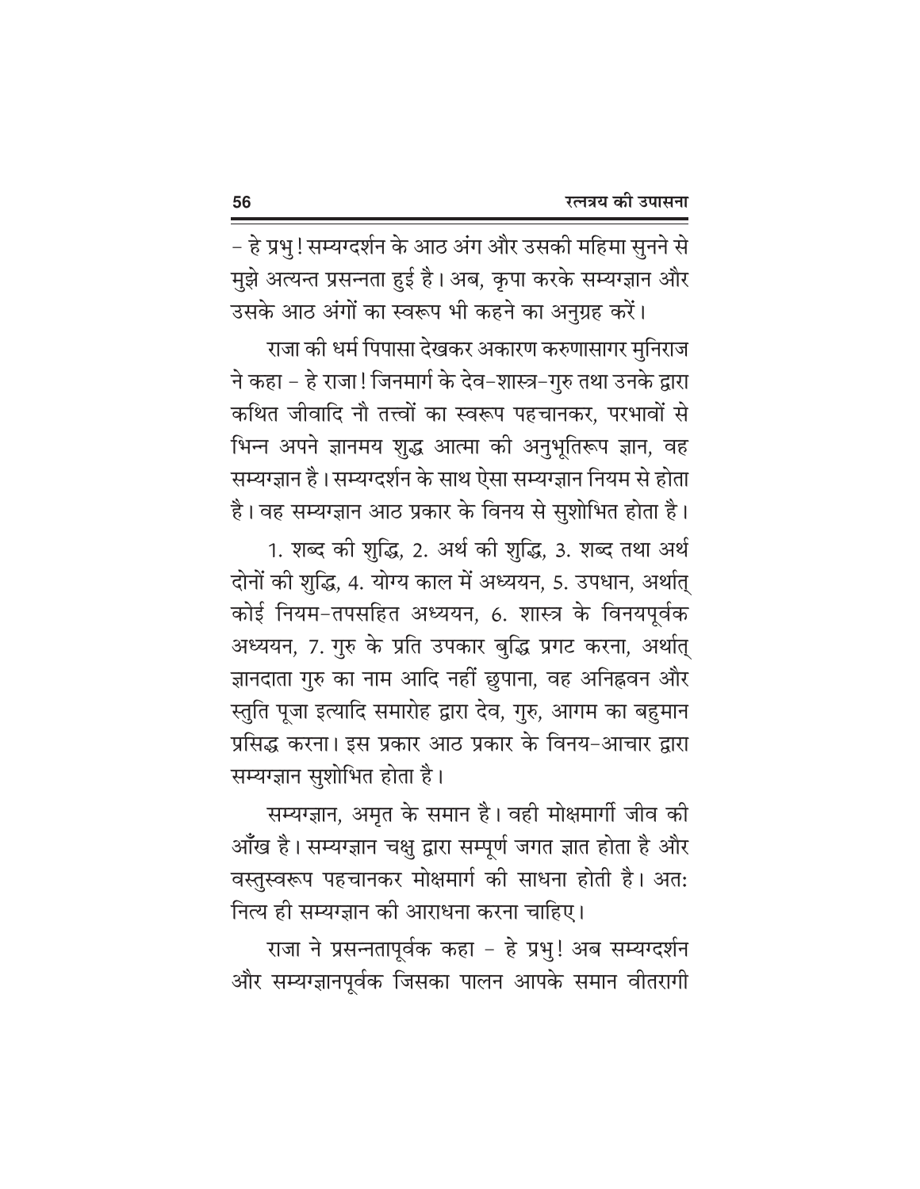– हे प्रभु! सम्यग्दर्शन के आठ अंग और उसकी महिमा सुनने से मुझे अत्यन्त प्रसन्नता हुई है। अब, कृपा करके सम्यग्ज्ञान और उसके आठ अंगों का स्वरूप भी कहने का अनुग्रह करें।

राजा की धर्म पिपासा देखकर अकारण करुणासागर मुनिराज ने कहा – हे राजा! जिनमार्ग के देव-शास्त्र-गुरु तथा उनके द्वारा कथित जीवादि नौ तत्त्वों का स्वरूप पहचानकर, परभावों से भिन्न अपने ज्ञानमय शुद्ध आत्मा की अनुभूतिरूप ज्ञान, वह सम्यग्ज्ञान है। सम्यग्दर्शन के साथ ऐसा सम्यग्ज्ञान नियम से होता है। वह सम्यग्ज्ञान आठ प्रकार के विनय से सुशोभित होता है।

1. शब्द की शुद्धि, 2. अर्थ की शुद्धि, 3. शब्द तथा अर्थ दोनों की शुद्धि, 4. योग्य काल में अध्ययन, 5. उपधान, अर्थात् कोई नियम-तपसहित अध्ययन, 6. शास्त्र के विनयपूर्वक अध्ययन, 7. गुरु के प्रति उपकार बुद्धि प्रगट करना, अर्थात् ज्ञानदाता गुरु का नाम आदि नहीं छुपाना, वह अनिह्नवन और स्तुति पूजा इत्यादि समारोह द्वारा देव, गुरु, आगम का बहुमान प्रसिद्ध करना। इस प्रकार आठ प्रकार के विनय-आचार द्वारा सम्यग्ज्ञान सुशोभित होता है।

सम्यग्ज्ञान, अमृत के समान है। वही मोक्षमार्गी जीव की आँख है। सम्यग्ज्ञान चक्षु द्वारा सम्पूर्ण जगत ज्ञात होता है और वस्तुस्वरूप पहचानकर मोक्षमार्ग की साधना होती है। अत: नित्य ही सम्यग्ज्ञान की आराधना करना चाहिए।

राजा ने प्रसन्नतापूर्वक कहा – हे प्रभु! अब सम्यग्दर्शन और सम्यग्ज्ञानपूर्वक जिसका पालन आपके समान वीतरागी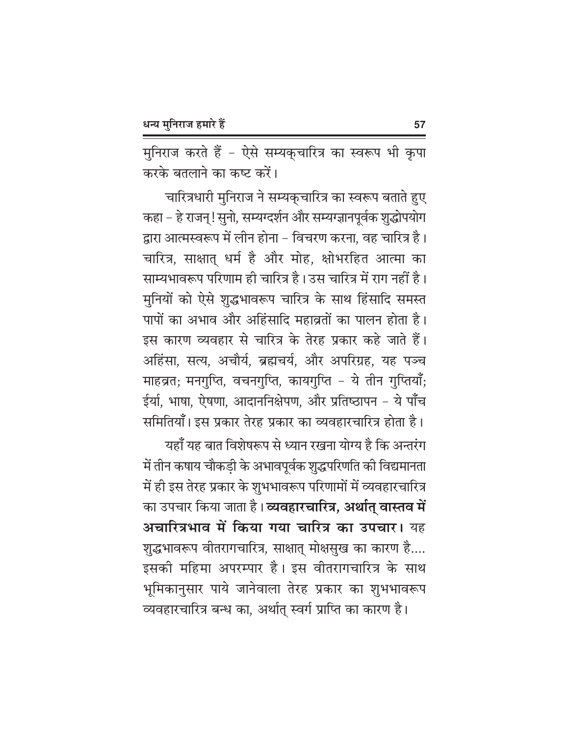मुनिराज करते हैं - ऐसे सम्यक्चारित्र का स्वरूप भी कृपा करके बतलाने का कष्ट करें।

चारित्रधारी मुनिराज ने सम्यक्चारित्र का स्वरूप बताते हुए कहा - हे राजन्! सुनो, सम्यग्दर्शन और सम्यग्ज्ञानपूर्वक शुद्धोपयोग द्वारा आत्मस्वरूप में लीन होना - विचरण करना, वह चारित्र है। चारित्र, साक्षात् धर्म है और मोह, क्षोभरहित आत्मा का साम्यभावरूप परिणाम ही चारित्र है। उस चारित्र में राग नहीं है। मुनियों को ऐसे शुद्धभावरूप चारित्र के साथ हिंसादि समस्त पापों का अभाव और अहिंसादि महाव्रतों का पालन होता है। इस कारण व्यवहार से चारित्र के तेरह प्रकार कहे जाते हैं। अहिंसा, सत्य, अचौर्य, ब्रह्मचर्य, और अपरिग्रह, यह पञ्च माहव्रत; मनगुप्ति, वचनगुप्ति, कायगुप्ति - ये तीन गुप्तियाँ; ईर्या, भाषा, ऐषणा, आदाननिक्षेपण, और प्रतिष्ठापन - ये पाँच समितियाँ। इस प्रकार तेरह प्रकार का व्यवहारचारित्र होता है।

यहाँ यह बात विशेषरूप से ध्यान रखना योग्य है कि अन्तरंग में तीन कषाय चौकड़ी के अभावपूर्वक शुद्धपरिणति की विद्यमानता में ही इस तेरह प्रकार के शुभभावरूप परिणामों में व्यवहारचारित्र का उपचार किया जाता है। **व्यवहारचारित्र, अर्थात् वास्तव में अचारित्रभाव में किया गया चारित्र का उपचार।** यह शुद्धभावरूप वीतरागचारित्र, साक्षात् मोक्षसुख का कारण है.... इसकी महिमा अपरम्पार है। इस वीतरागचारित्र के साथ भूमिकानुसार पाये जानेवाला तेरह प्रकार का शुभभावरूप व्यवहारचारित्र बन्ध का, अर्थात् स्वर्ग प्राप्ति का कारण है।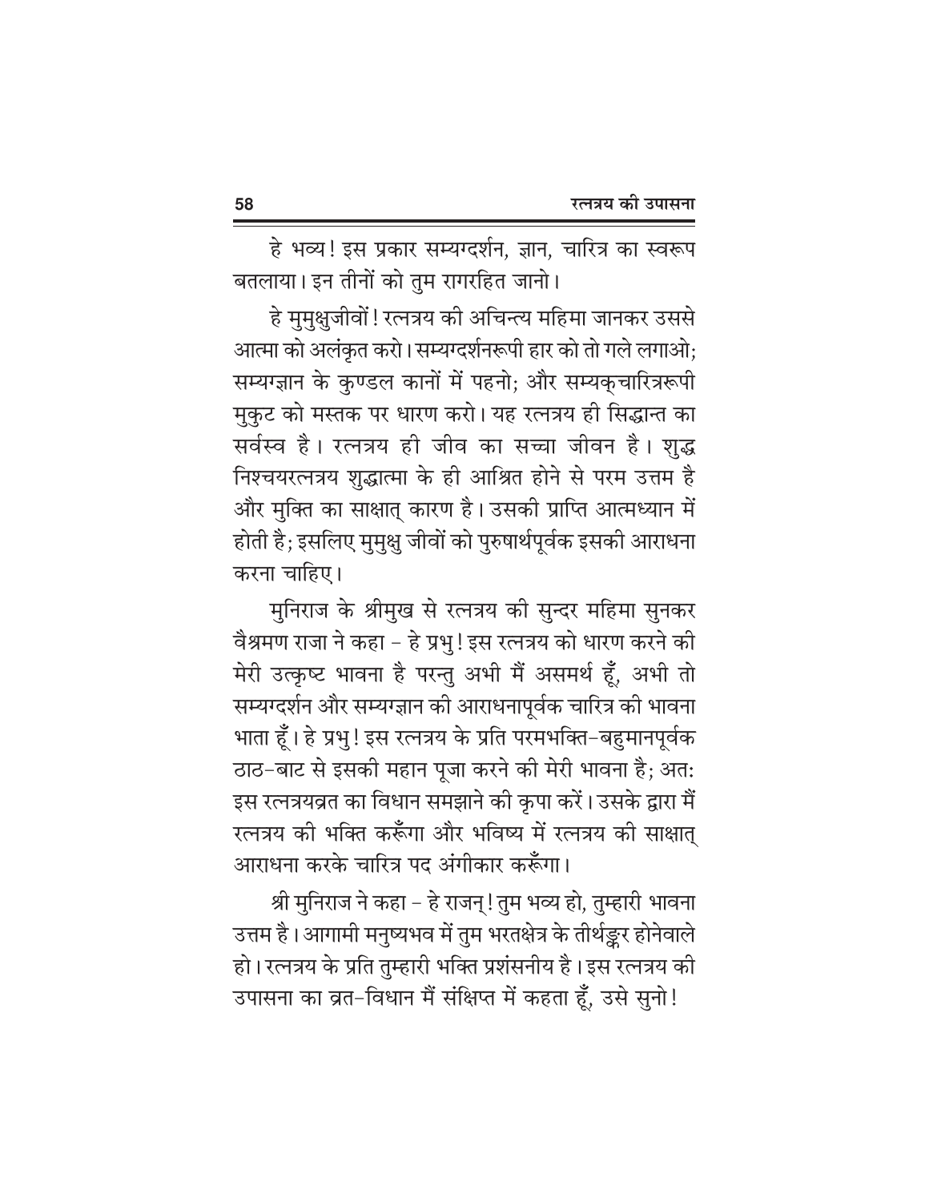हे भव्य! इस प्रकार सम्यग्दर्शन, ज्ञान, चारित्र का स्वरूप बतलाया। इन तीनों को तुम रागरहित जानो।

हे मुमुक्षुजीवों! रत्नत्रय की अचिन्त्य महिमा जानकर उससे आत्मा को अलंकृत करो। सम्यग्दर्शनरूपी हार को तो गले लगाओ; सम्यग्ज्ञान के कुण्डल कानों में पहनो; और सम्यक्चारित्ररूपी मुकुट को मस्तक पर धारण करो। यह रत्नत्रय ही सिद्धान्त का सर्वस्व है। रत्नत्रय ही जीव का सच्चा जीवन है। शुद्ध निश्चयरत्नत्रय शुद्धात्मा के ही आश्रित होने से परम उत्तम है और मुक्ति का साक्षात् कारण है। उसकी प्राप्ति आत्मध्यान में होती है; इसलिए मुमुक्षु जीवों को पुरुषार्थपूर्वक इसकी आराधना करना चाहिए।

मुनिराज के श्रीमुख से रत्नत्रय की सुन्दर महिमा सुनकर वैश्रमण राजा ने कहा – हे प्रभु! इस रत्नत्रय को धारण करने की मेरी उत्कृष्ट भावना है परन्तु अभी मैं असमर्थ हूँ, अभी तो सम्यग्दर्शन और सम्यग्ज्ञान की आराधनापूर्वक चारित्र की भावना भाता हूँ। हे प्रभु! इस रत्नत्रय के प्रति परमभक्ति–बहुमानपूर्वक ठाठ–बाट से इसकी महान पूजा करने की मेरी भावना है; अतः इस रत्नत्रयव्रत का विधान समझाने की कृपा करें। उसके द्वारा मैं रत्नत्रय की भक्ति करूँगा और भविष्य में रत्नत्रय की साक्षात् आराधना करके चारित्र पद अंगीकार करूँगा।

श्री मुनिराज ने कहा – हे राजन्! तुम भव्य हो, तुम्हारी भावना उत्तम है। आगामी मनुष्यभव में तुम भरतक्षेत्र के तीर्थङ्कर होनेवाले हो। रत्नत्रय के प्रति तुम्हारी भक्ति प्रशंसनीय है। इस रत्नत्रय की उपासना का व्रत–विधान मैं संक्षिप्त में कहता हूँ, उसे सुनो!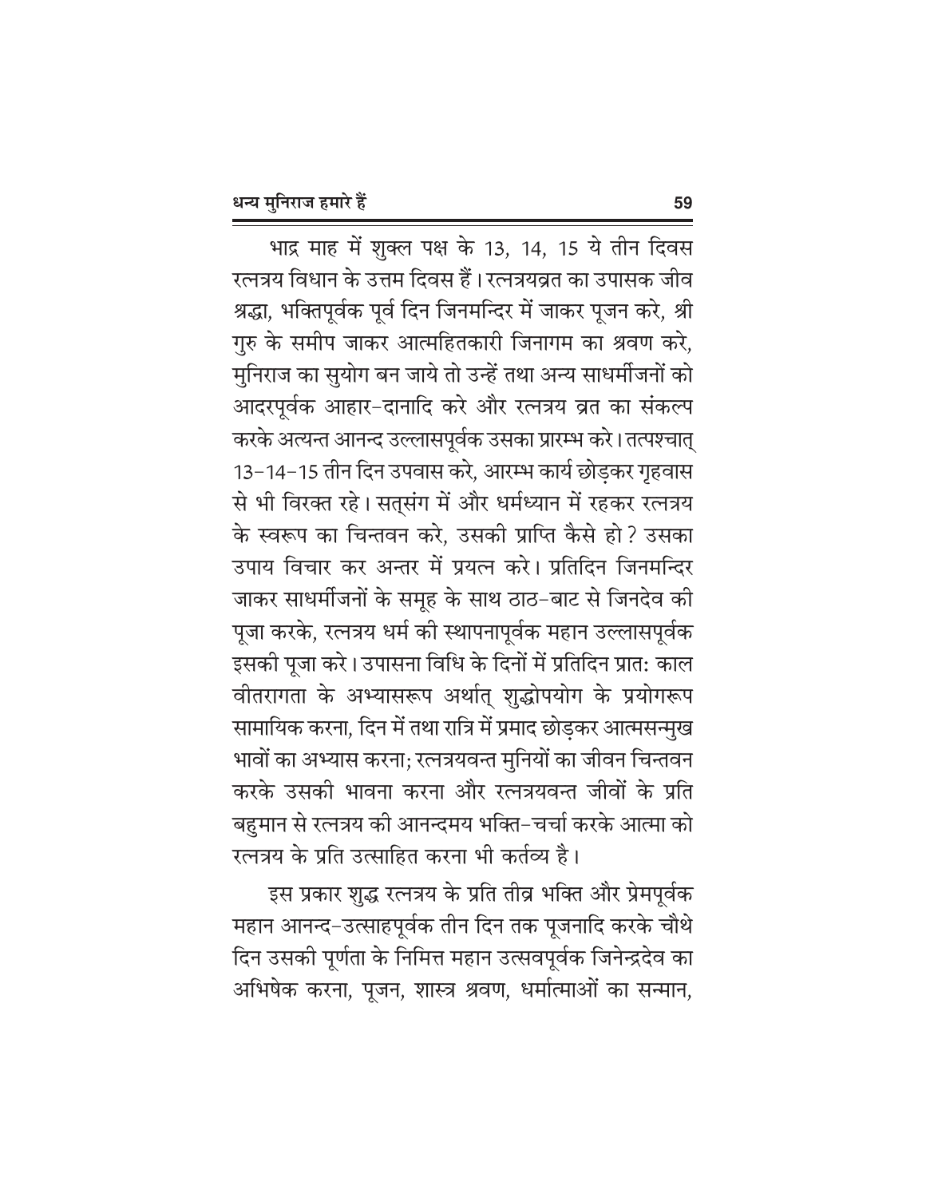भाद्र माह में शुक्ल पक्ष के 13, 14, 15 ये तीन दिवस रत्नत्रय विधान के उत्तम दिवस हैं। रत्नत्रयव्रत का उपासक जीव श्रद्धा, भक्तिपूर्वक पूर्व दिन जिनमन्दिर में जाकर पूजन करे, श्री गुरु के समीप जाकर आत्महितकारी जिनागम का श्रवण करे, मुनिराज का सुयोग बन जाये तो उन्हें तथा अन्य साधर्मीजनों को आदरपूर्वक आहार-दानादि करे और रत्नत्रय व्रत का संकल्प करके अत्यन्त आनन्द उल्लासपूर्वक उसका प्रारम्भ करे। तत्पश्चात् 13-14-15 तीन दिन उपवास करे, आरम्भ कार्य छोड़कर गृहवास से भी विरक्त रहे। सत्संग में और धर्मध्यान में रहकर रत्नत्रय के स्वरूप का चिन्तवन करे, उसकी प्राप्ति कैसे हो? उसका उपाय विचार कर अन्तर में प्रयत्न करे। प्रतिदिन जिनमन्दिर जाकर साधर्मीजनों के समूह के साथ ठाठ-बाट से जिनदेव की पूजा करके, रत्नत्रय धर्म की स्थापनापूर्वक महान उल्लासपूर्वक इसकी पूजा करे। उपासना विधि के दिनों में प्रतिदिन प्रातः काल वीतरागता के अभ्यासरूप अर्थात् शुद्धोपयोग के प्रयोगरूप सामायिक करना, दिन में तथा रात्रि में प्रमाद छोड़कर आत्मसन्मुख भावों का अभ्यास करना; रत्नत्रयवन्त मुनियों का जीवन चिन्तवन करके उसकी भावना करना और रत्नत्रयवन्त जीवों के प्रति बहुमान से रत्नत्रय की आनन्दमय भक्ति-चर्चा करके आत्मा को रत्नत्रय के प्रति उत्साहित करना भी कर्तव्य है।

इस प्रकार शुद्ध रत्नत्रय के प्रति तीव्र भक्ति और प्रेमपूर्वक महान आनन्द-उत्साहपूर्वक तीन दिन तक पूजनादि करके चौथे दिन उसकी पूर्णता के निमित्त महान उत्सवपूर्वक जिनेन्द्रदेव का अभिषेक करना, पूजन, शास्त्र श्रवण, धर्मात्माओं का सन्मान,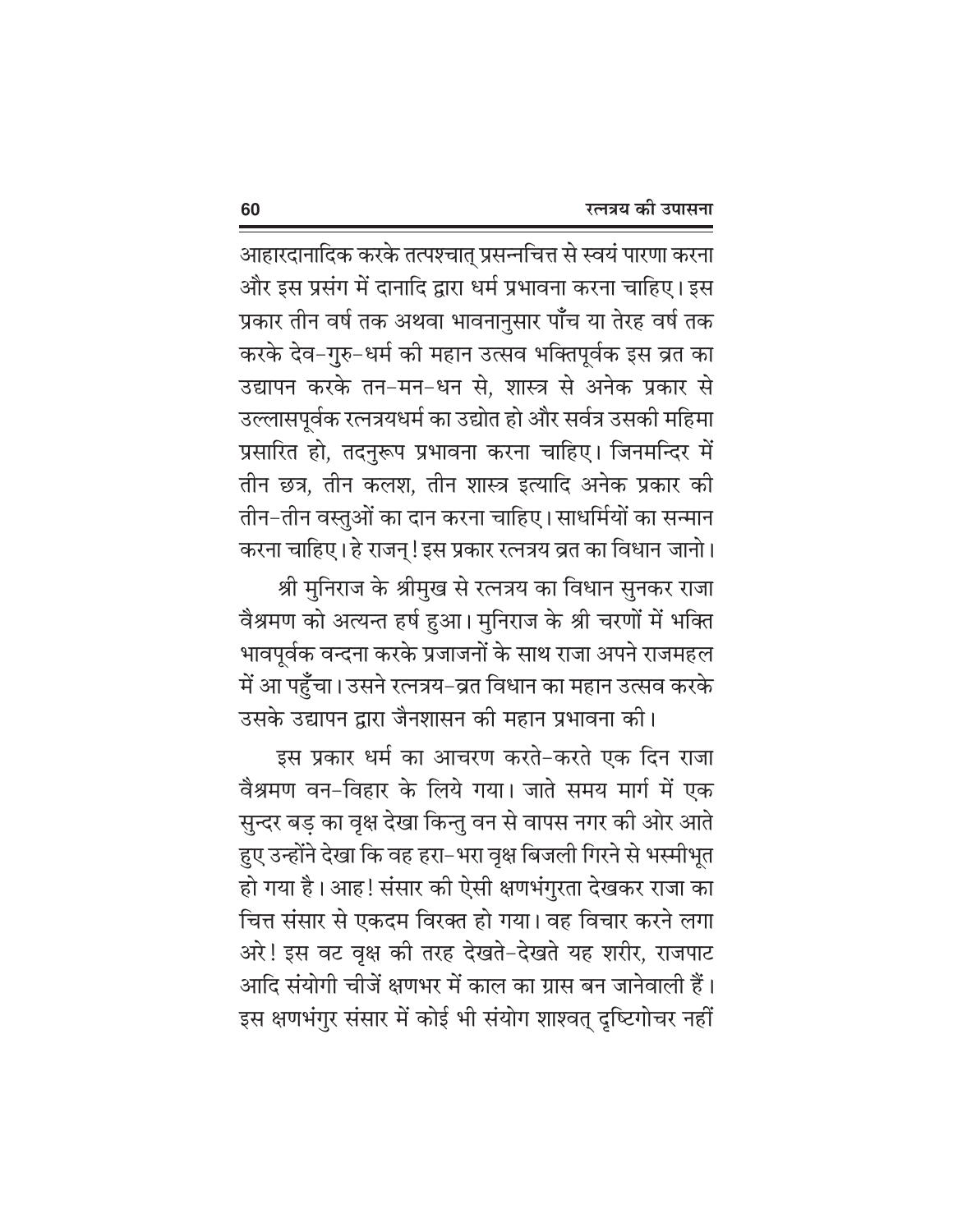आहारदानादिक करके तत्पश्चात् प्रसन्नचित्त से स्वयं पारणा करना और इस प्रसंग में दानादि द्वारा धर्म प्रभावना करना चाहिए। इस प्रकार तीन वर्ष तक अथवा भावनानुसार पाँच या तेरह वर्ष तक करके देव-गुरु-धर्म की महान उत्सव भक्तिपूर्वक इस व्रत का उद्यापन करके तन-मन-धन से, शास्त्र से अनेक प्रकार से उल्लासपूर्वक रत्नत्रयधर्म का उद्योत हो और सर्वत्र उसकी महिमा प्रसारित हो, तदनुरूप प्रभावना करना चाहिए। जिनमन्दिर में तीन छत्र, तीन कलश, तीन शास्त्र इत्यादि अनेक प्रकार की तीन-तीन वस्तुओं का दान करना चाहिए। साधर्मियों का सन्मान करना चाहिए। हे राजन्! इस प्रकार रत्नत्रय व्रत का विधान जानो।

श्री मुनिराज के श्रीमुख से रत्नत्रय का विधान सुनकर राजा वैश्रमण को अत्यन्त हर्ष हुआ। मुनिराज के श्री चरणों में भक्ति भावपूर्वक वन्दना करके प्रजाजनों के साथ राजा अपने राजमहल में आ पहुँचा। उसने रत्नत्रय-व्रत विधान का महान उत्सव करके उसके उद्यापन द्वारा जैनशासन की महान प्रभावना की।

इस प्रकार धर्म का आचरण करते-करते एक दिन राजा वैश्रमण वन-विहार के लिये गया। जाते समय मार्ग में एक सुन्दर बड़ का वृक्ष देखा किन्तु वन से वापस नगर की ओर आते हुए उन्होंने देखा कि वह हरा-भरा वृक्ष बिजली गिरने से भस्मीभूत हो गया है। आह! संसार की ऐसी क्षणभंगुरता देखकर राजा का चित्त संसार से एकदम विरक्त हो गया। वह विचार करने लगा अरे! इस वट वृक्ष की तरह देखते-देखते यह शरीर, राजपाट आदि संयोगी चीजें क्षणभर में काल का ग्रास बन जानेवाली हैं। इस क्षणभंगुर संसार में कोई भी संयोग शाश्वत् दृष्टिगोचर नहीं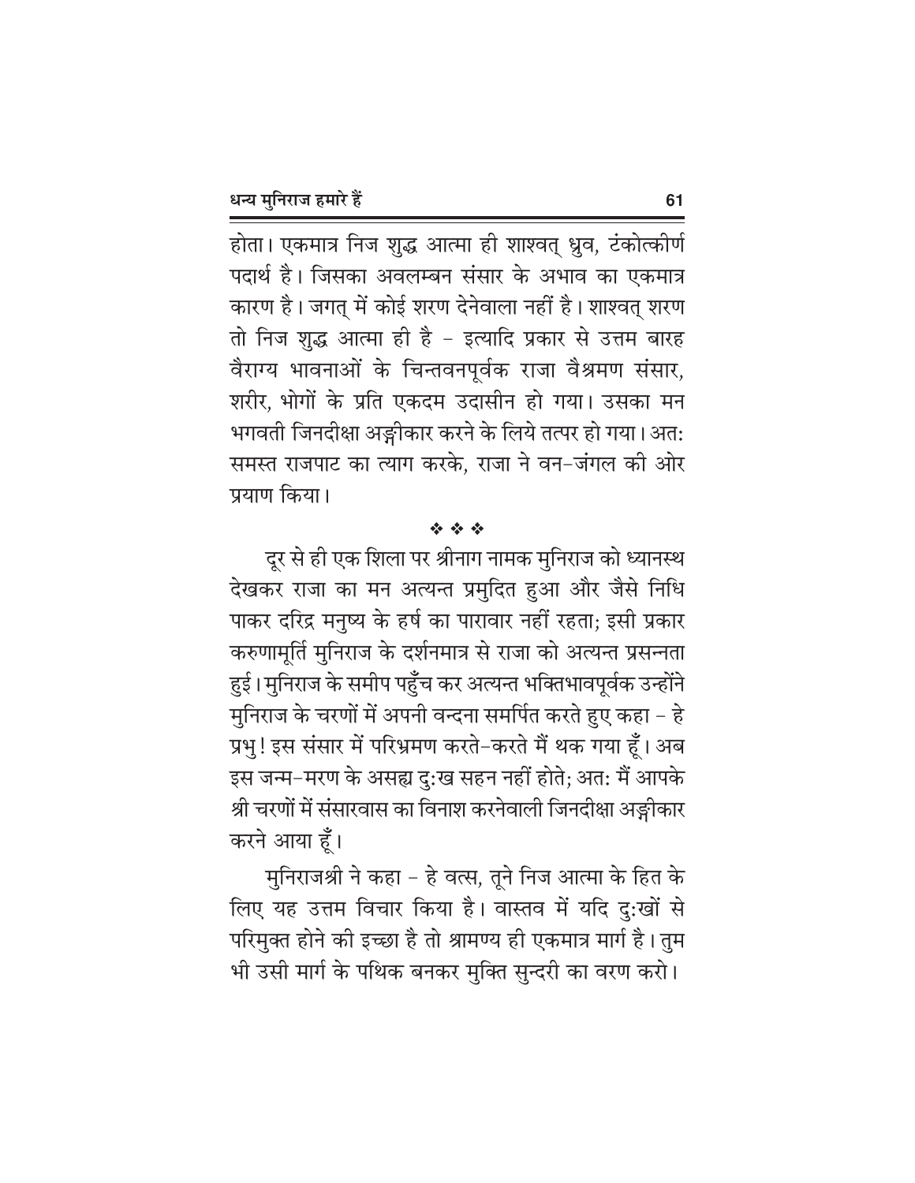होता। एकमात्र निज शुद्ध आत्मा ही शाश्वत् ध्रुव, टंकोत्कीर्ण पदार्थ है। जिसका अवलम्बन संसार के अभाव का एकमात्र कारण है। जगत् में कोई शरण देनेवाला नहीं है। शाश्वत् शरण तो निज शुद्ध आत्मा ही है – इत्यादि प्रकार से उत्तम बारह वैराग्य भावनाओं के चिन्तवनपूर्वक राजा वैश्रमण संसार, शरीर, भोगों के प्रति एकदम उदासीन हो गया। उसका मन भगवती जिनदीक्षा अङ्गीकार करने के लिये तत्पर हो गया। अत: समस्त राजपाट का त्याग करके, राजा ने वन-जंगल की ओर प्रयाण किया।

❖ ❖ ❖

दूर से ही एक शिला पर श्रीनाग नामक मुनिराज को ध्यानस्थ देखकर राजा का मन अत्यन्त प्रमुदित हुआ और जैसे निधि पाकर दरिद्र मनुष्य के हर्ष का पारावार नहीं रहता; इसी प्रकार करुणामूर्ति मुनिराज के दर्शनमात्र से राजा को अत्यन्त प्रसन्नता हुई। मुनिराज के समीप पहुँच कर अत्यन्त भक्तिभावपूर्वक उन्होंने मुनिराज के चरणों में अपनी वन्दना समर्पित करते हुए कहा – हे प्रभु! इस संसार में परिभ्रमण करते-करते मैं थक गया हूँ। अब इस जन्म-मरण के असह्य दु:ख सहन नहीं होते; अत: मैं आपके श्री चरणों में संसारवास का विनाश करनेवाली जिनदीक्षा अङ्गीकार करने आया हूँ।

मुनिराजश्री ने कहा – हे वत्स, तूने निज आत्मा के हित के लिए यह उत्तम विचार किया है। वास्तव में यदि दु:खों से परिमुक्त होने की इच्छा है तो श्रामण्य ही एकमात्र मार्ग है। तुम भी उसी मार्ग के पथिक बनकर मुक्ति सुन्दरी का वरण करो।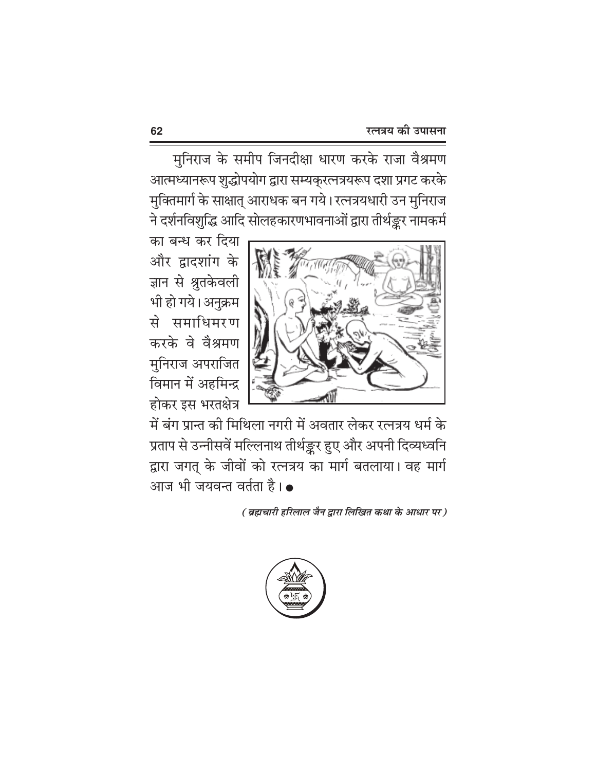मुनिराज के समीप जिनदीक्षा धारण करके राजा वैश्रमण आत्मध्यानरूप शुद्धोपयोग द्वारा सम्यक्रत्नत्रयरूप दशा प्रगट करके मुक्तिमार्ग के साक्षात् आराधक बन गये। रत्नत्रयधारी उन मुनिराज ने दर्शनविशुद्धि आदि सोलहकारणभावनाओं द्वारा तीर्थङ्कर नामकर्म का बन्ध कर दिया और द्वादशांग के ज्ञान से श्रुतकेवली भी हो गये। अनुक्रम से समाधिमरण करके वे वैश्रमण मुनिराज अपराजित विमान में अहमिन्द्र होकर इस भरतक्षेत्र में बंग प्रान्त की मिथिला नगरी में अवतार लेकर रत्नत्रय धर्म के प्रताप से उन्नीसवें मल्लिनाथ तीर्थङ्कर हुए और अपनी दिव्यध्वनि द्वारा जगत् के जीवों को रत्नत्रय का मार्ग बतलाया। वह मार्ग आज भी जयवन्त वर्तता है। ●

*( ब्रह्मचारी हरिलाल जैन द्वारा लिखित कथा के आधार पर )*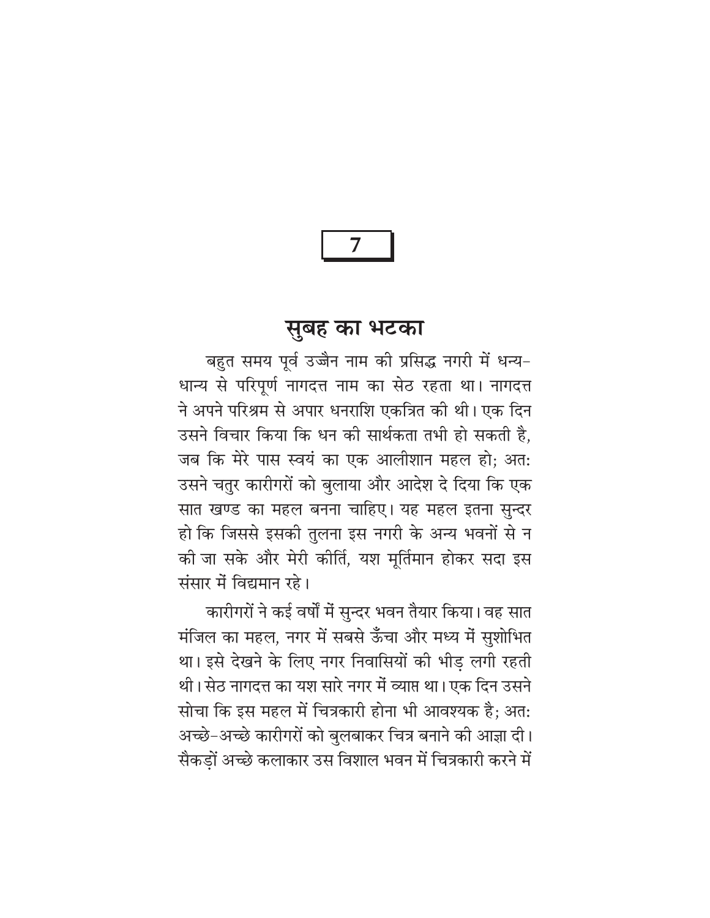7

## सुबह का भटका

बहुत समय पूर्व उज्जैन नाम की प्रसिद्ध नगरी में धन्य-धान्य से परिपूर्ण नागदत्त नाम का सेठ रहता था। नागदत्त ने अपने परिश्रम से अपार धनराशि एकत्रित की थी। एक दिन उसने विचार किया कि धन की सार्थकता तभी हो सकती है, जब कि मेरे पास स्वयं का एक आलीशान महल हो; अतः उसने चतुर कारीगरों को बुलाया और आदेश दे दिया कि एक सात खण्ड का महल बनना चाहिए। यह महल इतना सुन्दर हो कि जिससे इसकी तुलना इस नगरी के अन्य भवनों से न की जा सके और मेरी कीर्ति, यश मूर्तिमान होकर सदा इस संसार में विद्यमान रहे।

कारीगरों ने कई वर्षों में सुन्दर भवन तैयार किया। वह सात मंजिल का महल, नगर में सबसे ऊँचा और मध्य में सुशोभित था। इसे देखने के लिए नगर निवासियों की भीड़ लगी रहती थी। सेठ नागदत्त का यश सारे नगर में व्याप्त था। एक दिन उसने सोचा कि इस महल में चित्रकारी होना भी आवश्यक है; अतः अच्छे-अच्छे कारीगरों को बुलबाकर चित्र बनाने की आज्ञा दी। सैकड़ों अच्छे कलाकार उस विशाल भवन में चित्रकारी करने में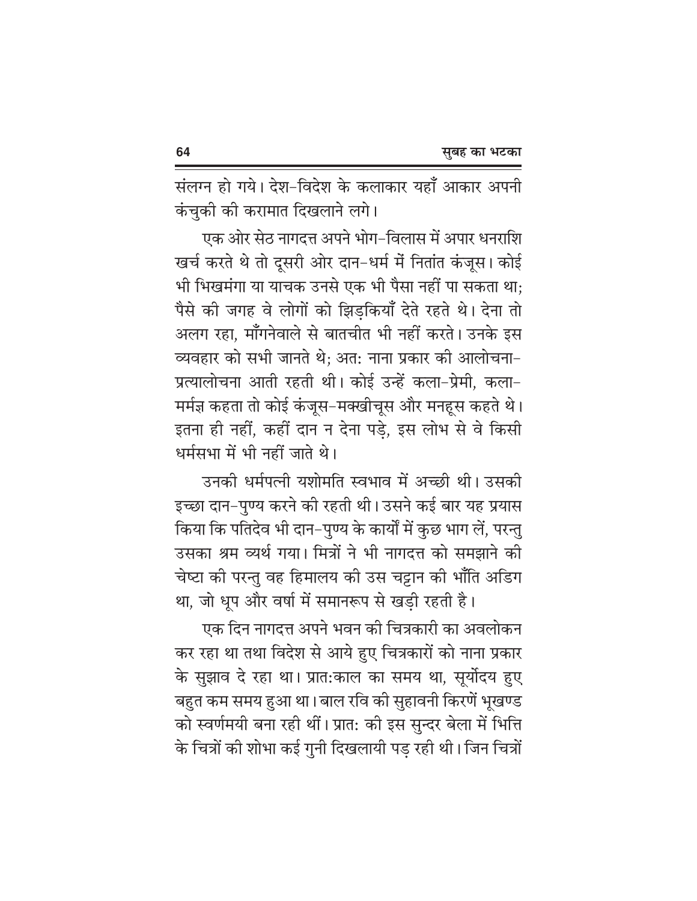संलग्न हो गये। देश-विदेश के कलाकार यहाँ आकार अपनी कंचुकी की करामात दिखलाने लगे।

एक ओर सेठ नागदत्त अपने भोग-विलास में अपार धनराशि खर्च करते थे तो दूसरी ओर दान-धर्म में नितांत कंजूस। कोई भी भिखमंगा या याचक उनसे एक भी पैसा नहीं पा सकता था; पैसे की जगह वे लोगों को झिड़कियाँ देते रहते थे। देना तो अलग रहा, माँगनेवाले से बातचीत भी नहीं करते। उनके इस व्यवहार को सभी जानते थे; अतः नाना प्रकार की आलोचना-प्रत्यालोचना आती रहती थी। कोई उन्हें कला-प्रेमी, कला-मर्मज्ञ कहता तो कोई कंजूस-मक्खीचूस और मनहूस कहते थे। इतना ही नहीं, कहीं दान न देना पड़े, इस लोभ से वे किसी धर्मसभा में भी नहीं जाते थे।

उनकी धर्मपत्नी यशोमति स्वभाव में अच्छी थी। उसकी इच्छा दान-पुण्य करने की रहती थी। उसने कई बार यह प्रयास किया कि पतिदेव भी दान-पुण्य के कार्यों में कुछ भाग लें, परन्तु उसका श्रम व्यर्थ गया। मित्रों ने भी नागदत्त को समझाने की चेष्टा की परन्तु वह हिमालय की उस चट्टान की भाँति अडिग था, जो धूप और वर्षा में समानरूप से खड़ी रहती है।

एक दिन नागदत्त अपने भवन की चित्रकारी का अवलोकन कर रहा था तथा विदेश से आये हुए चित्रकारों को नाना प्रकार के सुझाव दे रहा था। प्रातःकाल का समय था, सूर्योदय हुए बहुत कम समय हुआ था। बाल रवि की सुहावनी किरणें भूखण्ड को स्वर्णमयी बना रही थीं। प्रातः की इस सुन्दर बेला में भित्ति के चित्रों की शोभा कई गुनी दिखलायी पड़ रही थी। जिन चित्रों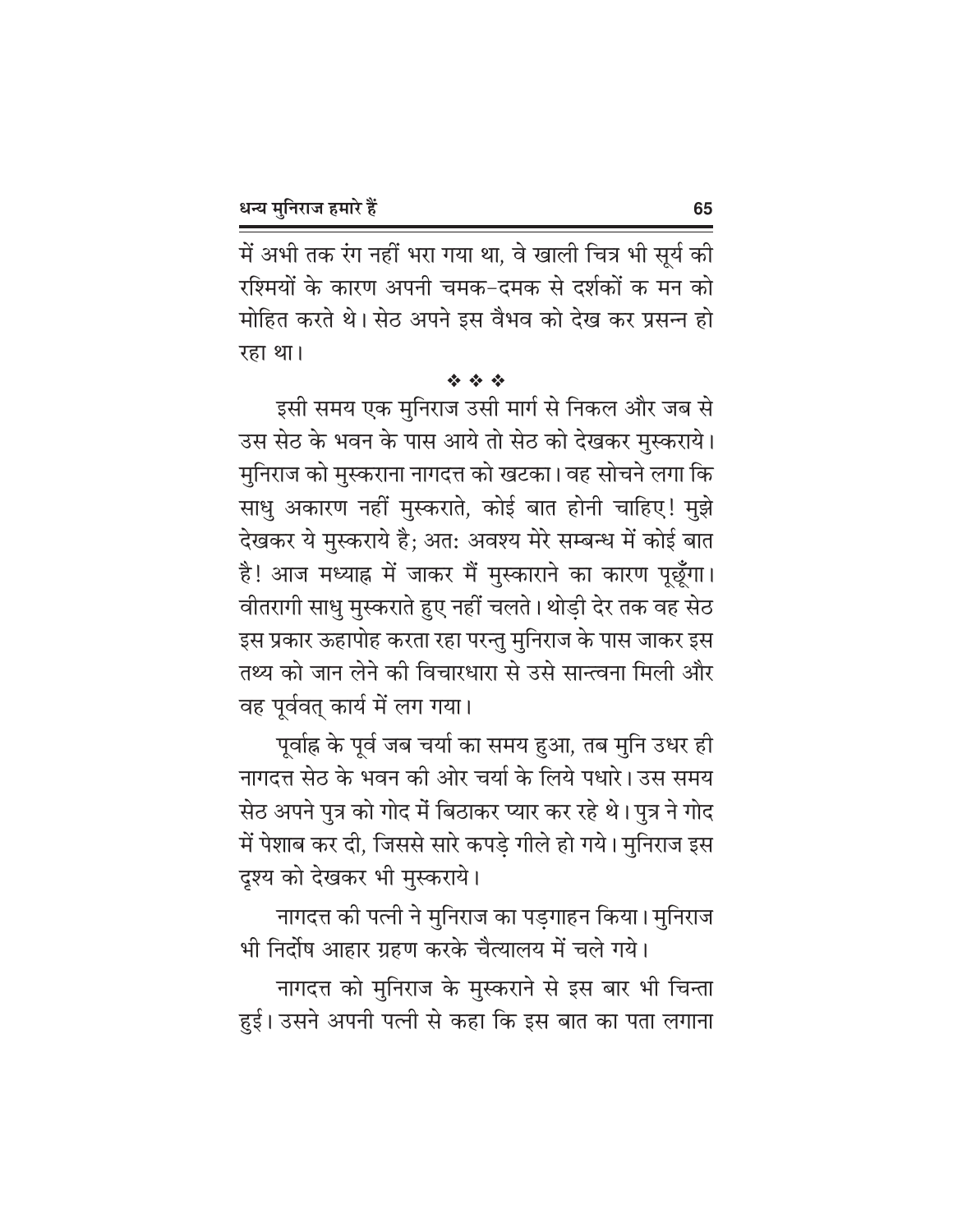में अभी तक रंग नहीं भरा गया था, वे खाली चित्र भी सूर्य की रश्मियों के कारण अपनी चमक-दमक से दर्शकों क मन को मोहित करते थे। सेठ अपने इस वैभव को देख कर प्रसन्न हो रहा था।

❖ ❖ ❖

इसी समय एक मुनिराज उसी मार्ग से निकल और जब से उस सेठ के भवन के पास आये तो सेठ को देखकर मुस्कराये। मुनिराज को मुस्कराना नागदत्त को खटका। वह सोचने लगा कि साधु अकारण नहीं मुस्कराते, कोई बात होनी चाहिए! मुझे देखकर ये मुस्कराये है; अतः अवश्य मेरे सम्बन्ध में कोई बात है! आज मध्याह्न में जाकर मैं मुस्काराने का कारण पूछूँगा। वीतरागी साधु मुस्कराते हुए नहीं चलते। थोड़ी देर तक वह सेठ इस प्रकार ऊहापोह करता रहा परन्तु मुनिराज के पास जाकर इस तथ्य को जान लेने की विचारधारा से उसे सान्त्वना मिली और वह पूर्ववत् कार्य में लग गया।

पूर्वाह्न के पूर्व जब चर्या का समय हुआ, तब मुनि उधर ही नागदत्त सेठ के भवन की ओर चर्या के लिये पधारे। उस समय सेठ अपने पुत्र को गोद में बिठाकर प्यार कर रहे थे। पुत्र ने गोद में पेशाब कर दी, जिससे सारे कपड़े गीले हो गये। मुनिराज इस दृश्य को देखकर भी मुस्कराये।

नागदत्त की पत्नी ने मुनिराज का पड़गाहन किया। मुनिराज भी निर्दोष आहार ग्रहण करके चैत्यालय में चले गये।

नागदत्त को मुनिराज के मुस्कराने से इस बार भी चिन्ता हुई। उसने अपनी पत्नी से कहा कि इस बात का पता लगाना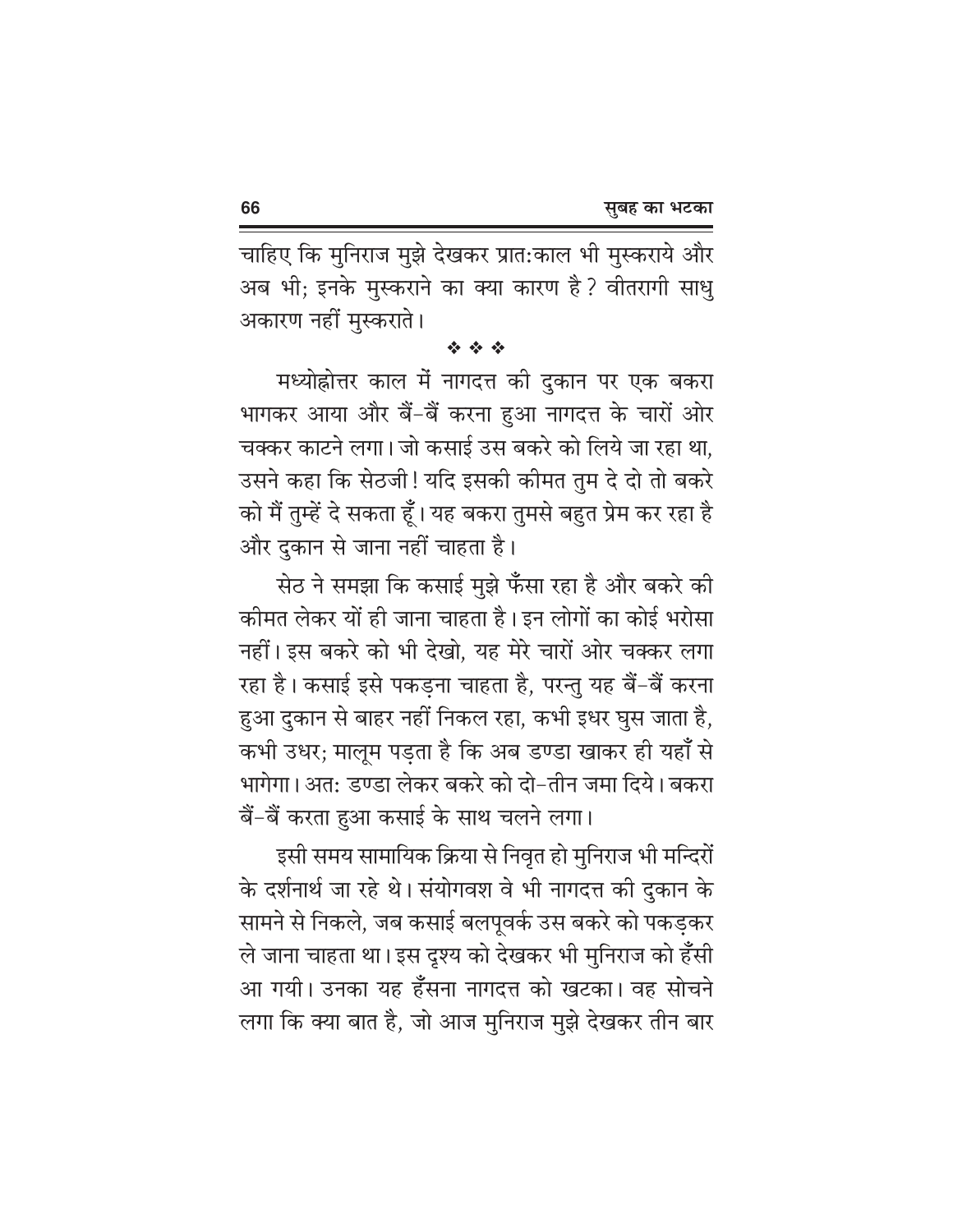चाहिए कि मुनिराज मुझे देखकर प्रात:काल भी मुस्कराये और अब भी; इनके मुस्कराने का क्या कारण है? वीतरागी साधु अकारण नहीं मुस्कराते।

❖ ❖ ❖

मध्योह्नोत्तर काल में नागदत्त की दुकान पर एक बकरा भागकर आया और बैं-बैं करना हुआ नागदत्त के चारों ओर चक्कर काटने लगा। जो कसाई उस बकरे को लिये जा रहा था, उसने कहा कि सेठजी! यदि इसकी कीमत तुम दे दो तो बकरे को मैं तुम्हें दे सकता हूँ। यह बकरा तुमसे बहुत प्रेम कर रहा है और दुकान से जाना नहीं चाहता है।

सेठ ने समझा कि कसाई मुझे फँसा रहा है और बकरे की कीमत लेकर यों ही जाना चाहता है। इन लोगों का कोई भरोसा नहीं। इस बकरे को भी देखो, यह मेरे चारों ओर चक्कर लगा रहा है। कसाई इसे पकड़ना चाहता है, परन्तु यह बैं-बैं करना हुआ दुकान से बाहर नहीं निकल रहा, कभी इधर घुस जाता है, कभी उधर; मालूम पड़ता है कि अब डण्डा खाकर ही यहाँ से भागेगा। अत: डण्डा लेकर बकरे को दो-तीन जमा दिये। बकरा बैं-बैं करता हुआ कसाई के साथ चलने लगा।

इसी समय सामायिक क्रिया से निवृत हो मुनिराज भी मन्दिरों के दर्शनार्थ जा रहे थे। संयोगवश वे भी नागदत्त की दुकान के सामने से निकले, जब कसाई बलपूवर्क उस बकरे को पकड़कर ले जाना चाहता था। इस दृश्य को देखकर भी मुनिराज को हँसी आ गयी। उनका यह हँसना नागदत्त को खटका। वह सोचने लगा कि क्या बात है, जो आज मुनिराज मुझे देखकर तीन बार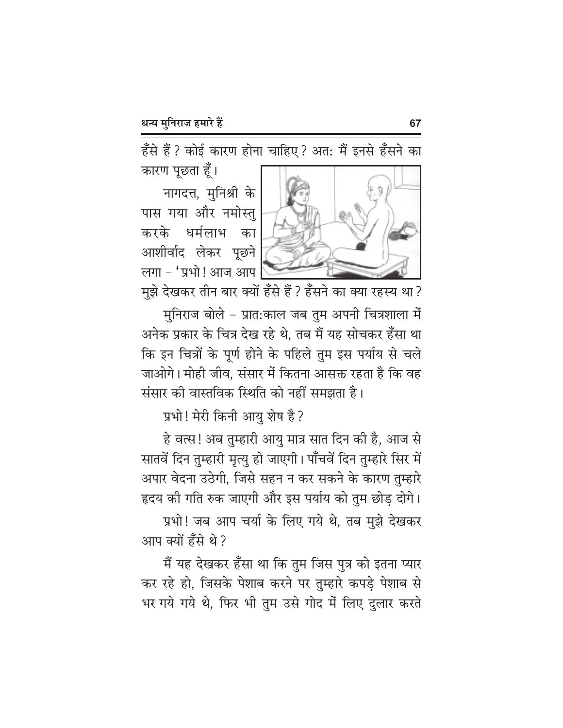हँसे हैं? कोई कारण होना चाहिए? अत: मैं इनसे हँसने का कारण पूछता हूँ।

नागदत्त, मुनिश्री के पास गया और नमोस्तु करके धर्मलाभ का आशीर्वाद लेकर पूछने लगा – 'प्रभो! आज आप मुझे देखकर तीन बार क्यों हँसे हैं? हँसने का क्या रहस्य था?

मुनिराज बोले – प्रात:काल जब तुम अपनी चित्रशाला में अनेक प्रकार के चित्र देख रहे थे, तब मैं यह सोचकर हँसा था कि इन चित्रों के पूर्ण होने के पहिले तुम इस पर्याय से चले जाओगे। मोही जीव, संसार में कितना आसक्त रहता है कि वह संसार की वास्तविक स्थिति को नहीं समझता है।

प्रभो! मेरी किनी आयु शेष है?

हे वत्स! अब तुम्हारी आयु मात्र सात दिन की है, आज से सातवें दिन तुम्हारी मृत्यु हो जाएगी। पाँचवें दिन तुम्हारे सिर में अपार वेदना उठेगी, जिसे सहन न कर सकने के कारण तुम्हारे हृदय की गति रुक जाएगी और इस पर्याय को तुम छोड़ दोगे।

प्रभो! जब आप चर्या के लिए गये थे, तब मुझे देखकर आप क्यों हँसे थे?

मैं यह देखकर हँसा था कि तुम जिस पुत्र को इतना प्यार कर रहे हो, जिसके पेशाब करने पर तुम्हारे कपड़े पेशाब से भर गये गये थे, फिर भी तुम उसे गोद में लिए दुलार करते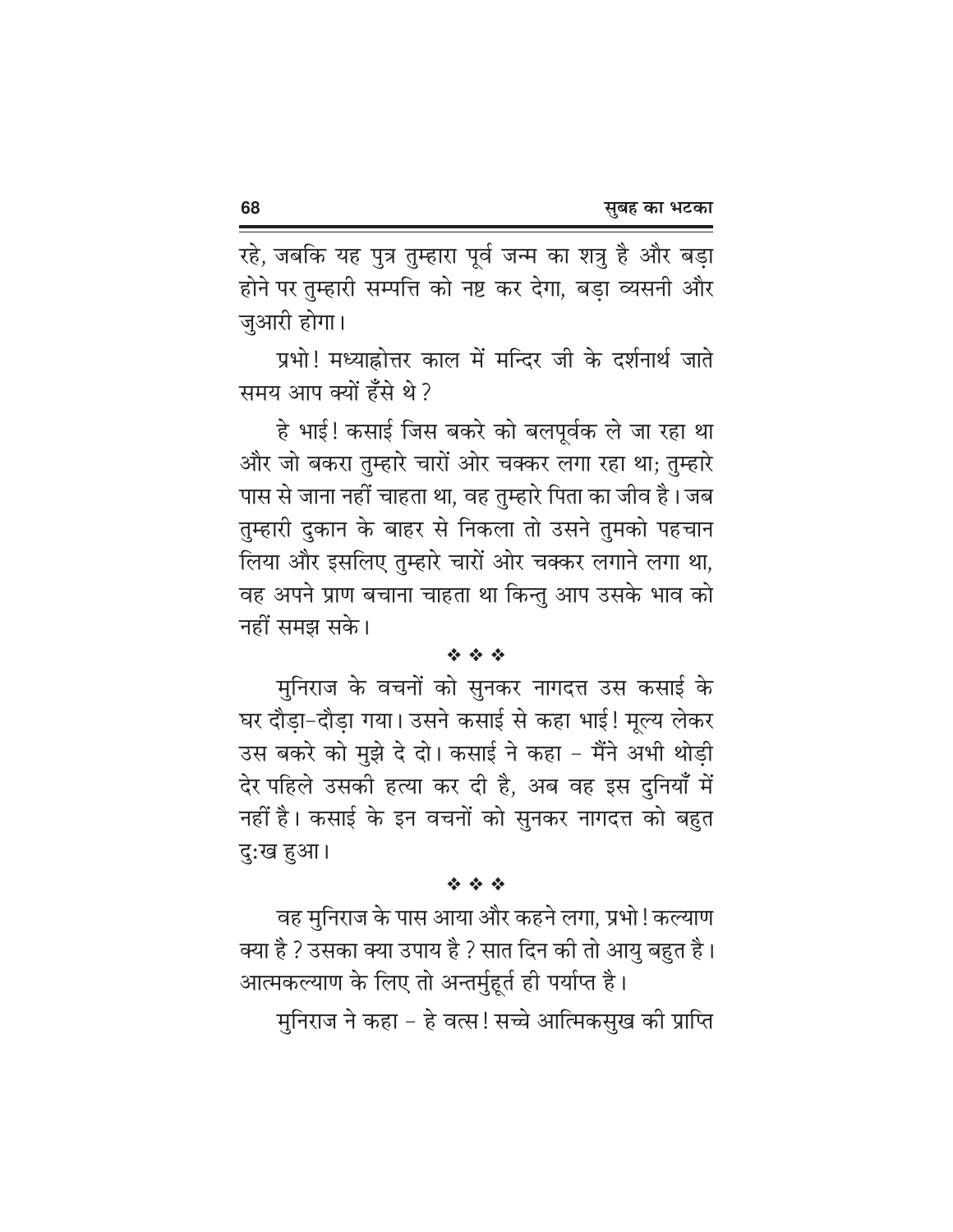रहे, जबकि यह पुत्र तुम्हारा पूर्व जन्म का शत्रु है और बड़ा होने पर तुम्हारी सम्पत्ति को नष्ट कर देगा, बड़ा व्यसनी और जुआरी होगा।

प्रभो! मध्याह्नोत्तर काल में मन्दिर जी के दर्शनार्थ जाते समय आप क्यों हँसे थे?

हे भाई! कसाई जिस बकरे को बलपूर्वक ले जा रहा था और जो बकरा तुम्हारे चारों ओर चक्कर लगा रहा था; तुम्हारे पास से जाना नहीं चाहता था, वह तुम्हारे पिता का जीव है। जब तुम्हारी दुकान के बाहर से निकला तो उसने तुमको पहचान लिया और इसलिए तुम्हारे चारों ओर चक्कर लगाने लगा था, वह अपने प्राण बचाना चाहता था किन्तु आप उसके भाव को नहीं समझ सके।

❖ ❖ ❖

मुनिराज के वचनों को सुनकर नागदत्त उस कसाई के घर दौड़ा-दौड़ा गया। उसने कसाई से कहा भाई! मूल्य लेकर उस बकरे को मुझे दे दो। कसाई ने कहा – मैंने अभी थोड़ी देर पहिले उसकी हत्या कर दी है, अब वह इस दुनियाँ में नहीं है। कसाई के इन वचनों को सुनकर नागदत्त को बहुत दुःख हुआ।

❖ ❖ ❖

वह मुनिराज के पास आया और कहने लगा, प्रभो! कल्याण क्या है? उसका क्या उपाय है? सात दिन की तो आयु बहुत है। आत्मकल्याण के लिए तो अन्तर्मुहूर्त ही पर्याप्त है।

मुनिराज ने कहा – हे वत्स! सच्चे आत्मिकसुख की प्राप्ति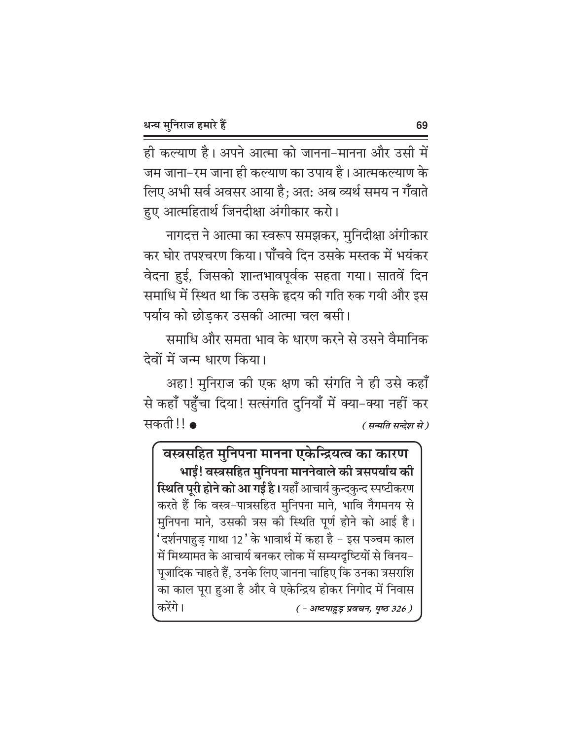ही कल्याण है। अपने आत्मा को जानना-मानना और उसी में जम जाना-रम जाना ही कल्याण का उपाय है। आत्मकल्याण के लिए अभी सर्व अवसर आया है; अतः अब व्यर्थ समय न गँवाते हुए आत्महितार्थ जिनदीक्षा अंगीकार करो।

नागदत्त ने आत्मा का स्वरूप समझकर, मुनिदीक्षा अंगीकार कर घोर तपश्चरण किया। पाँचवे दिन उसके मस्तक में भयंकर वेदना हुई, जिसको शान्तभावपूर्वक सहता गया। सातवें दिन समाधि में स्थित था कि उसके हृदय की गति रुक गयी और इस पर्याय को छोड़कर उसकी आत्मा चल बसी।

समाधि और समता भाव के धारण करने से उसने वैमानिक देवों में जन्म धारण किया।

अहा! मुनिराज की एक क्षण की संगति ने ही उसे कहाँ से कहाँ पहुँचा दिया! सत्संगति दुनियाँ में क्या-क्या नहीं कर सकती!! ●

*( सन्मति सन्देश से )*

**वस्त्रसहित मुनिपना मानना एकेन्द्रियत्व का कारण**

**भाई! वस्त्रसहित मुनिपना माननेवाले की त्रसपर्याय की स्थिति पूरी होने को आ गई है।** यहाँ आचार्य कुन्दकुन्द स्पष्टीकरण करते हैं कि वस्त्र-पात्रसहित मुनिपना माने, भावि नैगमनय से मुनिपना माने, उसकी त्रस की स्थिति पूर्ण होने को आई है। 'दर्शनपाहुड़ गाथा 12' के भावार्थ में कहा है - इस पञ्चम काल में मिथ्यामत के आचार्य बनकर लोक में सम्यग्दृष्टियों से विनय-पूजादिक चाहते हैं, उनके लिए जानना चाहिए कि उनका त्रसराशि का काल पूरा हुआ है और वे एकेन्द्रिय होकर निगोद में निवास करेंगे।

*( - अष्टपाहुड़ प्रवचन, पृष्ठ 326 )*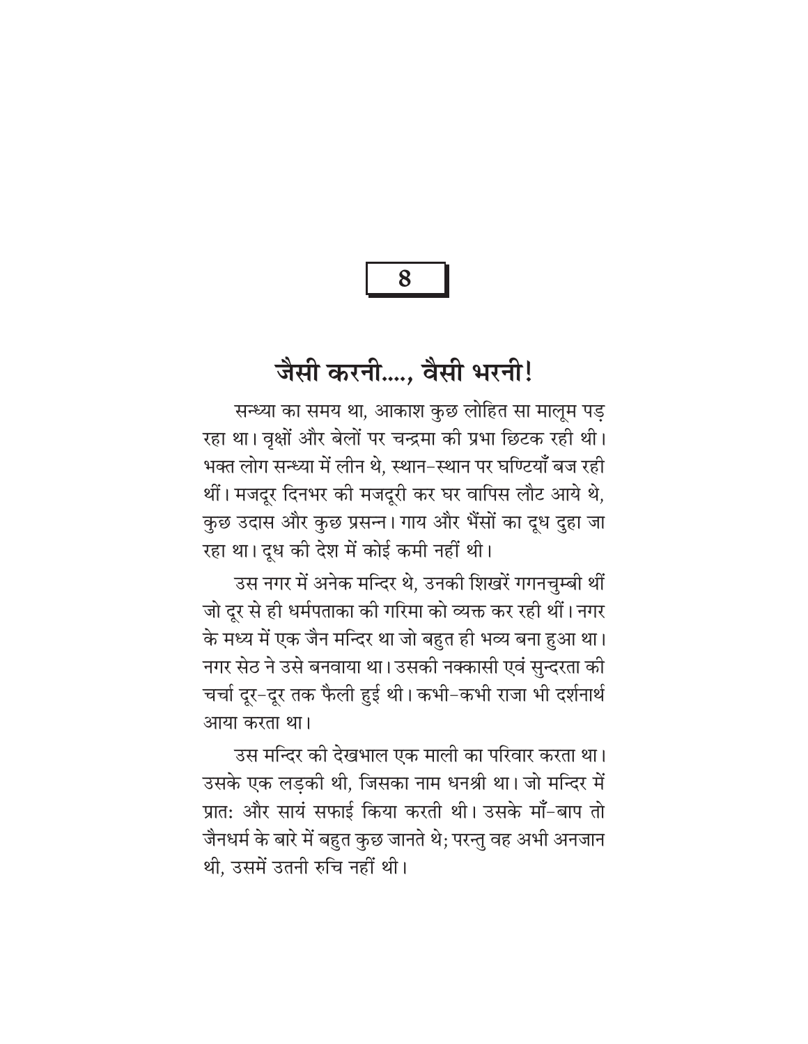# 8

## जैसी करनी...., वैसी भरनी!

सन्ध्या का समय था, आकाश कुछ लोहित सा मालूम पड़ रहा था। वृक्षों और बेलों पर चन्द्रमा की प्रभा छिटक रही थी। भक्त लोग सन्ध्या में लीन थे, स्थान-स्थान पर घण्टियाँ बज रही थीं। मजदूर दिनभर की मजदूरी कर घर वापिस लौट आये थे, कुछ उदास और कुछ प्रसन्न। गाय और भैंसों का दूध दुहा जा रहा था। दूध की देश में कोई कमी नहीं थी।

उस नगर में अनेक मन्दिर थे, उनकी शिखरें गगनचुम्बी थीं जो दूर से ही धर्मपताका की गरिमा को व्यक्त कर रही थीं। नगर के मध्य में एक जैन मन्दिर था जो बहुत ही भव्य बना हुआ था। नगर सेठ ने उसे बनवाया था। उसकी नक्कासी एवं सुन्दरता की चर्चा दूर-दूर तक फैली हुई थी। कभी-कभी राजा भी दर्शनार्थ आया करता था।

उस मन्दिर की देखभाल एक माली का परिवार करता था। उसके एक लड़की थी, जिसका नाम धनश्री था। जो मन्दिर में प्रातः और सायं सफाई किया करती थी। उसके माँ-बाप तो जैनधर्म के बारे में बहुत कुछ जानते थे; परन्तु वह अभी अनजान थी, उसमें उतनी रुचि नहीं थी।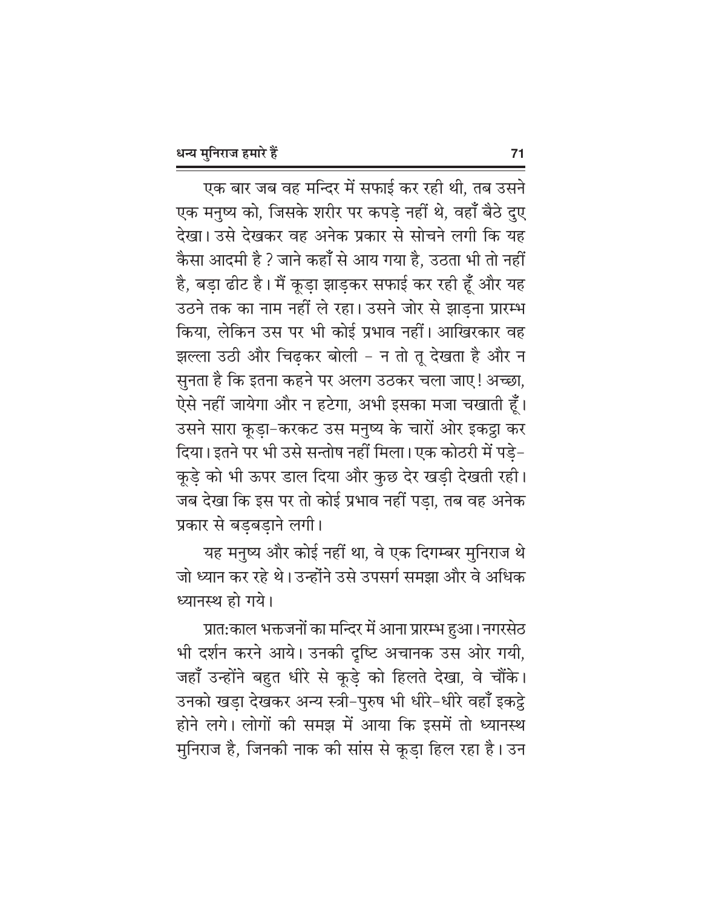एक बार जब वह मन्दिर में सफाई कर रही थी, तब उसने एक मनुष्य को, जिसके शरीर पर कपड़े नहीं थे, वहाँ बैठे दुए देखा। उसे देखकर वह अनेक प्रकार से सोचने लगी कि यह कैसा आदमी है ? जाने कहाँ से आय गया है, उठता भी तो नहीं है, बड़ा ढीट है। मैं कूड़ा झाड़कर सफाई कर रही हूँ और यह उठने तक का नाम नहीं ले रहा। उसने जोर से झाड़ना प्रारम्भ किया, लेकिन उस पर भी कोई प्रभाव नहीं। आखिरकार वह झल्ला उठी और चिढ़कर बोली – न तो तू देखता है और न सुनता है कि इतना कहने पर अलग उठकर चला जाए! अच्छा, ऐसे नहीं जायेगा और न हटेगा, अभी इसका मजा चखाती हूँ। उसने सारा कूड़ा-करकट उस मनुष्य के चारों ओर इकट्ठा कर दिया। इतने पर भी उसे सन्तोष नहीं मिला। एक कोठरी में पड़े-कूड़े को भी ऊपर डाल दिया और कुछ देर खड़ी देखती रही। जब देखा कि इस पर तो कोई प्रभाव नहीं पड़ा, तब वह अनेक प्रकार से बड़बड़ाने लगी।

यह मनुष्य और कोई नहीं था, वे एक दिगम्बर मुनिराज थे जो ध्यान कर रहे थे। उन्होंने उसे उपसर्ग समझा और वे अधिक ध्यानस्थ हो गये।

प्रात:काल भक्तजनों का मन्दिर में आना प्रारम्भ हुआ। नगरसेठ भी दर्शन करने आये। उनकी दृष्टि अचानक उस ओर गयी, जहाँ उन्होंने बहुत धीरे से कूड़े को हिलते देखा, वे चौंके। उनको खड़ा देखकर अन्य स्त्री-पुरुष भी धीरे-धीरे वहाँ इकट्ठे होने लगे। लोगों की समझ में आया कि इसमें तो ध्यानस्थ मुनिराज है, जिनकी नाक की सांस से कूड़ा हिल रहा है। उन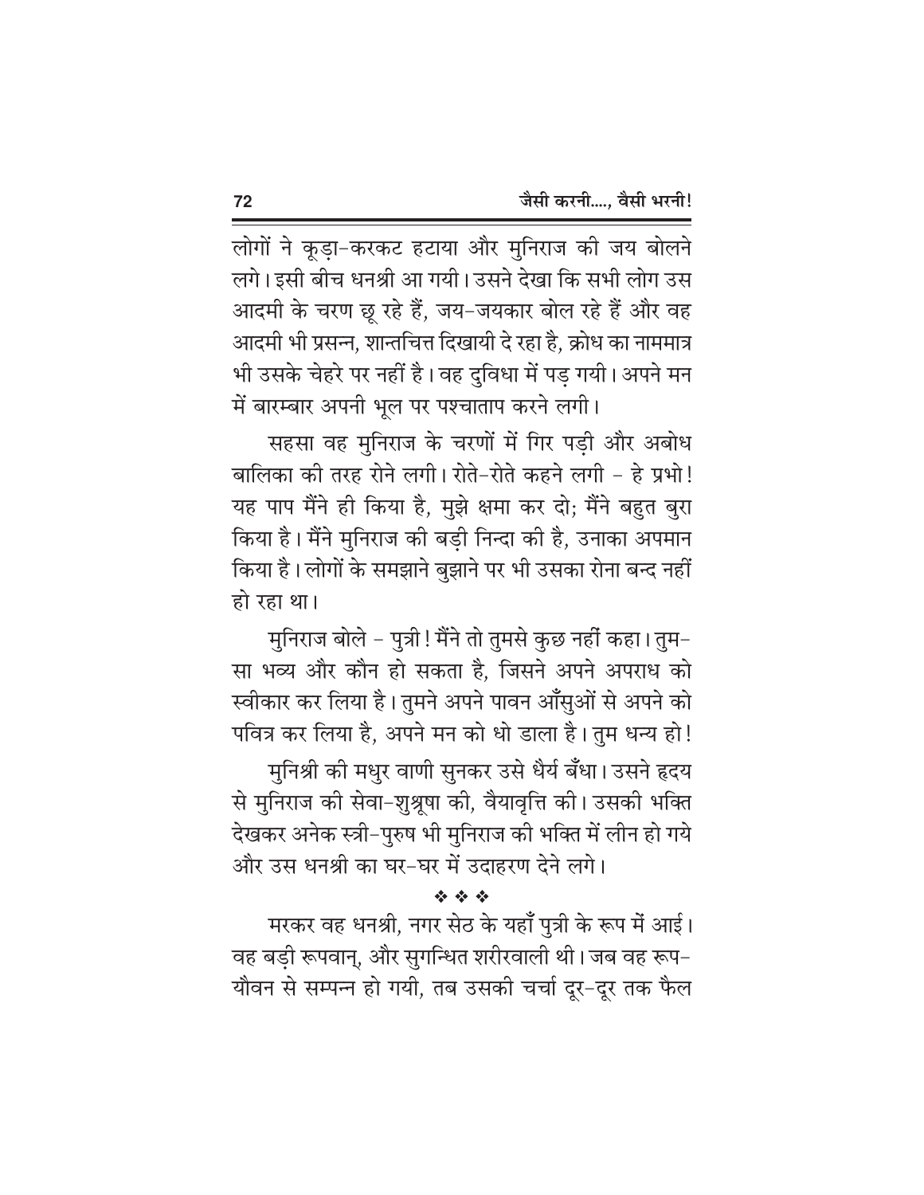लोगों ने कूड़ा-करकट हटाया और मुनिराज की जय बोलने लगे। इसी बीच धनश्री आ गयी। उसने देखा कि सभी लोग उस आदमी के चरण छू रहे हैं, जय-जयकार बोल रहे हैं और वह आदमी भी प्रसन्न, शान्तचित्त दिखायी दे रहा है, क्रोध का नाममात्र भी उसके चेहरे पर नहीं है। वह दुविधा में पड़ गयी। अपने मन में बारम्बार अपनी भूल पर पश्चाताप करने लगी।

सहसा वह मुनिराज के चरणों में गिर पड़ी और अबोध बालिका की तरह रोने लगी। रोते-रोते कहने लगी - हे प्रभो! यह पाप मैंने ही किया है, मुझे क्षमा कर दो; मैंने बहुत बुरा किया है। मैंने मुनिराज की बड़ी निन्दा की है, उनाका अपमान किया है। लोगों के समझाने बुझाने पर भी उसका रोना बन्द नहीं हो रहा था।

मुनिराज बोले - पुत्री! मैंने तो तुमसे कुछ नहीं कहा। तुम-सा भव्य और कौन हो सकता है, जिसने अपने अपराध को स्वीकार कर लिया है। तुमने अपने पावन आँसुओं से अपने को पवित्र कर लिया है, अपने मन को धो डाला है। तुम धन्य हो!

मुनिश्री की मधुर वाणी सुनकर उसे धैर्य बँधा। उसने हृदय से मुनिराज की सेवा-शुश्रूषा की, वैयावृत्ति की। उसकी भक्ति देखकर अनेक स्त्री-पुरुष भी मुनिराज की भक्ति में लीन हो गये और उस धनश्री का घर-घर में उदाहरण देने लगे।

❖ ❖ ❖

मरकर वह धनश्री, नगर सेठ के यहाँ पुत्री के रूप में आई। वह बड़ी रूपवान्, और सुगन्धित शरीरवाली थी। जब वह रूप-यौवन से सम्पन्न हो गयी, तब उसकी चर्चा दूर-दूर तक फैल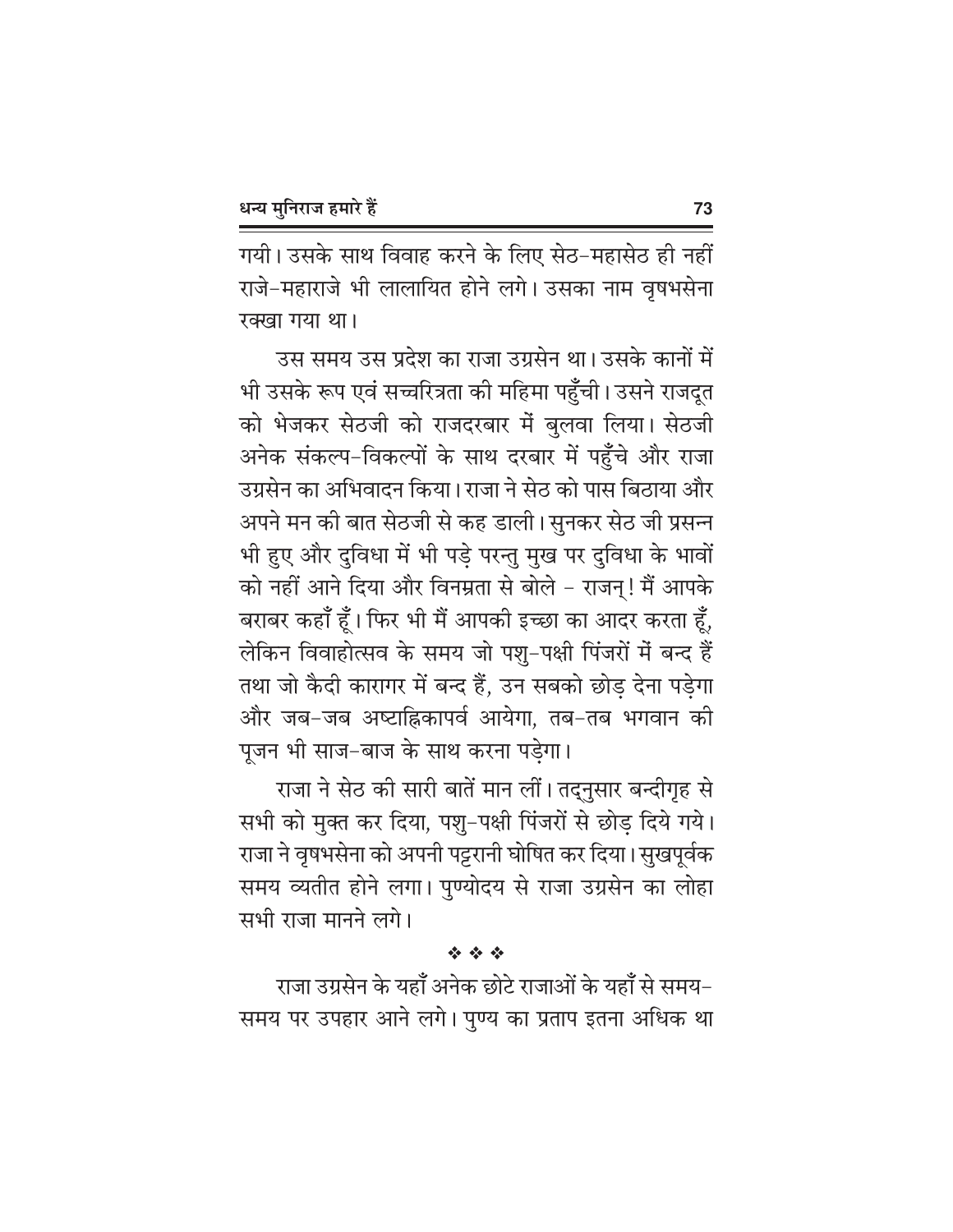गयी। उसके साथ विवाह करने के लिए सेठ-महासेठ ही नहीं राजे-महाराजे भी लालायित होने लगे। उसका नाम वृषभसेना रक्खा गया था।

उस समय उस प्रदेश का राजा उग्रसेन था। उसके कानों में भी उसके रूप एवं सच्चरित्रता की महिमा पहुँची। उसने राजदूत को भेजकर सेठजी को राजदरबार में बुलवा लिया। सेठजी अनेक संकल्प-विकल्पों के साथ दरबार में पहुँचे और राजा उग्रसेन का अभिवादन किया। राजा ने सेठ को पास बिठाया और अपने मन की बात सेठजी से कह डाली। सुनकर सेठ जी प्रसन्न भी हुए और दुविधा में भी पड़े परन्तु मुख पर दुविधा के भावों को नहीं आने दिया और विनम्रता से बोले - राजन्! मैं आपके बराबर कहाँ हूँ। फिर भी मैं आपकी इच्छा का आदर करता हूँ, लेकिन विवाहोत्सव के समय जो पशु-पक्षी पिंजरों में बन्द हैं तथा जो कैदी कारागर में बन्द हैं, उन सबको छोड़ देना पड़ेगा और जब-जब अष्टाह्निकापर्व आयेगा, तब-तब भगवान की पूजन भी साज-बाज के साथ करना पड़ेगा।

राजा ने सेठ की सारी बातें मान लीं। तद्नुसार बन्दीगृह से सभी को मुक्त कर दिया, पशु-पक्षी पिंजरों से छोड़ दिये गये। राजा ने वृषभसेना को अपनी पट्टरानी घोषित कर दिया। सुखपूर्वक समय व्यतीत होने लगा। पुण्योदय से राजा उग्रसेन का लोहा सभी राजा मानने लगे।

❖ ❖ ❖

राजा उग्रसेन के यहाँ अनेक छोटे राजाओं के यहाँ से समय-समय पर उपहार आने लगे। पुण्य का प्रताप इतना अधिक था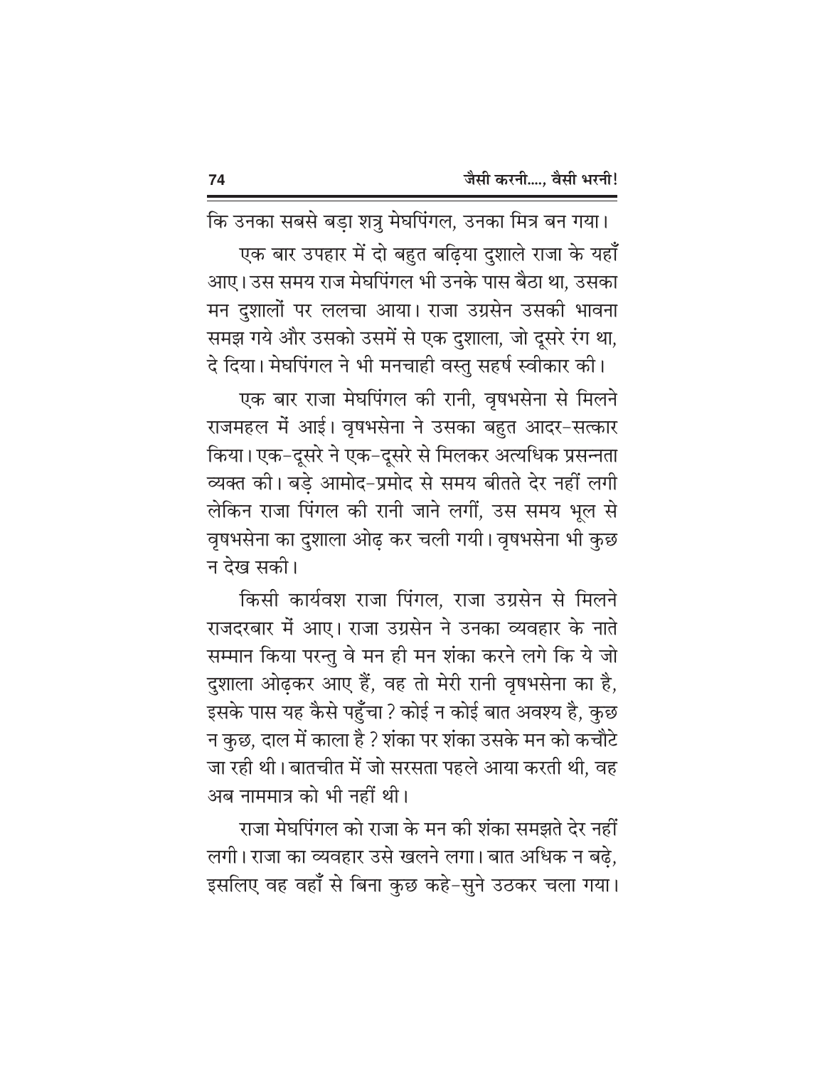कि उनका सबसे बड़ा शत्रु मेघपिंगल, उनका मित्र बन गया।

एक बार उपहार में दो बहुत बढ़िया दुशाले राजा के यहाँ आए। उस समय राज मेघपिंगल भी उनके पास बैठा था, उसका मन दुशालों पर ललचा आया। राजा उग्रसेन उसकी भावना समझ गये और उसको उसमें से एक दुशाला, जो दूसरे रंग था, दे दिया। मेघपिंगल ने भी मनचाही वस्तु सहर्ष स्वीकार की।

एक बार राजा मेघपिंगल की रानी, वृषभसेना से मिलने राजमहल में आई। वृषभसेना ने उसका बहुत आदर-सत्कार किया। एक-दूसरे ने एक-दूसरे से मिलकर अत्यधिक प्रसन्नता व्यक्त की। बड़े आमोद-प्रमोद से समय बीतते देर नहीं लगी लेकिन राजा पिंगल की रानी जाने लगीं, उस समय भूल से वृषभसेना का दुशाला ओढ़ कर चली गयी। वृषभसेना भी कुछ न देख सकी।

किसी कार्यवश राजा पिंगल, राजा उग्रसेन से मिलने राजदरबार में आए। राजा उग्रसेन ने उनका व्यवहार के नाते सम्मान किया परन्तु वे मन ही मन शंका करने लगे कि ये जो दुशाला ओढ़कर आए हैं, वह तो मेरी रानी वृषभसेना का है, इसके पास यह कैसे पहुँचा? कोई न कोई बात अवश्य है, कुछ न कुछ, दाल में काला है? शंका पर शंका उसके मन को कचौटे जा रही थी। बातचीत में जो सरसता पहले आया करती थी, वह अब नाममात्र को भी नहीं थी।

राजा मेघपिंगल को राजा के मन की शंका समझते देर नहीं लगी। राजा का व्यवहार उसे खलने लगा। बात अधिक न बढ़े, इसलिए वह वहाँ से बिना कुछ कहे-सुने उठकर चला गया।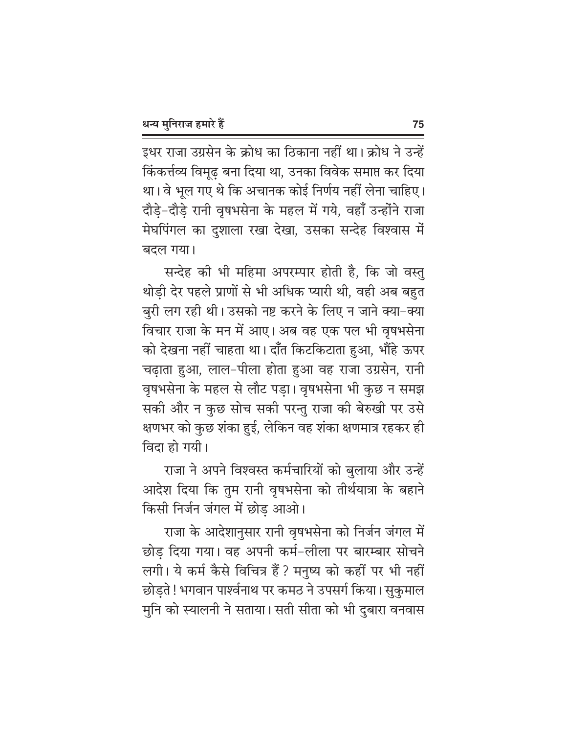इधर राजा उग्रसेन के क्रोध का ठिकाना नहीं था। क्रोध ने उन्हें किंकर्त्तव्य विमूढ़ बना दिया था, उनका विवेक समाप्त कर दिया था। वे भूल गए थे कि अचानक कोई निर्णय नहीं लेना चाहिए। दौड़े-दौड़े रानी वृषभसेना के महल में गये, वहाँ उन्होंने राजा मेघपिंगल का दुशाला रखा देखा, उसका सन्देह विश्वास में बदल गया।

सन्देह की भी महिमा अपरम्पार होती है, कि जो वस्तु थोड़ी देर पहले प्राणों से भी अधिक प्यारी थी, वही अब बहुत बुरी लग रही थी। उसको नष्ट करने के लिए न जाने क्या-क्या विचार राजा के मन में आए। अब वह एक पल भी वृषभसेना को देखना नहीं चाहता था। दाँत किटकिटाता हुआ, भौंहे ऊपर चढ़ाता हुआ, लाल-पीला होता हुआ वह राजा उग्रसेन, रानी वृषभसेना के महल से लौट पड़ा। वृषभसेना भी कुछ न समझ सकी और न कुछ सोच सकी परन्तु राजा की बेरुखी पर उसे क्षणभर को कुछ शंका हुई, लेकिन वह शंका क्षणमात्र रहकर ही विदा हो गयी।

राजा ने अपने विश्वस्त कर्मचारियों को बुलाया और उन्हें आदेश दिया कि तुम रानी वृषभसेना को तीर्थयात्रा के बहाने किसी निर्जन जंगल में छोड़ आओ।

राजा के आदेशानुसार रानी वृषभसेना को निर्जन जंगल में छोड़ दिया गया। वह अपनी कर्म-लीला पर बारम्बार सोचने लगी। ये कर्म कैसे विचित्र हैं? मनुष्य को कहीं पर भी नहीं छोड़ते! भगवान पार्श्वनाथ पर कमठ ने उपसर्ग किया। सुकुमाल मुनि को स्यालनी ने सताया। सती सीता को भी दुबारा वनवास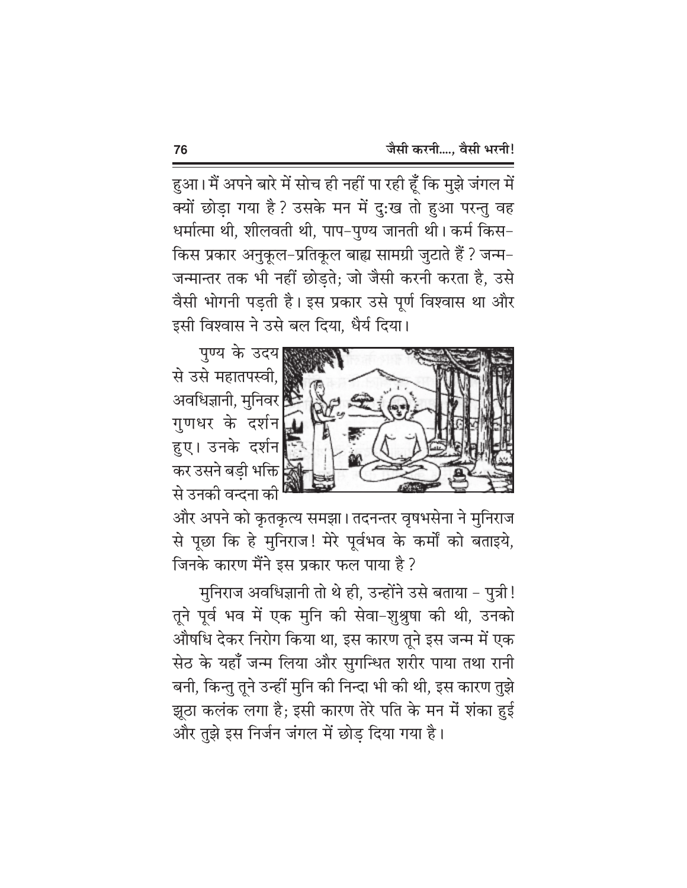हुआ। मैं अपने बारे में सोच ही नहीं पा रही हूँ कि मुझे जंगल में क्यों छोड़ा गया है? उसके मन में दु:ख तो हुआ परन्तु वह धर्मात्मा थी, शीलवती थी, पाप-पुण्य जानती थी। कर्म किस-किस प्रकार अनुकूल-प्रतिकूल बाह्य सामग्री जुटाते हैं? जन्म-जन्मान्तर तक भी नहीं छोड़ते; जो जैसी करनी करता है, उसे वैसी भोगनी पड़ती है। इस प्रकार उसे पूर्ण विश्वास था और इसी विश्वास ने उसे बल दिया, धैर्य दिया।

पुण्य के उदय से उसे महातपस्वी, अवधिज्ञानी, मुनिवर गुणधर के दर्शन हुए। उनके दर्शन कर उसने बड़ी भक्ति से उनकी वन्दना की और अपने को कृतकृत्य समझा। तदनन्तर वृषभसेना ने मुनिराज से पूछा कि हे मुनिराज! मेरे पूर्वभव के कर्मों को बताइये, जिनके कारण मैंने इस प्रकार फल पाया है?

मुनिराज अवधिज्ञानी तो थे ही, उन्होंने उसे बताया - पुत्री! तूने पूर्व भव में एक मुनि की सेवा-शुश्रुषा की थी, उनको औषधि देकर निरोग किया था, इस कारण तूने इस जन्म में एक सेठ के यहाँ जन्म लिया और सुगन्धित शरीर पाया तथा रानी बनी, किन्तु तूने उन्हीं मुनि की निन्दा भी की थी, इस कारण तुझे झूठा कलंक लगा है; इसी कारण तेरे पति के मन में शंका हुई और तुझे इस निर्जन जंगल में छोड़ दिया गया है।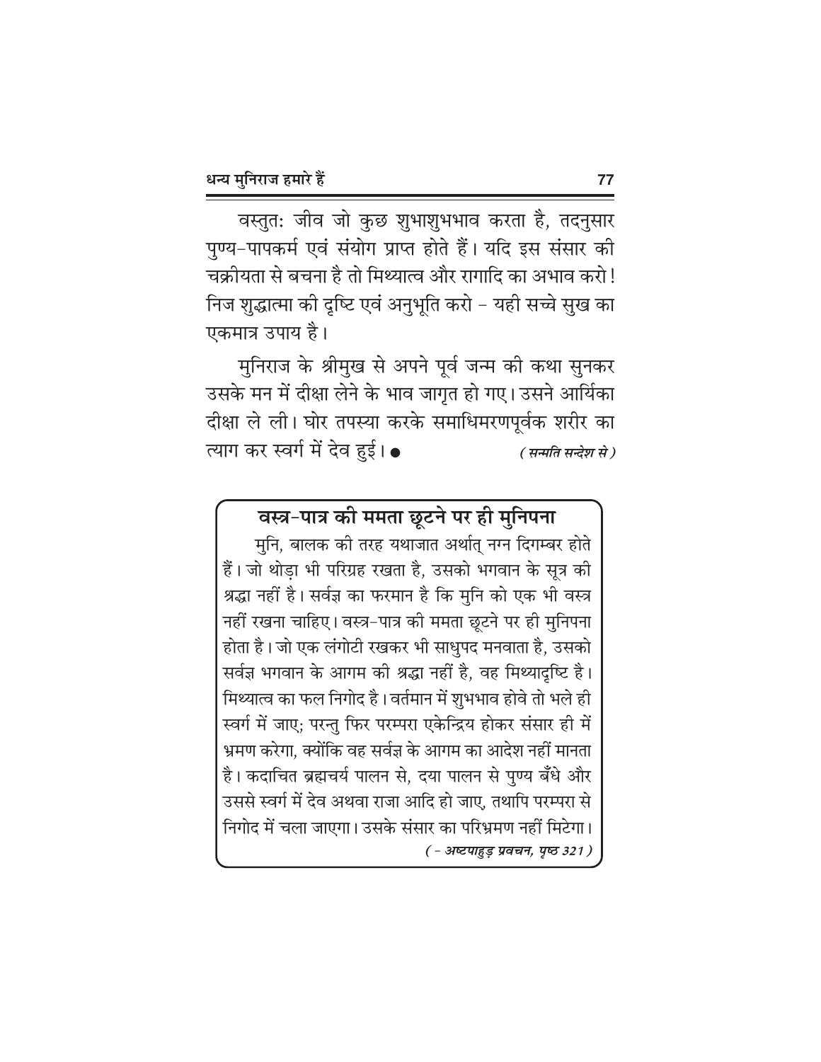वस्तुतः जीव जो कुछ शुभाशुभभाव करता है, तदनुसार पुण्य-पापकर्म एवं संयोग प्राप्त होते हैं। यदि इस संसार की चक्रीयता से बचना है तो मिथ्यात्व और रागादि का अभाव करो! निज शुद्धात्मा की दृष्टि एवं अनुभूति करो – यही सच्चे सुख का एकमात्र उपाय है।

मुनिराज के श्रीमुख से अपने पूर्व जन्म की कथा सुनकर उसके मन में दीक्षा लेने के भाव जागृत हो गए। उसने आर्यिका दीक्षा ले ली। घोर तपस्या करके समाधिमरणपूर्वक शरीर का त्याग कर स्वर्ग में देव हुई। ● *(सन्मति सन्देश से)*

## वस्त्र-पात्र की ममता छूटने पर ही मुनिपना

मुनि, बालक की तरह यथाजात अर्थात् नग्न दिगम्बर होते हैं। जो थोड़ा भी परिग्रह रखता है, उसको भगवान के सूत्र की श्रद्धा नहीं है। सर्वज्ञ का फरमान है कि मुनि को एक भी वस्त्र नहीं रखना चाहिए। वस्त्र-पात्र की ममता छूटने पर ही मुनिपना होता है। जो एक लंगोटी रखकर भी साधुपद मनवाता है, उसको सर्वज्ञ भगवान के आगम की श्रद्धा नहीं है, वह मिथ्यादृष्टि है। मिथ्यात्व का फल निगोद है। वर्तमान में शुभभाव होवे तो भले ही स्वर्ग में जाए; परन्तु फिर परम्परा एकेन्द्रिय होकर संसार ही में भ्रमण करेगा, क्योंकि वह सर्वज्ञ के आगम का आदेश नहीं मानता है। कदाचित ब्रह्मचर्य पालन से, दया पालन से पुण्य बँधे और उससे स्वर्ग में देव अथवा राजा आदि हो जाए, तथापि परम्परा से निगोद में चला जाएगा। उसके संसार का परिभ्रमण नहीं मिटेगा।

*( – अष्टपाहुड़ प्रवचन, पृष्ठ 321 )*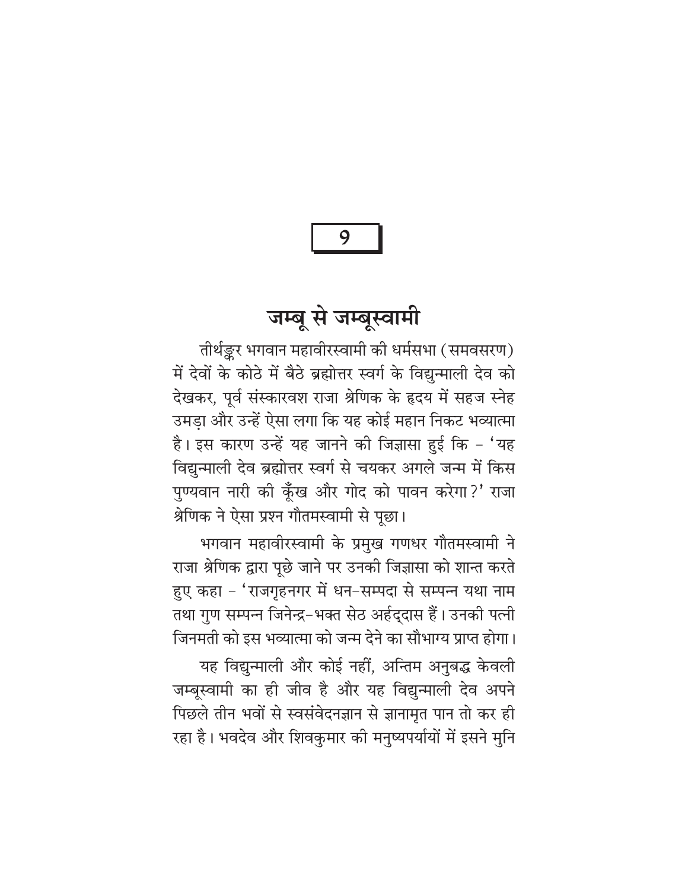# 9

## जम्बू से जम्बूस्वामी

तीर्थङ्कर भगवान महावीरस्वामी की धर्मसभा (समवसरण) में देवों के कोठे में बैठे ब्रह्मोत्तर स्वर्ग के विद्युन्माली देव को देखकर, पूर्व संस्कारवश राजा श्रेणिक के हृदय में सहज स्नेह उमड़ा और उन्हें ऐसा लगा कि यह कोई महान निकट भव्यात्मा है। इस कारण उन्हें यह जानने की जिज्ञासा हुई कि – 'यह विद्युन्माली देव ब्रह्मोत्तर स्वर्ग से चयकर अगले जन्म में किस पुण्यवान नारी की कूँख और गोद को पावन करेगा?' राजा श्रेणिक ने ऐसा प्रश्न गौतमस्वामी से पूछा।

भगवान महावीरस्वामी के प्रमुख गणधर गौतमस्वामी ने राजा श्रेणिक द्वारा पूछे जाने पर उनकी जिज्ञासा को शान्त करते हुए कहा – 'राजगृहनगर में धन-सम्पदा से सम्पन्न यथा नाम तथा गुण सम्पन्न जिनेन्द्र-भक्त सेठ अर्हद्दास हैं। उनकी पत्नी जिनमती को इस भव्यात्मा को जन्म देने का सौभाग्य प्राप्त होगा।

यह विद्युन्माली और कोई नहीं, अन्तिम अनुबद्ध केवली जम्बूस्वामी का ही जीव है और यह विद्युन्माली देव अपने पिछले तीन भवों से स्वसंवेदनज्ञान से ज्ञानामृत पान तो कर ही रहा है। भवदेव और शिवकुमार की मनुष्यपर्यायों में इसने मुनि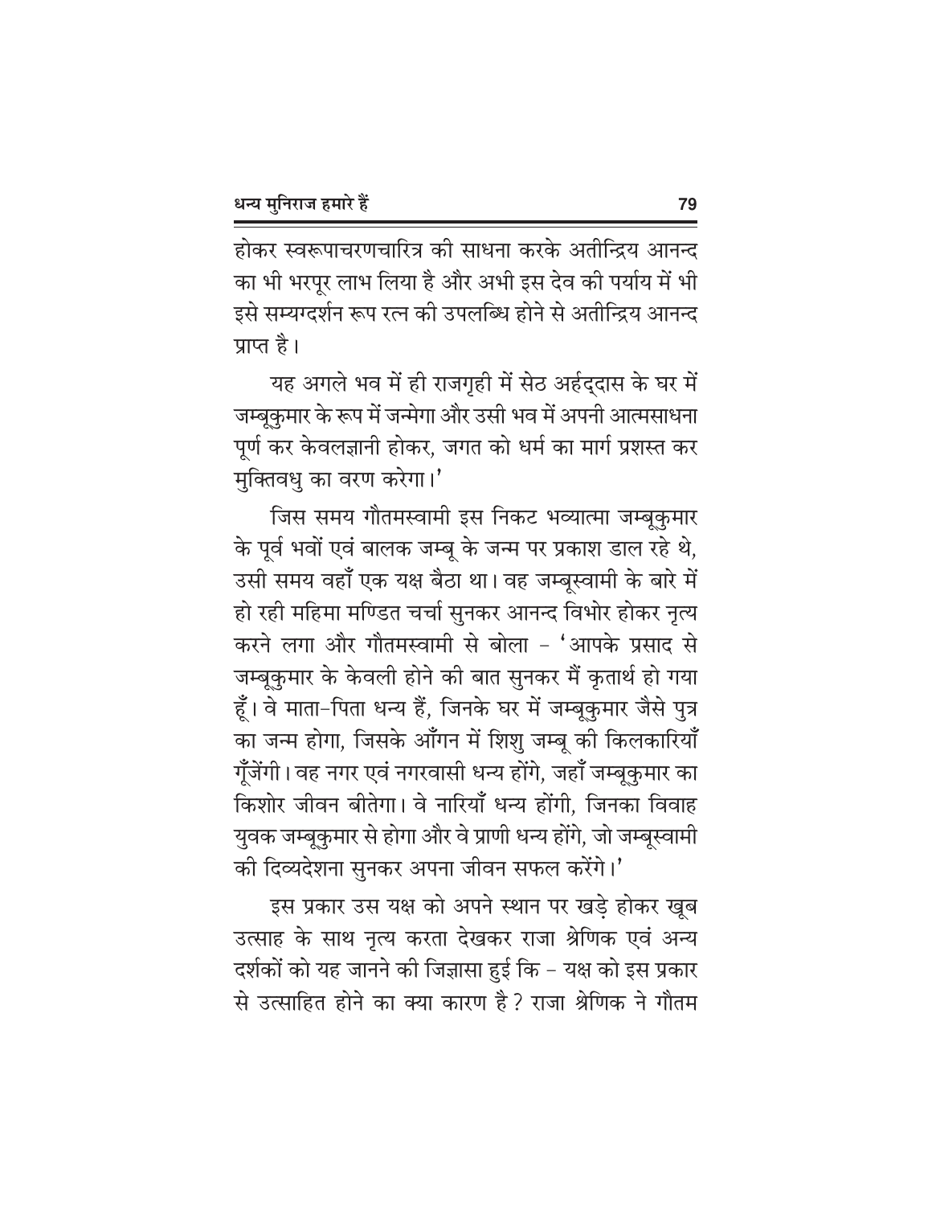होकर स्वरूपाचरणचारित्र की साधना करके अतीन्द्रिय आनन्द का भी भरपूर लाभ लिया है और अभी इस देव की पर्याय में भी इसे सम्यग्दर्शन रूप रत्न की उपलब्धि होने से अतीन्द्रिय आनन्द प्राप्त है।

यह अगले भव में ही राजगृही में सेठ अर्हद्दास के घर में जम्बूकुमार के रूप में जन्मेगा और उसी भव में अपनी आत्मसाधना पूर्ण कर केवलज्ञानी होकर, जगत को धर्म का मार्ग प्रशस्त कर मुक्तिवधु का वरण करेगा।'

जिस समय गौतमस्वामी इस निकट भव्यात्मा जम्बूकुमार के पूर्व भवों एवं बालक जम्बू के जन्म पर प्रकाश डाल रहे थे, उसी समय वहाँ एक यक्ष बैठा था। वह जम्बूस्वामी के बारे में हो रही महिमा मण्डित चर्चा सुनकर आनन्द विभोर होकर नृत्य करने लगा और गौतमस्वामी से बोला – 'आपके प्रसाद से जम्बूकुमार के केवली होने की बात सुनकर मैं कृतार्थ हो गया हूँ। वे माता-पिता धन्य हैं, जिनके घर में जम्बूकुमार जैसे पुत्र का जन्म होगा, जिसके आँगन में शिशु जम्बू की किलकारियाँ गूँजेंगी। वह नगर एवं नगरवासी धन्य होंगे, जहाँ जम्बूकुमार का किशोर जीवन बीतेगा। वे नारियाँ धन्य होंगी, जिनका विवाह युवक जम्बूकुमार से होगा और वे प्राणी धन्य होंगे, जो जम्बूस्वामी की दिव्यदेशना सुनकर अपना जीवन सफल करेंगे।'

इस प्रकार उस यक्ष को अपने स्थान पर खड़े होकर खूब उत्साह के साथ नृत्य करता देखकर राजा श्रेणिक एवं अन्य दर्शकों को यह जानने की जिज्ञासा हुई कि – यक्ष को इस प्रकार से उत्साहित होने का क्या कारण है? राजा श्रेणिक ने गौतम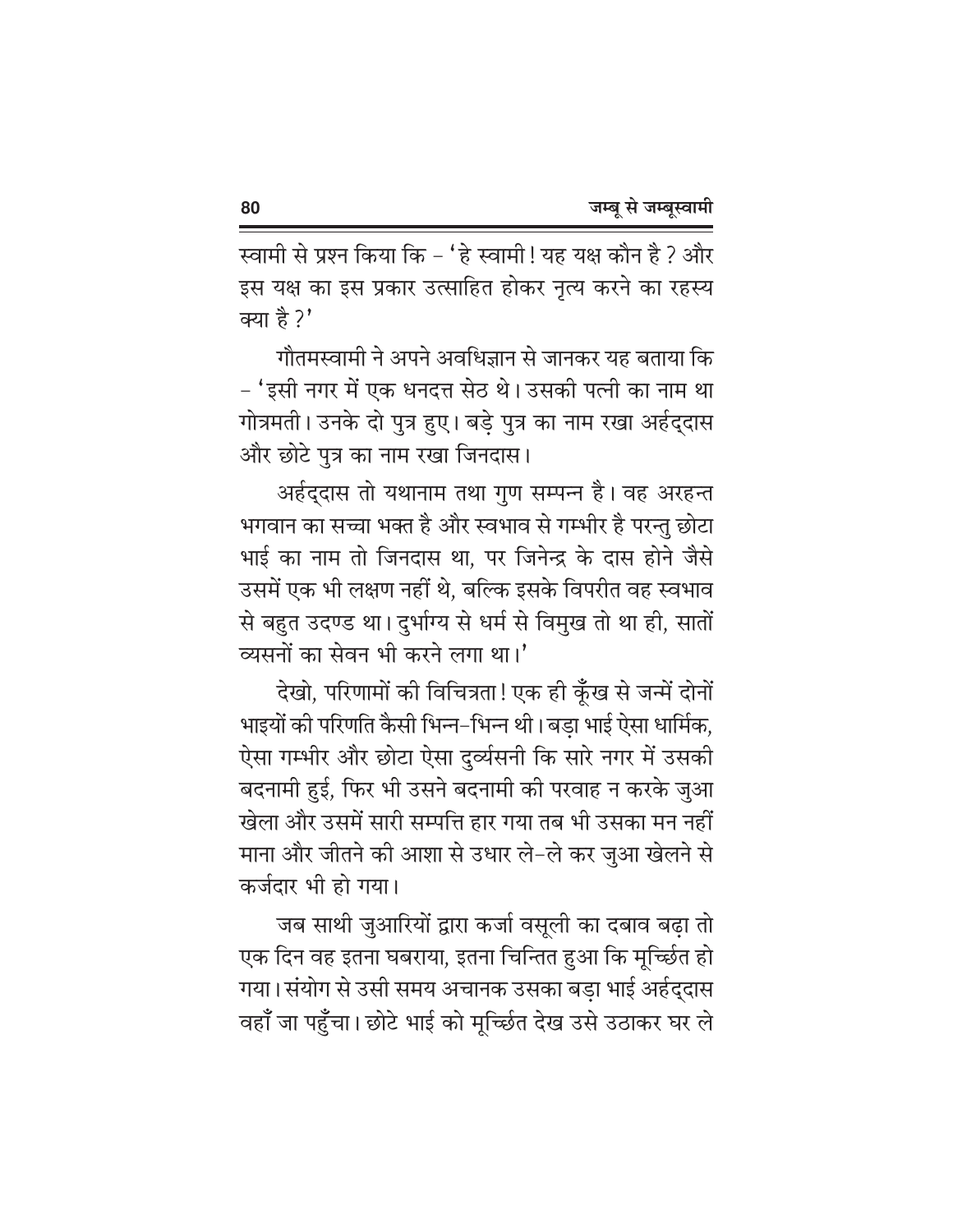स्वामी से प्रश्न किया कि – 'हे स्वामी ! यह यक्ष कौन है ? और इस यक्ष का इस प्रकार उत्साहित होकर नृत्य करने का रहस्य क्या है ?'

गौतमस्वामी ने अपने अवधिज्ञान से जानकर यह बताया कि – 'इसी नगर में एक धनदत्त सेठ थे। उसकी पत्नी का नाम था गोत्रमती। उनके दो पुत्र हुए। बड़े पुत्र का नाम रखा अर्हद्दास और छोटे पुत्र का नाम रखा जिनदास।

अर्हद्दास तो यथानाम तथा गुण सम्पन्न है। वह अरहन्त भगवान का सच्चा भक्त है और स्वभाव से गम्भीर है परन्तु छोटा भाई का नाम तो जिनदास था, पर जिनेन्द्र के दास होने जैसे उसमें एक भी लक्षण नहीं थे, बल्कि इसके विपरीत वह स्वभाव से बहुत उदण्ड था। दुर्भाग्य से धर्म से विमुख तो था ही, सातों व्यसनों का सेवन भी करने लगा था।'

देखो, परिणामों की विचित्रता ! एक ही कूँख से जन्में दोनों भाइयों की परिणति कैसी भिन्न-भिन्न थी। बड़ा भाई ऐसा धार्मिक, ऐसा गम्भीर और छोटा ऐसा दुर्व्यसनी कि सारे नगर में उसकी बदनामी हुई, फिर भी उसने बदनामी की परवाह न करके जुआ खेला और उसमें सारी सम्पत्ति हार गया तब भी उसका मन नहीं माना और जीतने की आशा से उधार ले-ले कर जुआ खेलने से कर्जदार भी हो गया।

जब साथी जुआरियों द्वारा कर्जा वसूली का दबाव बढ़ा तो एक दिन वह इतना घबराया, इतना चिन्तित हुआ कि मूर्च्छित हो गया। संयोग से उसी समय अचानक उसका बड़ा भाई अर्हद्दास वहाँ जा पहुँचा। छोटे भाई को मूर्च्छित देख उसे उठाकर घर ले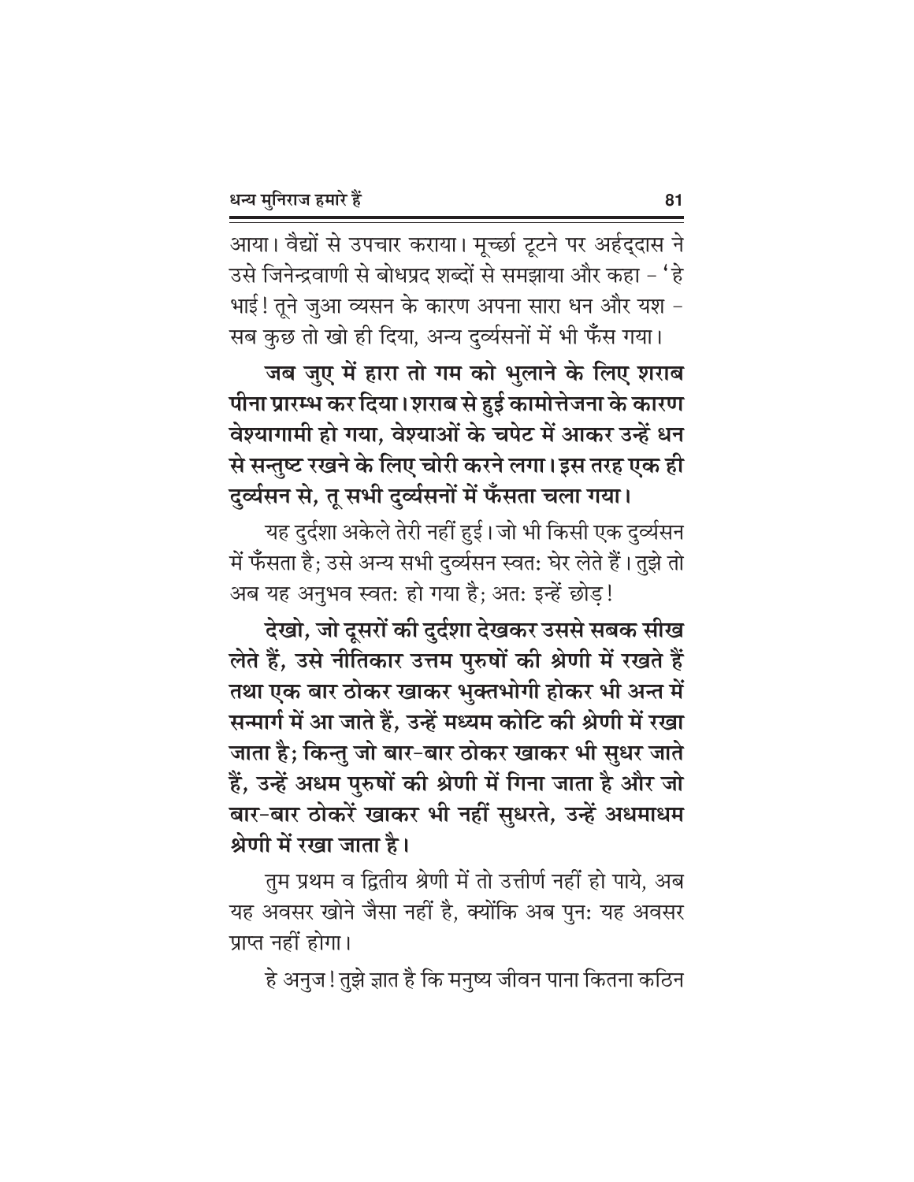आया। वैद्यों से उपचार कराया। मूर्च्छा टूटने पर अर्हद्दास ने उसे जिनेन्द्रवाणी से बोधप्रद शब्दों से समझाया और कहा – 'हे भाई! तूने जुआ व्यसन के कारण अपना सारा धन और यश – सब कुछ तो खो ही दिया, अन्य दुर्व्यसनों में भी फँस गया।

**जब जुए में हारा तो गम को भुलाने के लिए शराब पीना प्रारम्भ कर दिया। शराब से हुई कामोत्तेजना के कारण वेश्यागामी हो गया, वेश्याओं के चपेट में आकर उन्हें धन से सन्तुष्ट रखने के लिए चोरी करने लगा। इस तरह एक ही दुर्व्यसन से, तू सभी दुर्व्यसनों में फँसता चला गया।**

यह दुर्दशा अकेले तेरी नहीं हुई। जो भी किसी एक दुर्व्यसन में फँसता है; उसे अन्य सभी दुर्व्यसन स्वतः घेर लेते हैं। तुझे तो अब यह अनुभव स्वतः हो गया है; अतः इन्हें छोड़!

**देखो, जो दूसरों की दुर्दशा देखकर उससे सबक सीख लेते हैं, उसे नीतिकार उत्तम पुरुषों की श्रेणी में रखते हैं तथा एक बार ठोकर खाकर भुक्तभोगी होकर भी अन्त में सन्मार्ग में आ जाते हैं, उन्हें मध्यम कोटि की श्रेणी में रखा जाता है; किन्तु जो बार-बार ठोकर खाकर भी सुधर जाते हैं, उन्हें अधम पुरुषों की श्रेणी में गिना जाता है और जो बार-बार ठोकरें खाकर भी नहीं सुधरते, उन्हें अधमाधम श्रेणी में रखा जाता है।**

तुम प्रथम व द्वितीय श्रेणी में तो उत्तीर्ण नहीं हो पाये, अब यह अवसर खोने जैसा नहीं है, क्योंकि अब पुनः यह अवसर प्राप्त नहीं होगा।

हे अनुज! तुझे ज्ञात है कि मनुष्य जीवन पाना कितना कठिन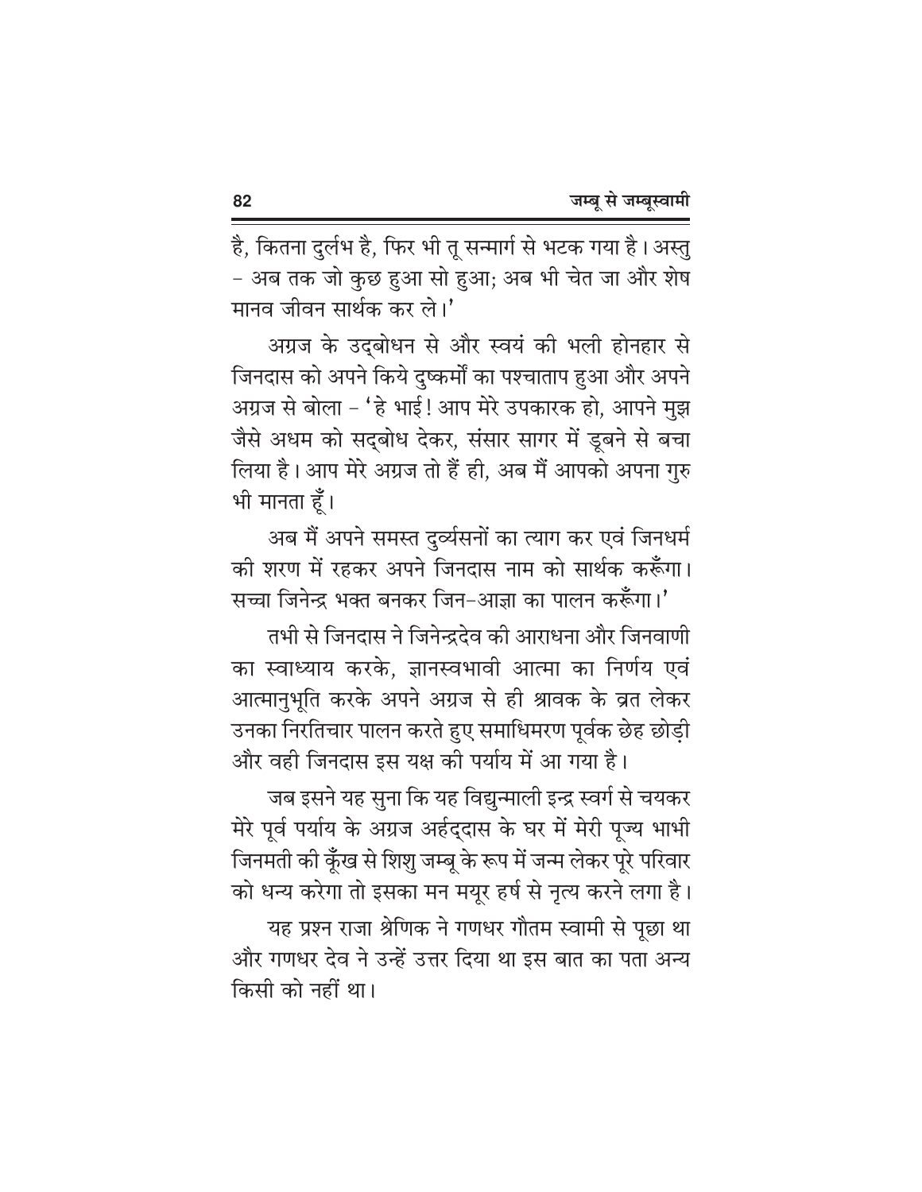है, कितना दुर्लभ है, फिर भी तू सन्मार्ग से भटक गया है। अस्तु – अब तक जो कुछ हुआ सो हुआ; अब भी चेत जा और शेष मानव जीवन सार्थक कर ले।'

अग्रज के उद्बोधन से और स्वयं की भली होनहार से जिनदास को अपने किये दुष्कर्मों का पश्चाताप हुआ और अपने अग्रज से बोला – 'हे भाई! आप मेरे उपकारक हो, आपने मुझ जैसे अधम को सद्बोध देकर, संसार सागर में डूबने से बचा लिया है। आप मेरे अग्रज तो हैं ही, अब मैं आपको अपना गुरु भी मानता हूँ।

अब मैं अपने समस्त दुर्व्यसनों का त्याग कर एवं जिनधर्म की शरण में रहकर अपने जिनदास नाम को सार्थक करूँगा। सच्चा जिनेन्द्र भक्त बनकर जिन-आज्ञा का पालन करूँगा।'

तभी से जिनदास ने जिनेन्द्रदेव की आराधना और जिनवाणी का स्वाध्याय करके, ज्ञानस्वभावी आत्मा का निर्णय एवं आत्मानुभूति करके अपने अग्रज से ही श्रावक के व्रत लेकर उनका निरतिचार पालन करते हुए समाधिमरण पूर्वक छेह छोड़ी और वही जिनदास इस यक्ष की पर्याय में आ गया है।

जब इसने यह सुना कि यह विद्युन्माली इन्द्र स्वर्ग से चयकर मेरे पूर्व पर्याय के अग्रज अर्हद्दास के घर में मेरी पूज्य भाभी जिनमती की कूँख से शिशु जम्बू के रूप में जन्म लेकर पूरे परिवार को धन्य करेगा तो इसका मन मयूर हर्ष से नृत्य करने लगा है।

यह प्रश्न राजा श्रेणिक ने गणधर गौतम स्वामी से पूछा था और गणधर देव ने उन्हें उत्तर दिया था इस बात का पता अन्य किसी को नहीं था।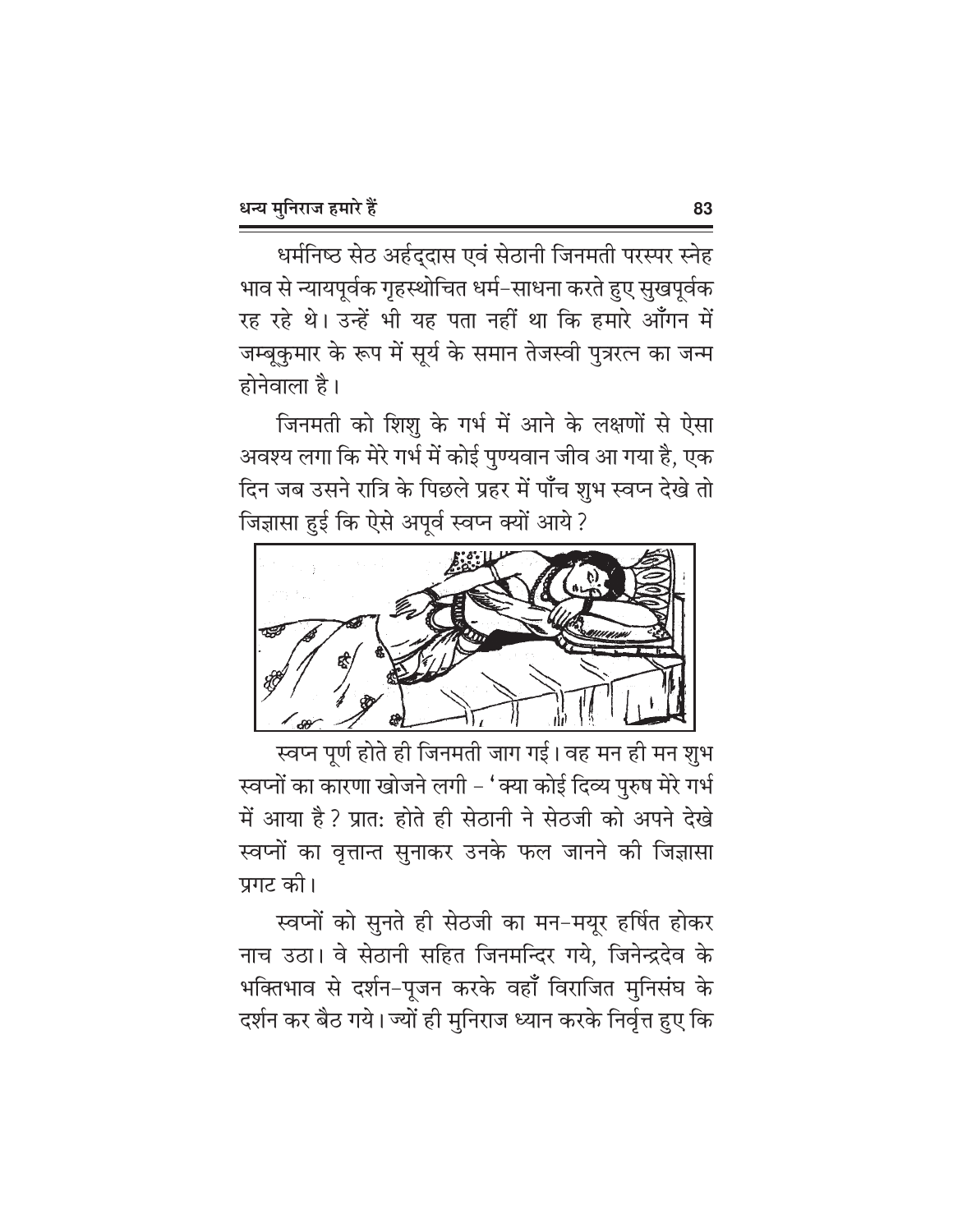धर्मनिष्ठ सेठ अर्हद्दास एवं सेठानी जिनमती परस्पर स्नेह भाव से न्यायपूर्वक गृहस्थोचित धर्म-साधना करते हुए सुखपूर्वक रह रहे थे। उन्हें भी यह पता नहीं था कि हमारे आँगन में जम्बूकुमार के रूप में सूर्य के समान तेजस्वी पुत्ररत्न का जन्म होनेवाला है।

जिनमती को शिशु के गर्भ में आने के लक्षणों से ऐसा अवश्य लगा कि मेरे गर्भ में कोई पुण्यवान जीव आ गया है, एक दिन जब उसने रात्रि के पिछले प्रहर में पाँच शुभ स्वप्न देखे तो जिज्ञासा हुई कि ऐसे अपूर्व स्वप्न क्यों आये ?

स्वप्न पूर्ण होते ही जिनमती जाग गई। वह मन ही मन शुभ स्वप्नों का कारणा खोजने लगी – 'क्या कोई दिव्य पुरुष मेरे गर्भ में आया है ? प्रातः होते ही सेठानी ने सेठजी को अपने देखे स्वप्नों का वृत्तान्त सुनाकर उनके फल जानने की जिज्ञासा प्रगट की।

स्वप्नों को सुनते ही सेठजी का मन-मयूर हर्षित होकर नाच उठा। वे सेठानी सहित जिनमन्दिर गये, जिनेन्द्रदेव के भक्तिभाव से दर्शन-पूजन करके वहाँ विराजित मुनिसंघ के दर्शन कर बैठ गये। ज्यों ही मुनिराज ध्यान करके निर्वृत्त हुए कि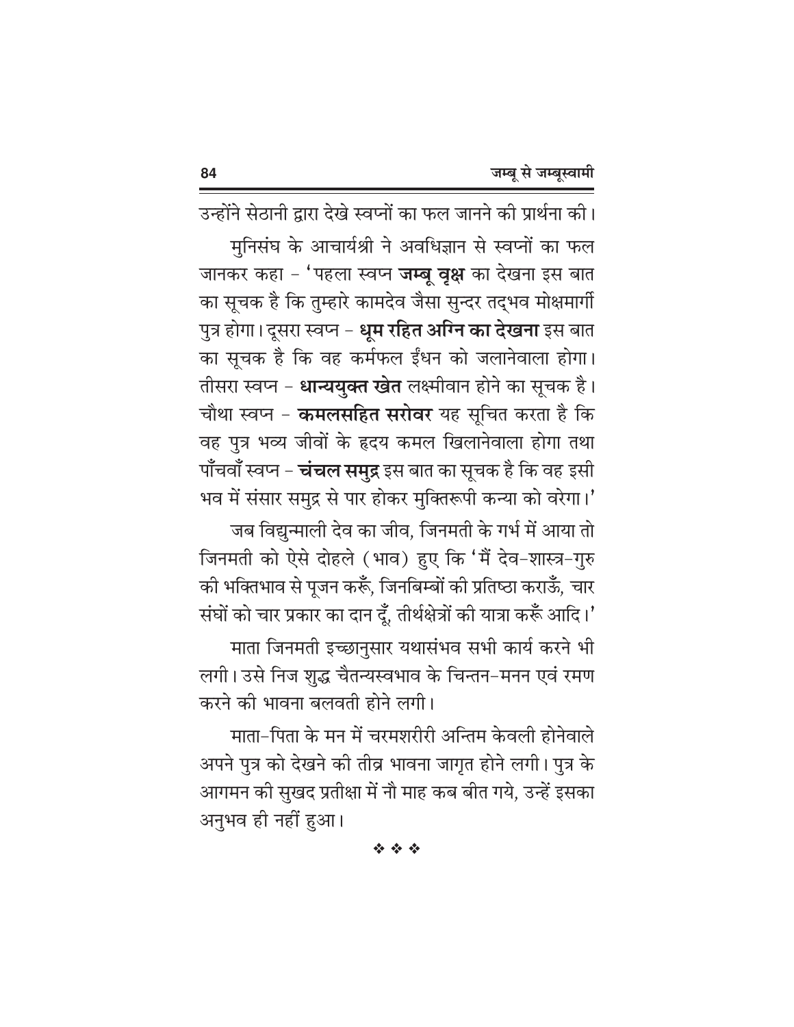उन्होंने सेठानी द्वारा देखे स्वप्नों का फल जानने की प्रार्थना की।

मुनिसंघ के आचार्यश्री ने अवधिज्ञान से स्वप्नों का फल जानकर कहा – 'पहला स्वप्न **जम्बू वृक्ष** का देखना इस बात का सूचक है कि तुम्हारे कामदेव जैसा सुन्दर तद्भव मोक्षमार्गी पुत्र होगा। दूसरा स्वप्न – **धूम रहित अग्नि का देखना** इस बात का सूचक है कि वह कर्मफल ईंधन को जलानेवाला होगा। तीसरा स्वप्न – **धान्ययुक्त खेत** लक्ष्मीवान होने का सूचक है। चौथा स्वप्न – **कमलसहित सरोवर** यह सूचित करता है कि वह पुत्र भव्य जीवों के हृदय कमल खिलानेवाला होगा तथा पाँचवाँ स्वप्न – **चंचल समुद्र** इस बात का सूचक है कि वह इसी भव में संसार समुद्र से पार होकर मुक्तिरूपी कन्या को वरेगा।'

जब विद्युन्माली देव का जीव, जिनमती के गर्भ में आया तो जिनमती को ऐसे दोहले (भाव) हुए कि 'मैं देव-शास्त्र-गुरु की भक्तिभाव से पूजन करूँ, जिनबिम्बों की प्रतिष्ठा कराऊँ, चार संघों को चार प्रकार का दान दूँ, तीर्थक्षेत्रों की यात्रा करूँ आदि।'

माता जिनमती इच्छानुसार यथासंभव सभी कार्य करने भी लगी। उसे निज शुद्ध चैतन्यस्वभाव के चिन्तन-मनन एवं रमण करने की भावना बलवती होने लगी।

माता-पिता के मन में चरमशरीरी अन्तिम केवली होनेवाले अपने पुत्र को देखने की तीव्र भावना जागृत होने लगी। पुत्र के आगमन की सुखद प्रतीक्षा में नौ माह कब बीत गये, उन्हें इसका अनुभव ही नहीं हुआ।

❖ ❖ ❖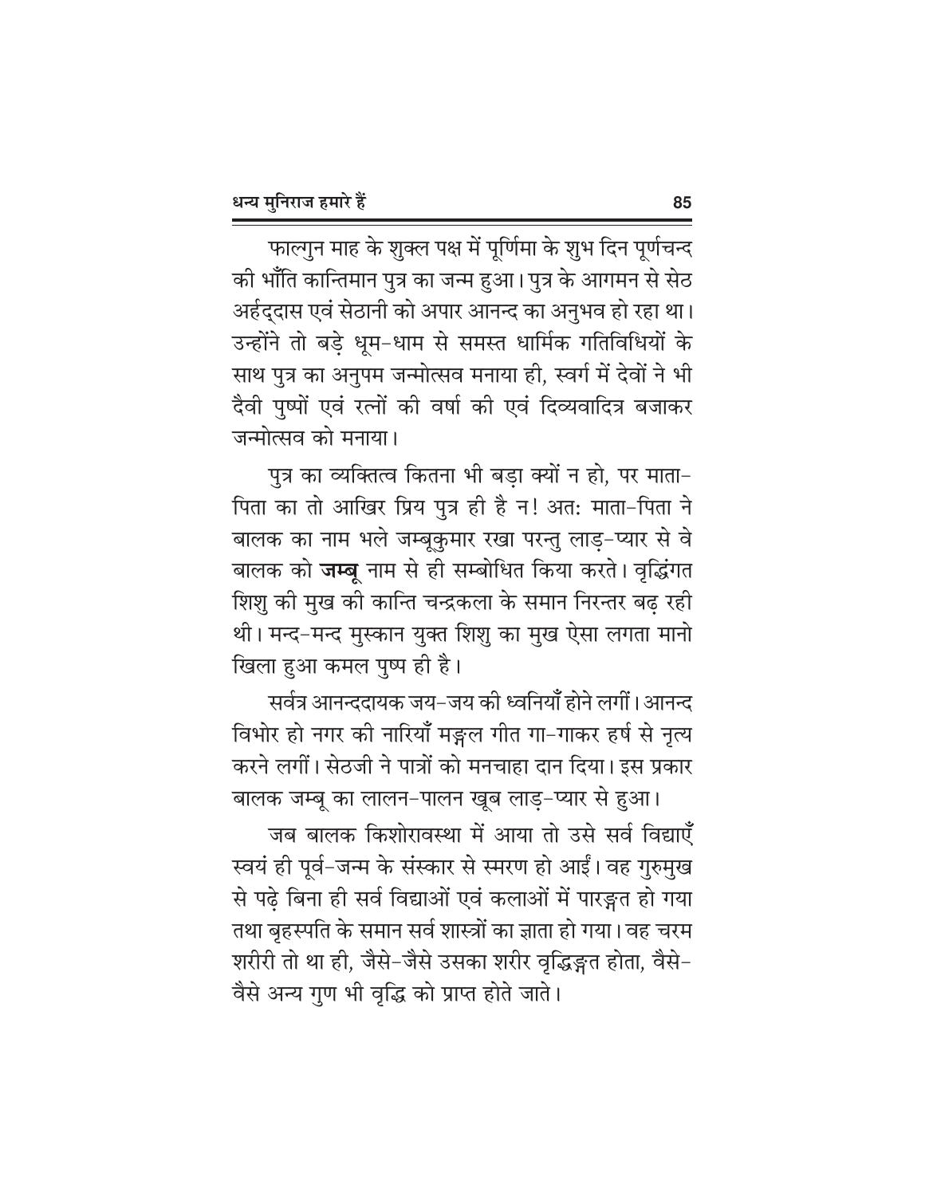फाल्गुन माह के शुक्ल पक्ष में पूर्णिमा के शुभ दिन पूर्णचन्द की भाँति कान्तिमान पुत्र का जन्म हुआ। पुत्र के आगमन से सेठ अर्हद्दास एवं सेठानी को अपार आनन्द का अनुभव हो रहा था। उन्होंने तो बड़े धूम-धाम से समस्त धार्मिक गतिविधियों के साथ पुत्र का अनुपम जन्मोत्सव मनाया ही, स्वर्ग में देवों ने भी दैवी पुष्पों एवं रत्नों की वर्षा की एवं दिव्यवादित्र बजाकर जन्मोत्सव को मनाया।

पुत्र का व्यक्तित्व कितना भी बड़ा क्यों न हो, पर माता-पिता का तो आखिर प्रिय पुत्र ही है न! अतः माता-पिता ने बालक का नाम भले जम्बूकुमार रखा परन्तु लाड़-प्यार से वे बालक को **जम्बू** नाम से ही सम्बोधित किया करते। वृद्धिंगत शिशु की मुख की कान्ति चन्द्रकला के समान निरन्तर बढ़ रही थी। मन्द-मन्द मुस्कान युक्त शिशु का मुख ऐसा लगता मानो खिला हुआ कमल पुष्प ही है।

सर्वत्र आनन्ददायक जय-जय की ध्वनियाँ होने लगीं। आनन्द विभोर हो नगर की नारियाँ मङ्गल गीत गा-गाकर हर्ष से नृत्य करने लगीं। सेठजी ने पात्रों को मनचाहा दान दिया। इस प्रकार बालक जम्बू का लालन-पालन खूब लाड़-प्यार से हुआ।

जब बालक किशोरावस्था में आया तो उसे सर्व विद्याएँ स्वयं ही पूर्व-जन्म के संस्कार से स्मरण हो आईं। वह गुरुमुख से पढ़े बिना ही सर्व विद्याओं एवं कलाओं में पारङ्गत हो गया तथा बृहस्पति के समान सर्व शास्त्रों का ज्ञाता हो गया। वह चरम शरीरी तो था ही, जैसे-जैसे उसका शरीर वृद्धिङ्गत होता, वैसे-वैसे अन्य गुण भी वृद्धि को प्राप्त होते जाते।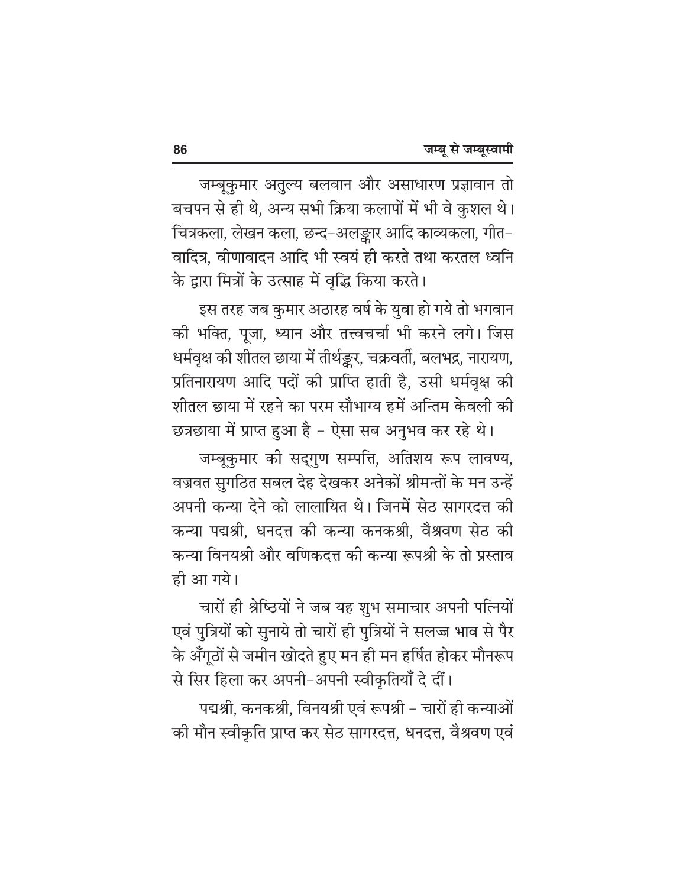जम्बूकुमार अतुल्य बलवान और असाधारण प्रज्ञावान तो बचपन से ही थे, अन्य सभी क्रिया कलापों में भी वे कुशल थे। चित्रकला, लेखन कला, छन्द-अलङ्कार आदि काव्यकला, गीत-वादित्र, वीणावादन आदि भी स्वयं ही करते तथा करतल ध्वनि के द्वारा मित्रों के उत्साह में वृद्धि किया करते।

इस तरह जब कुमार अठारह वर्ष के युवा हो गये तो भगवान की भक्ति, पूजा, ध्यान और तत्त्वचर्चा भी करने लगे। जिस धर्मवृक्ष की शीतल छाया में तीर्थङ्कर, चक्रवर्ती, बलभद्र, नारायण, प्रतिनारायण आदि पदों की प्राप्ति हाती है, उसी धर्मवृक्ष की शीतल छाया में रहने का परम सौभाग्य हमें अन्तिम केवली की छत्रछाया में प्राप्त हुआ है - ऐसा सब अनुभव कर रहे थे।

जम्बूकुमार की सद्गुण सम्पत्ति, अतिशय रूप लावण्य, वज्रवत सुगठित सबल देह देखकर अनेकों श्रीमन्तों के मन उन्हें अपनी कन्या देने को लालायित थे। जिनमें सेठ सागरदत्त की कन्या पद्मश्री, धनदत्त की कन्या कनकश्री, वैश्रवण सेठ की कन्या विनयश्री और वणिकदत्त की कन्या रूपश्री के तो प्रस्ताव ही आ गये।

चारों ही श्रेष्ठियों ने जब यह शुभ समाचार अपनी पत्नियों एवं पुत्रियों को सुनाये तो चारों ही पुत्रियों ने सलज्ज भाव से पैर के अँगूठों से जमीन खोदते हुए मन ही मन हर्षित होकर मौनरूप से सिर हिला कर अपनी-अपनी स्वीकृतियाँ दे दीं।

पद्मश्री, कनकश्री, विनयश्री एवं रूपश्री - चारों ही कन्याओं की मौन स्वीकृति प्राप्त कर सेठ सागरदत्त, धनदत्त, वैश्रवण एवं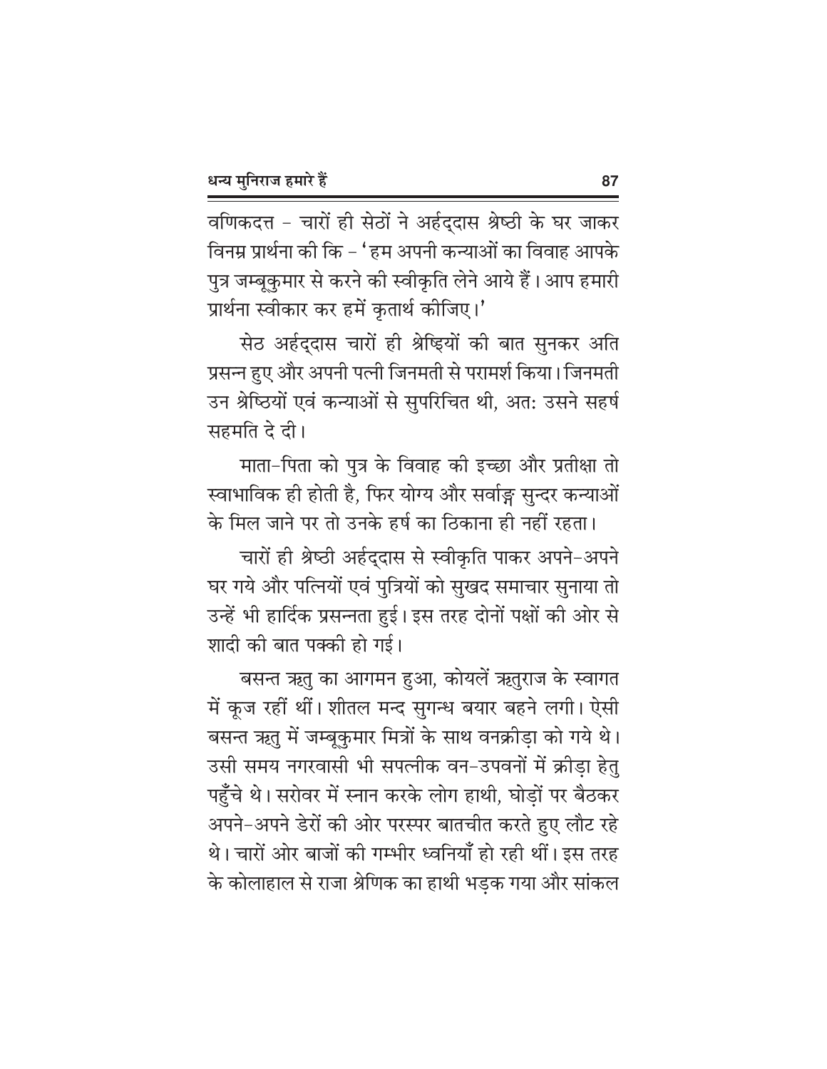वणिकदत्त – चारों ही सेठों ने अर्हद्दास श्रेष्ठी के घर जाकर विनम्र प्रार्थना की कि – 'हम अपनी कन्याओं का विवाह आपके पुत्र जम्बूकुमार से करने की स्वीकृति लेने आये हैं। आप हमारी प्रार्थना स्वीकार कर हमें कृतार्थ कीजिए।'

सेठ अर्हद्दास चारों ही श्रेष्ठियों की बात सुनकर अति प्रसन्न हुए और अपनी पत्नी जिनमती से परामर्श किया। जिनमती उन श्रेष्ठियों एवं कन्याओं से सुपरिचित थी, अतः उसने सहर्ष सहमति दे दी।

माता-पिता को पुत्र के विवाह की इच्छा और प्रतीक्षा तो स्वाभाविक ही होती है, फिर योग्य और सर्वाङ्ग सुन्दर कन्याओं के मिल जाने पर तो उनके हर्ष का ठिकाना ही नहीं रहता।

चारों ही श्रेष्ठी अर्हद्दास से स्वीकृति पाकर अपने-अपने घर गये और पत्नियों एवं पुत्रियों को सुखद समाचार सुनाया तो उन्हें भी हार्दिक प्रसन्नता हुई। इस तरह दोनों पक्षों की ओर से शादी की बात पक्की हो गई।

बसन्त ऋतु का आगमन हुआ, कोयलें ऋतुराज के स्वागत में कूज रहीं थीं। शीतल मन्द सुगन्ध बयार बहने लगी। ऐसी बसन्त ऋतु में जम्बूकुमार मित्रों के साथ वनक्रीड़ा को गये थे। उसी समय नगरवासी भी सपत्नीक वन-उपवनों में क्रीड़ा हेतु पहुँचे थे। सरोवर में स्नान करके लोग हाथी, घोड़ों पर बैठकर अपने-अपने डेरों की ओर परस्पर बातचीत करते हुए लौट रहे थे। चारों ओर बाजों की गम्भीर ध्वनियाँ हो रही थीं। इस तरह के कोलाहाल से राजा श्रेणिक का हाथी भड़क गया और सांकल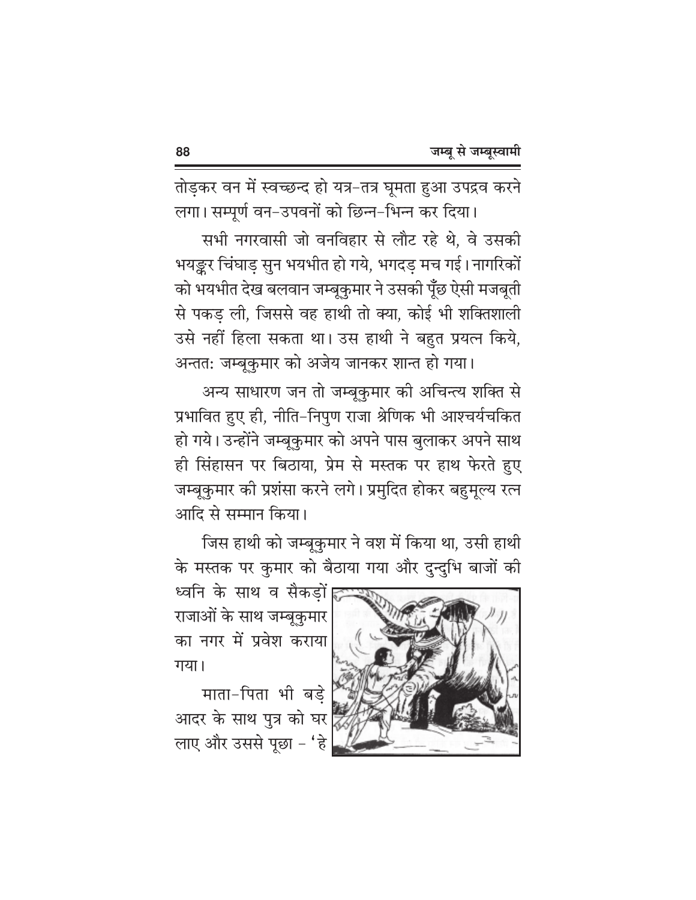तोड़कर वन में स्वच्छन्द हो यत्र-तत्र घूमता हुआ उपद्रव करने लगा। सम्पूर्ण वन-उपवनों को छिन्न-भिन्न कर दिया।

सभी नगरवासी जो वनविहार से लौट रहे थे, वे उसकी भयङ्कर चिंघाड़ सुन भयभीत हो गये, भगदड़ मच गई। नागरिकों को भयभीत देख बलवान जम्बूकुमार ने उसकी पूँछ ऐसी मजबूती से पकड़ ली, जिससे वह हाथी तो क्या, कोई भी शक्तिशाली उसे नहीं हिला सकता था। उस हाथी ने बहुत प्रयत्न किये, अन्ततः जम्बूकुमार को अजेय जानकर शान्त हो गया।

अन्य साधारण जन तो जम्बूकुमार की अचिन्त्य शक्ति से प्रभावित हुए ही, नीति-निपुण राजा श्रेणिक भी आश्चर्यचकित हो गये। उन्होंने जम्बूकुमार को अपने पास बुलाकर अपने साथ ही सिंहासन पर बिठाया, प्रेम से मस्तक पर हाथ फेरते हुए जम्बूकुमार की प्रशंसा करने लगे। प्रमुदित होकर बहुमूल्य रत्न आदि से सम्मान किया।

जिस हाथी को जम्बूकुमार ने वश में किया था, उसी हाथी के मस्तक पर कुमार को बैठाया गया और दुन्दुभि बाजों की ध्वनि के साथ व सैकड़ों राजाओं के साथ जम्बूकुमार का नगर में प्रवेश कराया गया।

माता-पिता भी बड़े आदर के साथ पुत्र को घर लाए और उससे पूछा - 'हे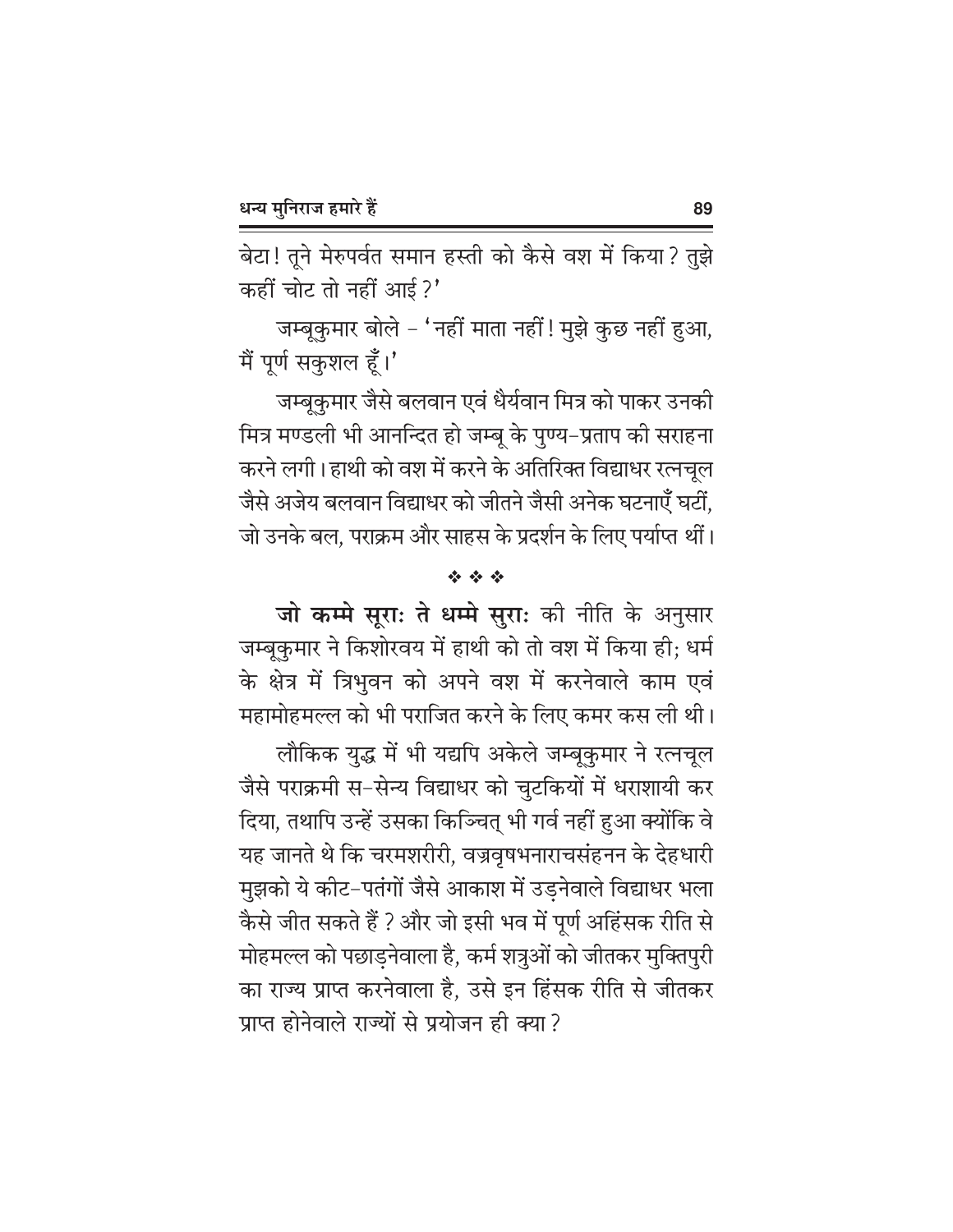बेटा! तूने मेरुपर्वत समान हस्ती को कैसे वश में किया? तुझे कहीं चोट तो नहीं आई?'

जम्बूकुमार बोले – 'नहीं माता नहीं! मुझे कुछ नहीं हुआ, मैं पूर्ण सकुशल हूँ।'

जम्बूकुमार जैसे बलवान एवं धैर्यवान मित्र को पाकर उनकी मित्र मण्डली भी आनन्दित हो जम्बू के पुण्य-प्रताप की सराहना करने लगी। हाथी को वश में करने के अतिरिक्त विद्याधर रत्नचूल जैसे अजेय बलवान विद्याधर को जीतने जैसी अनेक घटनाएँ घटीं, जो उनके बल, पराक्रम और साहस के प्रदर्शन के लिए पर्याप्त थीं।

❖ ❖ ❖

**जो कम्मे सूराः ते धम्मे सुराः** की नीति के अनुसार जम्बूकुमार ने किशोरवय में हाथी को तो वश में किया ही; धर्म के क्षेत्र में त्रिभुवन को अपने वश में करनेवाले काम एवं महामोहमल्ल को भी पराजित करने के लिए कमर कस ली थी।

लौकिक युद्ध में भी यद्यपि अकेले जम्बूकुमार ने रत्नचूल जैसे पराक्रमी स-सेन्य विद्याधर को चुटकियों में धराशायी कर दिया, तथापि उन्हें उसका किञ्चित् भी गर्व नहीं हुआ क्योंकि वे यह जानते थे कि चरमशरीरी, वज्रवृषभनाराचसंहनन के देहधारी मुझको ये कीट-पतंगों जैसे आकाश में उड़नेवाले विद्याधर भला कैसे जीत सकते हैं? और जो इसी भव में पूर्ण अहिंसक रीति से मोहमल्ल को पछाड़नेवाला है, कर्म शत्रुओं को जीतकर मुक्तिपुरी का राज्य प्राप्त करनेवाला है, उसे इन हिंसक रीति से जीतकर प्राप्त होनेवाले राज्यों से प्रयोजन ही क्या?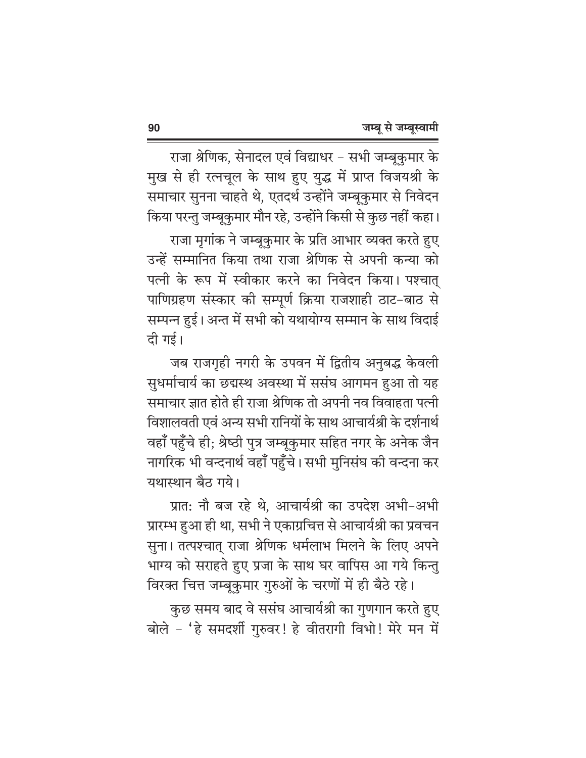राजा श्रेणिक, सेनादल एवं विद्याधर – सभी जम्बूकुमार के मुख से ही रत्नचूल के साथ हुए युद्ध में प्राप्त विजयश्री के समाचार सुनना चाहते थे, एतदर्थ उन्होंने जम्बूकुमार से निवेदन किया परन्तु जम्बूकुमार मौन रहे, उन्होंने किसी से कुछ नहीं कहा।

राजा मृगांक ने जम्बूकुमार के प्रति आभार व्यक्त करते हुए उन्हें सम्मानित किया तथा राजा श्रेणिक से अपनी कन्या को पत्नी के रूप में स्वीकार करने का निवेदन किया। पश्चात् पाणिग्रहण संस्कार की सम्पूर्ण क्रिया राजशाही ठाट-बाठ से सम्पन्न हुई। अन्त में सभी को यथायोग्य सम्मान के साथ विदाई दी गई।

जब राजगृही नगरी के उपवन में द्वितीय अनुबद्ध केवली सुधर्माचार्य का छद्मस्थ अवस्था में ससंघ आगमन हुआ तो यह समाचार ज्ञात होते ही राजा श्रेणिक तो अपनी नव विवाहता पत्नी विशालवती एवं अन्य सभी रानियों के साथ आचार्यश्री के दर्शनार्थ वहाँ पहुँचे ही; श्रेष्ठी पुत्र जम्बूकुमार सहित नगर के अनेक जैन नागरिक भी वन्दनार्थ वहाँ पहुँचे। सभी मुनिसंघ की वन्दना कर यथास्थान बैठ गये।

प्रातः नौ बज रहे थे, आचार्यश्री का उपदेश अभी-अभी प्रारम्भ हुआ ही था, सभी ने एकाग्रचित्त से आचार्यश्री का प्रवचन सुना। तत्पश्चात् राजा श्रेणिक धर्मलाभ मिलने के लिए अपने भाग्य को सराहते हुए प्रजा के साथ घर वापिस आ गये किन्तु विरक्त चित्त जम्बूकुमार गुरुओं के चरणों में ही बैठे रहे।

कुछ समय बाद वे ससंघ आचार्यश्री का गुणगान करते हुए बोले – 'हे समदर्शी गुरुवर! हे वीतरागी विभो! मेरे मन में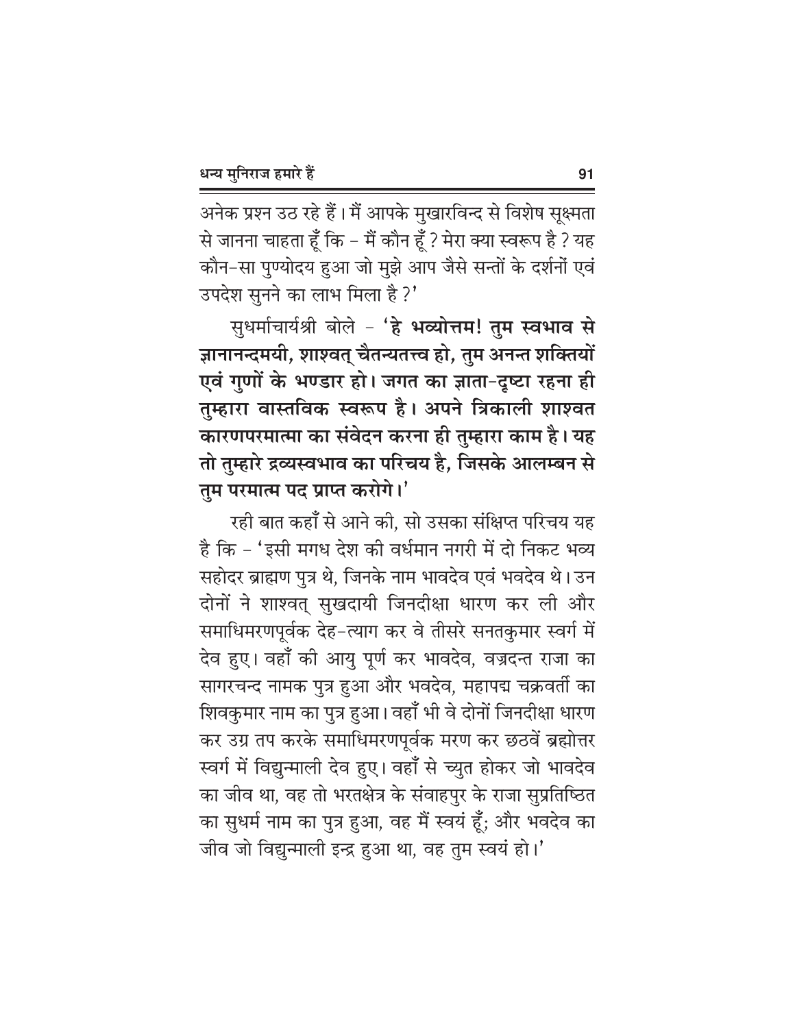अनेक प्रश्न उठ रहे हैं। मैं आपके मुखारविन्द से विशेष सूक्ष्मता से जानना चाहता हूँ कि – मैं कौन हूँ ? मेरा क्या स्वरूप है ? यह कौन-सा पुण्योदय हुआ जो मुझे आप जैसे सन्तों के दर्शनों एवं उपदेश सुनने का लाभ मिला है ?'

सुधर्माचार्यश्री बोले – **'हे भव्योत्तम! तुम स्वभाव से ज्ञानानन्दमयी, शाश्वत् चैतन्यतत्त्व हो, तुम अनन्त शक्तियों एवं गुणों के भण्डार हो। जगत का ज्ञाता-दृष्टा रहना ही तुम्हारा वास्तविक स्वरूप है। अपने त्रिकाली शाश्वत कारणपरमात्मा का संवेदन करना ही तुम्हारा काम है। यह तो तुम्हारे द्रव्यस्वभाव का परिचय है, जिसके आलम्बन से तुम परमात्म पद प्राप्त करोगे।'**

रही बात कहाँ से आने की, सो उसका संक्षिप्त परिचय यह है कि – 'इसी मगध देश की वर्धमान नगरी में दो निकट भव्य सहोदर ब्राह्मण पुत्र थे, जिनके नाम भावदेव एवं भवदेव थे। उन दोनों ने शाश्वत् सुखदायी जिनदीक्षा धारण कर ली और समाधिमरणपूर्वक देह-त्याग कर वे तीसरे सनतकुमार स्वर्ग में देव हुए। वहाँ की आयु पूर्ण कर भावदेव, वज्रदन्त राजा का सागरचन्द नामक पुत्र हुआ और भवदेव, महापद्म चक्रवर्ती का शिवकुमार नाम का पुत्र हुआ। वहाँ भी वे दोनों जिनदीक्षा धारण कर उग्र तप करके समाधिमरणपूर्वक मरण कर छठवें ब्रह्मोत्तर स्वर्ग में विद्युन्माली देव हुए। वहाँ से च्युत होकर जो भावदेव का जीव था, वह तो भरतक्षेत्र के संवाहपुर के राजा सुप्रतिष्ठित का सुधर्म नाम का पुत्र हुआ, वह मैं स्वयं हूँ; और भवदेव का जीव जो विद्युन्माली इन्द्र हुआ था, वह तुम स्वयं हो।'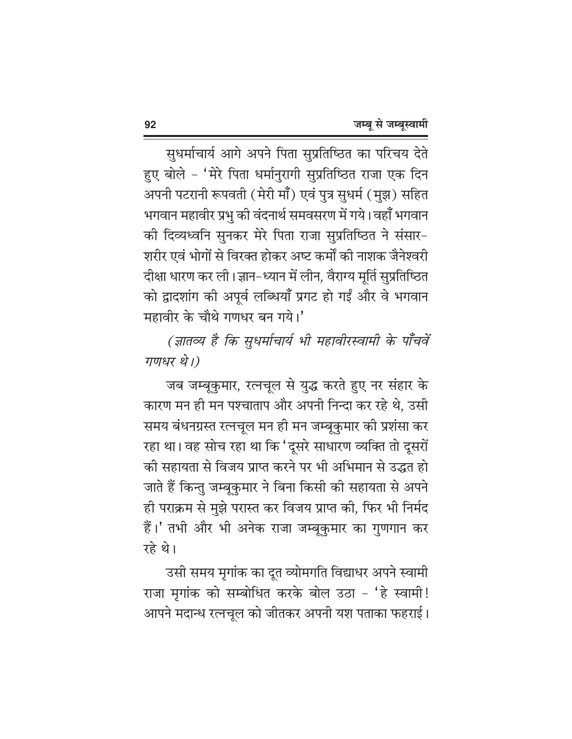सुधर्माचार्य आगे अपने पिता सुप्रतिष्ठित का परिचय देते हुए बोले – 'मेरे पिता धर्मानुरागी सुप्रतिष्ठित राजा एक दिन अपनी पटरानी रूपवती (मेरी माँ) एवं पुत्र सुधर्म (मुझ) सहित भगवान महावीर प्रभु की वंदनार्थ समवसरण में गये। वहाँ भगवान की दिव्यध्वनि सुनकर मेरे पिता राजा सुप्रतिष्ठित ने संसार-शरीर एवं भोगों से विरक्त होकर अष्ट कर्मों की नाशक जैनेश्वरी दीक्षा धारण कर ली। ज्ञान-ध्यान में लीन, वैराग्य मूर्ति सुप्रतिष्ठित को द्वादशांग की अपूर्व लब्धियाँ प्रगट हो गईं और वे भगवान महावीर के चौथे गणधर बन गये।'

*(ज्ञातव्य है कि सुधर्माचार्य भी महावीरस्वामी के पाँचवें गणधर थे।)*

जब जम्बूकुमार, रत्नचूल से युद्ध करते हुए नर संहार के कारण मन ही मन पश्चाताप और अपनी निन्दा कर रहे थे, उसी समय बंधनग्रस्त रत्नचूल मन ही मन जम्बूकुमार की प्रशंसा कर रहा था। वह सोच रहा था कि 'दूसरे साधारण व्यक्ति तो दूसरों की सहायता से विजय प्राप्त करने पर भी अभिमान से उद्धत हो जाते हैं किन्तु जम्बूकुमार ने बिना किसी की सहायता से अपने ही पराक्रम से मुझे परास्त कर विजय प्राप्त की, फिर भी निर्मद हैं।' तभी और भी अनेक राजा जम्बूकुमार का गुणगान कर रहे थे।

उसी समय मृगांक का दूत व्योमगति विद्याधर अपने स्वामी राजा मृगांक को सम्बोधित करके बोल उठा – 'हे स्वामी! आपने मदान्ध रत्नचूल को जीतकर अपनी यश पताका फहराई।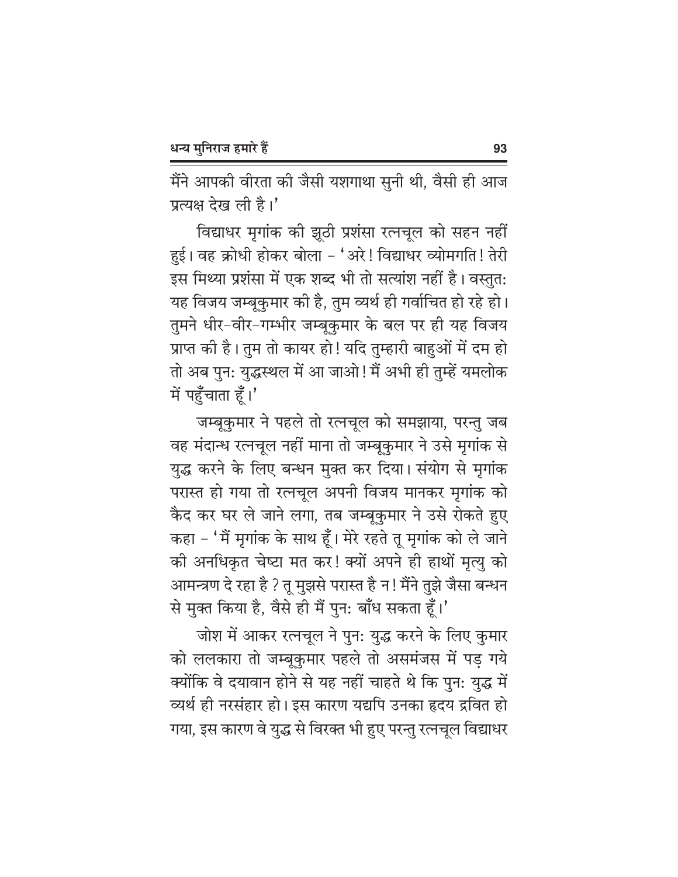मैंने आपकी वीरता की जैसी यशगाथा सुनी थी, वैसी ही आज प्रत्यक्ष देख ली है।'

विद्याधर मृगांक की झूठी प्रशंसा रत्नचूल को सहन नहीं हुई। वह क्रोधी होकर बोला – 'अरे! विद्याधर व्योमगति! तेरी इस मिथ्या प्रशंसा में एक शब्द भी तो सत्यांश नहीं है। वस्तुतः यह विजय जम्बूकुमार की है, तुम व्यर्थ ही गर्वाचित हो रहे हो। तुमने धीर-वीर-गम्भीर जम्बूकुमार के बल पर ही यह विजय प्राप्त की है। तुम तो कायर हो! यदि तुम्हारी बाहुओं में दम हो तो अब पुनः युद्धस्थल में आ जाओ! मैं अभी ही तुम्हें यमलोक में पहुँचाता हूँ।'

जम्बूकुमार ने पहले तो रत्नचूल को समझाया, परन्तु जब वह मंदान्ध रत्नचूल नहीं माना तो जम्बूकुमार ने उसे मृगांक से युद्ध करने के लिए बन्धन मुक्त कर दिया। संयोग से मृगांक परास्त हो गया तो रत्नचूल अपनी विजय मानकर मृगांक को कैद कर घर ले जाने लगा, तब जम्बूकुमार ने उसे रोकते हुए कहा – 'मैं मृगांक के साथ हूँ। मेरे रहते तू मृगांक को ले जाने की अनधिकृत चेष्टा मत कर! क्यों अपने ही हाथों मृत्यु को आमन्त्रण दे रहा है? तू मुझसे परास्त है न! मैंने तुझे जैसा बन्धन से मुक्त किया है, वैसे ही मैं पुनः बाँध सकता हूँ।'

जोश में आकर रत्नचूल ने पुनः युद्ध करने के लिए कुमार को ललकारा तो जम्बूकुमार पहले तो असमंजस में पड़ गये क्योंकि वे दयावान होने से यह नहीं चाहते थे कि पुनः युद्ध में व्यर्थ ही नरसंहार हो। इस कारण यद्यपि उनका हृदय द्रवित हो गया, इस कारण वे युद्ध से विरक्त भी हुए परन्तु रत्नचूल विद्याधर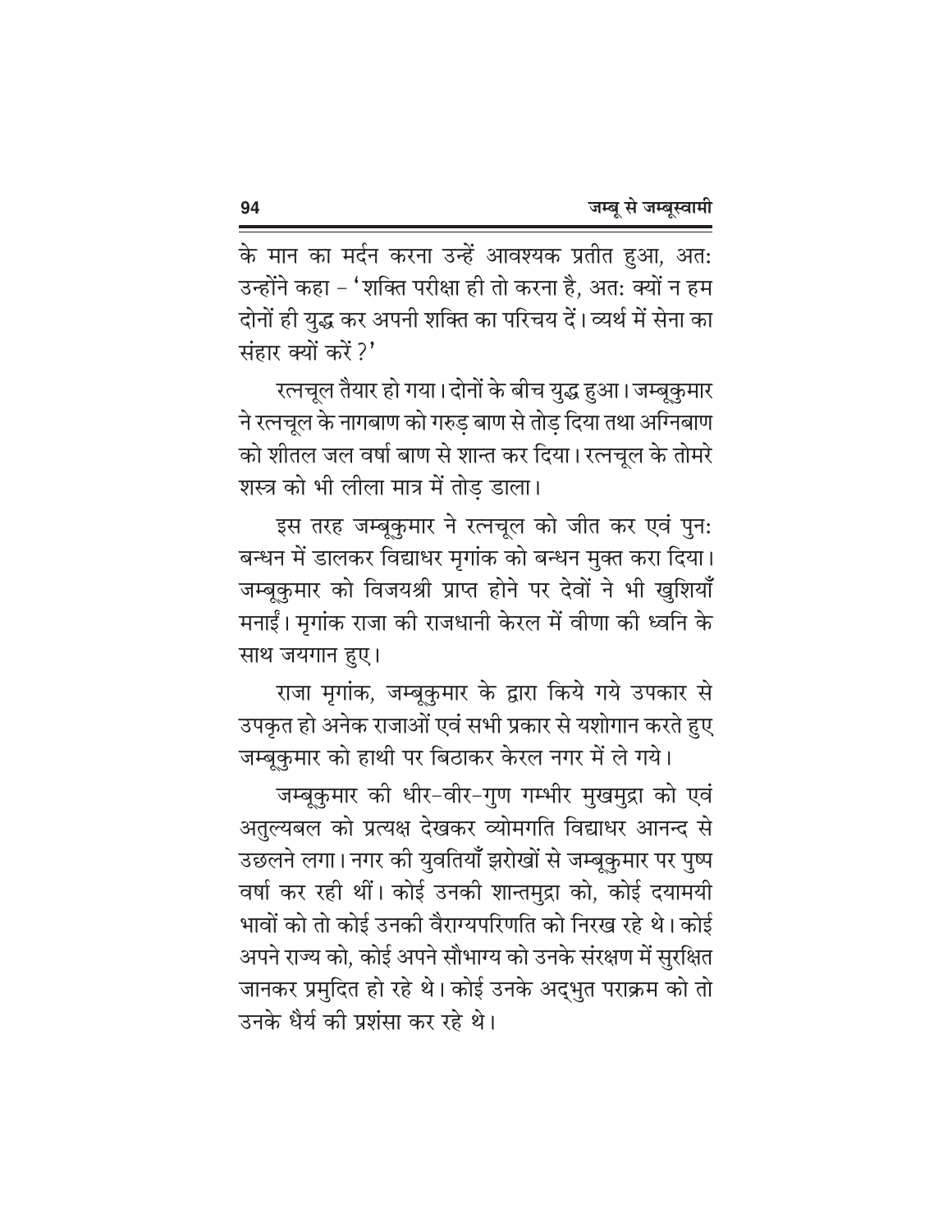के मान का मर्दन करना उन्हें आवश्यक प्रतीत हुआ, अतः उन्होंने कहा – 'शक्ति परीक्षा ही तो करना है, अतः क्यों न हम दोनों ही युद्ध कर अपनी शक्ति का परिचय दें। व्यर्थ में सेना का संहार क्यों करें?'

रत्नचूल तैयार हो गया। दोनों के बीच युद्ध हुआ। जम्बूकुमार ने रत्नचूल के नागबाण को गरुड़ बाण से तोड़ दिया तथा अग्निबाण को शीतल जल वर्षा बाण से शान्त कर दिया। रत्नचूल के तोमरे शस्त्र को भी लीला मात्र में तोड़ डाला।

इस तरह जम्बूकुमार ने रत्नचूल को जीत कर एवं पुनः बन्धन में डालकर विद्याधर मृगांक को बन्धन मुक्त करा दिया। जम्बूकुमार को विजयश्री प्राप्त होने पर देवों ने भी खुशियाँ मनाईं। मृगांक राजा की राजधानी केरल में वीणा की ध्वनि के साथ जयगान हुए।

राजा मृगांक, जम्बूकुमार के द्वारा किये गये उपकार से उपकृत हो अनेक राजाओं एवं सभी प्रकार से यशोगान करते हुए जम्बूकुमार को हाथी पर बिठाकर केरल नगर में ले गये।

जम्बूकुमार की धीर-वीर-गुण गम्भीर मुखमुद्रा को एवं अतुल्यबल को प्रत्यक्ष देखकर व्योमगति विद्याधर आनन्द से उछलने लगा। नगर की युवतियाँ झरोखों से जम्बूकुमार पर पुष्प वर्षा कर रही थीं। कोई उनकी शान्तमुद्रा को, कोई दयामयी भावों को तो कोई उनकी वैराग्यपरिणति को निरख रहे थे। कोई अपने राज्य को, कोई अपने सौभाग्य को उनके संरक्षण में सुरक्षित जानकर प्रमुदित हो रहे थे। कोई उनके अद्भुत पराक्रम को तो उनके धैर्य की प्रशंसा कर रहे थे।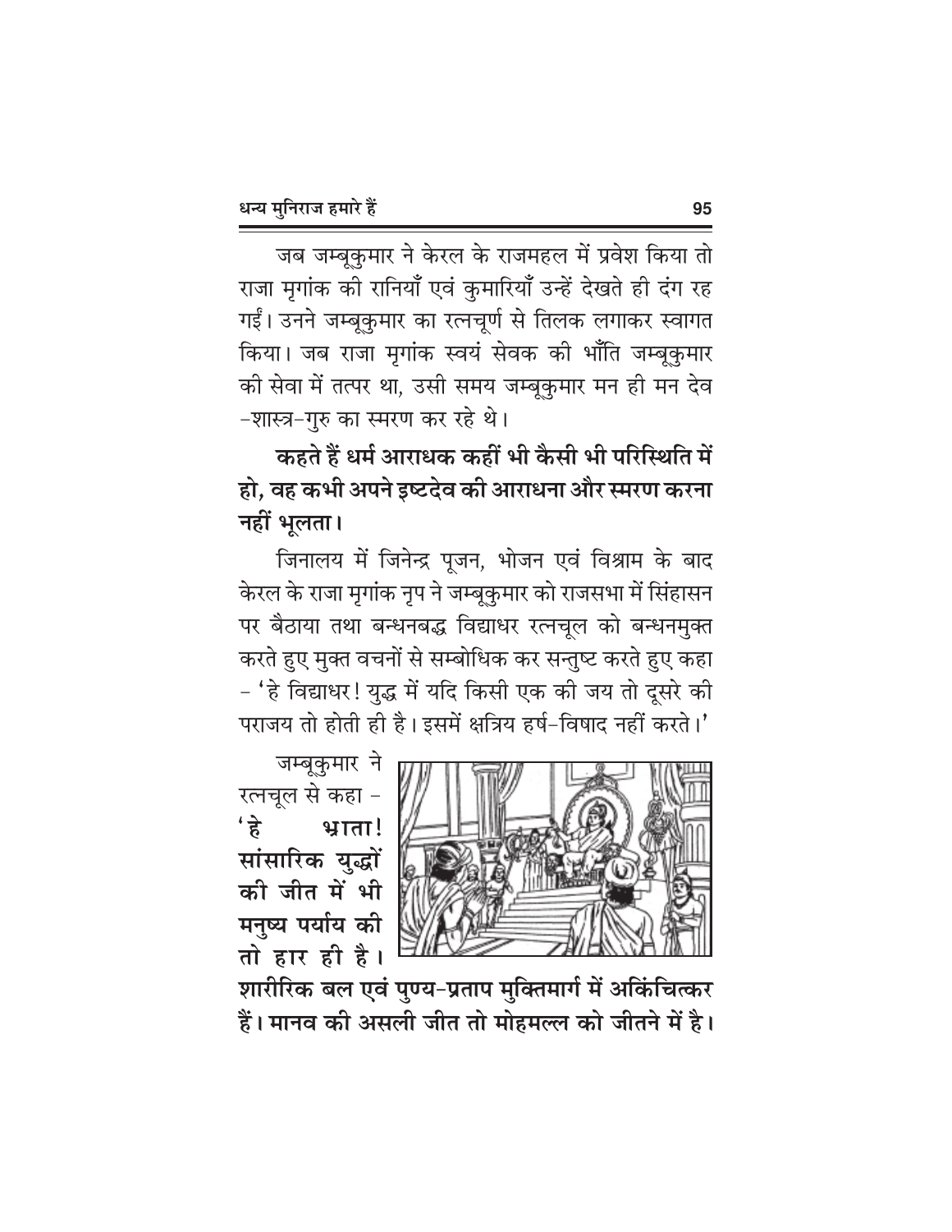जब जम्बूकुमार ने केरल के राजमहल में प्रवेश किया तो राजा मृगांक की रानियाँ एवं कुमारियाँ उन्हें देखते ही दंग रह गईं। उनने जम्बूकुमार का रत्नचूर्ण से तिलक लगाकर स्वागत किया। जब राजा मृगांक स्वयं सेवक की भाँति जम्बूकुमार की सेवा में तत्पर था, उसी समय जम्बूकुमार मन ही मन देव-शास्त्र-गुरु का स्मरण कर रहे थे।

**कहते हैं धर्म आराधक कहीं भी कैसी भी परिस्थिति में हो, वह कभी अपने इष्टदेव की आराधना और स्मरण करना नहीं भूलता।**

जिनालय में जिनेन्द्र पूजन, भोजन एवं विश्राम के बाद केरल के राजा मृगांक नृप ने जम्बूकुमार को राजसभा में सिंहासन पर बैठाया तथा बन्धनबद्ध विद्याधर रत्नचूल को बन्धनमुक्त करते हुए मुक्त वचनों से सम्बोधित कर सन्तुष्ट करते हुए कहा – 'हे विद्याधर! युद्ध में यदि किसी एक की जय तो दूसरे की पराजय तो होती ही है। इसमें क्षत्रिय हर्ष-विषाद नहीं करते।'

जम्बूकुमार ने रत्नचूल से कहा – **'हे भ्राता! सांसारिक युद्धों की जीत में भी मनुष्य पर्याय की तो हार ही है। शारीरिक बल एवं पुण्य-प्रताप मुक्तिमार्ग में अकिंचित्कर हैं। मानव की असली जीत तो मोहमल्ल को जीतने में है।**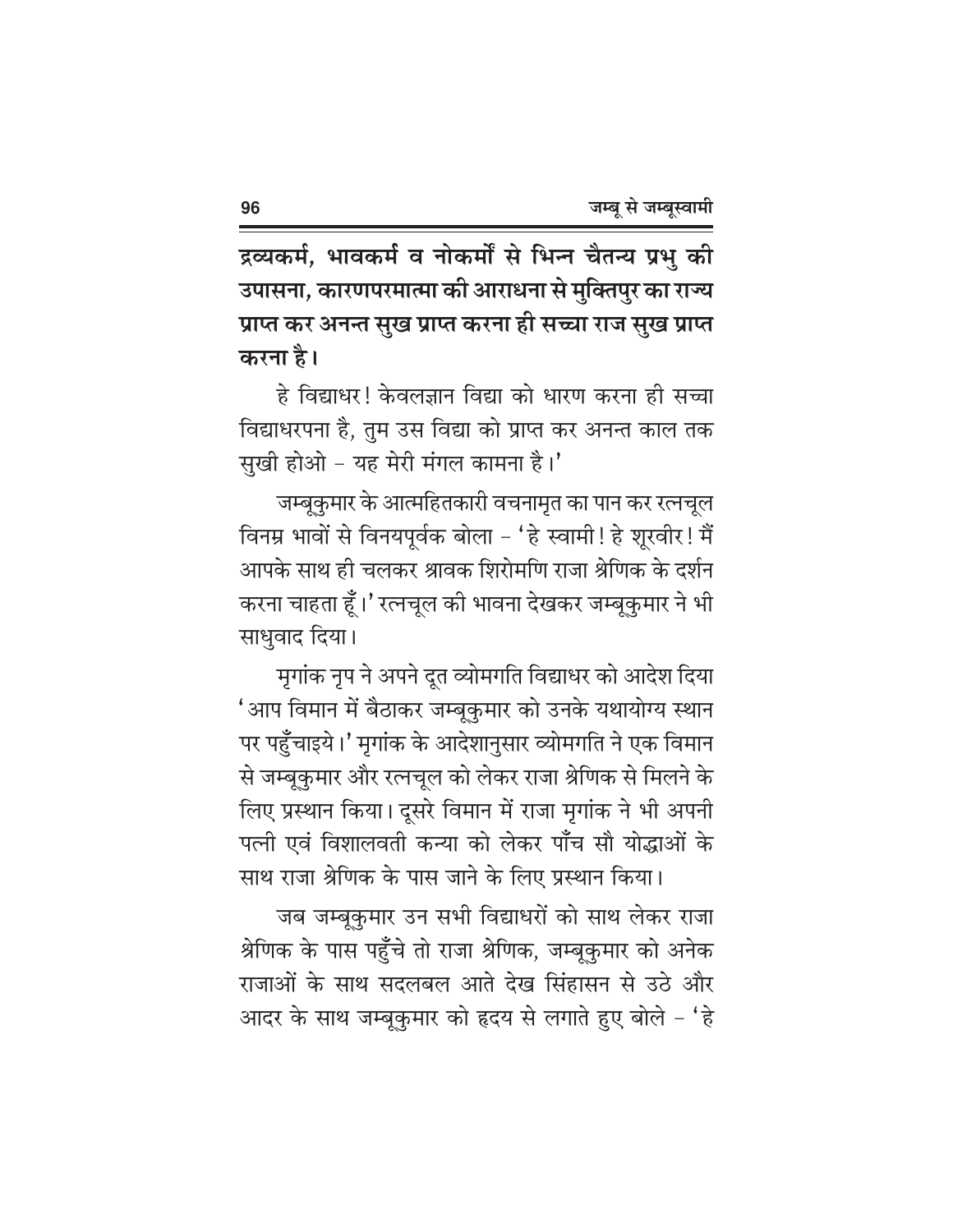**द्रव्यकर्म, भावकर्म व नोकर्मों से भिन्न चैतन्य प्रभु की उपासना, कारणपरमात्मा की आराधना से मुक्तिपुर का राज्य प्राप्त कर अनन्त सुख प्राप्त करना ही सच्चा राज सुख प्राप्त करना है।**

हे विद्याधर! केवलज्ञान विद्या को धारण करना ही सच्चा विद्याधरपना है, तुम उस विद्या को प्राप्त कर अनन्त काल तक सुखी होओ – यह मेरी मंगल कामना है।'

जम्बूकुमार के आत्महितकारी वचनामृत का पान कर रत्नचूल विनम्र भावों से विनयपूर्वक बोला – 'हे स्वामी! हे शूरवीर! मैं आपके साथ ही चलकर श्रावक शिरोमणि राजा श्रेणिक के दर्शन करना चाहता हूँ।' रत्नचूल की भावना देखकर जम्बूकुमार ने भी साधुवाद दिया।

मृगांक नृप ने अपने दूत व्योमगति विद्याधर को आदेश दिया 'आप विमान में बैठाकर जम्बूकुमार को उनके यथायोग्य स्थान पर पहुँचाइये।' मृगांक के आदेशानुसार व्योमगति ने एक विमान से जम्बूकुमार और रत्नचूल को लेकर राजा श्रेणिक से मिलने के लिए प्रस्थान किया। दूसरे विमान में राजा मृगांक ने भी अपनी पत्नी एवं विशालवती कन्या को लेकर पाँच सौ योद्धाओं के साथ राजा श्रेणिक के पास जाने के लिए प्रस्थान किया।

जब जम्बूकुमार उन सभी विद्याधरों को साथ लेकर राजा श्रेणिक के पास पहुँचे तो राजा श्रेणिक, जम्बूकुमार को अनेक राजाओं के साथ सदलबल आते देख सिंहासन से उठे और आदर के साथ जम्बूकुमार को हृदय से लगाते हुए बोले – 'हे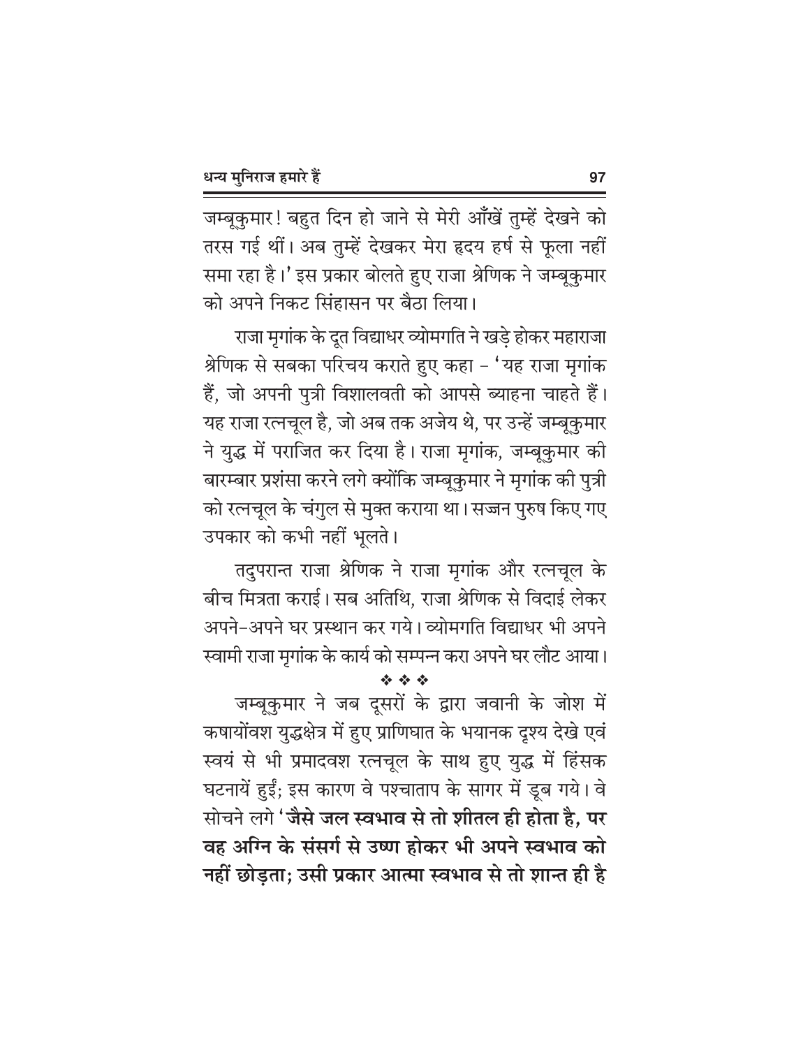जम्बूकुमार! बहुत दिन हो जाने से मेरी आँखें तुम्हें देखने को तरस गई थीं। अब तुम्हें देखकर मेरा हृदय हर्ष से फूला नहीं समा रहा है।' इस प्रकार बोलते हुए राजा श्रेणिक ने जम्बूकुमार को अपने निकट सिंहासन पर बैठा लिया।

राजा मृगांक के दूत विद्याधर व्योमगति ने खड़े होकर महाराजा श्रेणिक से सबका परिचय कराते हुए कहा – 'यह राजा मृगांक हैं, जो अपनी पुत्री विशालवती को आपसे ब्याहना चाहते हैं। यह राजा रत्नचूल है, जो अब तक अजेय थे, पर उन्हें जम्बूकुमार ने युद्ध में पराजित कर दिया है। राजा मृगांक, जम्बूकुमार की बारम्बार प्रशंसा करने लगे क्योंकि जम्बूकुमार ने मृगांक की पुत्री को रत्नचूल के चंगुल से मुक्त कराया था। सज्जन पुरुष किए गए उपकार को कभी नहीं भूलते।

तदुपरान्त राजा श्रेणिक ने राजा मृगांक और रत्नचूल के बीच मित्रता कराई। सब अतिथि, राजा श्रेणिक से विदाई लेकर अपने-अपने घर प्रस्थान कर गये। व्योमगति विद्याधर भी अपने स्वामी राजा मृगांक के कार्य को सम्पन्न करा अपने घर लौट आया।

❖ ❖ ❖

जम्बूकुमार ने जब दूसरों के द्वारा जवानी के जोश में कषायोंवश युद्धक्षेत्र में हुए प्राणिघात के भयानक दृश्य देखे एवं स्वयं से भी प्रमादवश रत्नचूल के साथ हुए युद्ध में हिंसक घटनायें हुईं; इस कारण वे पश्चाताप के सागर में डूब गये। वे सोचने लगे '**जैसे जल स्वभाव से तो शीतल ही होता है, पर वह अग्नि के संसर्ग से उष्ण होकर भी अपने स्वभाव को नहीं छोड़ता; उसी प्रकार आत्मा स्वभाव से तो शान्त ही है**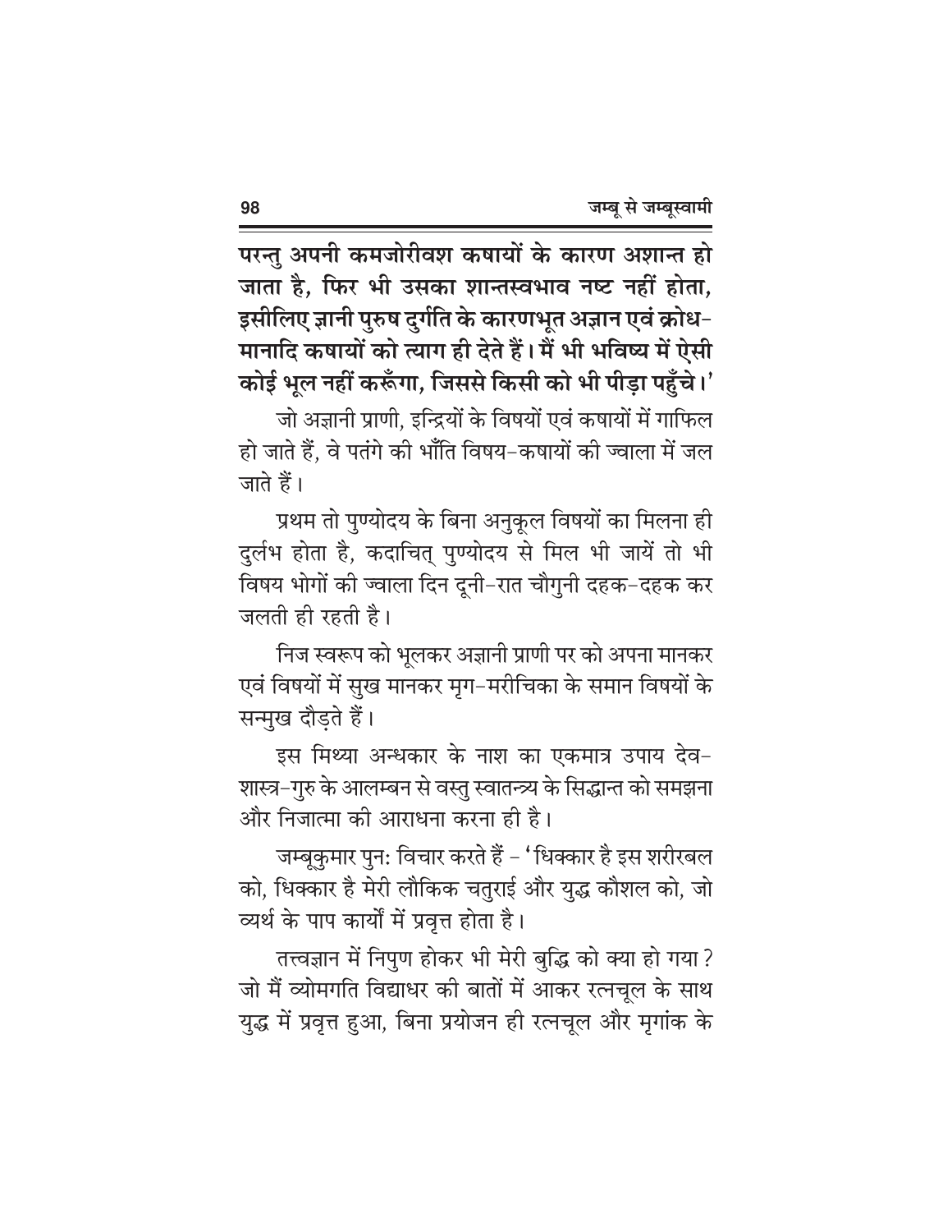**परन्तु अपनी कमजोरीवश कषायों के कारण अशान्त हो जाता है, फिर भी उसका शान्तस्वभाव नष्ट नहीं होता, इसीलिए ज्ञानी पुरुष दुर्गति के कारणभूत अज्ञान एवं क्रोध-मानादि कषायों को त्याग ही देते हैं। मैं भी भविष्य में ऐसी कोई भूल नहीं करूँगा, जिससे किसी को भी पीड़ा पहुँचे।'**

जो अज्ञानी प्राणी, इन्द्रियों के विषयों एवं कषायों में गाफिल हो जाते हैं, वे पतंगे की भाँति विषय-कषायों की ज्वाला में जल जाते हैं।

प्रथम तो पुण्योदय के बिना अनुकूल विषयों का मिलना ही दुर्लभ होता है, कदाचित् पुण्योदय से मिल भी जायें तो भी विषय भोगों की ज्वाला दिन दूनी-रात चौगुनी दहक-दहक कर जलती ही रहती है।

निज स्वरूप को भूलकर अज्ञानी प्राणी पर को अपना मानकर एवं विषयों में सुख मानकर मृग-मरीचिका के समान विषयों के सन्मुख दौड़ते हैं।

इस मिथ्या अन्धकार के नाश का एकमात्र उपाय देव-शास्त्र-गुरु के आलम्बन से वस्तु स्वातन्त्र्य के सिद्धान्त को समझना और निजात्मा की आराधना करना ही है।

जम्बूकुमार पुनः विचार करते हैं – 'धिक्कार है इस शरीरबल को, धिक्कार है मेरी लौकिक चतुराई और युद्ध कौशल को, जो व्यर्थ के पाप कार्यों में प्रवृत्त होता है।

तत्त्वज्ञान में निपुण होकर भी मेरी बुद्धि को क्या हो गया? जो मैं व्योमगति विद्याधर की बातों में आकर रत्नचूल के साथ युद्ध में प्रवृत्त हुआ, बिना प्रयोजन ही रत्नचूल और मृगांक के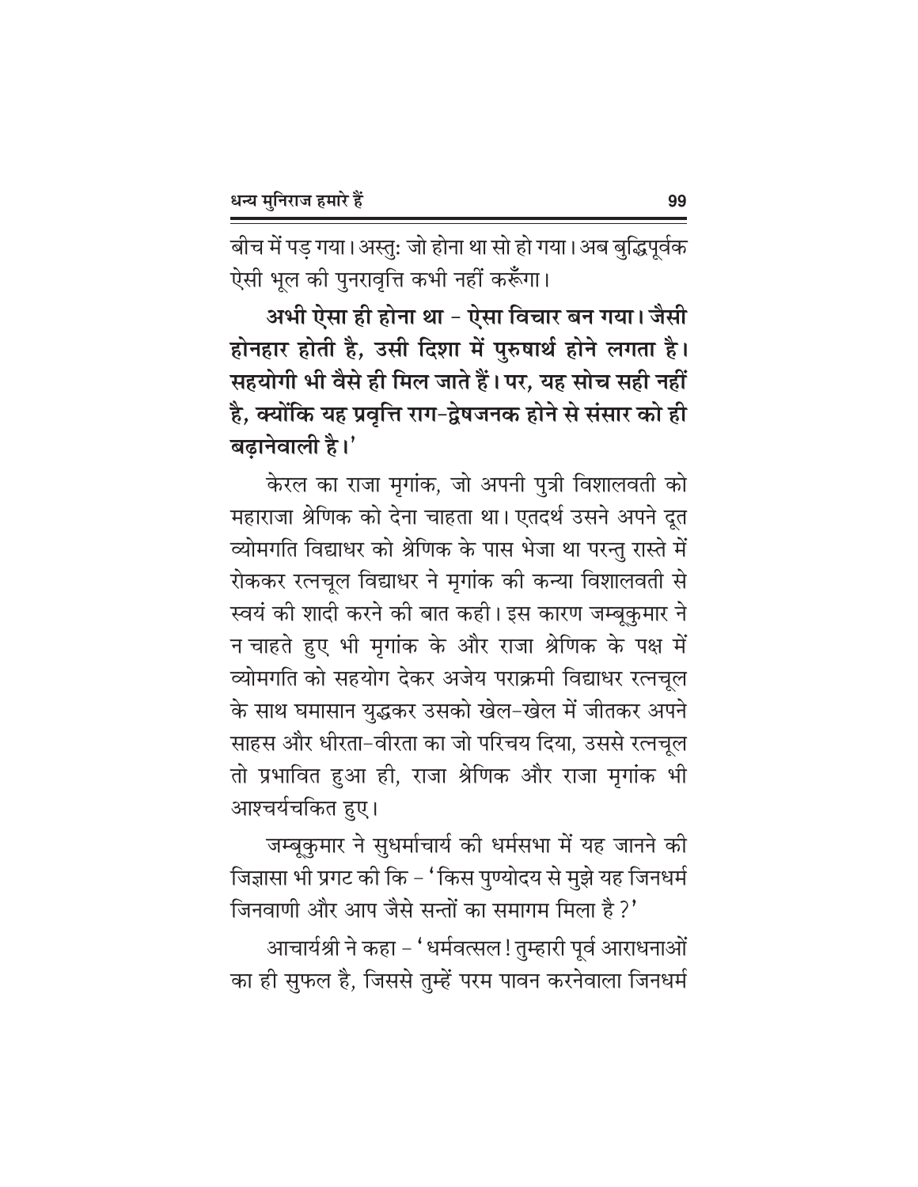बीच में पड़ गया। अस्तु: जो होना था सो हो गया। अब बुद्धिपूर्वक ऐसी भूल की पुनरावृत्ति कभी नहीं करूँगा।

**अभी ऐसा ही होना था - ऐसा विचार बन गया। जैसी होनहार होती है, उसी दिशा में पुरुषार्थ होने लगता है। सहयोगी भी वैसे ही मिल जाते हैं। पर, यह सोच सही नहीं है, क्योंकि यह प्रवृत्ति राग-द्वेषजनक होने से संसार को ही बढ़ानेवाली है।'**

केरल का राजा मृगांक, जो अपनी पुत्री विशालवती को महाराजा श्रेणिक को देना चाहता था। एतदर्थ उसने अपने दूत व्योमगति विद्याधर को श्रेणिक के पास भेजा था परन्तु रास्ते में रोककर रत्नचूल विद्याधर ने मृगांक की कन्या विशालवती से स्वयं की शादी करने की बात कही। इस कारण जम्बूकुमार ने न चाहते हुए भी मृगांक के और राजा श्रेणिक के पक्ष में व्योमगति को सहयोग देकर अजेय पराक्रमी विद्याधर रत्नचूल के साथ घमासान युद्धकर उसको खेल-खेल में जीतकर अपने साहस और धीरता-वीरता का जो परिचय दिया, उससे रत्नचूल तो प्रभावित हुआ ही, राजा श्रेणिक और राजा मृगांक भी आश्चर्यचकित हुए।

जम्बूकुमार ने सुधर्माचार्य की धर्मसभा में यह जानने की जिज्ञासा भी प्रगट की कि - 'किस पुण्योदय से मुझे यह जिनधर्म जिनवाणी और आप जैसे सन्तों का समागम मिला है?'

आचार्यश्री ने कहा - 'धर्मवत्सल! तुम्हारी पूर्व आराधनाओं का ही सुफल है, जिससे तुम्हें परम पावन करनेवाला जिनधर्म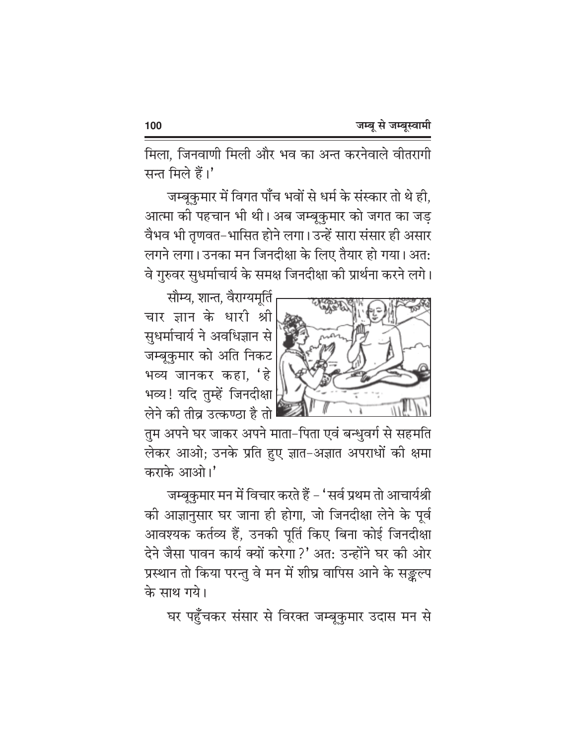मिला, जिनवाणी मिली और भव का अन्त करनेवाले वीतरागी सन्त मिले हैं।'

जम्बूकुमार में विगत पाँच भवों से धर्म के संस्कार तो थे ही, आत्मा की पहचान भी थी। अब जम्बूकुमार को जगत का जड़ वैभव भी तृणवत्-भासित होने लगा। उन्हें सारा संसार ही असार लगने लगा। उनका मन जिनदीक्षा के लिए तैयार हो गया। अतः वे गुरुवर सुधर्माचार्य के समक्ष जिनदीक्षा की प्रार्थना करने लगे।

सौम्य, शान्त, वैराग्यमूर्ति चार ज्ञान के धारी श्री सुधर्माचार्य ने अवधिज्ञान से जम्बूकुमार को अति निकट भव्य जानकर कहा, 'हे भव्य! यदि तुम्हें जिनदीक्षा लेने की तीव्र उत्कण्ठा है तो तुम अपने घर जाकर अपने माता-पिता एवं बन्धुवर्ग से सहमति लेकर आओ; उनके प्रति हुए ज्ञात-अज्ञात अपराधों की क्षमा कराके आओ।'

जम्बूकुमार मन में विचार करते हैं - 'सर्व प्रथम तो आचार्यश्री की आज्ञानुसार घर जाना ही होगा, जो जिनदीक्षा लेने के पूर्व आवश्यक कर्तव्य हैं, उनकी पूर्ति किए बिना कोई जिनदीक्षा देने जैसा पावन कार्य क्यों करेगा?' अतः उन्होंने घर की ओर प्रस्थान तो किया परन्तु वे मन में शीघ्र वापिस आने के सङ्कल्प के साथ गये।

घर पहुँचकर संसार से विरक्त जम्बूकुमार उदास मन से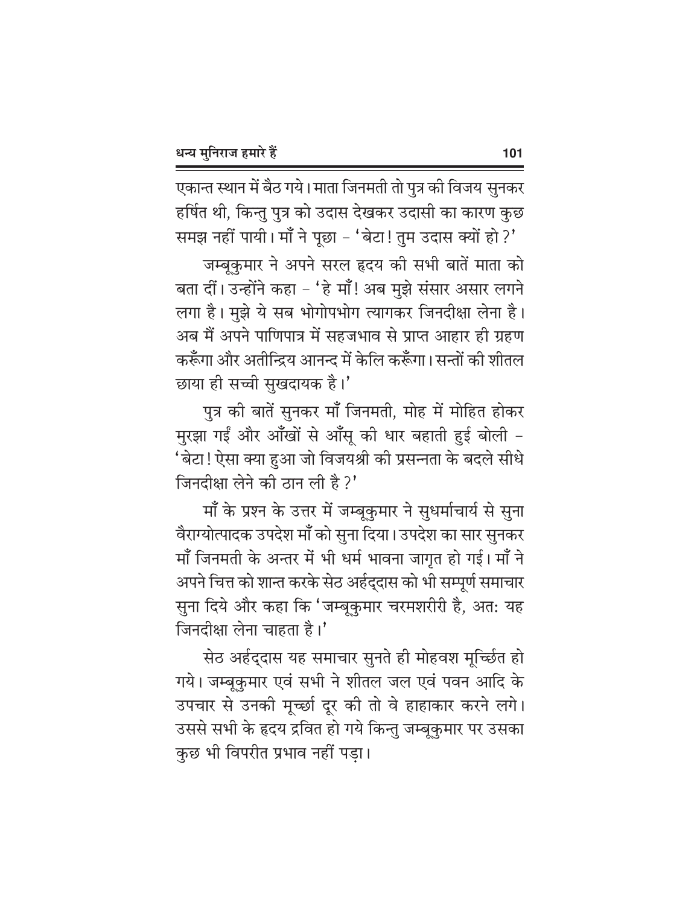एकान्त स्थान में बैठ गये। माता जिनमती तो पुत्र की विजय सुनकर हर्षित थी, किन्तु पुत्र को उदास देखकर उदासी का कारण कुछ समझ नहीं पायी। माँ ने पूछा – 'बेटा! तुम उदास क्यों हो?'

जम्बूकुमार ने अपने सरल हृदय की सभी बातें माता को बता दीं। उन्होंने कहा – 'हे माँ! अब मुझे संसार असार लगने लगा है। मुझे ये सब भोगोपभोग त्यागकर जिनदीक्षा लेना है। अब मैं अपने पाणिपात्र में सहजभाव से प्राप्त आहार ही ग्रहण करूँगा और अतीन्द्रिय आनन्द में केलि करूँगा। सन्तों की शीतल छाया ही सच्ची सुखदायक है।'

पुत्र की बातें सुनकर माँ जिनमती, मोह में मोहित होकर मुरझा गईं और आँखों से आँसू की धार बहाती हुई बोली – 'बेटा! ऐसा क्या हुआ जो विजयश्री की प्रसन्नता के बदले सीधे जिनदीक्षा लेने की ठान ली है?'

माँ के प्रश्न के उत्तर में जम्बूकुमार ने सुधर्माचार्य से सुना वैराग्योत्पादक उपदेश माँ को सुना दिया। उपदेश का सार सुनकर माँ जिनमती के अन्तर में भी धर्म भावना जागृत हो गई। माँ ने अपने चित्त को शान्त करके सेठ अर्हद्दास को भी सम्पूर्ण समाचार सुना दिये और कहा कि 'जम्बूकुमार चरमशरीरी है, अतः यह जिनदीक्षा लेना चाहता है।'

सेठ अर्हद्दास यह समाचार सुनते ही मोहवश मूर्च्छित हो गये। जम्बूकुमार एवं सभी ने शीतल जल एवं पवन आदि के उपचार से उनकी मूर्च्छा दूर की तो वे हाहाकार करने लगे। उससे सभी के हृदय द्रवित हो गये किन्तु जम्बूकुमार पर उसका कुछ भी विपरीत प्रभाव नहीं पड़ा।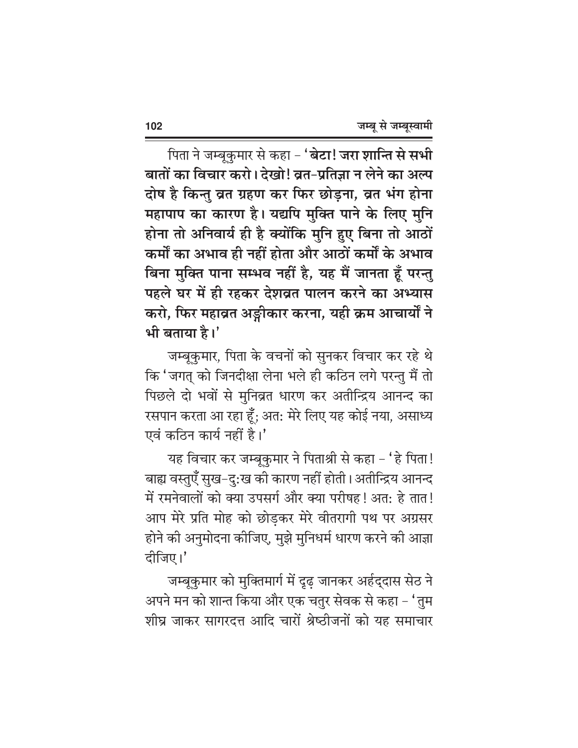पिता ने जम्बूकुमार से कहा – '**बेटा! जरा शान्ति से सभी बातों का विचार करो। देखो! व्रत-प्रतिज्ञा न लेने का अल्प दोष है किन्तु व्रत ग्रहण कर फिर छोड़ना, व्रत भंग होना महापाप का कारण है। यद्यपि मुक्ति पाने के लिए मुनि होना तो अनिवार्य ही है क्योंकि मुनि हुए बिना तो आठों कर्मों का अभाव ही नहीं होता और आठों कर्मों के अभाव बिना मुक्ति पाना सम्भव नहीं है, यह मैं जानता हूँ परन्तु पहले घर में ही रहकर देशव्रत पालन करने का अभ्यास करो, फिर महाव्रत अङ्गीकार करना, यही क्रम आचार्यों ने भी बताया है।**'

जम्बूकुमार, पिता के वचनों को सुनकर विचार कर रहे थे कि 'जगत् को जिनदीक्षा लेना भले ही कठिन लगे परन्तु मैं तो पिछले दो भवों से मुनिव्रत धारण कर अतीन्द्रिय आनन्द का रसपान करता आ रहा हूँ; अतः मेरे लिए यह कोई नया, असाध्य एवं कठिन कार्य नहीं है।'

यह विचार कर जम्बूकुमार ने पिताश्री से कहा – 'हे पिता! बाह्य वस्तुएँ सुख-दुःख की कारण नहीं होती। अतीन्द्रिय आनन्द में रमनेवालों को क्या उपसर्ग और क्या परीषह! अतः हे तात! आप मेरे प्रति मोह को छोड़कर मेरे वीतरागी पथ पर अग्रसर होने की अनुमोदना कीजिए, मुझे मुनिधर्म धारण करने की आज्ञा दीजिए।'

जम्बूकुमार को मुक्तिमार्ग में दृढ़ जानकर अर्हद्दास सेठ ने अपने मन को शान्त किया और एक चतुर सेवक से कहा – 'तुम शीघ्र जाकर सागरदत्त आदि चारों श्रेष्ठीजनों को यह समाचार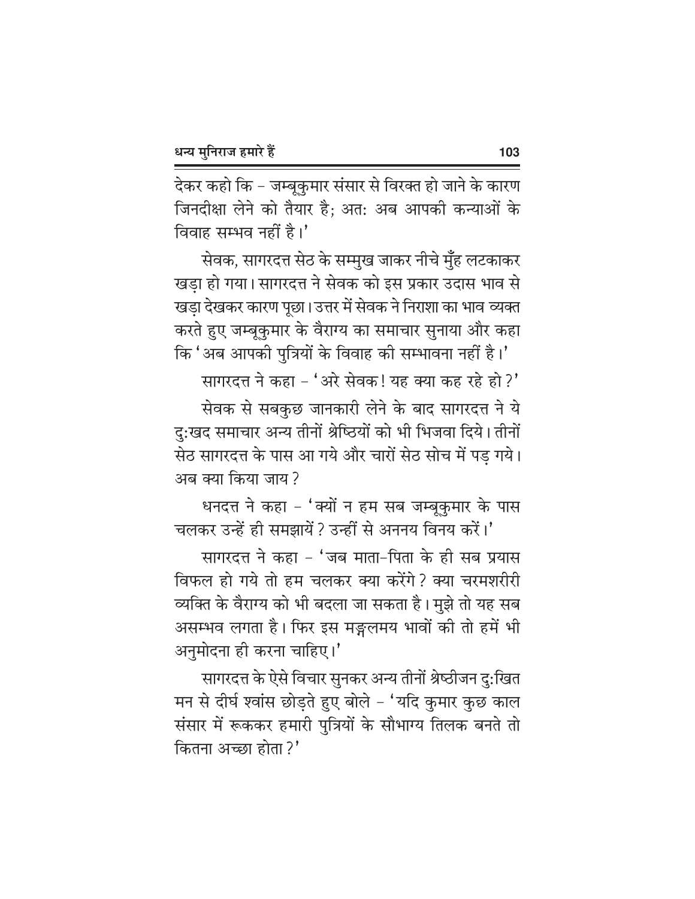देकर कहो कि – जम्बूकुमार संसार से विरक्त हो जाने के कारण जिनदीक्षा लेने को तैयार है; अतः अब आपकी कन्याओं के विवाह सम्भव नहीं है।'

सेवक, सागरदत्त सेठ के सम्मुख जाकर नीचे मुँह लटकाकर खड़ा हो गया। सागरदत्त ने सेवक को इस प्रकार उदास भाव से खड़ा देखकर कारण पूछा। उत्तर में सेवक ने निराशा का भाव व्यक्त करते हुए जम्बूकुमार के वैराग्य का समाचार सुनाया और कहा कि 'अब आपकी पुत्रियों के विवाह की सम्भावना नहीं है।'

सागरदत्त ने कहा – 'अरे सेवक! यह क्या कह रहे हो?'

सेवक से सबकुछ जानकारी लेने के बाद सागरदत्त ने ये दुःखद समाचार अन्य तीनों श्रेष्ठियों को भी भिजवा दिये। तीनों सेठ सागरदत्त के पास आ गये और चारों सेठ सोच में पड़ गये। अब क्या किया जाय?

धनदत्त ने कहा – 'क्यों न हम सब जम्बूकुमार के पास चलकर उन्हें ही समझायें? उन्हीं से अननय विनय करें।'

सागरदत्त ने कहा – 'जब माता-पिता के ही सब प्रयास विफल हो गये तो हम चलकर क्या करेंगे? क्या चरमशरीरी व्यक्ति के वैराग्य को भी बदला जा सकता है। मुझे तो यह सब असम्भव लगता है। फिर इस मङ्गलमय भावों की तो हमें भी अनुमोदना ही करना चाहिए।'

सागरदत्त के ऐसे विचार सुनकर अन्य तीनों श्रेष्ठीजन दुःखित मन से दीर्घ श्वांस छोड़ते हुए बोले – 'यदि कुमार कुछ काल संसार में रूककर हमारी पुत्रियों के सौभाग्य तिलक बनते तो कितना अच्छा होता?'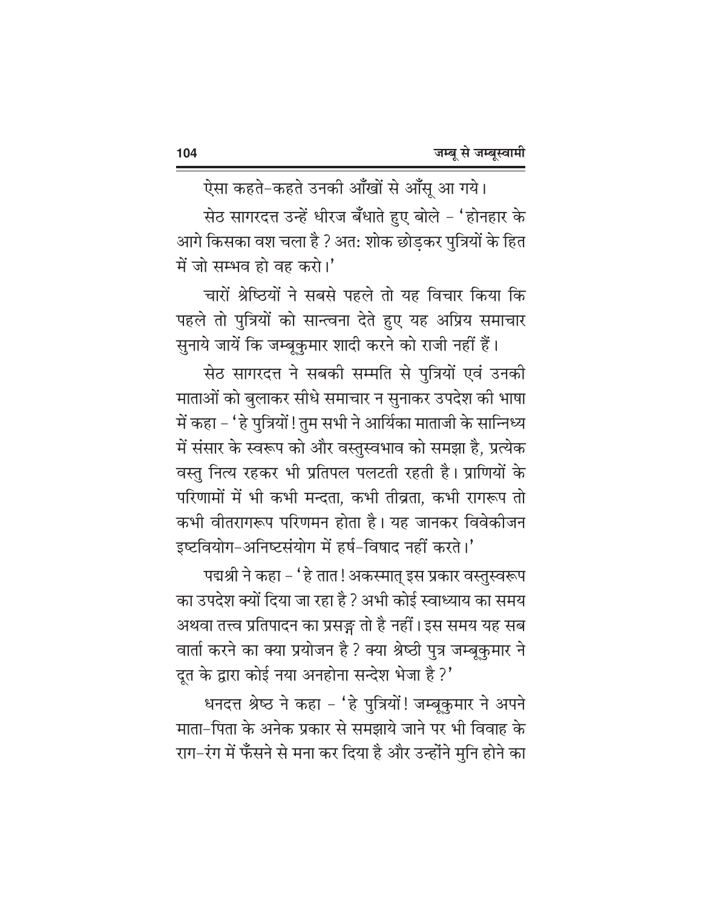ऐसा कहते-कहते उनकी आँखों से आँसू आ गये।

सेठ सागरदत्त उन्हें धीरज बँधाते हुए बोले – 'होनहार के आगे किसका वश चला है ? अत: शोक छोड़कर पुत्रियों के हित में जो सम्भव हो वह करो।'

चारों श्रेष्ठियों ने सबसे पहले तो यह विचार किया कि पहले तो पुत्रियों को सान्त्वना देते हुए यह अप्रिय समाचार सुनाये जायें कि जम्बूकुमार शादी करने को राजी नहीं हैं।

सेठ सागरदत्त ने सबकी सम्मति से पुत्रियों एवं उनकी माताओं को बुलाकर सीधे समाचार न सुनाकर उपदेश की भाषा में कहा – 'हे पुत्रियों ! तुम सभी ने आर्यिका माताजी के सान्निध्य में संसार के स्वरूप को और वस्तुस्वभाव को समझा है, प्रत्येक वस्तु नित्य रहकर भी प्रतिपल पलटती रहती है। प्राणियों के परिणामों में भी कभी मन्दता, कभी तीव्रता, कभी रागरूप तो कभी वीतरागरूप परिणमन होता है। यह जानकर विवेकीजन इष्टवियोग-अनिष्टसंयोग में हर्ष-विषाद नहीं करते।'

पद्मश्री ने कहा – 'हे तात ! अकस्मात् इस प्रकार वस्तुस्वरूप का उपदेश क्यों दिया जा रहा है ? अभी कोई स्वाध्याय का समय अथवा तत्त्व प्रतिपादन का प्रसङ्ग तो है नहीं। इस समय यह सब वार्ता करने का क्या प्रयोजन है ? क्या श्रेष्ठी पुत्र जम्बूकुमार ने दूत के द्वारा कोई नया अनहोना सन्देश भेजा है ?'

धनदत्त श्रेष्ठ ने कहा – 'हे पुत्रियों ! जम्बूकुमार ने अपने माता-पिता के अनेक प्रकार से समझाये जाने पर भी विवाह के राग-रंग में फँसने से मना कर दिया है और उन्होंने मुनि होने का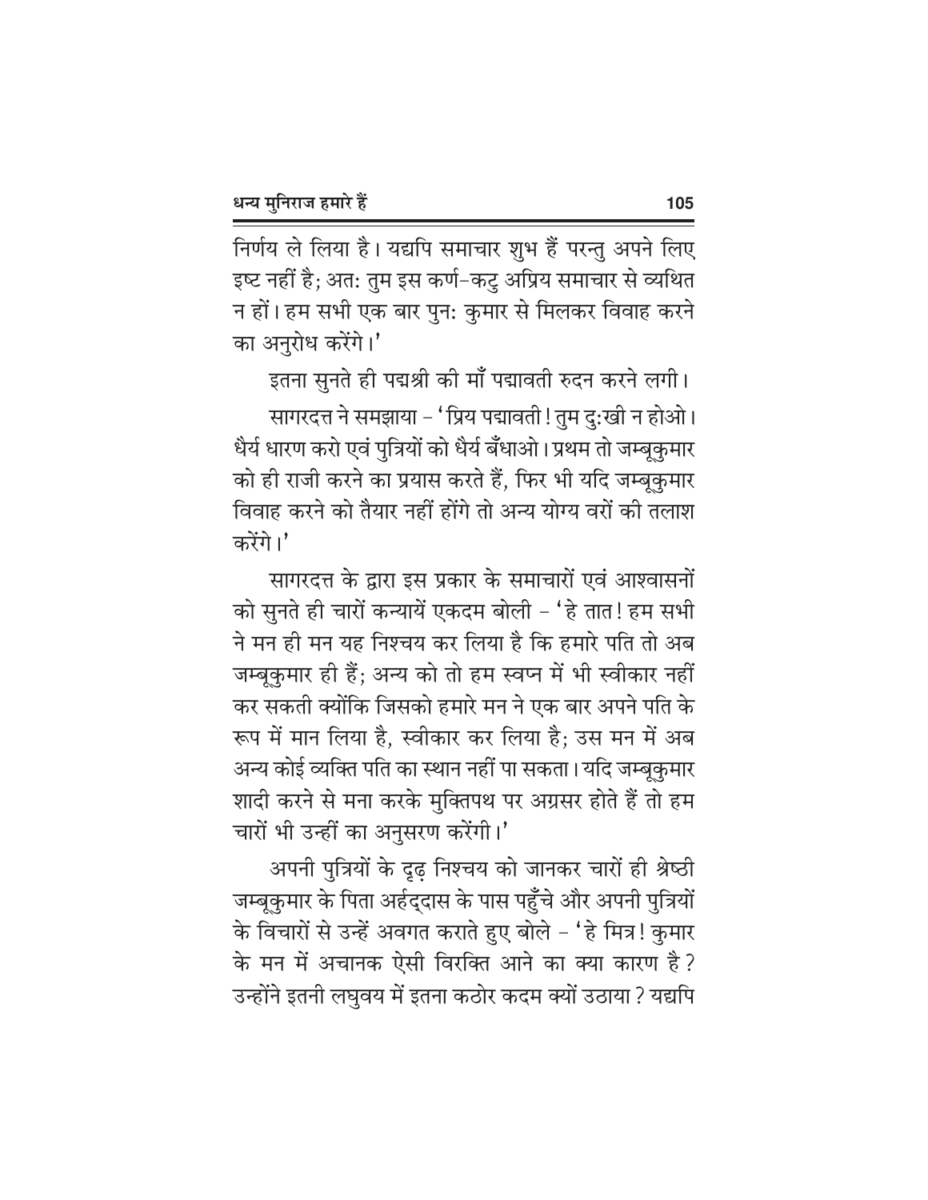निर्णय ले लिया है। यद्यपि समाचार शुभ हैं परन्तु अपने लिए इष्ट नहीं है; अतः तुम इस कर्ण-कटु अप्रिय समाचार से व्यथित न हों। हम सभी एक बार पुनः कुमार से मिलकर विवाह करने का अनुरोध करेंगे।'

इतना सुनते ही पद्मश्री की माँ पद्मावती रुदन करने लगी।

सागरदत्त ने समझाया - 'प्रिय पद्मावती! तुम दुःखी न होओ। धैर्य धारण करो एवं पुत्रियों को धैर्य बँधाओ। प्रथम तो जम्बूकुमार को ही राजी करने का प्रयास करते हैं, फिर भी यदि जम्बूकुमार विवाह करने को तैयार नहीं होंगे तो अन्य योग्य वरों की तलाश करेंगे।'

सागरदत्त के द्वारा इस प्रकार के समाचारों एवं आश्वासनों को सुनते ही चारों कन्यायें एकदम बोली - 'हे तात! हम सभी ने मन ही मन यह निश्चय कर लिया है कि हमारे पति तो अब जम्बूकुमार ही हैं; अन्य को तो हम स्वप्न में भी स्वीकार नहीं कर सकती क्योंकि जिसको हमारे मन ने एक बार अपने पति के रूप में मान लिया है, स्वीकार कर लिया है; उस मन में अब अन्य कोई व्यक्ति पति का स्थान नहीं पा सकता। यदि जम्बूकुमार शादी करने से मना करके मुक्तिपथ पर अग्रसर होते हैं तो हम चारों भी उन्हीं का अनुसरण करेंगी।'

अपनी पुत्रियों के दृढ़ निश्चय को जानकर चारों ही श्रेष्ठी जम्बूकुमार के पिता अर्हद्दास के पास पहुँचे और अपनी पुत्रियों के विचारों से उन्हें अवगत कराते हुए बोले - 'हे मित्र! कुमार के मन में अचानक ऐसी विरक्ति आने का क्या कारण है? उन्होंने इतनी लघुवय में इतना कठोर कदम क्यों उठाया? यद्यपि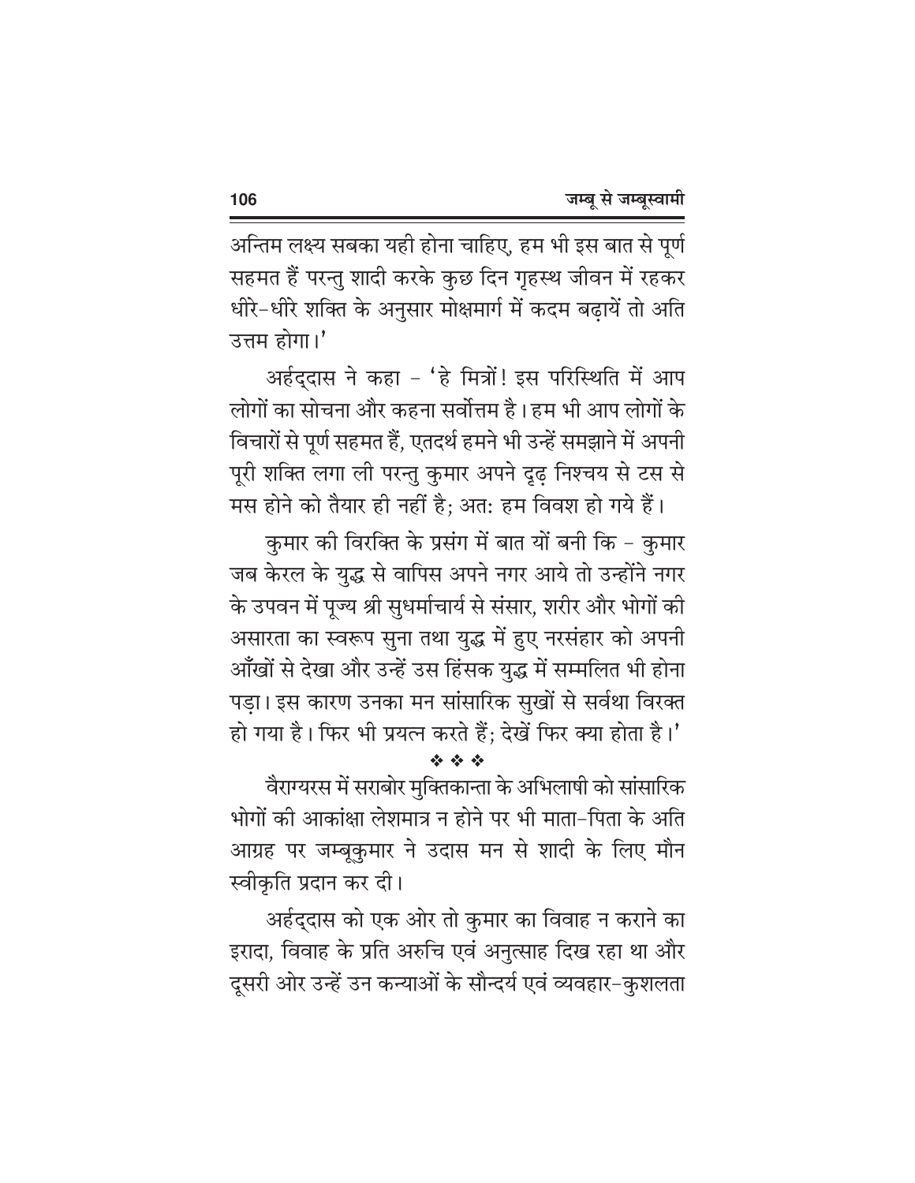अन्तिम लक्ष्य सबका यही होना चाहिए, हम भी इस बात से पूर्ण सहमत हैं परन्तु शादी करके कुछ दिन गृहस्थ जीवन में रहकर धीरे-धीरे शक्ति के अनुसार मोक्षमार्ग में कदम बढ़ायें तो अति उत्तम होगा।'

अर्हद्दास ने कहा – 'हे मित्रों! इस परिस्थिति में आप लोगों का सोचना और कहना सर्वोत्तम है। हम भी आप लोगों के विचारों से पूर्ण सहमत हैं, एतदर्थ हमने भी उन्हें समझाने में अपनी पूरी शक्ति लगा ली परन्तु कुमार अपने दृढ़ निश्चय से टस से मस होने को तैयार ही नहीं है; अतः हम विवश हो गये हैं।

कुमार की विरक्ति के प्रसंग में बात यों बनी कि – कुमार जब केरल के युद्ध से वापिस अपने नगर आये तो उन्होंने नगर के उपवन में पूज्य श्री सुधर्माचार्य से संसार, शरीर और भोगों की असारता का स्वरूप सुना तथा युद्ध में हुए नरसंहार को अपनी आँखों से देखा और उन्हें उस हिंसक युद्ध में सम्मलित भी होना पड़ा। इस कारण उनका मन सांसारिक सुखों से सर्वथा विरक्त हो गया है। फिर भी प्रयत्न करते हैं; देखें फिर क्या होता है।'

❖ ❖ ❖

वैराग्यरस में सराबोर मुक्तिकान्ता के अभिलाषी को सांसारिक भोगों की आकांक्षा लेशमात्र न होने पर भी माता-पिता के अति आग्रह पर जम्बूकुमार ने उदास मन से शादी के लिए मौन स्वीकृति प्रदान कर दी।

अर्हद्दास को एक ओर तो कुमार का विवाह न कराने का इरादा, विवाह के प्रति अरुचि एवं अनुत्साह दिख रहा था और दूसरी ओर उन्हें उन कन्याओं के सौन्दर्य एवं व्यवहार-कुशलता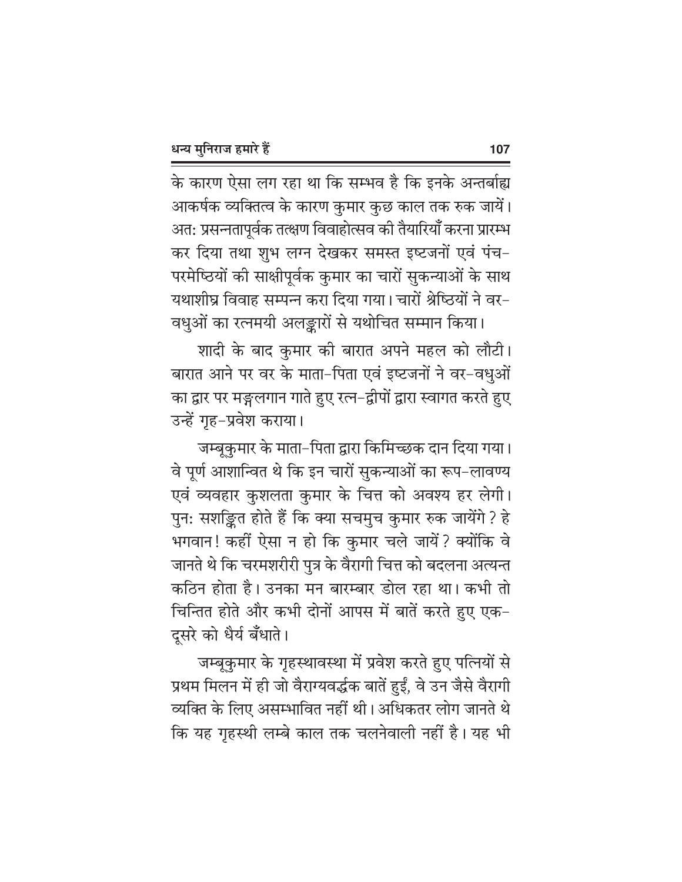के कारण ऐसा लग रहा था कि सम्भव है कि इनके अन्तर्बाह्य आकर्षक व्यक्तित्व के कारण कुमार कुछ काल तक रुक जायें। अत: प्रसन्नतापूर्वक तत्क्षण विवाहोत्सव की तैयारियाँ करना प्रारम्भ कर दिया तथा शुभ लग्न देखकर समस्त इष्टजनों एवं पंच-परमेष्ठियों की साक्षीपूर्वक कुमार का चारों सुकन्याओं के साथ यथाशीघ्र विवाह सम्पन्न करा दिया गया। चारों श्रेष्ठियों ने वर-वधुओं का रत्नमयी अलङ्कारों से यथोचित सम्मान किया।

शादी के बाद कुमार की बारात अपने महल को लौटी। बारात आने पर वर के माता-पिता एवं इष्टजनों ने वर-वधुओं का द्वार पर मङ्गलगान गाते हुए रत्न-द्वीपों द्वारा स्वागत करते हुए उन्हें गृह-प्रवेश कराया।

जम्बूकुमार के माता-पिता द्वारा किमिच्छक दान दिया गया। वे पूर्ण आशान्वित थे कि इन चारों सुकन्याओं का रूप-लावण्य एवं व्यवहार कुशलता कुमार के चित्त को अवश्य हर लेगी। पुन: सशङ्कित होते हैं कि क्या सचमुच कुमार रुक जायेंगे? हे भगवान! कहीं ऐसा न हो कि कुमार चले जायें? क्योंकि वे जानते थे कि चरमशरीरी पुत्र के वैरागी चित्त को बदलना अत्यन्त कठिन होता है। उनका मन बारम्बार डोल रहा था। कभी तो चिन्तित होते और कभी दोनों आपस में बातें करते हुए एक-दूसरे को धैर्य बँधाते।

जम्बूकुमार के गृहस्थावस्था में प्रवेश करते हुए पत्नियों से प्रथम मिलन में ही जो वैराग्यवर्द्धक बातें हुईं, वे उन जैसे वैरागी व्यक्ति के लिए असम्भावित नहीं थी। अधिकतर लोग जानते थे कि यह गृहस्थी लम्बे काल तक चलनेवाली नहीं है। यह भी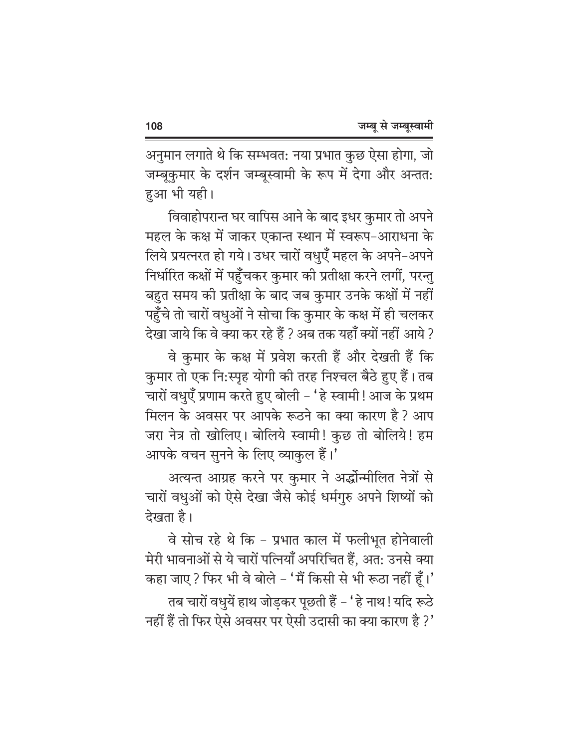अनुमान लगाते थे कि सम्भवतः नया प्रभात कुछ ऐसा होगा, जो जम्बूकुमार के दर्शन जम्बूस्वामी के रूप में देगा और अन्ततः हुआ भी यही।

विवाहोपरान्त घर वापिस आने के बाद इधर कुमार तो अपने महल के कक्ष में जाकर एकान्त स्थान में स्वरूप-आराधना के लिये प्रयत्नरत हो गये। उधर चारों वधुएँ महल के अपने-अपने निर्धारित कक्षों में पहुँचकर कुमार की प्रतीक्षा करने लगीं, परन्तु बहुत समय की प्रतीक्षा के बाद जब कुमार उनके कक्षों में नहीं पहुँचे तो चारों वधुओं ने सोचा कि कुमार के कक्ष में ही चलकर देखा जाये कि वे क्या कर रहे हैं ? अब तक यहाँ क्यों नहीं आये ?

वे कुमार के कक्ष में प्रवेश करती हैं और देखती हैं कि कुमार तो एक निःस्पृह योगी की तरह निश्चल बैठे हुए हैं। तब चारों वधुएँ प्रणाम करते हुए बोली – 'हे स्वामी ! आज के प्रथम मिलन के अवसर पर आपके रूठने का क्या कारण है ? आप जरा नेत्र तो खोलिए। बोलिये स्वामी ! कुछ तो बोलिये ! हम आपके वचन सुनने के लिए व्याकुल हैं।'

अत्यन्त आग्रह करने पर कुमार ने अर्द्धोन्मीलित नेत्रों से चारों वधुओं को ऐसे देखा जैसे कोई धर्मगुरु अपने शिष्यों को देखता है।

वे सोच रहे थे कि – प्रभात काल में फलीभूत होनेवाली मेरी भावनाओं से ये चारों पत्नियाँ अपरिचित हैं, अतः उनसे क्या कहा जाए ? फिर भी वे बोले – 'मैं किसी से भी रूठा नहीं हूँ।'

तब चारों वधुयें हाथ जोड़कर पूछती हैं – 'हे नाथ ! यदि रूठे नहीं हैं तो फिर ऐसे अवसर पर ऐसी उदासी का क्या कारण है ?'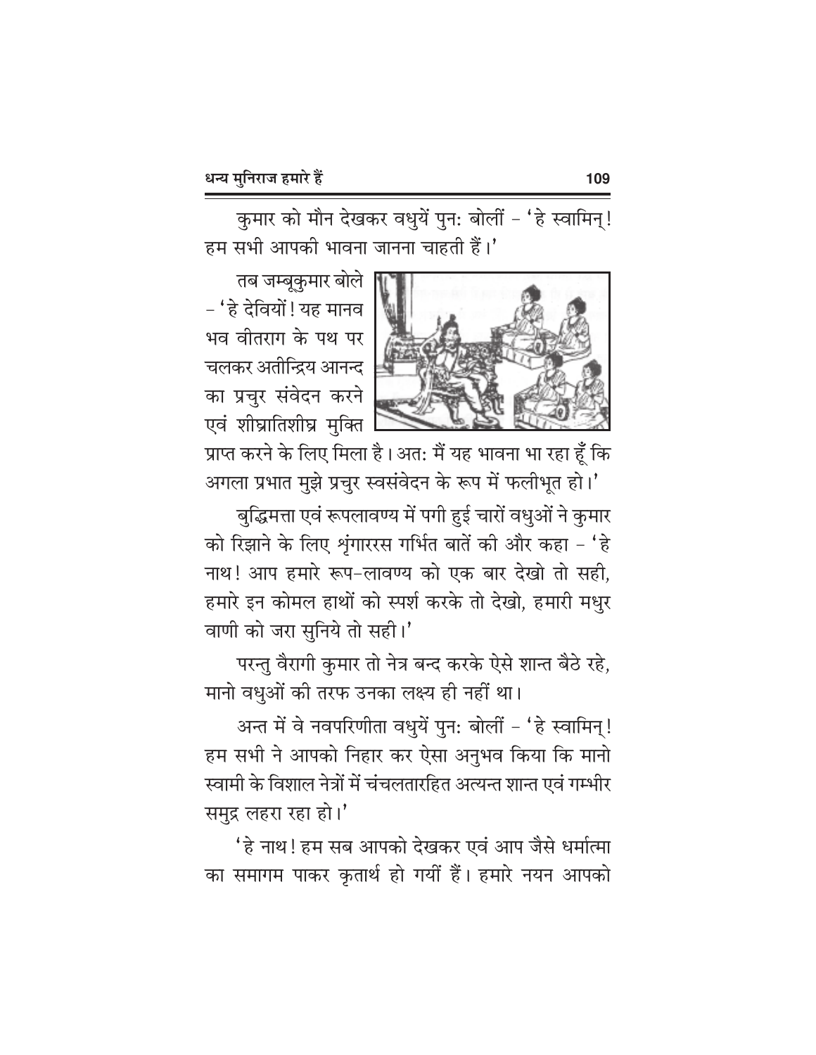कुमार को मौन देखकर वधुयें पुनः बोलीं – 'हे स्वामिन्! हम सभी आपकी भावना जानना चाहती हैं।'

तब जम्बूकुमार बोले – 'हे देवियों! यह मानव भव वीतराग के पथ पर चलकर अतीन्द्रिय आनन्द का प्रचुर संवेदन करने एवं शीघ्रातिशीघ्र मुक्ति प्राप्त करने के लिए मिला है। अतः मैं यह भावना भा रहा हूँ कि अगला प्रभात मुझे प्रचुर स्वसंवेदन के रूप में फलीभूत हो।'

बुद्धिमत्ता एवं रूपलावण्य में पगी हुई चारों वधुओं ने कुमार को रिझाने के लिए शृंगाररस गर्भित बातें की और कहा – 'हे नाथ! आप हमारे रूप-लावण्य को एक बार देखो तो सही, हमारे इन कोमल हाथों को स्पर्श करके तो देखो, हमारी मधुर वाणी को जरा सुनिये तो सही।'

परन्तु वैरागी कुमार तो नेत्र बन्द करके ऐसे शान्त बैठे रहे, मानो वधुओं की तरफ उनका लक्ष्य ही नहीं था।

अन्त में वे नवपरिणीता वधुयें पुनः बोलीं – 'हे स्वामिन्! हम सभी ने आपको निहार कर ऐसा अनुभव किया कि मानो स्वामी के विशाल नेत्रों में चंचलतारहित अत्यन्त शान्त एवं गम्भीर समुद्र लहरा रहा हो।'

'हे नाथ! हम सब आपको देखकर एवं आप जैसे धर्मात्मा का समागम पाकर कृतार्थ हो गयीं हैं। हमारे नयन आपको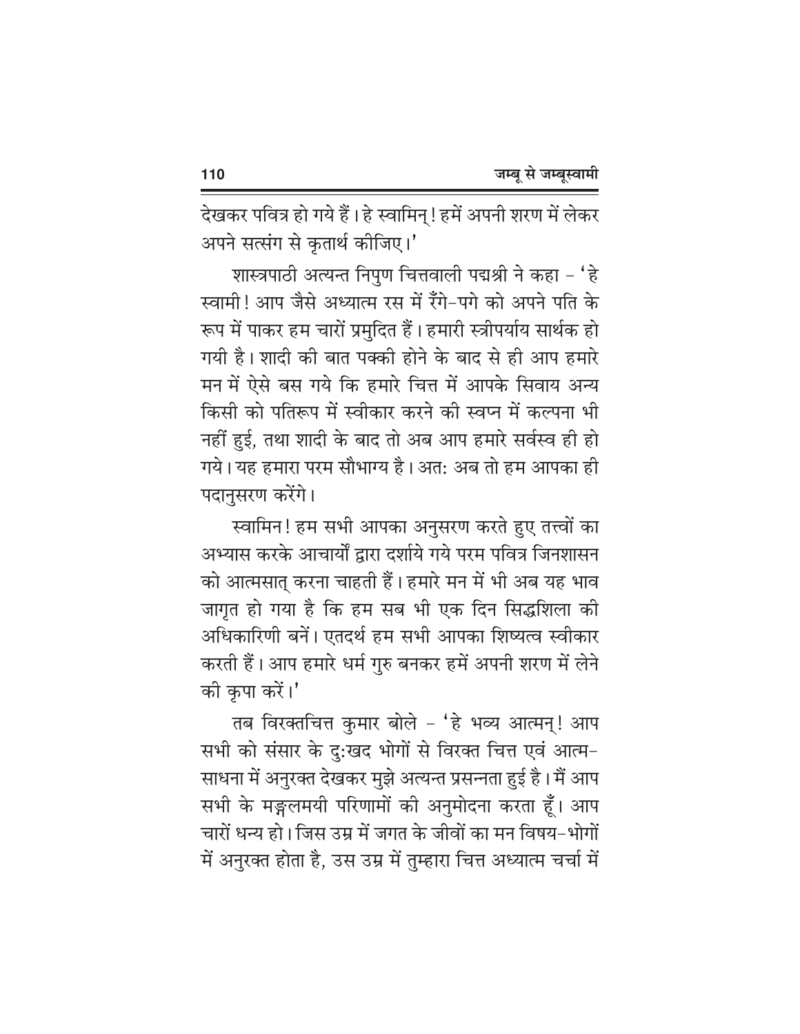देखकर पवित्र हो गये हैं। हे स्वामिन्! हमें अपनी शरण में लेकर अपने सत्संग से कृतार्थ कीजिए।'

शास्त्रपाठी अत्यन्त निपुण चित्तवाली पद्मश्री ने कहा – 'हे स्वामी! आप जैसे अध्यात्म रस में रँगे-पगे को अपने पति के रूप में पाकर हम चारों प्रमुदित हैं। हमारी स्त्रीपर्याय सार्थक हो गयी है। शादी की बात पक्की होने के बाद से ही आप हमारे मन में ऐसे बस गये कि हमारे चित्त में आपके सिवाय अन्य किसी को पतिरूप में स्वीकार करने की स्वप्न में कल्पना भी नहीं हुई, तथा शादी के बाद तो अब आप हमारे सर्वस्व ही हो गये। यह हमारा परम सौभाग्य है। अत: अब तो हम आपका ही पदानुसरण करेंगे।

स्वामिन! हम सभी आपका अनुसरण करते हुए तत्त्वों का अभ्यास करके आचार्यों द्वारा दर्शाये गये परम पवित्र जिनशासन को आत्मसात् करना चाहती हैं। हमारे मन में भी अब यह भाव जागृत हो गया है कि हम सब भी एक दिन सिद्धशिला की अधिकारिणी बनें। एतदर्थ हम सभी आपका शिष्यत्व स्वीकार करती हैं। आप हमारे धर्म गुरु बनकर हमें अपनी शरण में लेने की कृपा करें।'

तब विरक्तचित्त कुमार बोले – 'हे भव्य आत्मन्! आप सभी को संसार के दु:खद भोगों से विरक्त चित्त एवं आत्म-साधना में अनुरक्त देखकर मुझे अत्यन्त प्रसन्नता हुई है। मैं आप सभी के मङ्गलमयी परिणामों की अनुमोदना करता हूँ। आप चारों धन्य हो। जिस उम्र में जगत के जीवों का मन विषय-भोगों में अनुरक्त होता है, उस उम्र में तुम्हारा चित्त अध्यात्म चर्चा में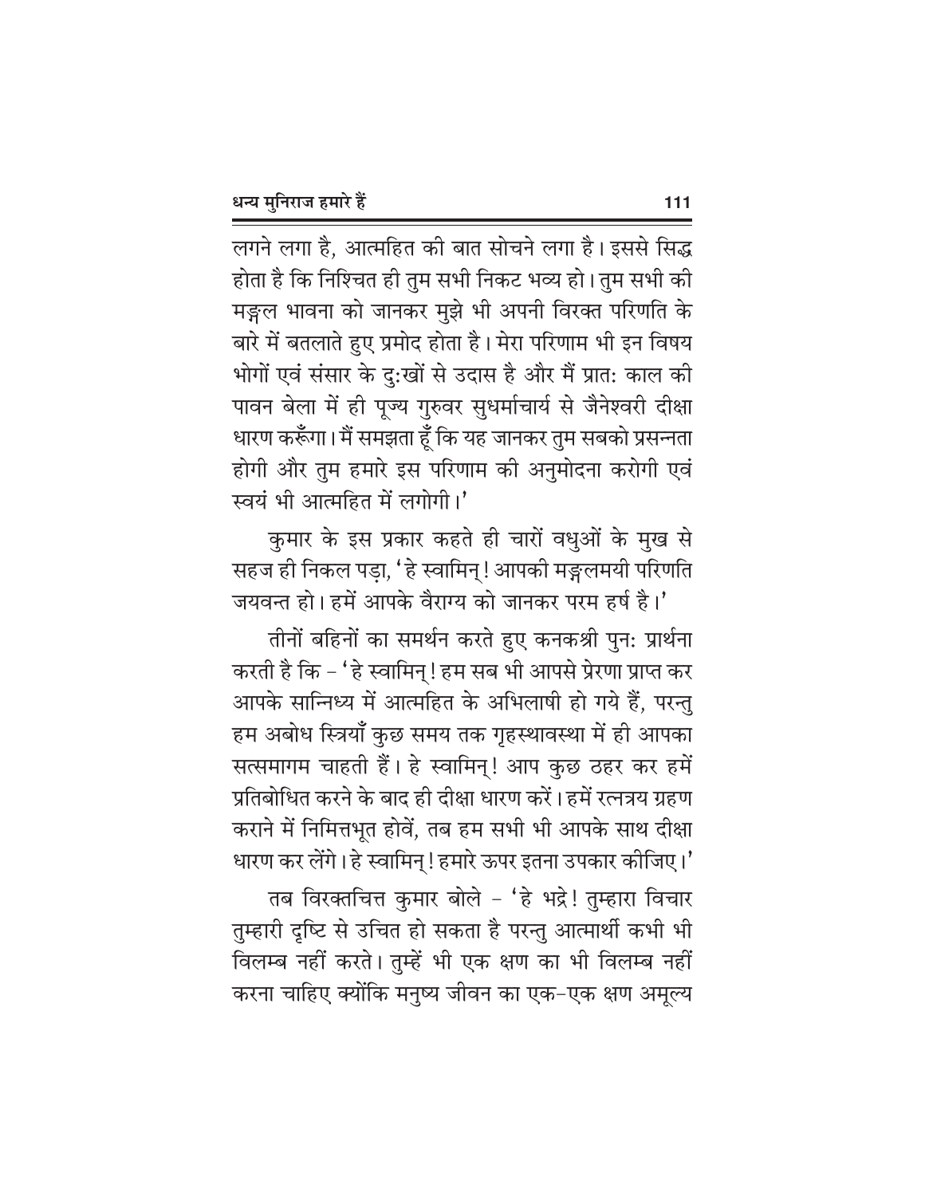लगने लगा है, आत्महित की बात सोचने लगा है। इससे सिद्ध होता है कि निश्चित ही तुम सभी निकट भव्य हो। तुम सभी की मङ्गल भावना को जानकर मुझे भी अपनी विरक्त परिणति के बारे में बतलाते हुए प्रमोद होता है। मेरा परिणाम भी इन विषय भोगों एवं संसार के दुःखों से उदास है और मैं प्रातः काल की पावन बेला में ही पूज्य गुरुवर सुधर्माचार्य से जैनेश्वरी दीक्षा धारण करूँगा। मैं समझता हूँ कि यह जानकर तुम सबको प्रसन्नता होगी और तुम हमारे इस परिणाम की अनुमोदना करोगी एवं स्वयं भी आत्महित में लगोगी।'

कुमार के इस प्रकार कहते ही चारों वधुओं के मुख से सहज ही निकल पड़ा, 'हे स्वामिन्! आपकी मङ्गलमयी परिणति जयवन्त हो। हमें आपके वैराग्य को जानकर परम हर्ष है।'

तीनों बहिनों का समर्थन करते हुए कनकश्री पुनः प्रार्थना करती है कि – 'हे स्वामिन्! हम सब भी आपसे प्रेरणा प्राप्त कर आपके सान्निध्य में आत्महित के अभिलाषी हो गये हैं, परन्तु हम अबोध स्त्रियाँ कुछ समय तक गृहस्थावस्था में ही आपका सत्समागम चाहती हैं। हे स्वामिन्! आप कुछ ठहर कर हमें प्रतिबोधित करने के बाद ही दीक्षा धारण करें। हमें रत्नत्रय ग्रहण कराने में निमित्तभूत होवें, तब हम सभी भी आपके साथ दीक्षा धारण कर लेंगे। हे स्वामिन्! हमारे ऊपर इतना उपकार कीजिए।'

तब विरक्तचित्त कुमार बोले – 'हे भद्रे! तुम्हारा विचार तुम्हारी दृष्टि से उचित हो सकता है परन्तु आत्मार्थी कभी भी विलम्ब नहीं करते। तुम्हें भी एक क्षण का भी विलम्ब नहीं करना चाहिए क्योंकि मनुष्य जीवन का एक-एक क्षण अमूल्य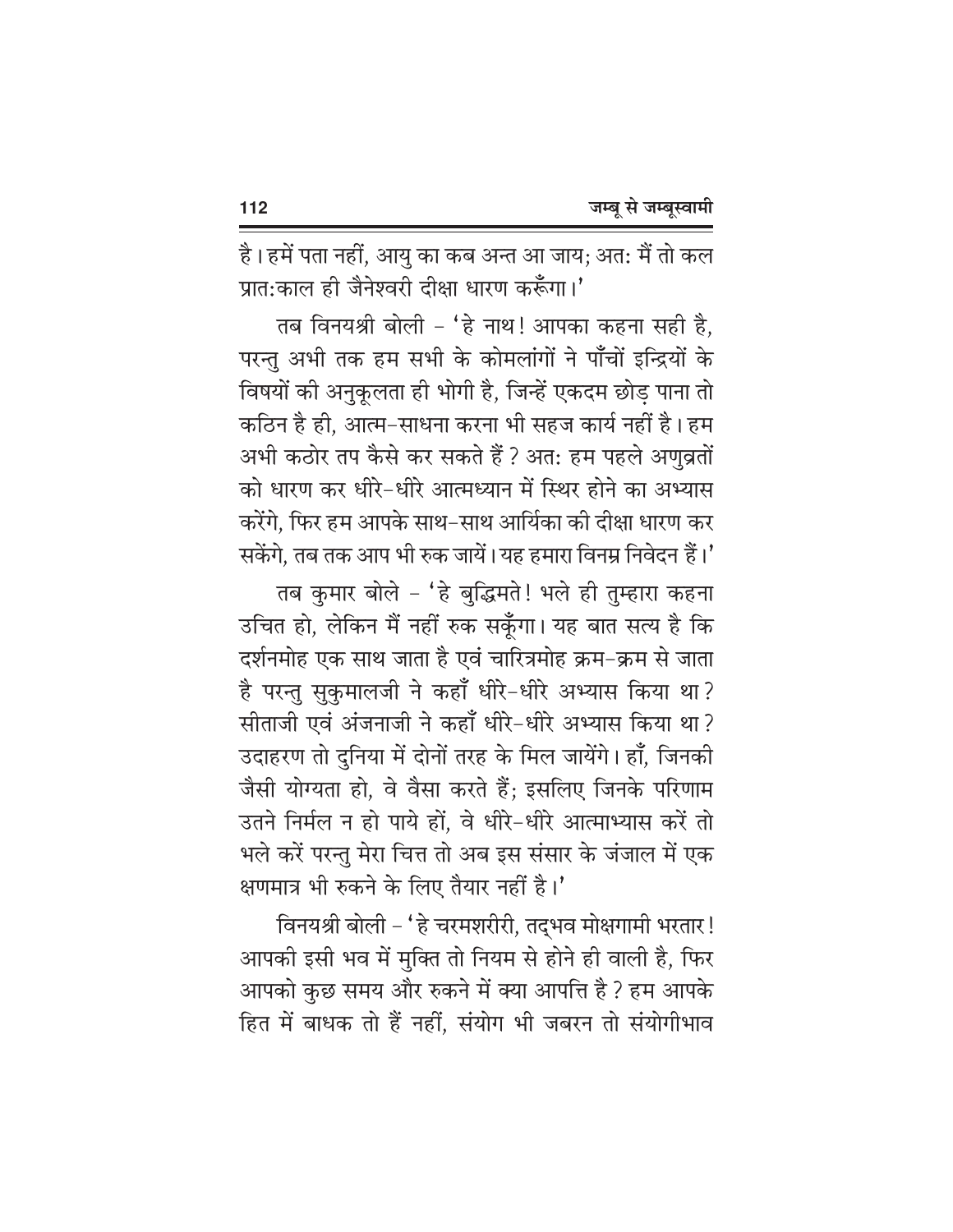है। हमें पता नहीं, आयु का कब अन्त आ जाय; अत: मैं तो कल प्रात:काल ही जैनेश्वरी दीक्षा धारण करूँगा।'

तब विनयश्री बोली – 'हे नाथ! आपका कहना सही है, परन्तु अभी तक हम सभी के कोमलांगों ने पाँचों इन्द्रियों के विषयों की अनुकूलता ही भोगी है, जिन्हें एकदम छोड़ पाना तो कठिन है ही, आत्म-साधना करना भी सहज कार्य नहीं है। हम अभी कठोर तप कैसे कर सकते हैं? अत: हम पहले अणुव्रतों को धारण कर धीरे-धीरे आत्मध्यान में स्थिर होने का अभ्यास करेंगे, फिर हम आपके साथ-साथ आर्यिका की दीक्षा धारण कर सकेंगे, तब तक आप भी रुक जायें। यह हमारा विनम्र निवेदन हैं।'

तब कुमार बोले – 'हे बुद्धिमते! भले ही तुम्हारा कहना उचित हो, लेकिन मैं नहीं रुक सकूँगा। यह बात सत्य है कि दर्शनमोह एक साथ जाता है एवं चारित्रमोह क्रम-क्रम से जाता है परन्तु सुकुमालजी ने कहाँ धीरे-धीरे अभ्यास किया था? सीताजी एवं अंजनाजी ने कहाँ धीरे-धीरे अभ्यास किया था? उदाहरण तो दुनिया में दोनों तरह के मिल जायेंगे। हाँ, जिनकी जैसी योग्यता हो, वे वैसा करते हैं; इसलिए जिनके परिणाम उतने निर्मल न हो पाये हों, वे धीरे-धीरे आत्माभ्यास करें तो भले करें परन्तु मेरा चित्त तो अब इस संसार के जंजाल में एक क्षणमात्र भी रुकने के लिए तैयार नहीं है।'

विनयश्री बोली – 'हे चरमशरीरी, तद्भव मोक्षगामी भरतार! आपकी इसी भव में मुक्ति तो नियम से होने ही वाली है, फिर आपको कुछ समय और रुकने में क्या आपत्ति है? हम आपके हित में बाधक तो हैं नहीं, संयोग भी जबरन तो संयोगीभाव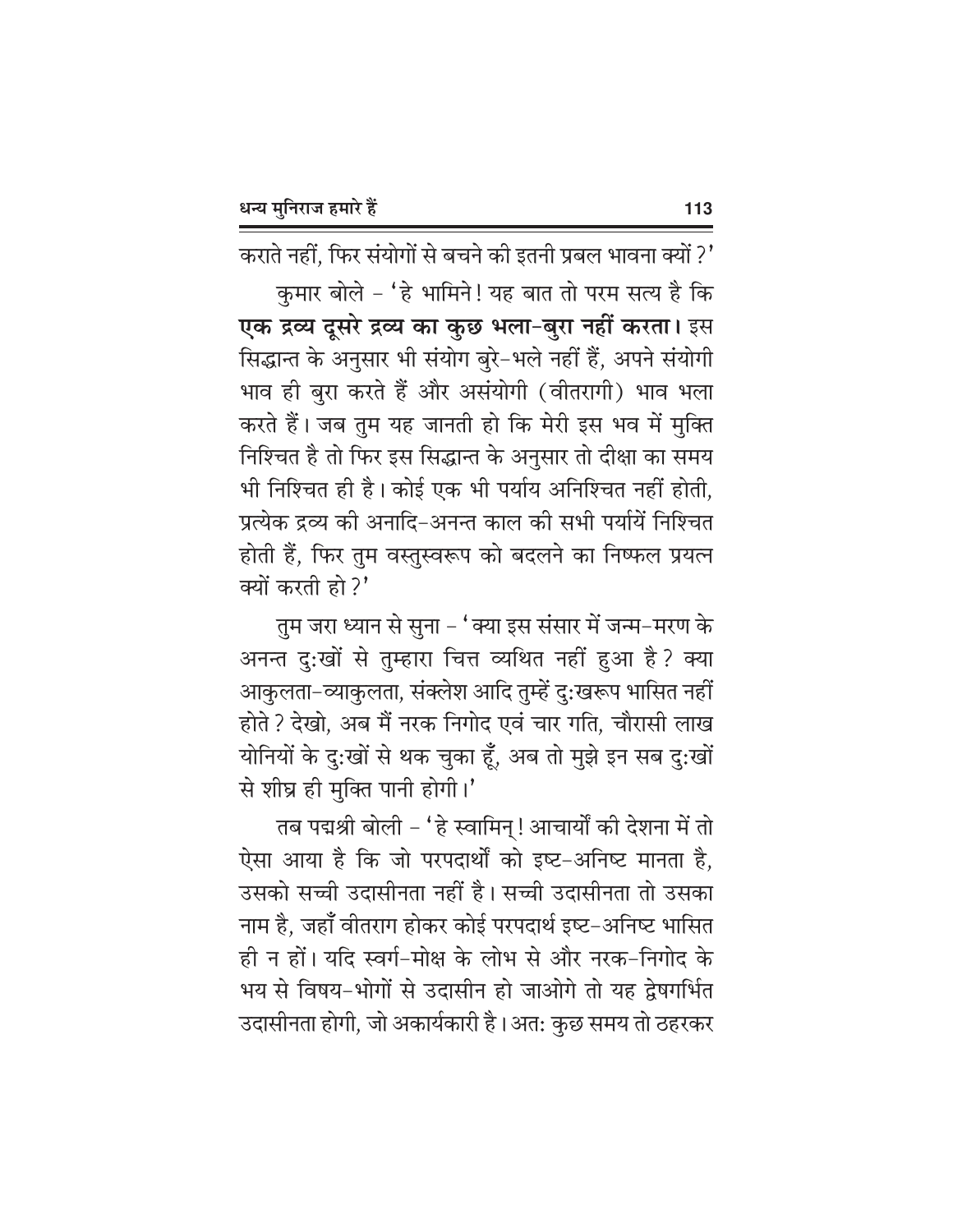कराते नहीं, फिर संयोगों से बचने की इतनी प्रबल भावना क्यों?'

कुमार बोले – 'हे भामिने! यह बात तो परम सत्य है कि **एक द्रव्य दूसरे द्रव्य का कुछ भला-बुरा नहीं करता।** इस सिद्धान्त के अनुसार भी संयोग बुरे-भले नहीं हैं, अपने संयोगी भाव ही बुरा करते हैं और असंयोगी (वीतरागी) भाव भला करते हैं। जब तुम यह जानती हो कि मेरी इस भव में मुक्ति निश्चित है तो फिर इस सिद्धान्त के अनुसार तो दीक्षा का समय भी निश्चित ही है। कोई एक भी पर्याय अनिश्चित नहीं होती, प्रत्येक द्रव्य की अनादि-अनन्त काल की सभी पर्यायें निश्चित होती हैं, फिर तुम वस्तुस्वरूप को बदलने का निष्फल प्रयत्न क्यों करती हो?'

तुम जरा ध्यान से सुना – 'क्या इस संसार में जन्म-मरण के अनन्त दुःखों से तुम्हारा चित्त व्यथित नहीं हुआ है? क्या आकुलता-व्याकुलता, संक्लेश आदि तुम्हें दुःखरूप भासित नहीं होते? देखो, अब मैं नरक निगोद एवं चार गति, चौरासी लाख योनियों के दुःखों से थक चुका हूँ, अब तो मुझे इन सब दुःखों से शीघ्र ही मुक्ति पानी होगी।'

तब पद्मश्री बोली – 'हे स्वामिन्! आचार्यों की देशना में तो ऐसा आया है कि जो परपदार्थों को इष्ट-अनिष्ट मानता है, उसको सच्ची उदासीनता नहीं है। सच्ची उदासीनता तो उसका नाम है, जहाँ वीतराग होकर कोई परपदार्थ इष्ट-अनिष्ट भासित ही न हों। यदि स्वर्ग-मोक्ष के लोभ से और नरक-निगोद के भय से विषय-भोगों से उदासीन हो जाओगे तो यह द्वेषगर्भित उदासीनता होगी, जो अकार्यकारी है। अतः कुछ समय तो ठहरकर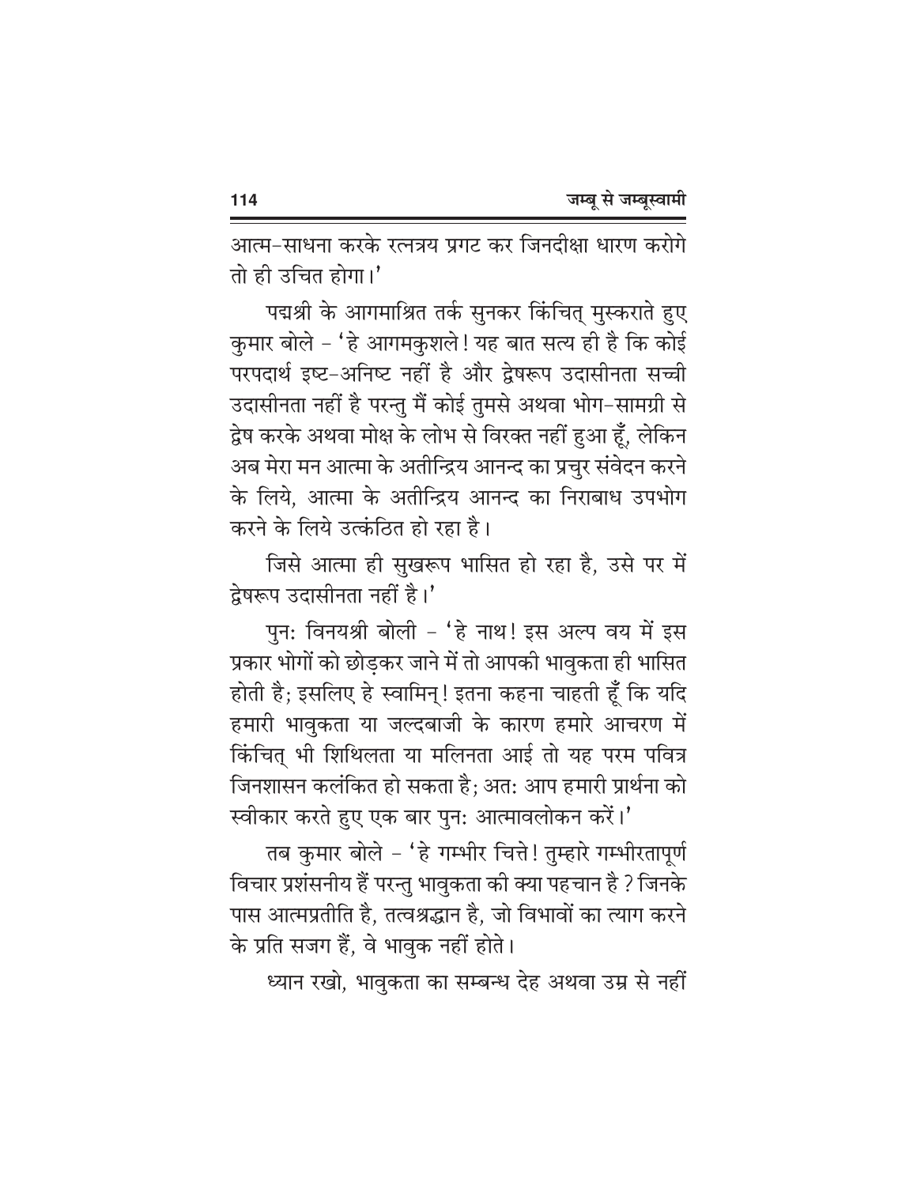आत्म-साधना करके रत्नत्रय प्रगट कर जिनदीक्षा धारण करोगे तो ही उचित होगा।'

पद्मश्री के आगमाश्रित तर्क सुनकर किंचित् मुस्कराते हुए कुमार बोले – 'हे आगमकुशले! यह बात सत्य ही है कि कोई परपदार्थ इष्ट-अनिष्ट नहीं है और द्वेषरूप उदासीनता सच्ची उदासीनता नहीं है परन्तु मैं कोई तुमसे अथवा भोग-सामग्री से द्वेष करके अथवा मोक्ष के लोभ से विरक्त नहीं हुआ हूँ, लेकिन अब मेरा मन आत्मा के अतीन्द्रिय आनन्द का प्रचुर संवेदन करने के लिये, आत्मा के अतीन्द्रिय आनन्द का निराबाध उपभोग करने के लिये उत्कंठित हो रहा है।

जिसे आत्मा ही सुखरूप भासित हो रहा है, उसे पर में द्वेषरूप उदासीनता नहीं है।'

पुनः विनयश्री बोली – 'हे नाथ! इस अल्प वय में इस प्रकार भोगों को छोड़कर जाने में तो आपकी भावुकता ही भासित होती है; इसलिए हे स्वामिन्! इतना कहना चाहती हूँ कि यदि हमारी भावुकता या जल्दबाजी के कारण हमारे आचरण में किंचित् भी शिथिलता या मलिनता आई तो यह परम पवित्र जिनशासन कलंकित हो सकता है; अतः आप हमारी प्रार्थना को स्वीकार करते हुए एक बार पुनः आत्मावलोकन करें।'

तब कुमार बोले – 'हे गम्भीर चित्ते! तुम्हारे गम्भीरतापूर्ण विचार प्रशंसनीय हैं परन्तु भावुकता की क्या पहचान है? जिनके पास आत्मप्रतीति है, तत्वश्रद्धान है, जो विभावों का त्याग करने के प्रति सजग हैं, वे भावुक नहीं होते।

ध्यान रखो, भावुकता का सम्बन्ध देह अथवा उम्र से नहीं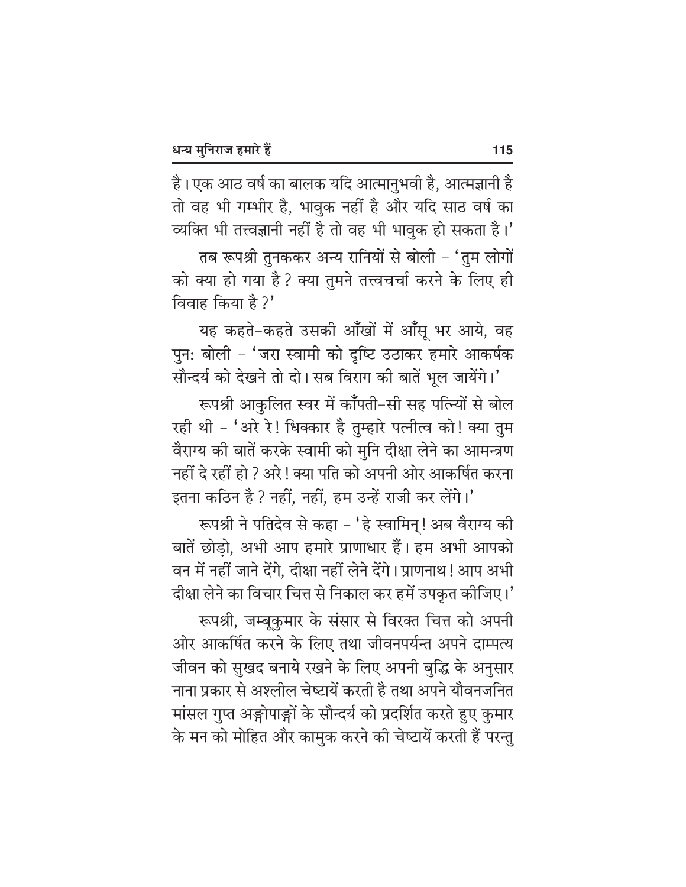है। एक आठ वर्ष का बालक यदि आत्मानुभवी है, आत्मज्ञानी है तो वह भी गम्भीर है, भावुक नहीं है और यदि साठ वर्ष का व्यक्ति भी तत्त्वज्ञानी नहीं है तो वह भी भावुक हो सकता है।'

तब रूपश्री तुनककर अन्य रानियों से बोली – 'तुम लोगों को क्या हो गया है? क्या तुमने तत्त्वचर्चा करने के लिए ही विवाह किया है?'

यह कहते-कहते उसकी आँखों में आँसू भर आये, वह पुनः बोली – 'जरा स्वामी को दृष्टि उठाकर हमारे आकर्षक सौन्दर्य को देखने तो दो। सब विराग की बातें भूल जायेंगे।'

रूपश्री आकुलित स्वर में काँपती-सी सह पत्नियों से बोल रही थी – 'अरे रे! धिक्कार है तुम्हारे पत्नीत्व को! क्या तुम वैराग्य की बातें करके स्वामी को मुनि दीक्षा लेने का आमन्त्रण नहीं दे रहीं हो? अरे! क्या पति को अपनी ओर आकर्षित करना इतना कठिन है? नहीं, नहीं, हम उन्हें राजी कर लेंगे।'

रूपश्री ने पतिदेव से कहा – 'हे स्वामिन्! अब वैराग्य की बातें छोड़ो, अभी आप हमारे प्राणाधार हैं। हम अभी आपको वन में नहीं जाने देंगे, दीक्षा नहीं लेने देंगे। प्राणनाथ! आप अभी दीक्षा लेने का विचार चित्त से निकाल कर हमें उपकृत कीजिए।'

रूपश्री, जम्बूकुमार के संसार से विरक्त चित्त को अपनी ओर आकर्षित करने के लिए तथा जीवनपर्यन्त अपने दाम्पत्य जीवन को सुखद बनाये रखने के लिए अपनी बुद्धि के अनुसार नाना प्रकार से अश्लील चेष्टायें करती है तथा अपने यौवनजनित मांसल गुप्त अङ्गोपाङ्गों के सौन्दर्य को प्रदर्शित करते हुए कुमार के मन को मोहित और कामुक करने की चेष्टायें करती हैं परन्तु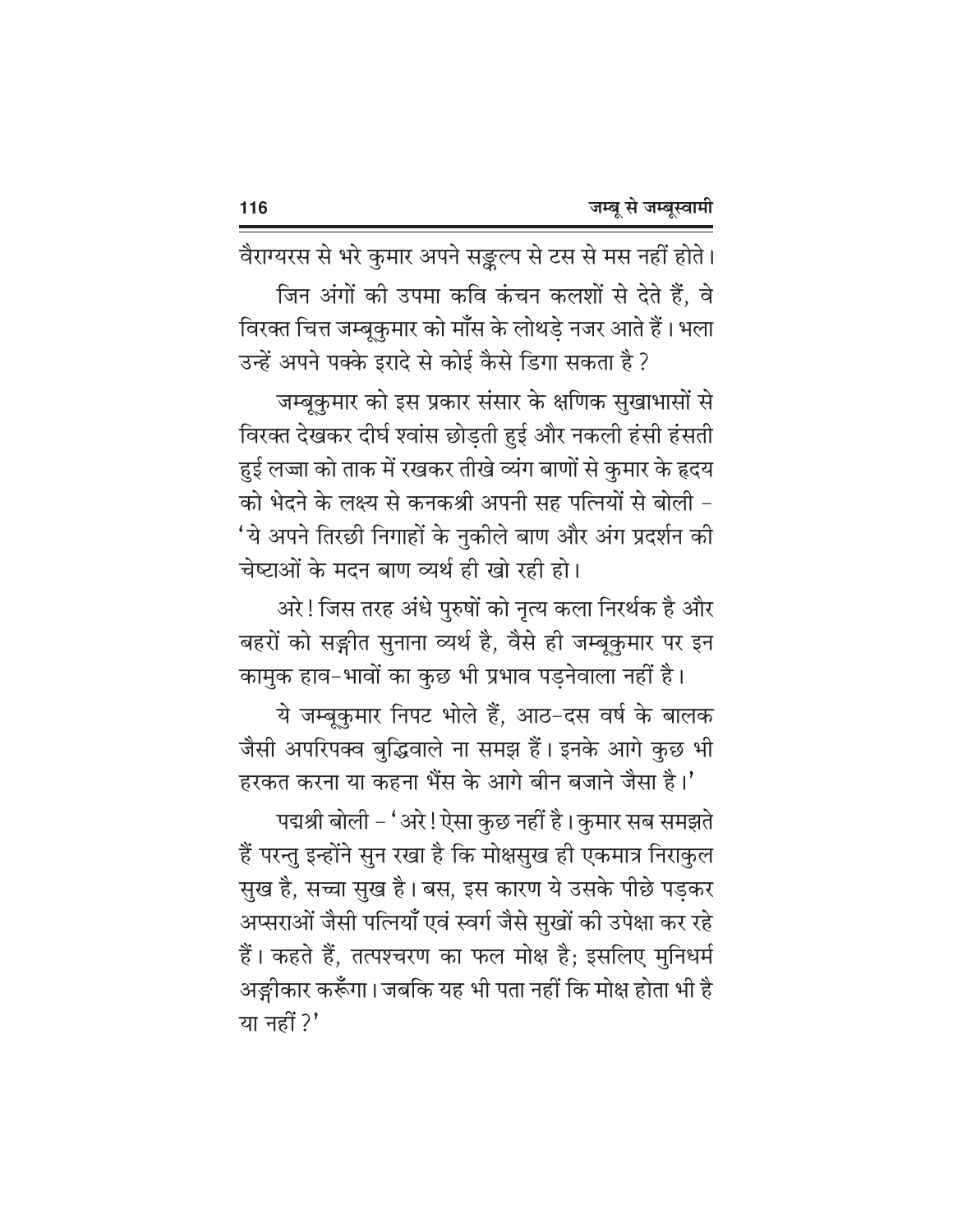वैराग्यरस से भरे कुमार अपने सङ्कल्प से टस से मस नहीं होते।

जिन अंगों की उपमा कवि कंचन कलशों से देते हैं, वे विरक्त चित्त जम्बूकुमार को माँस के लोथड़े नजर आते हैं। भला उन्हें अपने पक्के इरादे से कोई कैसे डिगा सकता है ?

जम्बूकुमार को इस प्रकार संसार के क्षणिक सुखाभासों से विरक्त देखकर दीर्घ श्वांस छोड़ती हुई और नकली हंसी हंसती हुई लज्जा को ताक में रखकर तीखे व्यंग बाणों से कुमार के हृदय को भेदने के लक्ष्य से कनकश्री अपनी सह पत्नियों से बोली – 'ये अपने तिरछी निगाहों के नुकीले बाण और अंग प्रदर्शन की चेष्टाओं के मदन बाण व्यर्थ ही खो रही हो।

अरे ! जिस तरह अंधे पुरुषों को नृत्य कला निरर्थक है और बहरों को सङ्गीत सुनाना व्यर्थ है, वैसे ही जम्बूकुमार पर इन कामुक हाव-भावों का कुछ भी प्रभाव पड़नेवाला नहीं है।

ये जम्बूकुमार निपट भोले हैं, आठ-दस वर्ष के बालक जैसी अपरिपक्व बुद्धिवाले ना समझ हैं। इनके आगे कुछ भी हरकत करना या कहना भैंस के आगे बीन बजाने जैसा है।'

पद्मश्री बोली – 'अरे ! ऐसा कुछ नहीं है। कुमार सब समझते हैं परन्तु इन्होंने सुन रखा है कि मोक्षसुख ही एकमात्र निराकुल सुख है, सच्चा सुख है। बस, इस कारण ये उसके पीछे पड़कर अप्सराओं जैसी पत्नियाँ एवं स्वर्ग जैसे सुखों की उपेक्षा कर रहे हैं। कहते हैं, तत्पश्चरण का फल मोक्ष है; इसलिए मुनिधर्म अङ्गीकार करूँगा। जबकि यह भी पता नहीं कि मोक्ष होता भी है या नहीं ?'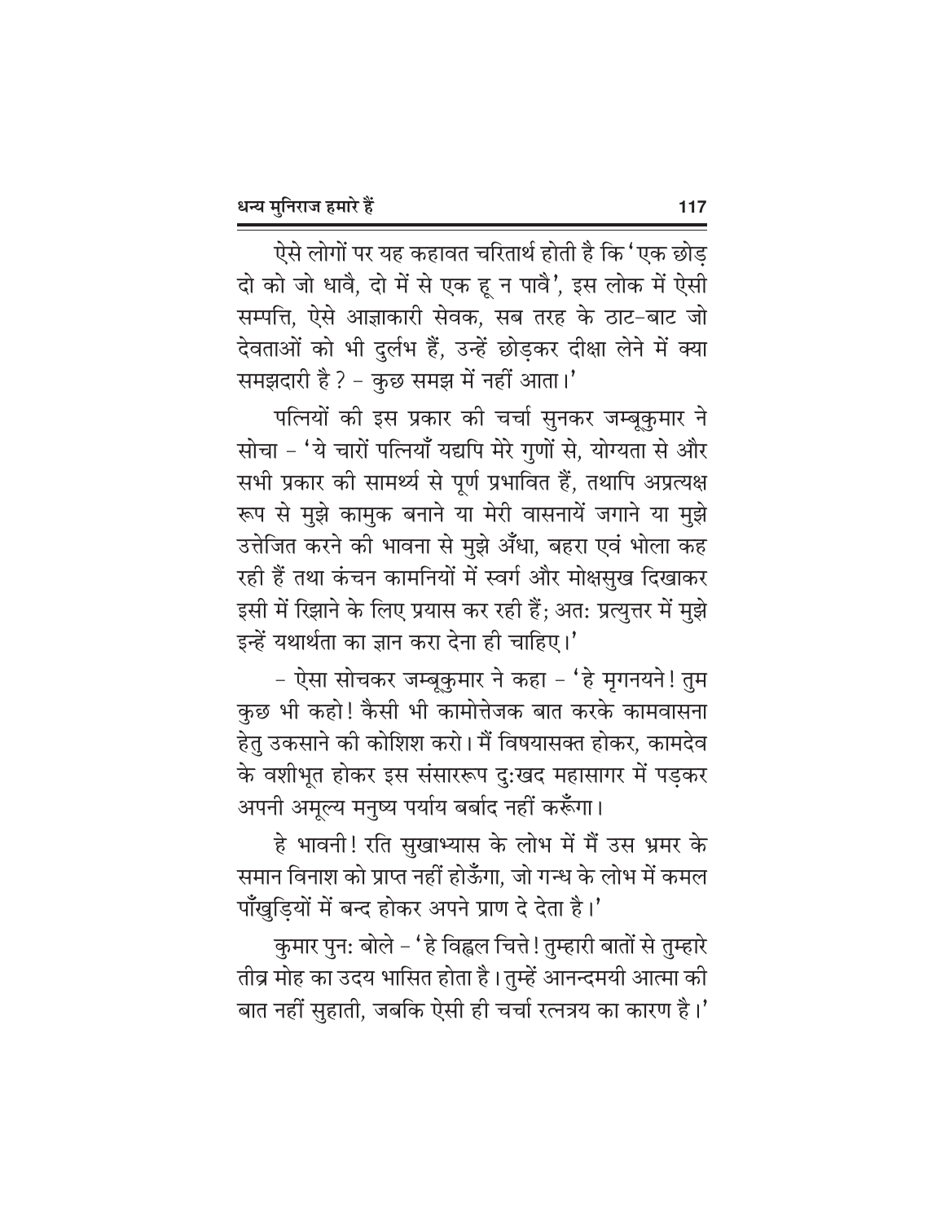ऐसे लोगों पर यह कहावत चरितार्थ होती है कि 'एक छोड़ दो को जो धावै, दो में से एक हू न पावै', इस लोक में ऐसी सम्पत्ति, ऐसे आज्ञाकारी सेवक, सब तरह के ठाट-बाट जो देवताओं को भी दुर्लभ हैं, उन्हें छोड़कर दीक्षा लेने में क्या समझदारी है ? - कुछ समझ में नहीं आता।'

पत्नियों की इस प्रकार की चर्चा सुनकर जम्बूकुमार ने सोचा - 'ये चारों पत्नियाँ यद्यपि मेरे गुणों से, योग्यता से और सभी प्रकार की सामर्थ्य से पूर्ण प्रभावित हैं, तथापि अप्रत्यक्ष रूप से मुझे कामुक बनाने या मेरी वासनायें जगाने या मुझे उत्तेजित करने की भावना से मुझे अँधा, बहरा एवं भोला कह रही हैं तथा कंचन कामनियों में स्वर्ग और मोक्षसुख दिखाकर इसी में रिझाने के लिए प्रयास कर रही हैं; अतः प्रत्युत्तर में मुझे इन्हें यथार्थता का ज्ञान करा देना ही चाहिए।'

- ऐसा सोचकर जम्बूकुमार ने कहा - 'हे मृगनयने! तुम कुछ भी कहो! कैसी भी कामोत्तेजक बात करके कामवासना हेतु उकसाने की कोशिश करो। मैं विषयासक्त होकर, कामदेव के वशीभूत होकर इस संसाररूप दुःखद महासागर में पड़कर अपनी अमूल्य मनुष्य पर्याय बर्बाद नहीं करूँगा।

हे भावनी! रति सुखाभ्यास के लोभ में मैं उस भ्रमर के समान विनाश को प्राप्त नहीं होऊँगा, जो गन्ध के लोभ में कमल पाँखुड़ियों में बन्द होकर अपने प्राण दे देता है।'

कुमार पुनः बोले - 'हे विह्वल चित्ते! तुम्हारी बातों से तुम्हारे तीव्र मोह का उदय भासित होता है। तुम्हें आनन्दमयी आत्मा की बात नहीं सुहाती, जबकि ऐसी ही चर्चा रत्नत्रय का कारण है।'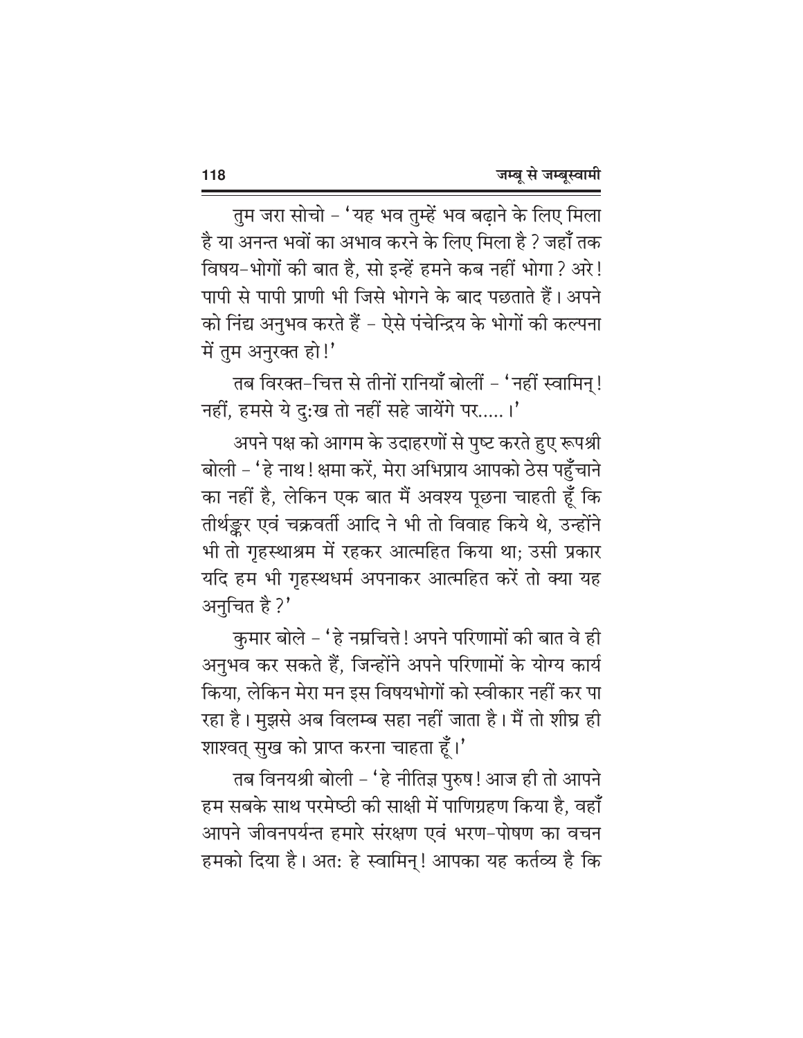तुम जरा सोचो – 'यह भव तुम्हें भव बढ़ाने के लिए मिला है या अनन्त भवों का अभाव करने के लिए मिला है ? जहाँ तक विषय-भोगों की बात है, सो इन्हें हमने कब नहीं भोगा ? अरे ! पापी से पापी प्राणी भी जिसे भोगने के बाद पछताते हैं। अपने को निंद्य अनुभव करते हैं – ऐसे पंचेन्द्रिय के भोगों की कल्पना में तुम अनुरक्त हो !'

तब विरक्त-चित्त से तीनों रानियाँ बोलीं – 'नहीं स्वामिन् ! नहीं, हमसे ये दु:ख तो नहीं सहे जायेंगे पर..... ।'

अपने पक्ष को आगम के उदाहरणों से पुष्ट करते हुए रूपश्री बोली – 'हे नाथ ! क्षमा करें, मेरा अभिप्राय आपको ठेस पहुँचाने का नहीं है, लेकिन एक बात मैं अवश्य पूछना चाहती हूँ कि तीर्थङ्कर एवं चक्रवर्ती आदि ने भी तो विवाह किये थे, उन्होंने भी तो गृहस्थाश्रम में रहकर आत्महित किया था; उसी प्रकार यदि हम भी गृहस्थधर्म अपनाकर आत्महित करें तो क्या यह अनुचित है ?'

कुमार बोले – 'हे नम्रचित्ते ! अपने परिणामों की बात वे ही अनुभव कर सकते हैं, जिन्होंने अपने परिणामों के योग्य कार्य किया, लेकिन मेरा मन इस विषयभोगों को स्वीकार नहीं कर पा रहा है। मुझसे अब विलम्ब सहा नहीं जाता है। मैं तो शीघ्र ही शाश्वत् सुख को प्राप्त करना चाहता हूँ।'

तब विनयश्री बोली – 'हे नीतिज्ञ पुरुष ! आज ही तो आपने हम सबके साथ परमेष्ठी की साक्षी में पाणिग्रहण किया है, वहाँ आपने जीवनपर्यन्त हमारे संरक्षण एवं भरण-पोषण का वचन हमको दिया है। अत: हे स्वामिन् ! आपका यह कर्तव्य है कि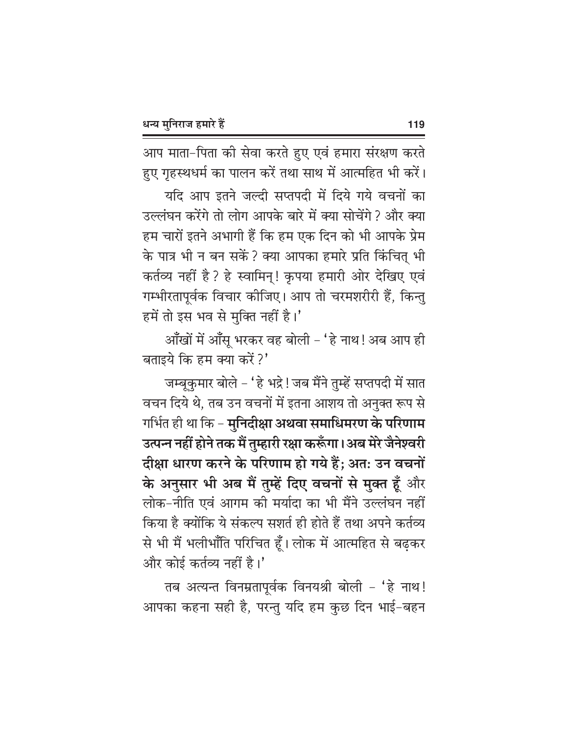आप माता-पिता की सेवा करते हुए एवं हमारा संरक्षण करते हुए गृहस्थधर्म का पालन करें तथा साथ में आत्महित भी करें।

यदि आप इतने जल्दी सप्तपदी में दिये गये वचनों का उल्लंघन करेंगे तो लोग आपके बारे में क्या सोचेंगे? और क्या हम चारों इतने अभागी हैं कि हम एक दिन को भी आपके प्रेम के पात्र भी न बन सकें? क्या आपका हमारे प्रति किंचित् भी कर्तव्य नहीं है? हे स्वामिन्! कृपया हमारी ओर देखिए एवं गम्भीरतापूर्वक विचार कीजिए। आप तो चरमशरीरी हैं, किन्तु हमें तो इस भव से मुक्ति नहीं है।'

आँखों में आँसू भरकर वह बोली – 'हे नाथ! अब आप ही बताइये कि हम क्या करें?'

जम्बूकुमार बोले – 'हे भद्रे! जब मैंने तुम्हें सप्तपदी में सात वचन दिये थे, तब उन वचनों में इतना आशय तो अनुक्त रूप से गर्भित ही था कि – **मुनिदीक्षा अथवा समाधिमरण के परिणाम उत्पन्न नहीं होने तक मैं तुम्हारी रक्षा करूँगा। अब मेरे जैनेश्वरी दीक्षा धारण करने के परिणाम हो गये हैं; अतः उन वचनों के अनुसार भी अब मैं तुम्हें दिए वचनों से मुक्त हूँ** और लोक-नीति एवं आगम की मर्यादा का भी मैंने उल्लंघन नहीं किया है क्योंकि ये संकल्प सशर्त ही होते हैं तथा अपने कर्तव्य से भी मैं भलीभाँति परिचित हूँ। लोक में आत्महित से बढ़कर और कोई कर्तव्य नहीं है।'

तब अत्यन्त विनम्रतापूर्वक विनयश्री बोली – 'हे नाथ! आपका कहना सही है, परन्तु यदि हम कुछ दिन भाई-बहन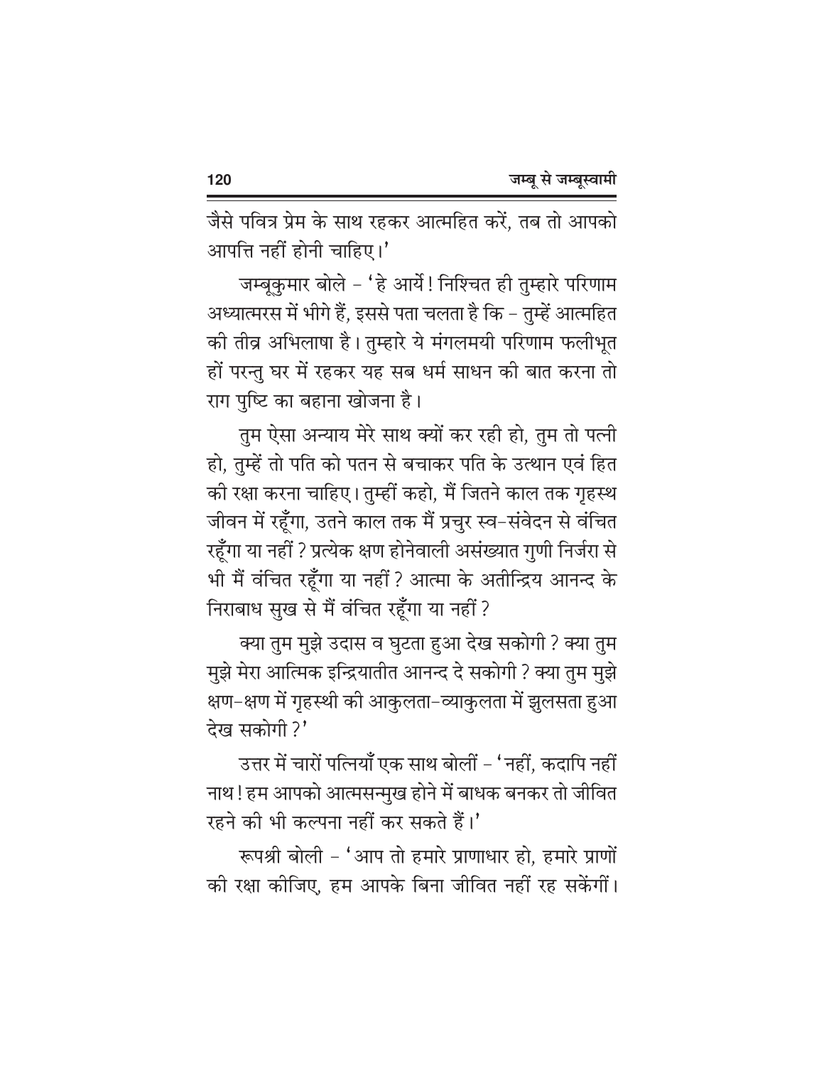जैसे पवित्र प्रेम के साथ रहकर आत्महित करें, तब तो आपको आपत्ति नहीं होनी चाहिए।'

जम्बूकुमार बोले – 'हे आर्ये! निश्चित ही तुम्हारे परिणाम अध्यात्मरस में भीगे हैं, इससे पता चलता है कि – तुम्हें आत्महित की तीव्र अभिलाषा है। तुम्हारे ये मंगलमयी परिणाम फलीभूत हों परन्तु घर में रहकर यह सब धर्म साधन की बात करना तो राग पुष्टि का बहाना खोजना है।

तुम ऐसा अन्याय मेरे साथ क्यों कर रही हो, तुम तो पत्नी हो, तुम्हें तो पति को पतन से बचाकर पति के उत्थान एवं हित की रक्षा करना चाहिए। तुम्हीं कहो, मैं जितने काल तक गृहस्थ जीवन में रहूँगा, उतने काल तक मैं प्रचुर स्व-संवेदन से वंचित रहूँगा या नहीं? प्रत्येक क्षण होनेवाली असंख्यात गुणी निर्जरा से भी मैं वंचित रहूँगा या नहीं? आत्मा के अतीन्द्रिय आनन्द के निराबाध सुख से मैं वंचित रहूँगा या नहीं?

क्या तुम मुझे उदास व घुटता हुआ देख सकोगी? क्या तुम मुझे मेरा आत्मिक इन्द्रियातीत आनन्द दे सकोगी? क्या तुम मुझे क्षण-क्षण में गृहस्थी की आकुलता-व्याकुलता में झुलसता हुआ देख सकोगी?'

उत्तर में चारों पत्नियाँ एक साथ बोलीं – 'नहीं, कदापि नहीं नाथ! हम आपको आत्मसन्मुख होने में बाधक बनकर तो जीवित रहने की भी कल्पना नहीं कर सकते हैं।'

रूपश्री बोली – 'आप तो हमारे प्राणाधार हो, हमारे प्राणों की रक्षा कीजिए, हम आपके बिना जीवित नहीं रह सकेंगीं।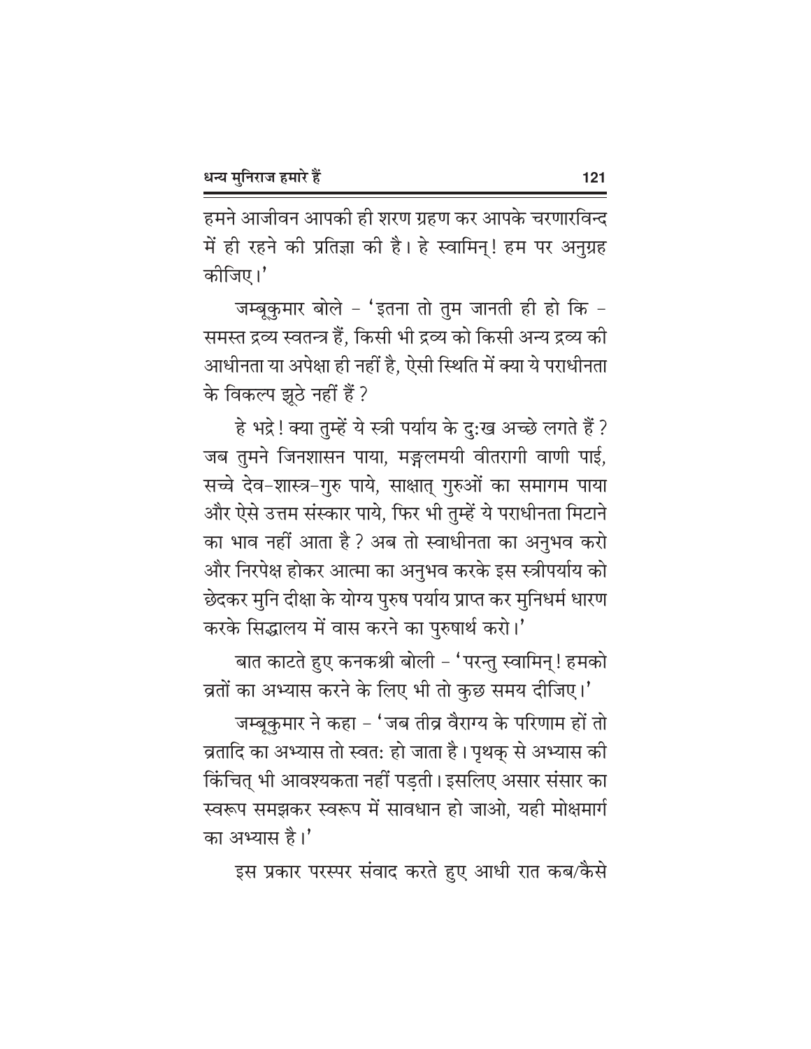हमने आजीवन आपकी ही शरण ग्रहण कर आपके चरणारविन्द में ही रहने की प्रतिज्ञा की है। हे स्वामिन्! हम पर अनुग्रह कीजिए।'

जम्बूकुमार बोले – 'इतना तो तुम जानती ही हो कि – समस्त द्रव्य स्वतन्त्र हैं, किसी भी द्रव्य को किसी अन्य द्रव्य की आधीनता या अपेक्षा ही नहीं है, ऐसी स्थिति में क्या ये पराधीनता के विकल्प झूठे नहीं हैं ?

हे भद्रे ! क्या तुम्हें ये स्त्री पर्याय के दु:ख अच्छे लगते हैं ? जब तुमने जिनशासन पाया, मङ्गलमयी वीतरागी वाणी पाई, सच्चे देव–शास्त्र–गुरु पाये, साक्षात् गुरुओं का समागम पाया और ऐसे उत्तम संस्कार पाये, फिर भी तुम्हें ये पराधीनता मिटाने का भाव नहीं आता है ? अब तो स्वाधीनता का अनुभव करो और निरपेक्ष होकर आत्मा का अनुभव करके इस स्त्रीपर्याय को छेदकर मुनि दीक्षा के योग्य पुरुष पर्याय प्राप्त कर मुनिधर्म धारण करके सिद्धालय में वास करने का पुरुषार्थ करो।'

बात काटते हुए कनकश्री बोली – 'परन्तु स्वामिन्! हमको व्रतों का अभ्यास करने के लिए भी तो कुछ समय दीजिए।'

जम्बूकुमार ने कहा – 'जब तीव्र वैराग्य के परिणाम हों तो व्रतादि का अभ्यास तो स्वत: हो जाता है। पृथक् से अभ्यास की किंचित् भी आवश्यकता नहीं पड़ती। इसलिए असार संसार का स्वरूप समझकर स्वरूप में सावधान हो जाओ, यही मोक्षमार्ग का अभ्यास है।'

इस प्रकार परस्पर संवाद करते हुए आधी रात कब/कैसे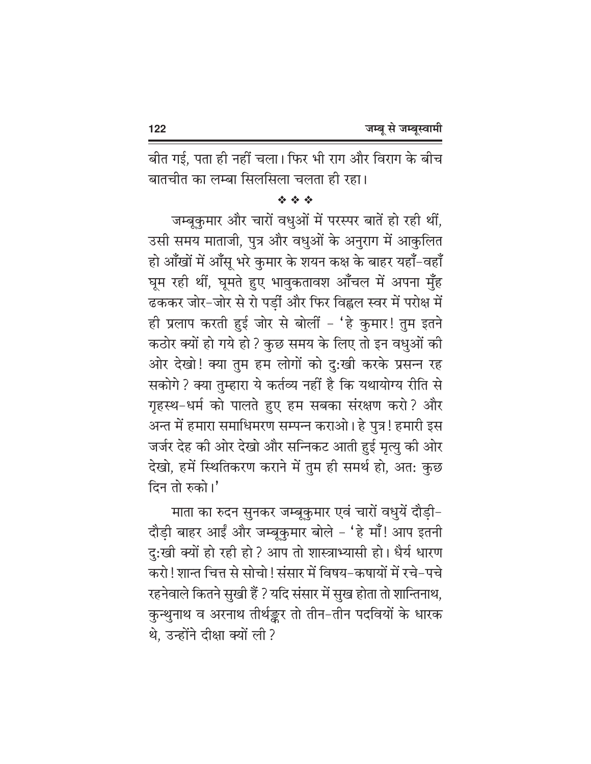बीत गई, पता ही नहीं चला। फिर भी राग और विराग के बीच बातचीत का लम्बा सिलसिला चलता ही रहा।

❖ ❖ ❖

जम्बूकुमार और चारों वधुओं में परस्पर बातें हो रही थीं, उसी समय माताजी, पुत्र और वधुओं के अनुराग में आकुलित हो आँखों में आँसू भरे कुमार के शयन कक्ष के बाहर यहाँ-वहाँ घूम रही थीं, घूमते हुए भावुकतावश आँचल में अपना मुँह ढककर जोर-जोर से रो पड़ीं और फिर विह्वल स्वर में परोक्ष में ही प्रलाप करती हुई जोर से बोलीं - 'हे कुमार! तुम इतने कठोर क्यों हो गये हो? कुछ समय के लिए तो इन वधुओं की ओर देखो! क्या तुम हम लोगों को दु:खी करके प्रसन्न रह सकोगे? क्या तुम्हारा ये कर्तव्य नहीं है कि यथायोग्य रीति से गृहस्थ-धर्म को पालते हुए हम सबका संरक्षण करो? और अन्त में हमारा समाधिमरण सम्पन्न कराओ। हे पुत्र! हमारी इस जर्जर देह की ओर देखो और सन्निकट आती हुई मृत्यु की ओर देखो, हमें स्थितिकरण कराने में तुम ही समर्थ हो, अत: कुछ दिन तो रुको।'

माता का रुदन सुनकर जम्बूकुमार एवं चारों वधुयें दौड़ी-दौड़ी बाहर आईं और जम्बूकुमार बोले - 'हे माँ! आप इतनी दु:खी क्यों हो रही हो? आप तो शास्त्राभ्यासी हो। धैर्य धारण करो! शान्त चित्त से सोचो! संसार में विषय-कषायों में रचे-पचे रहनेवाले कितने सुखी हैं? यदि संसार में सुख होता तो शान्तिनाथ, कुन्थुनाथ व अरनाथ तीर्थङ्कर तो तीन-तीन पदवियों के धारक थे, उन्होंने दीक्षा क्यों ली?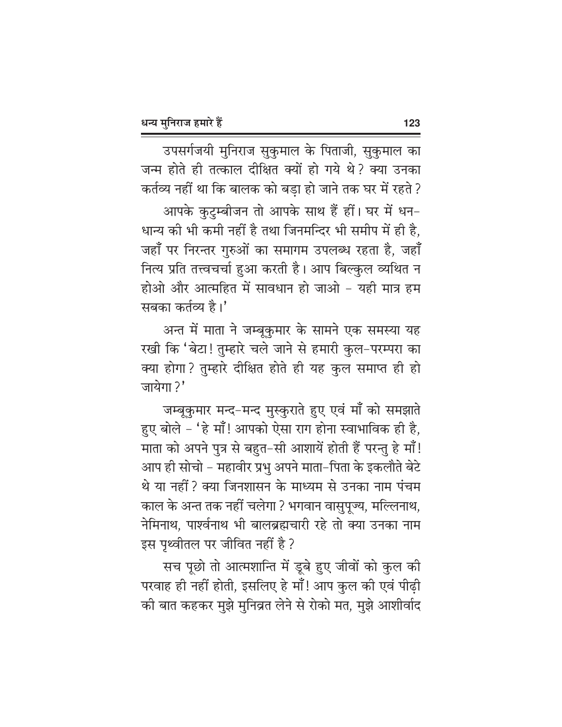उपसर्गजयी मुनिराज सुकुमाल के पिताजी, सुकुमाल का जन्म होते ही तत्काल दीक्षित क्यों हो गये थे? क्या उनका कर्तव्य नहीं था कि बालक को बड़ा हो जाने तक घर में रहते?

आपके कुटुम्बीजन तो आपके साथ हैं हीं। घर में धन-धान्य की भी कमी नहीं है तथा जिनमन्दिर भी समीप में ही है, जहाँ पर निरन्तर गुरुओं का समागम उपलब्ध रहता है, जहाँ नित्य प्रति तत्त्वचर्चा हुआ करती है। आप बिल्कुल व्यथित न होओ और आत्महित में सावधान हो जाओ - यही मात्र हम सबका कर्तव्य है।'

अन्त में माता ने जम्बूकुमार के सामने एक समस्या यह रखी कि 'बेटा! तुम्हारे चले जाने से हमारी कुल-परम्परा का क्या होगा? तुम्हारे दीक्षित होते ही यह कुल समाप्त ही हो जायेगा?'

जम्बूकुमार मन्द-मन्द मुस्कुराते हुए एवं माँ को समझाते हुए बोले - 'हे माँ! आपको ऐसा राग होना स्वाभाविक ही है, माता को अपने पुत्र से बहुत-सी आशायें होती हैं परन्तु हे माँ! आप ही सोचो - महावीर प्रभु अपने माता-पिता के इकलौते बेटे थे या नहीं? क्या जिनशासन के माध्यम से उनका नाम पंचम काल के अन्त तक नहीं चलेगा? भगवान वासुपूज्य, मल्लिनाथ, नेमिनाथ, पार्श्वनाथ भी बालब्रह्मचारी रहे तो क्या उनका नाम इस पृथ्वीतल पर जीवित नहीं है?

सच पूछो तो आत्मशान्ति में डूबे हुए जीवों को कुल की परवाह ही नहीं होती, इसलिए हे माँ! आप कुल की एवं पीढ़ी की बात कहकर मुझे मुनिव्रत लेने से रोको मत, मुझे आशीर्वाद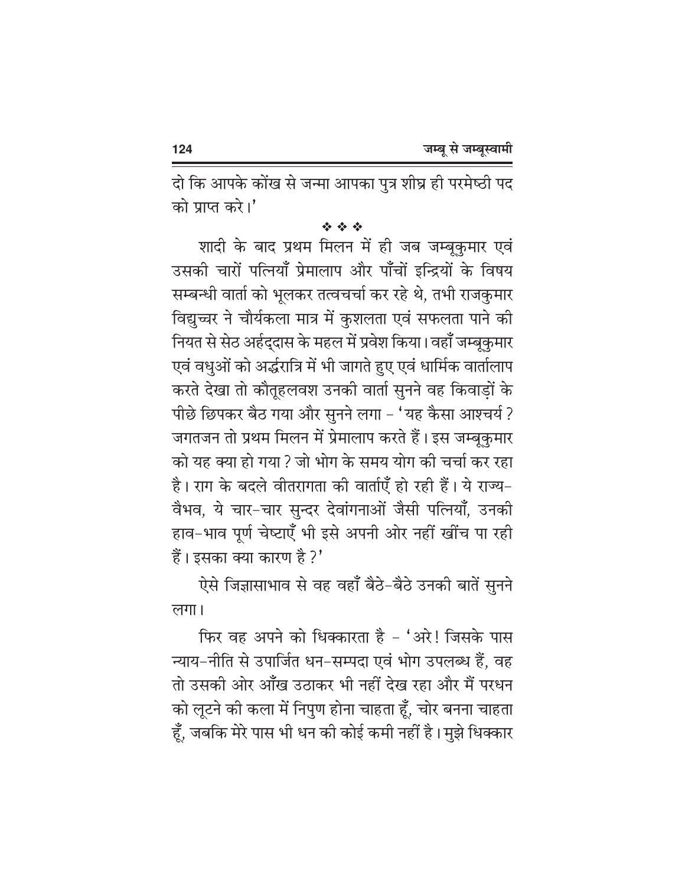दो कि आपके कोंख से जन्मा आपका पुत्र शीघ्र ही परमेष्ठी पद को प्राप्त करे।'

❖ ❖ ❖

शादी के बाद प्रथम मिलन में ही जब जम्बूकुमार एवं उसकी चारों पत्नियाँ प्रेमालाप और पाँचों इन्द्रियों के विषय सम्बन्धी वार्ता को भूलकर तत्वचर्चा कर रहे थे, तभी राजकुमार विद्युच्चर ने चौर्यकला मात्र में कुशलता एवं सफलता पाने की नियत से सेठ अर्हद्दास के महल में प्रवेश किया। वहाँ जम्बूकुमार एवं वधुओं को अर्द्धरात्रि में भी जागते हुए एवं धार्मिक वार्तालाप करते देखा तो कौतूहलवश उनकी वार्ता सुनने वह किवाड़ों के पीछे छिपकर बैठ गया और सुनने लगा – 'यह कैसा आश्चर्य ? जगतजन तो प्रथम मिलन में प्रेमालाप करते हैं। इस जम्बूकुमार को यह क्या हो गया ? जो भोग के समय योग की चर्चा कर रहा है। राग के बदले वीतरागता की वार्ताएँ हो रही हैं। ये राज्य-वैभव, ये चार-चार सुन्दर देवांगनाओं जैसी पत्नियाँ, उनकी हाव-भाव पूर्ण चेष्टाएँ भी इसे अपनी ओर नहीं खींच पा रही हैं। इसका क्या कारण है ?'

ऐसे जिज्ञासाभाव से वह वहाँ बैठे-बैठे उनकी बातें सुनने लगा।

फिर वह अपने को धिक्कारता है – 'अरे! जिसके पास न्याय-नीति से उपार्जित धन-सम्पदा एवं भोग उपलब्ध हैं, वह तो उसकी ओर आँख उठाकर भी नहीं देख रहा और मैं परधन को लूटने की कला में निपुण होना चाहता हूँ, चोर बनना चाहता हूँ, जबकि मेरे पास भी धन की कोई कमी नहीं है। मुझे धिक्कार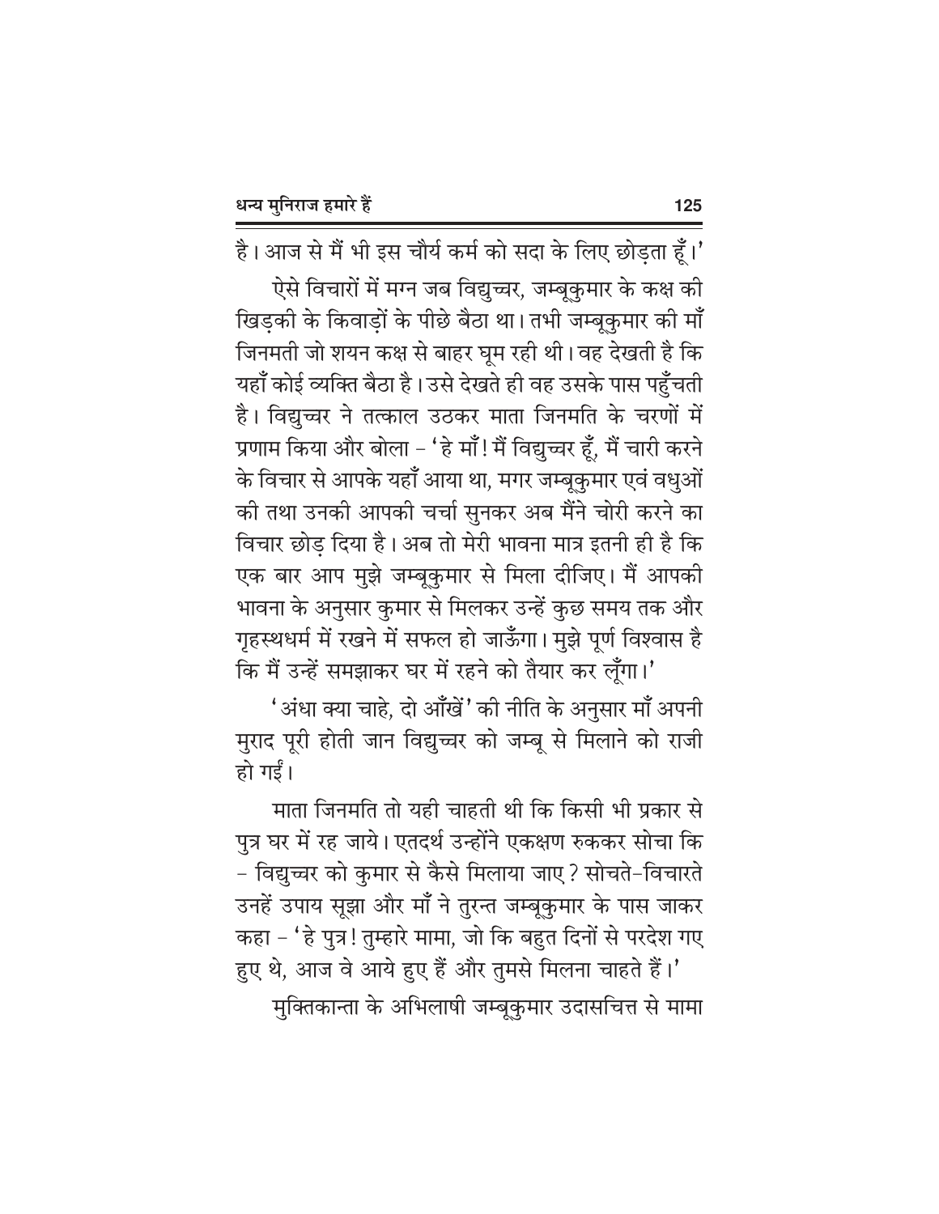है। आज से मैं भी इस चौर्य कर्म को सदा के लिए छोड़ता हूँ।'

ऐसे विचारों में मग्न जब विद्युच्चर, जम्बूकुमार के कक्ष की खिड़की के किवाड़ों के पीछे बैठा था। तभी जम्बूकुमार की माँ जिनमती जो शयन कक्ष से बाहर घूम रही थी। वह देखती है कि यहाँ कोई व्यक्ति बैठा है। उसे देखते ही वह उसके पास पहुँचती है। विद्युच्चर ने तत्काल उठकर माता जिनमति के चरणों में प्रणाम किया और बोला – 'हे माँ! मैं विद्युच्चर हूँ, मैं चारी करने के विचार से आपके यहाँ आया था, मगर जम्बूकुमार एवं वधुओं की तथा उनकी आपकी चर्चा सुनकर अब मैंने चोरी करने का विचार छोड़ दिया है। अब तो मेरी भावना मात्र इतनी ही है कि एक बार आप मुझे जम्बूकुमार से मिला दीजिए। मैं आपकी भावना के अनुसार कुमार से मिलकर उन्हें कुछ समय तक और गृहस्थधर्म में रखने में सफल हो जाऊँगा। मुझे पूर्ण विश्वास है कि मैं उन्हें समझाकर घर में रहने को तैयार कर लूँगा।'

'अंधा क्या चाहे, दो आँखें' की नीति के अनुसार माँ अपनी मुराद पूरी होती जान विद्युच्चर को जम्बू से मिलाने को राजी हो गईं।

माता जिनमति तो यही चाहती थी कि किसी भी प्रकार से पुत्र घर में रह जाये। एतदर्थ उन्होंने एकक्षण रुककर सोचा कि – विद्युच्चर को कुमार से कैसे मिलाया जाए? सोचते-विचारते उनहें उपाय सूझा और माँ ने तुरन्त जम्बूकुमार के पास जाकर कहा – 'हे पुत्र! तुम्हारे मामा, जो कि बहुत दिनों से परदेश गए हुए थे, आज वे आये हुए हैं और तुमसे मिलना चाहते हैं।'

मुक्तिकान्ता के अभिलाषी जम्बूकुमार उदासचित्त से मामा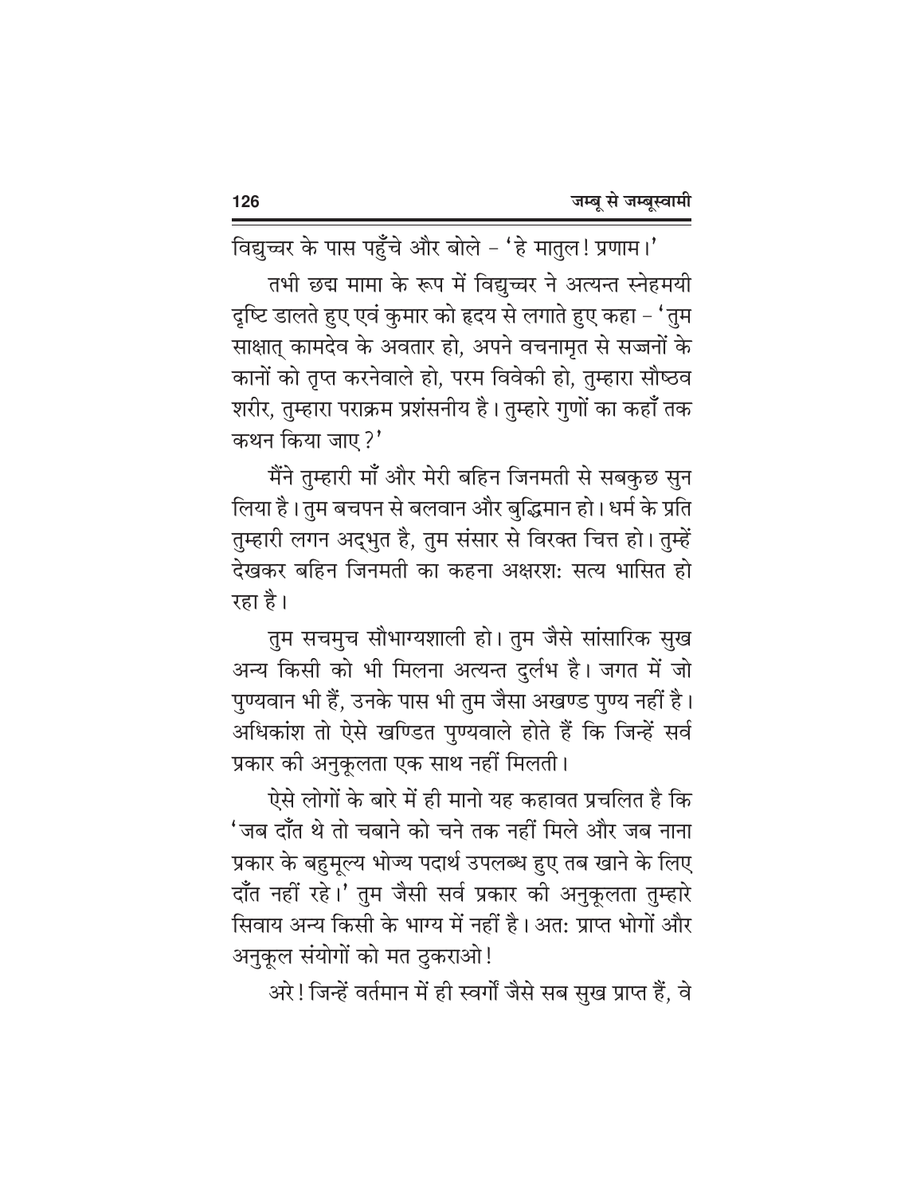विद्युच्चर के पास पहुँचे और बोले – 'हे मातुल! प्रणाम।'

तभी छद्म मामा के रूप में विद्युच्चर ने अत्यन्त स्नेहमयी दृष्टि डालते हुए एवं कुमार को हृदय से लगाते हुए कहा – 'तुम साक्षात् कामदेव के अवतार हो, अपने वचनामृत से सज्जनों के कानों को तृप्त करनेवाले हो, परम विवेकी हो, तुम्हारा सौष्ठव शरीर, तुम्हारा पराक्रम प्रशंसनीय है। तुम्हारे गुणों का कहाँ तक कथन किया जाए?'

मैंने तुम्हारी माँ और मेरी बहिन जिनमती से सबकुछ सुन लिया है। तुम बचपन से बलवान और बुद्धिमान हो। धर्म के प्रति तुम्हारी लगन अद्भुत है, तुम संसार से विरक्त चित्त हो। तुम्हें देखकर बहिन जिनमती का कहना अक्षरश: सत्य भासित हो रहा है।

तुम सचमुच सौभाग्यशाली हो। तुम जैसे सांसारिक सुख अन्य किसी को भी मिलना अत्यन्त दुर्लभ है। जगत में जो पुण्यवान भी हैं, उनके पास भी तुम जैसा अखण्ड पुण्य नहीं है। अधिकांश तो ऐसे खण्डित पुण्यवाले होते हैं कि जिन्हें सर्व प्रकार की अनुकूलता एक साथ नहीं मिलती।

ऐसे लोगों के बारे में ही मानो यह कहावत प्रचलित है कि 'जब दाँत थे तो चबाने को चने तक नहीं मिले और जब नाना प्रकार के बहुमूल्य भोज्य पदार्थ उपलब्ध हुए तब खाने के लिए दाँत नहीं रहे।' तुम जैसी सर्व प्रकार की अनुकूलता तुम्हारे सिवाय अन्य किसी के भाग्य में नहीं है। अत: प्राप्त भोगों और अनुकूल संयोगों को मत ठुकराओ!

अरे! जिन्हें वर्तमान में ही स्वर्गों जैसे सब सुख प्राप्त हैं, वे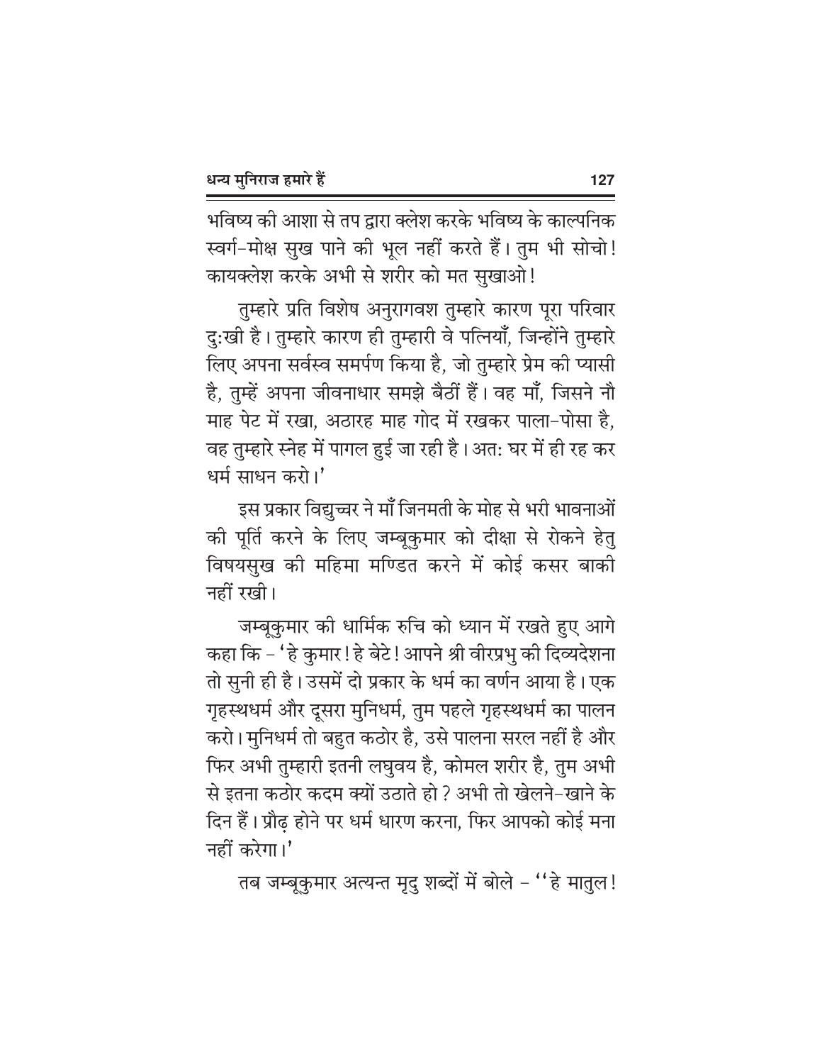भविष्य की आशा से तप द्वारा क्लेश करके भविष्य के काल्पनिक स्वर्ग-मोक्ष सुख पाने की भूल नहीं करते हैं। तुम भी सोचो! कायक्लेश करके अभी से शरीर को मत सुखाओ!

तुम्हारे प्रति विशेष अनुरागवश तुम्हारे कारण पूरा परिवार दुःखी है। तुम्हारे कारण ही तुम्हारी वे पत्नियाँ, जिन्होंने तुम्हारे लिए अपना सर्वस्व समर्पण किया है, जो तुम्हारे प्रेम की प्यासी है, तुम्हें अपना जीवनाधार समझे बैठीं हैं। वह माँ, जिसने नौ माह पेट में रखा, अठारह माह गोद में रखकर पाला-पोसा है, वह तुम्हारे स्नेह में पागल हुई जा रही है। अतः घर में ही रह कर धर्म साधन करो।'

इस प्रकार विद्युच्चर ने माँ जिनमती के मोह से भरी भावनाओं की पूर्ति करने के लिए जम्बूकुमार को दीक्षा से रोकने हेतु विषयसुख की महिमा मण्डित करने में कोई कसर बाकी नहीं रखी।

जम्बूकुमार की धार्मिक रुचि को ध्यान में रखते हुए आगे कहा कि – 'हे कुमार! हे बेटे! आपने श्री वीरप्रभु की दिव्यदेशना तो सुनी ही है। उसमें दो प्रकार के धर्म का वर्णन आया है। एक गृहस्थधर्म और दूसरा मुनिधर्म, तुम पहले गृहस्थधर्म का पालन करो। मुनिधर्म तो बहुत कठोर है, उसे पालना सरल नहीं है और फिर अभी तुम्हारी इतनी लघुवय है, कोमल शरीर है, तुम अभी से इतना कठोर कदम क्यों उठाते हो? अभी तो खेलने-खाने के दिन हैं। प्रौढ़ होने पर धर्म धारण करना, फिर आपको कोई मना नहीं करेगा।'

तब जम्बूकुमार अत्यन्त मृदु शब्दों में बोले – "हे मातुल!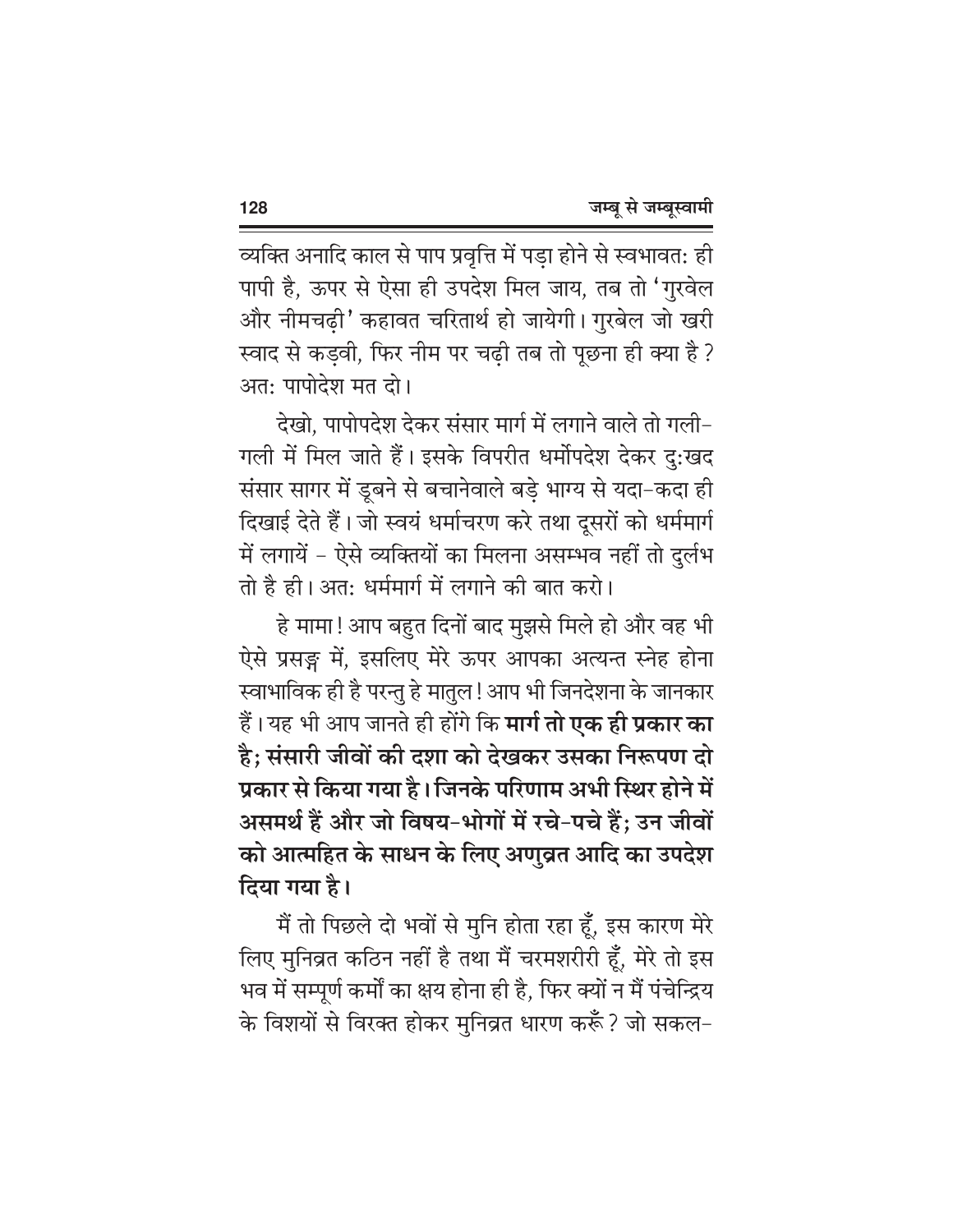व्यक्ति अनादि काल से पाप प्रवृत्ति में पड़ा होने से स्वभावतः ही पापी है, ऊपर से ऐसा ही उपदेश मिल जाय, तब तो 'गुरवेल और नीमचढ़ी' कहावत चरितार्थ हो जायेगी। गुरबेल जो खरी स्वाद से कड़वी, फिर नीम पर चढ़ी तब तो पूछना ही क्या है ? अतः पापोदेश मत दो।

देखो, पापोपदेश देकर संसार मार्ग में लगाने वाले तो गली-गली में मिल जाते हैं। इसके विपरीत धर्मोपदेश देकर दुःखद संसार सागर में डूबने से बचानेवाले बड़े भाग्य से यदा-कदा ही दिखाई देते हैं। जो स्वयं धर्माचरण करे तथा दूसरों को धर्ममार्ग में लगायें - ऐसे व्यक्तियों का मिलना असम्भव नहीं तो दुर्लभ तो है ही। अतः धर्ममार्ग में लगाने की बात करो।

हे मामा ! आप बहुत दिनों बाद मुझसे मिले हो और वह भी ऐसे प्रसङ्ग में, इसलिए मेरे ऊपर आपका अत्यन्त स्नेह होना स्वाभाविक ही है परन्तु हे मातुल ! आप भी जिनदेशना के जानकार हैं। यह भी आप जानते ही होंगे कि **मार्ग तो एक ही प्रकार का है; संसारी जीवों की दशा को देखकर उसका निरूपण दो प्रकार से किया गया है। जिनके परिणाम अभी स्थिर होने में असमर्थ हैं और जो विषय-भोगों में रचे-पचे हैं; उन जीवों को आत्महित के साधन के लिए अणुव्रत आदि का उपदेश दिया गया है।**

मैं तो पिछले दो भवों से मुनि होता रहा हूँ, इस कारण मेरे लिए मुनिव्रत कठिन नहीं है तथा मैं चरमशरीरी हूँ, मेरे तो इस भव में सम्पूर्ण कर्मों का क्षय होना ही है, फिर क्यों न मैं पंचेन्द्रिय के विशयों से विरक्त होकर मुनिव्रत धारण करूँ ? जो सकल-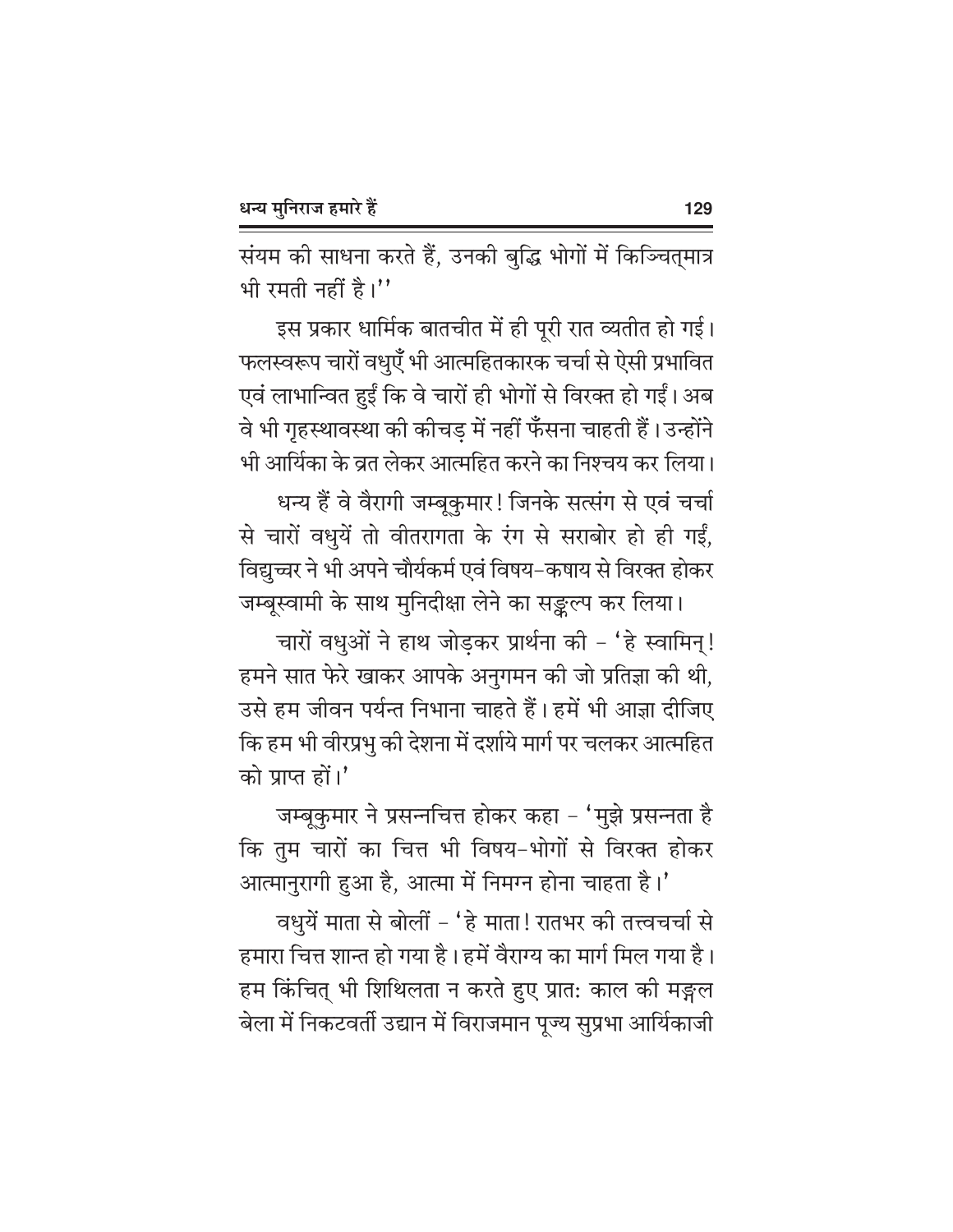संयम की साधना करते हैं, उनकी बुद्धि भोगों में किञ्चित्मात्र भी रमती नहीं है।''

इस प्रकार धार्मिक बातचीत में ही पूरी रात व्यतीत हो गई। फलस्वरूप चारों वधुएँ भी आत्महितकारक चर्चा से ऐसी प्रभावित एवं लाभान्वित हुईं कि वे चारों ही भोगों से विरक्त हो गईं। अब वे भी गृहस्थावस्था की कीचड़ में नहीं फँसना चाहती हैं। उन्होंने भी आर्यिका के व्रत लेकर आत्महित करने का निश्चय कर लिया।

धन्य हैं वे वैरागी जम्बूकुमार! जिनके सत्संग से एवं चर्चा से चारों वधुयें तो वीतरागता के रंग से सराबोर हो ही गईं, विद्युच्चर ने भी अपने चौर्यकर्म एवं विषय-कषाय से विरक्त होकर जम्बूस्वामी के साथ मुनिदीक्षा लेने का सङ्कल्प कर लिया।

चारों वधुओं ने हाथ जोड़कर प्रार्थना की - 'हे स्वामिन्! हमने सात फेरे खाकर आपके अनुगमन की जो प्रतिज्ञा की थी, उसे हम जीवन पर्यन्त निभाना चाहते हैं। हमें भी आज्ञा दीजिए कि हम भी वीरप्रभु की देशना में दर्शाये मार्ग पर चलकर आत्महित को प्राप्त हों।'

जम्बूकुमार ने प्रसन्नचित्त होकर कहा - 'मुझे प्रसन्नता है कि तुम चारों का चित्त भी विषय-भोगों से विरक्त होकर आत्मानुरागी हुआ है, आत्मा में निमग्न होना चाहता है।'

वधुयें माता से बोलीं - 'हे माता! रातभर की तत्त्वचर्चा से हमारा चित्त शान्त हो गया है। हमें वैराग्य का मार्ग मिल गया है। हम किंचित् भी शिथिलता न करते हुए प्रातः काल की मङ्गल बेला में निकटवर्ती उद्यान में विराजमान पूज्य सुप्रभा आर्यिकाजी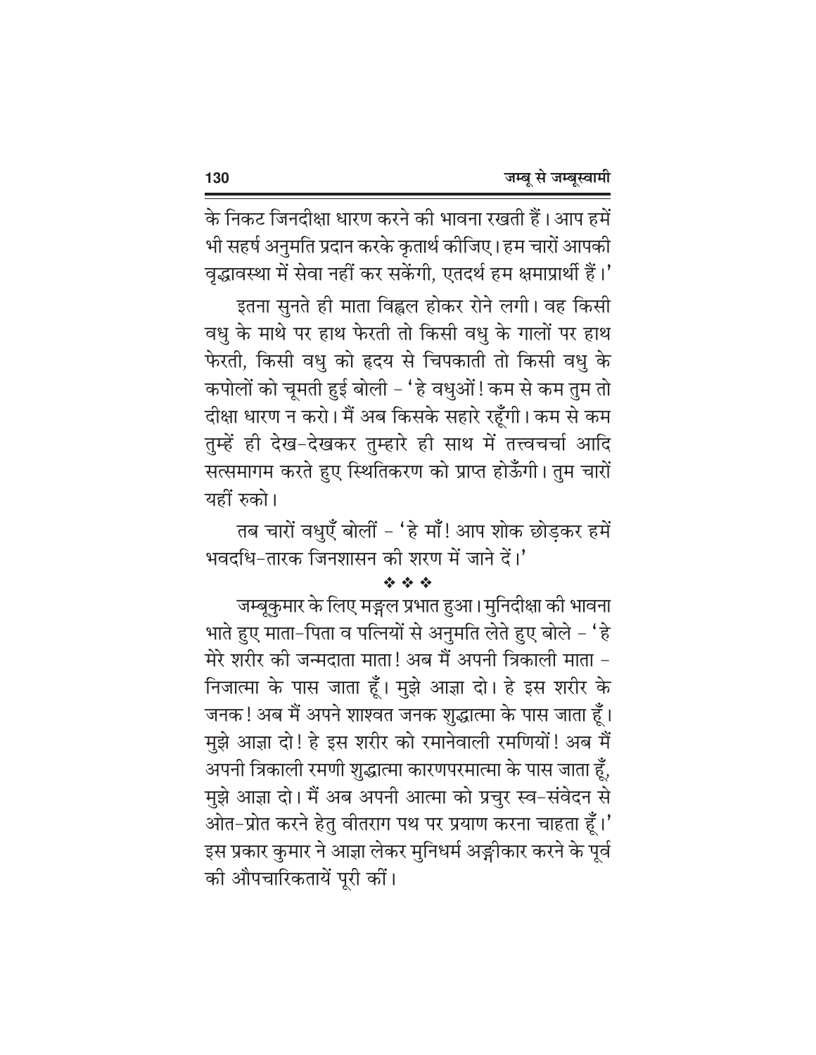के निकट जिनदीक्षा धारण करने की भावना रखती हैं। आप हमें भी सहर्ष अनुमति प्रदान करके कृतार्थ कीजिए। हम चारों आपकी वृद्धावस्था में सेवा नहीं कर सकेंगी, एतदर्थ हम क्षमाप्रार्थी हैं।'

इतना सुनते ही माता विह्वल होकर रोने लगी। वह किसी वधु के माथे पर हाथ फेरती तो किसी वधु के गालों पर हाथ फेरती, किसी वधु को हृदय से चिपकाती तो किसी वधु के कपोलों को चूमती हुई बोली - 'हे वधुओं! कम से कम तुम तो दीक्षा धारण न करो। मैं अब किसके सहारे रहूँगी। कम से कम तुम्हें ही देख-देखकर तुम्हारे ही साथ में तत्त्वचर्चा आदि सत्समागम करते हुए स्थितिकरण को प्राप्त होऊँगी। तुम चारों यहीं रुको।

तब चारों वधुएँ बोलीं - 'हे माँ! आप शोक छोड़कर हमें भवदधि-तारक जिनशासन की शरण में जाने दें।'

❖ ❖ ❖

जम्बूकुमार के लिए मङ्गल प्रभात हुआ। मुनिदीक्षा की भावना भाते हुए माता-पिता व पत्नियों से अनुमति लेते हुए बोले - 'हे मेरे शरीर की जन्मदाता माता! अब मैं अपनी त्रिकाली माता - निजात्मा के पास जाता हूँ। मुझे आज्ञा दो। हे इस शरीर के जनक! अब मैं अपने शाश्वत जनक शुद्धात्मा के पास जाता हूँ। मुझे आज्ञा दो! हे इस शरीर को रमानेवाली रमणियों! अब मैं अपनी त्रिकाली रमणी शुद्धात्मा कारणपरमात्मा के पास जाता हूँ, मुझे आज्ञा दो। मैं अब अपनी आत्मा को प्रचुर स्व-संवेदन से ओत-प्रोत करने हेतु वीतराग पथ पर प्रयाण करना चाहता हूँ।' इस प्रकार कुमार ने आज्ञा लेकर मुनिधर्म अङ्गीकार करने के पूर्व की औपचारिकतायें पूरी कीं।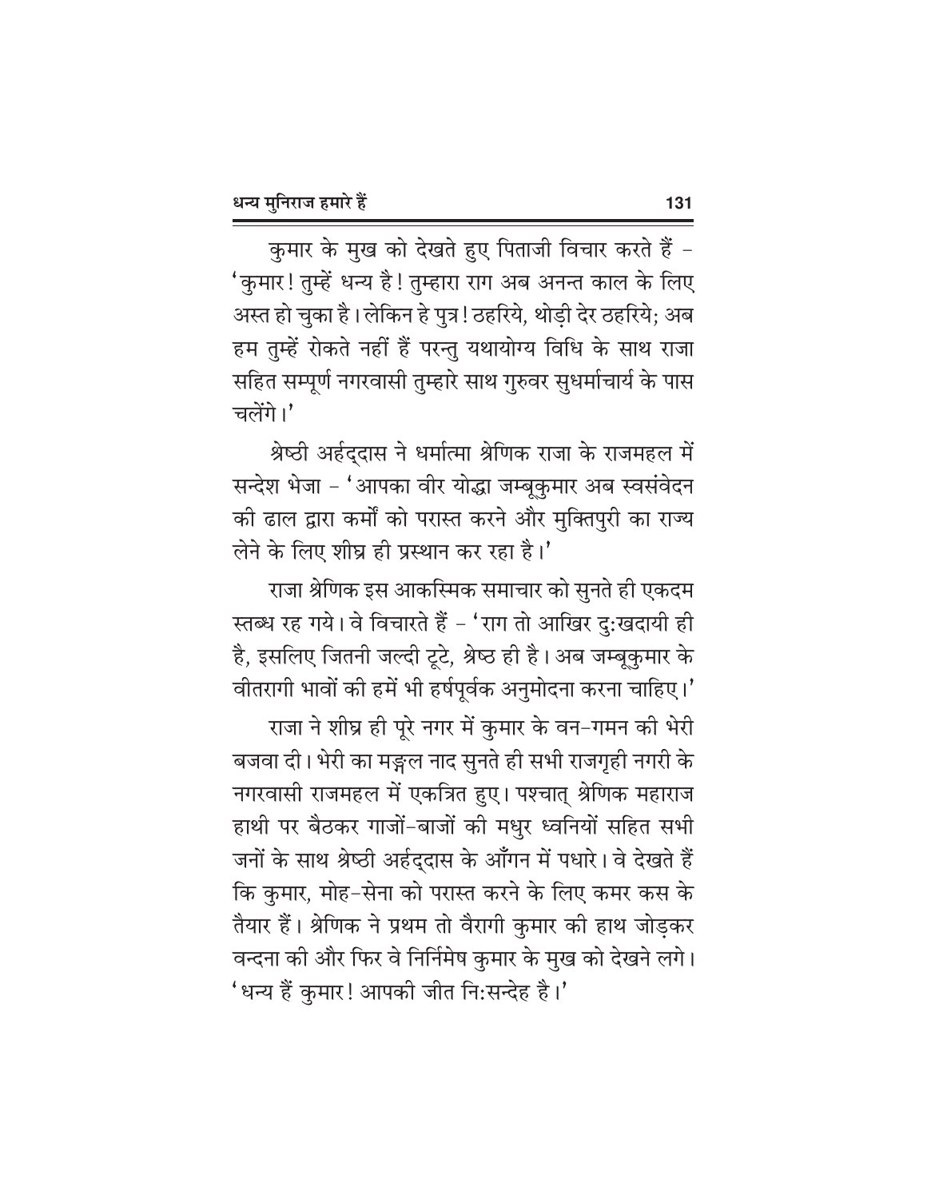कुमार के मुख को देखते हुए पिताजी विचार करते हैं – 'कुमार! तुम्हें धन्य है! तुम्हारा राग अब अनन्त काल के लिए अस्त हो चुका है। लेकिन हे पुत्र! ठहरिये, थोड़ी देर ठहरिये; अब हम तुम्हें रोकते नहीं हैं परन्तु यथायोग्य विधि के साथ राजा सहित सम्पूर्ण नगरवासी तुम्हारे साथ गुरुवर सुधर्माचार्य के पास चलेंगे।'

श्रेष्ठी अर्हद्दास ने धर्मात्मा श्रेणिक राजा के राजमहल में सन्देश भेजा – 'आपका वीर योद्धा जम्बूकुमार अब स्वसंवेदन की ढाल द्वारा कर्मों को परास्त करने और मुक्तिपुरी का राज्य लेने के लिए शीघ्र ही प्रस्थान कर रहा है।'

राजा श्रेणिक इस आकस्मिक समाचार को सुनते ही एकदम स्तब्ध रह गये। वे विचारते हैं – 'राग तो आखिर दुःखदायी ही है, इसलिए जितनी जल्दी टूटे, श्रेष्ठ ही है। अब जम्बूकुमार के वीतरागी भावों की हमें भी हर्षपूर्वक अनुमोदना करना चाहिए।'

राजा ने शीघ्र ही पूरे नगर में कुमार के वन–गमन की भेरी बजवा दी। भेरी का मङ्गल नाद सुनते ही सभी राजगृही नगरी के नगरवासी राजमहल में एकत्रित हुए। पश्चात् श्रेणिक महाराज हाथी पर बैठकर गाजों–बाजों की मधुर ध्वनियों सहित सभी जनों के साथ श्रेष्ठी अर्हद्दास के आँगन में पधारे। वे देखते हैं कि कुमार, मोह–सेना को परास्त करने के लिए कमर कस के तैयार हैं। श्रेणिक ने प्रथम तो वैरागी कुमार की हाथ जोड़कर वन्दना की और फिर वे निर्निमेष कुमार के मुख को देखने लगे। 'धन्य हैं कुमार! आपकी जीत निःसन्देह है।'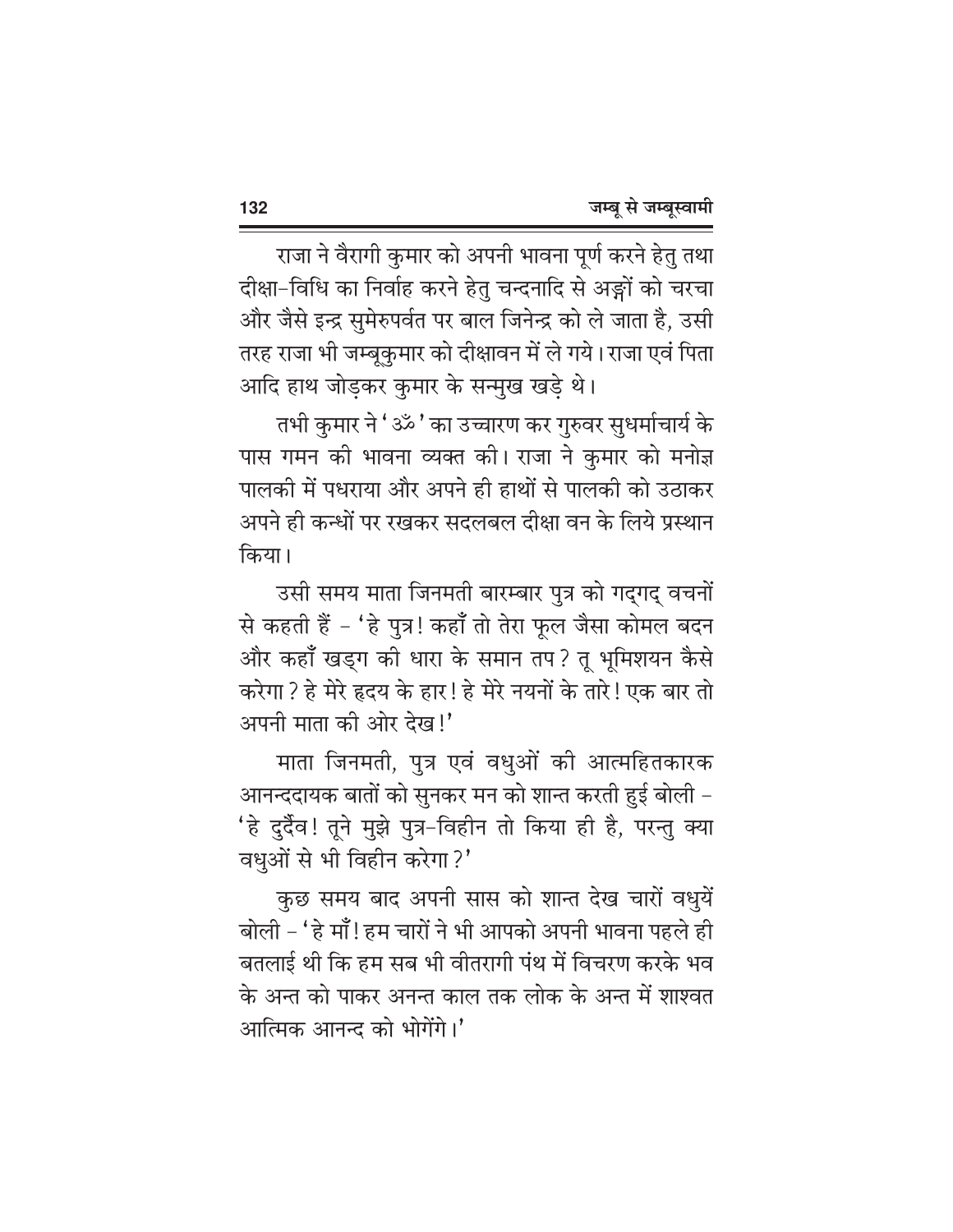राजा ने वैरागी कुमार को अपनी भावना पूर्ण करने हेतु तथा दीक्षा-विधि का निर्वाह करने हेतु चन्दनादि से अङ्गों को चरचा और जैसे इन्द्र सुमेरुपर्वत पर बाल जिनेन्द्र को ले जाता है, उसी तरह राजा भी जम्बूकुमार को दीक्षावन में ले गये। राजा एवं पिता आदि हाथ जोड़कर कुमार के सन्मुख खड़े थे।

तभी कुमार ने 'ॐ' का उच्चारण कर गुरुवर सुधर्माचार्य के पास गमन की भावना व्यक्त की। राजा ने कुमार को मनोज्ञ पालकी में पधराया और अपने ही हाथों से पालकी को उठाकर अपने ही कन्धों पर रखकर सदलबल दीक्षा वन के लिये प्रस्थान किया।

उसी समय माता जिनमती बारम्बार पुत्र को गद्गद् वचनों से कहती हैं - 'हे पुत्र! कहाँ तो तेरा फूल जैसा कोमल बदन और कहाँ खड्ग की धारा के समान तप? तू भूमिशयन कैसे करेगा? हे मेरे हृदय के हार! हे मेरे नयनों के तारे! एक बार तो अपनी माता की ओर देख!'

माता जिनमती, पुत्र एवं वधुओं की आत्महितकारक आनन्ददायक बातों को सुनकर मन को शान्त करती हुई बोली - 'हे दुर्दैव! तूने मुझे पुत्र-विहीन तो किया ही है, परन्तु क्या वधुओं से भी विहीन करेगा?'

कुछ समय बाद अपनी सास को शान्त देख चारों वधुयें बोली - 'हे माँ! हम चारों ने भी आपको अपनी भावना पहले ही बतलाई थी कि हम सब भी वीतरागी पंथ में विचरण करके भव के अन्त को पाकर अनन्त काल तक लोक के अन्त में शाश्वत आत्मिक आनन्द को भोगेंगे।'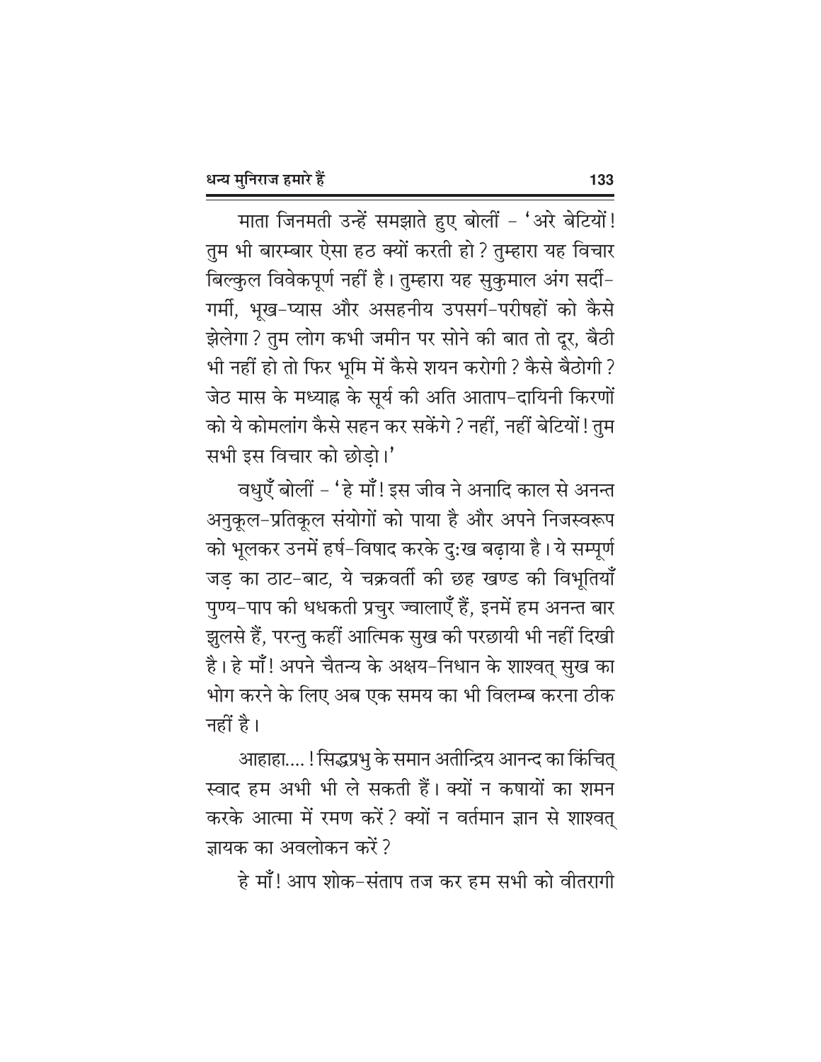माता जिनमती उन्हें समझाते हुए बोलीं – 'अरे बेटियों! तुम भी बारम्बार ऐसा हठ क्यों करती हो? तुम्हारा यह विचार बिल्कुल विवेकपूर्ण नहीं है। तुम्हारा यह सुकुमाल अंग सर्दी-गर्मी, भूख-प्यास और असहनीय उपसर्ग-परीषहों को कैसे झेलेगा? तुम लोग कभी जमीन पर सोने की बात तो दूर, बैठी भी नहीं हो तो फिर भूमि में कैसे शयन करोगी? कैसे बैठोगी? जेठ मास के मध्याह्न के सूर्य की अति आताप-दायिनी किरणों को ये कोमलांग कैसे सहन कर सकेंगे? नहीं, नहीं बेटियों! तुम सभी इस विचार को छोड़ो।'

वधुएँ बोलीं – 'हे माँ! इस जीव ने अनादि काल से अनन्त अनुकूल-प्रतिकूल संयोगों को पाया है और अपने निजस्वरूप को भूलकर उनमें हर्ष-विषाद करके दुःख बढ़ाया है। ये सम्पूर्ण जड़ का ठाट-बाट, ये चक्रवर्ती की छह खण्ड की विभूतियाँ पुण्य-पाप की धधकती प्रचुर ज्वालाएँ हैं, इनमें हम अनन्त बार झुलसे हैं, परन्तु कहीं आत्मिक सुख की परछायी भी नहीं दिखी है। हे माँ! अपने चैतन्य के अक्षय-निधान के शाश्वत् सुख का भोग करने के लिए अब एक समय का भी विलम्ब करना ठीक नहीं है।

आहाहा....! सिद्धप्रभु के समान अतीन्द्रिय आनन्द का किंचित् स्वाद हम अभी भी ले सकती हैं। क्यों न कषायों का शमन करके आत्मा में रमण करें? क्यों न वर्तमान ज्ञान से शाश्वत् ज्ञायक का अवलोकन करें?

हे माँ! आप शोक-संताप तज कर हम सभी को वीतरागी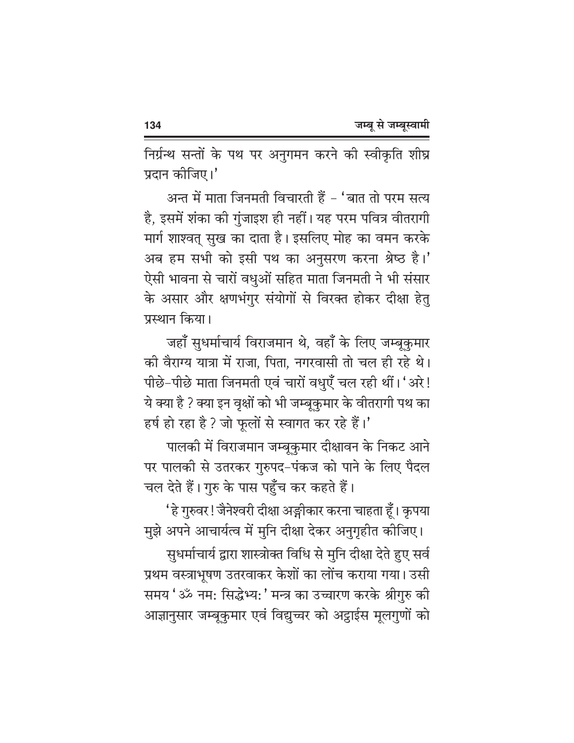निर्ग्रन्थ सन्तों के पथ पर अनुगमन करने की स्वीकृति शीघ्र प्रदान कीजिए।'

अन्त में माता जिनमती विचारती हैं – 'बात तो परम सत्य है, इसमें शंका की गुंजाइश ही नहीं। यह परम पवित्र वीतरागी मार्ग शाश्वत् सुख का दाता है। इसलिए मोह का वमन करके अब हम सभी को इसी पथ का अनुसरण करना श्रेष्ठ है।' ऐसी भावना से चारों वधुओं सहित माता जिनमती ने भी संसार के असार और क्षणभंगुर संयोगों से विरक्त होकर दीक्षा हेतु प्रस्थान किया।

जहाँ सुधर्माचार्य विराजमान थे, वहाँ के लिए जम्बूकुमार की वैराग्य यात्रा में राजा, पिता, नगरवासी तो चल ही रहे थे। पीछे-पीछे माता जिनमती एवं चारों वधुएँ चल रही थीं। 'अरे! ये क्या है? क्या इन वृक्षों को भी जम्बूकुमार के वीतरागी पथ का हर्ष हो रहा है? जो फूलों से स्वागत कर रहे हैं।'

पालकी में विराजमान जम्बूकुमार दीक्षावन के निकट आने पर पालकी से उतरकर गुरुपद-पंकज को पाने के लिए पैदल चल देते हैं। गुरु के पास पहुँच कर कहते हैं।

'हे गुरुवर! जैनेश्वरी दीक्षा अङ्गीकार करना चाहता हूँ। कृपया मुझे अपने आचार्यत्व में मुनि दीक्षा देकर अनुगृहीत कीजिए।

सुधर्माचार्य द्वारा शास्त्रोक्त विधि से मुनि दीक्षा देते हुए सर्व प्रथम वस्त्राभूषण उतरवाकर केशों का लोंच कराया गया। उसी समय 'ॐ नमः सिद्धेभ्यः' मन्त्र का उच्चारण करके श्रीगुरु की आज्ञानुसार जम्बूकुमार एवं विद्युच्चर को अट्ठाईस मूलगुणों को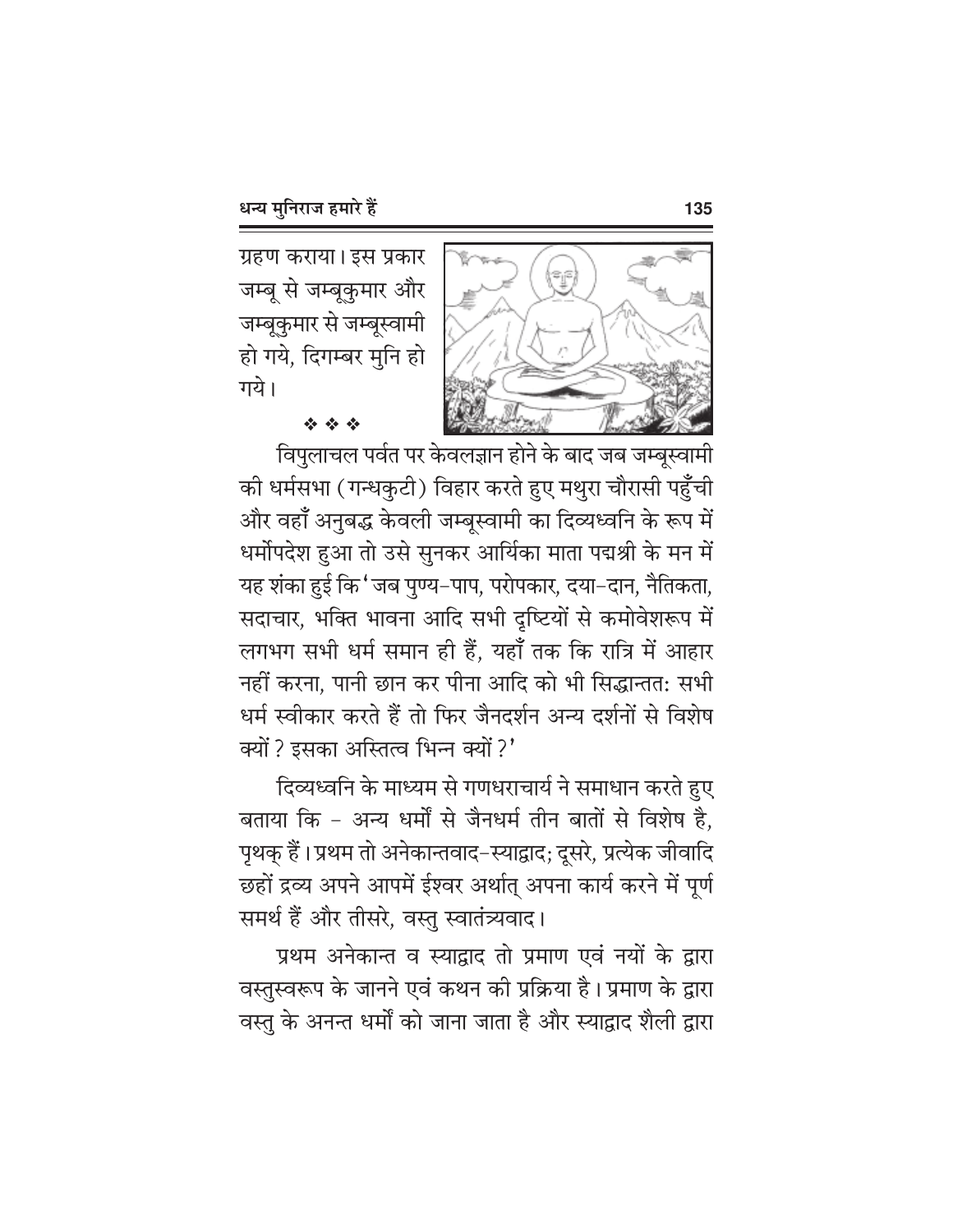ग्रहण कराया। इस प्रकार जम्बू से जम्बूकुमार और जम्बूकुमार से जम्बूस्वामी हो गये, दिगम्बर मुनि हो गये।

❖ ❖ ❖

विपुलाचल पर्वत पर केवलज्ञान होने के बाद जब जम्बूस्वामी की धर्मसभा (गन्धकुटी) विहार करते हुए मथुरा चौरासी पहुँची और वहाँ अनुबद्ध केवली जम्बूस्वामी का दिव्यध्वनि के रूप में धर्मोपदेश हुआ तो उसे सुनकर आर्यिका माता पद्मश्री के मन में यह शंका हुई कि 'जब पुण्य-पाप, परोपकार, दया-दान, नैतिकता, सदाचार, भक्ति भावना आदि सभी दृष्टियों से कमोवेशरूप में लगभग सभी धर्म समान ही हैं, यहाँ तक कि रात्रि में आहार नहीं करना, पानी छान कर पीना आदि को भी सिद्धान्ततः सभी धर्म स्वीकार करते हैं तो फिर जैनदर्शन अन्य दर्शनों से विशेष क्यों? इसका अस्तित्व भिन्न क्यों?'

दिव्यध्वनि के माध्यम से गणधराचार्य ने समाधान करते हुए बताया कि - अन्य धर्मों से जैनधर्म तीन बातों से विशेष है, पृथक् हैं। प्रथम तो अनेकान्तवाद-स्याद्वाद; दूसरे, प्रत्येक जीवादि छहों द्रव्य अपने आपमें ईश्वर अर्थात् अपना कार्य करने में पूर्ण समर्थ हैं और तीसरे, वस्तु स्वातंत्र्यवाद।

प्रथम अनेकान्त व स्याद्वाद तो प्रमाण एवं नयों के द्वारा वस्तुस्वरूप के जानने एवं कथन की प्रक्रिया है। प्रमाण के द्वारा वस्तु के अनन्त धर्मों को जाना जाता है और स्याद्वाद शैली द्वारा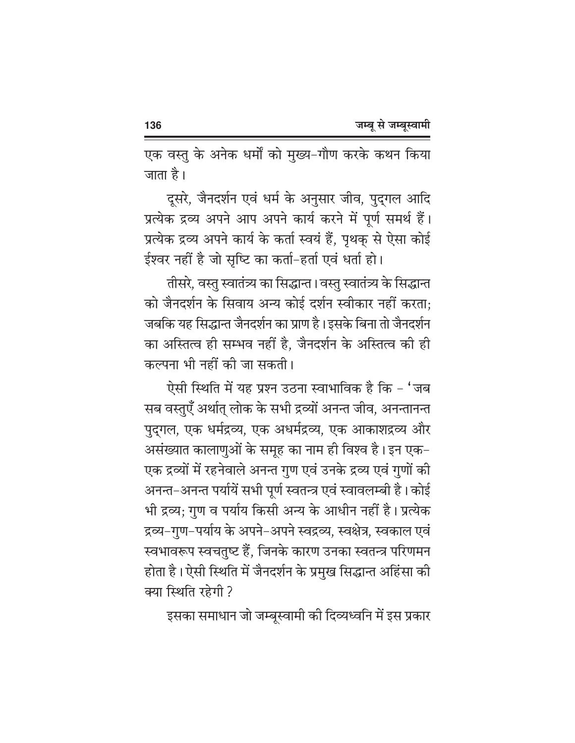एक वस्तु के अनेक धर्मों को मुख्य-गौण करके कथन किया जाता है।

दूसरे, जैनदर्शन एवं धर्म के अनुसार जीव, पुद्गल आदि प्रत्येक द्रव्य अपने आप अपने कार्य करने में पूर्ण समर्थ हैं। प्रत्येक द्रव्य अपने कार्य के कर्ता स्वयं हैं, पृथक् से ऐसा कोई ईश्वर नहीं है जो सृष्टि का कर्ता-हर्ता एवं धर्ता हो।

तीसरे, वस्तु स्वातंत्र्य का सिद्धान्त। वस्तु स्वातंत्र्य के सिद्धान्त को जैनदर्शन के सिवाय अन्य कोई दर्शन स्वीकार नहीं करता; जबकि यह सिद्धान्त जैनदर्शन का प्राण है। इसके बिना तो जैनदर्शन का अस्तित्व ही सम्भव नहीं है, जैनदर्शन के अस्तित्व की ही कल्पना भी नहीं की जा सकती।

ऐसी स्थिति में यह प्रश्न उठना स्वाभाविक है कि - 'जब सब वस्तुएँ अर्थात् लोक के सभी द्रव्यों अनन्त जीव, अनन्तानन्त पुद्गल, एक धर्मद्रव्य, एक अधर्मद्रव्य, एक आकाशद्रव्य और असंख्यात कालाणुओं के समूह का नाम ही विश्व है। इन एक-एक द्रव्यों में रहनेवाले अनन्त गुण एवं उनके द्रव्य एवं गुणों की अनन्त-अनन्त पर्यायें सभी पूर्ण स्वतन्त्र एवं स्वावलम्बी है। कोई भी द्रव्य; गुण व पर्याय किसी अन्य के आधीन नहीं है। प्रत्येक द्रव्य-गुण-पर्याय के अपने-अपने स्वद्रव्य, स्वक्षेत्र, स्वकाल एवं स्वभावरूप स्वचतुष्ट हैं, जिनके कारण उनका स्वतन्त्र परिणमन होता है। ऐसी स्थिति में जैनदर्शन के प्रमुख सिद्धान्त अहिंसा की क्या स्थिति रहेगी ?

इसका समाधान जो जम्बूस्वामी की दिव्यध्वनि में इस प्रकार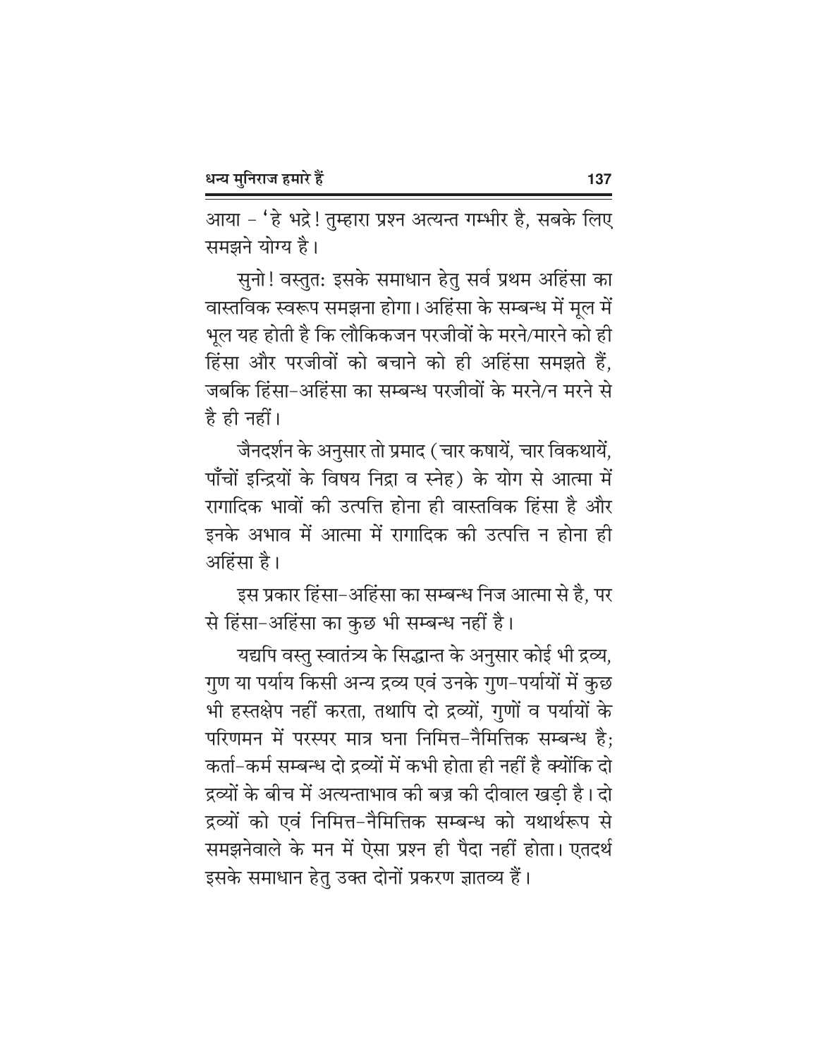आया – 'हे भद्रे! तुम्हारा प्रश्न अत्यन्त गम्भीर है, सबके लिए समझने योग्य है।

सुनो! वस्तुतः इसके समाधान हेतु सर्व प्रथम अहिंसा का वास्तविक स्वरूप समझना होगा। अहिंसा के सम्बन्ध में मूल में भूल यह होती है कि लौकिकजन परजीवों के मरने/मारने को ही हिंसा और परजीवों को बचाने को ही अहिंसा समझते हैं, जबकि हिंसा–अहिंसा का सम्बन्ध परजीवों के मरने/न मरने से है ही नहीं।

जैनदर्शन के अनुसार तो प्रमाद (चार कषायें, चार विकथायें, पाँचों इन्द्रियों के विषय निद्रा व स्नेह) के योग से आत्मा में रागादिक भावों की उत्पत्ति होना ही वास्तविक हिंसा है और इनके अभाव में आत्मा में रागादिक की उत्पत्ति न होना ही अहिंसा है।

इस प्रकार हिंसा–अहिंसा का सम्बन्ध निज आत्मा से है, पर से हिंसा–अहिंसा का कुछ भी सम्बन्ध नहीं है।

यद्यपि वस्तु स्वातंत्र्य के सिद्धान्त के अनुसार कोई भी द्रव्य, गुण या पर्याय किसी अन्य द्रव्य एवं उनके गुण–पर्यायों में कुछ भी हस्तक्षेप नहीं करता, तथापि दो द्रव्यों, गुणों व पर्यायों के परिणमन में परस्पर मात्र घना निमित्त–नैमित्तिक सम्बन्ध है; कर्ता–कर्म सम्बन्ध दो द्रव्यों में कभी होता ही नहीं है क्योंकि दो द्रव्यों के बीच में अत्यन्ताभाव की बज्र की दीवाल खड़ी है। दो द्रव्यों को एवं निमित्त–नैमित्तिक सम्बन्ध को यथार्थरूप से समझनेवाले के मन में ऐसा प्रश्न ही पैदा नहीं होता। एतदर्थ इसके समाधान हेतु उक्त दोनों प्रकरण ज्ञातव्य हैं।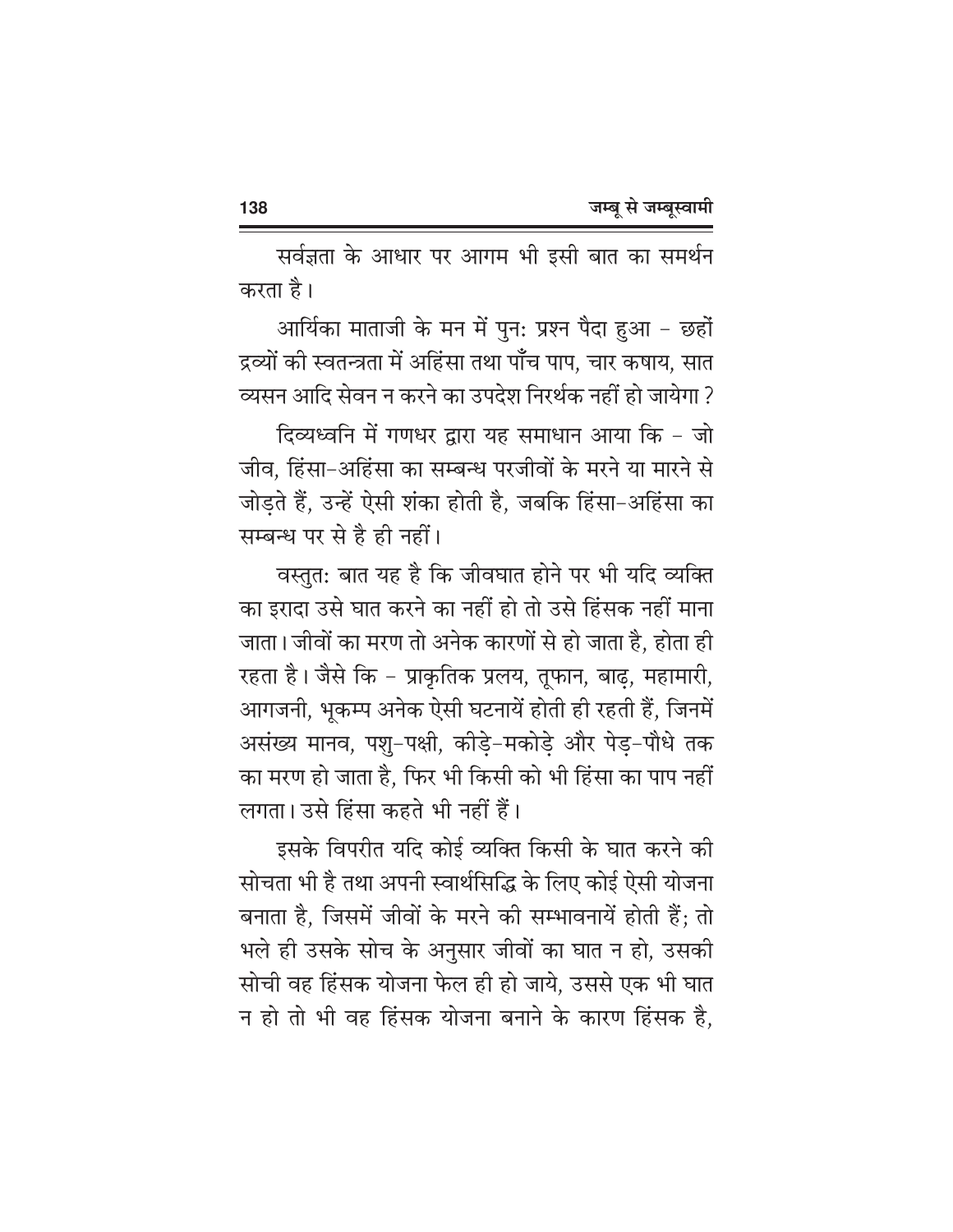सर्वज्ञता के आधार पर आगम भी इसी बात का समर्थन करता है।

आर्यिका माताजी के मन में पुनः प्रश्न पैदा हुआ - छहों द्रव्यों की स्वतन्त्रता में अहिंसा तथा पाँच पाप, चार कषाय, सात व्यसन आदि सेवन न करने का उपदेश निरर्थक नहीं हो जायेगा ?

दिव्यध्वनि में गणधर द्वारा यह समाधान आया कि - जो जीव, हिंसा-अहिंसा का सम्बन्ध परजीवों के मरने या मारने से जोड़ते हैं, उन्हें ऐसी शंका होती है, जबकि हिंसा-अहिंसा का सम्बन्ध पर से है ही नहीं।

वस्तुतः बात यह है कि जीवघात होने पर भी यदि व्यक्ति का इरादा उसे घात करने का नहीं हो तो उसे हिंसक नहीं माना जाता। जीवों का मरण तो अनेक कारणों से हो जाता है, होता ही रहता है। जैसे कि - प्राकृतिक प्रलय, तूफान, बाढ़, महामारी, आगजनी, भूकम्प अनेक ऐसी घटनायें होती ही रहती हैं, जिनमें असंख्य मानव, पशु-पक्षी, कीड़े-मकोड़े और पेड़-पौधे तक का मरण हो जाता है, फिर भी किसी को भी हिंसा का पाप नहीं लगता। उसे हिंसा कहते भी नहीं हैं।

इसके विपरीत यदि कोई व्यक्ति किसी के घात करने की सोचता भी है तथा अपनी स्वार्थसिद्धि के लिए कोई ऐसी योजना बनाता है, जिसमें जीवों के मरने की सम्भावनायें होती हैं; तो भले ही उसके सोच के अनुसार जीवों का घात न हो, उसकी सोची वह हिंसक योजना फेल ही हो जाये, उससे एक भी घात न हो तो भी वह हिंसक योजना बनाने के कारण हिंसक है,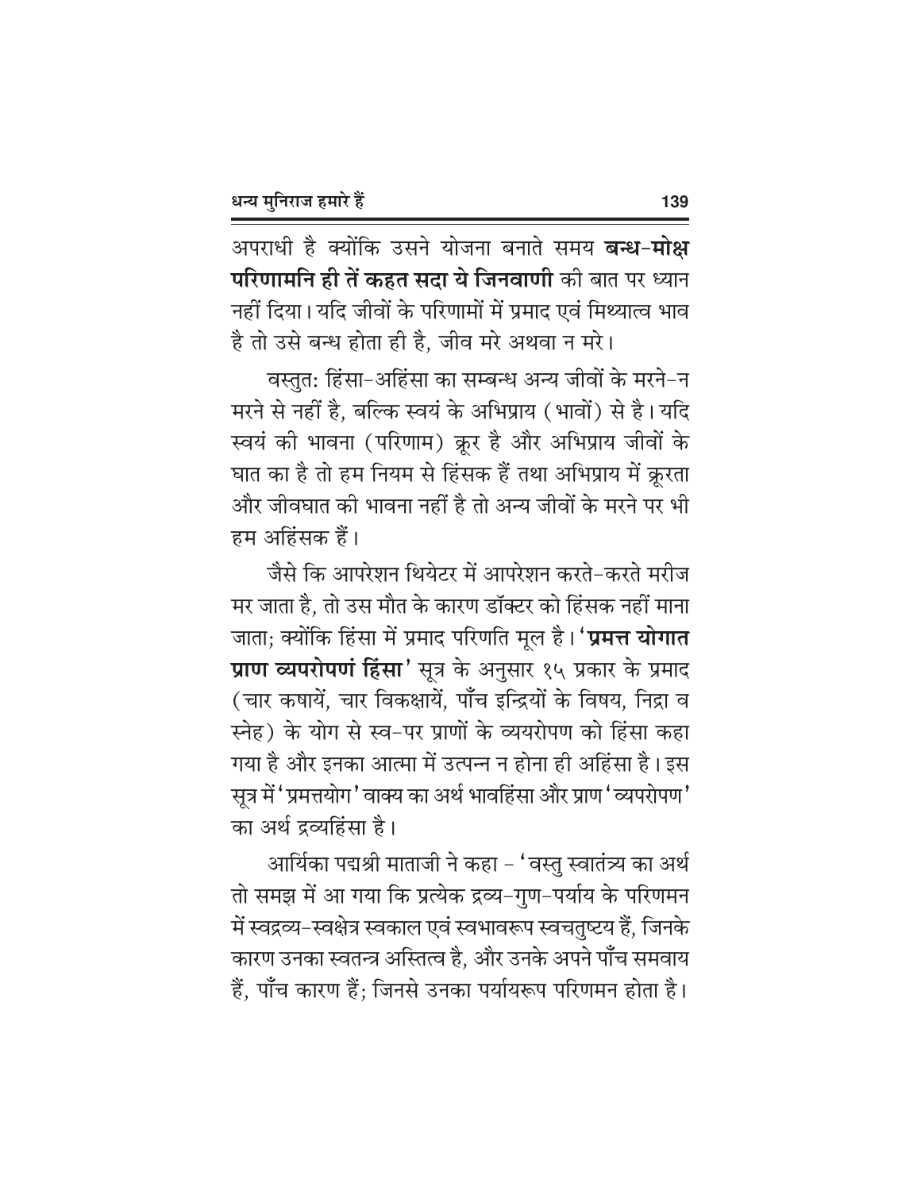अपराधी है क्योंकि उसने योजना बनाते समय **बन्ध-मोक्ष परिणामनि ही तें कहत सदा ये जिनवाणी** की बात पर ध्यान नहीं दिया। यदि जीवों के परिणामों में प्रमाद एवं मिथ्यात्व भाव है तो उसे बन्ध होता ही है, जीव मरे अथवा न मरे।

वस्तुतः हिंसा-अहिंसा का सम्बन्ध अन्य जीवों के मरने-न मरने से नहीं है, बल्कि स्वयं के अभिप्राय (भावों) से है। यदि स्वयं की भावना (परिणाम) क्रूर है और अभिप्राय जीवों के घात का है तो हम नियम से हिंसक हैं तथा अभिप्राय में क्रूरता और जीवघात की भावना नहीं है तो अन्य जीवों के मरने पर भी हम अहिंसक हैं।

जैसे कि आपरेशन थियेटर में आपरेशन करते-करते मरीज मर जाता है, तो उस मौत के कारण डॉक्टर को हिंसक नहीं माना जाता; क्योंकि हिंसा में प्रमाद परिणति मूल है। '**प्रमत्त योगात प्राण व्यपरोपणं हिंसा**' सूत्र के अनुसार १५ प्रकार के प्रमाद (चार कषायें, चार विकक्षायें, पाँच इन्द्रियों के विषय, निद्रा व स्नेह) के योग से स्व-पर प्राणों के व्ययरोपण को हिंसा कहा गया है और इनका आत्मा में उत्पन्न न होना ही अहिंसा है। इस सूत्र में 'प्रमत्तयोग' वाक्य का अर्थ भावहिंसा और प्राण 'व्यपरोपण' का अर्थ द्रव्यहिंसा है।

आर्यिका पद्मश्री माताजी ने कहा - 'वस्तु स्वातंत्र्य का अर्थ तो समझ में आ गया कि प्रत्येक द्रव्य-गुण-पर्याय के परिणमन में स्वद्रव्य-स्वक्षेत्र स्वकाल एवं स्वभावरूप स्वचतुष्टय हैं, जिनके कारण उनका स्वतन्त्र अस्तित्व है, और उनके अपने पाँच समवाय हैं, पाँच कारण हैं; जिनसे उनका पर्यायरूप परिणमन होता है।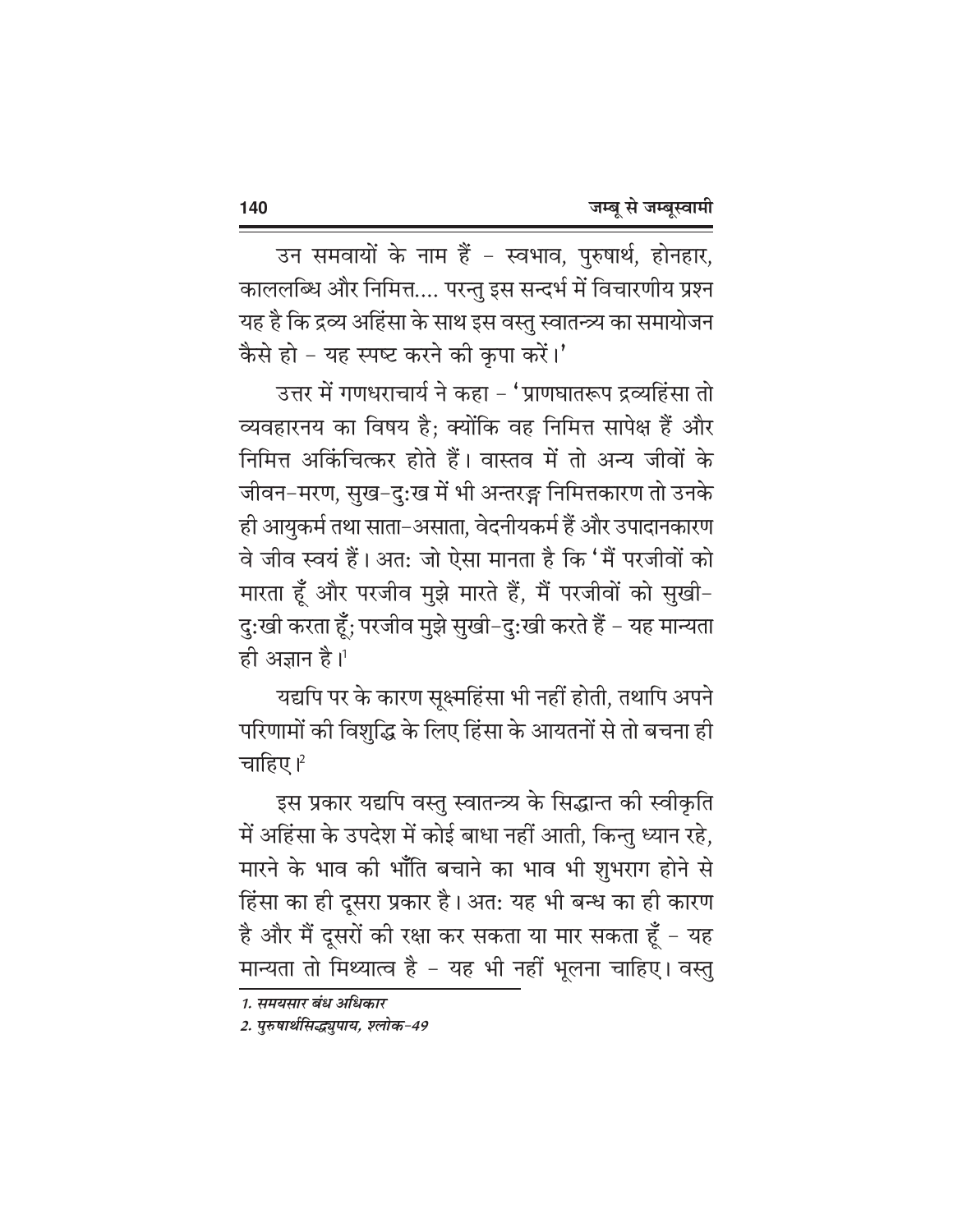उन समवायों के नाम हैं – स्वभाव, पुरुषार्थ, होनहार, काललब्धि और निमित्त.... परन्तु इस सन्दर्भ में विचारणीय प्रश्न यह है कि द्रव्य अहिंसा के साथ इस वस्तु स्वातन्त्र्य का समायोजन कैसे हो – यह स्पष्ट करने की कृपा करें।'

उत्तर में गणधराचार्य ने कहा – 'प्राणघातरूप द्रव्यहिंसा तो व्यवहारनय का विषय है; क्योंकि वह निमित्त सापेक्ष हैं और निमित्त अकिंचित्कर होते हैं। वास्तव में तो अन्य जीवों के जीवन-मरण, सुख-दुःख में भी अन्तरङ्ग निमित्तकारण तो उनके ही आयुकर्म तथा साता-असाता, वेदनीयकर्म हैं और उपादानकारण वे जीव स्वयं हैं। अतः जो ऐसा मानता है कि 'मैं परजीवों को मारता हूँ और परजीव मुझे मारते हैं, मैं परजीवों को सुखी-दुःखी करता हूँ; परजीव मुझे सुखी-दुःखी करते हैं – यह मान्यता ही अज्ञान है।[1]

यद्यपि पर के कारण सूक्ष्महिंसा भी नहीं होती, तथापि अपने परिणामों की विशुद्धि के लिए हिंसा के आयतनों से तो बचना ही चाहिए।[2]

इस प्रकार यद्यपि वस्तु स्वातन्त्र्य के सिद्धान्त की स्वीकृति में अहिंसा के उपदेश में कोई बाधा नहीं आती, किन्तु ध्यान रहे, मारने के भाव की भाँति बचाने का भाव भी शुभराग होने से हिंसा का ही दूसरा प्रकार है। अतः यह भी बन्ध का ही कारण है और मैं दूसरों की रक्षा कर सकता या मार सकता हूँ – यह मान्यता तो मिथ्यात्व है – यह भी नहीं भूलना चाहिए। वस्तु

---

*1. समयसार बंध अधिकार*

*2. पुरुषार्थसिद्ध्युपाय, श्लोक-49*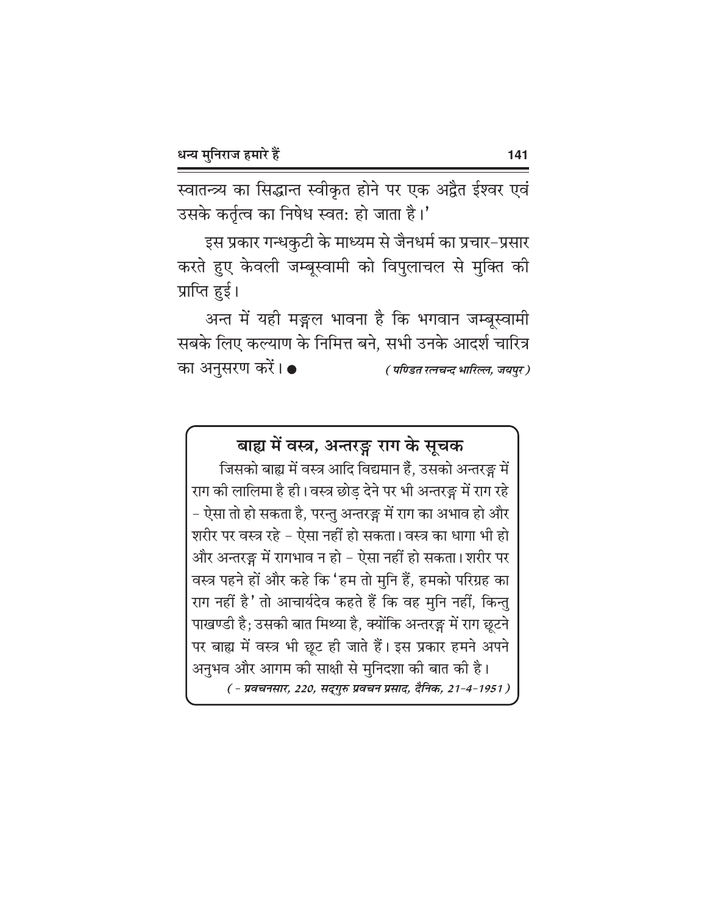स्वातन्त्र्य का सिद्धान्त स्वीकृत होने पर एक अद्वैत ईश्वर एवं उसके कर्तृत्व का निषेध स्वतः हो जाता है।'

इस प्रकार गन्धकुटी के माध्यम से जैनधर्म का प्रचार-प्रसार करते हुए केवली जम्बूस्वामी को विपुलाचल से मुक्ति की प्राप्ति हुई।

अन्त में यही मङ्गल भावना है कि भगवान जम्बूस्वामी सबके लिए कल्याण के निमित्त बने, सभी उनके आदर्श चारित्र का अनुसरण करें। ●

*( पण्डित रत्नचन्द भारिल्ल, जयपुर )*

## बाह्य में वस्त्र, अन्तरङ्ग राग के सूचक

जिसको बाह्य में वस्त्र आदि विद्यमान हैं, उसको अन्तरङ्ग में राग की लालिमा है ही। वस्त्र छोड़ देने पर भी अन्तरङ्ग में राग रहे - ऐसा तो हो सकता है, परन्तु अन्तरङ्ग में राग का अभाव हो और शरीर पर वस्त्र रहे - ऐसा नहीं हो सकता। वस्त्र का धागा भी हो और अन्तरङ्ग में रागभाव न हो - ऐसा नहीं हो सकता। शरीर पर वस्त्र पहने हों और कहे कि 'हम तो मुनि हैं, हमको परिग्रह का राग नहीं है' तो आचार्यदेव कहते हैं कि वह मुनि नहीं, किन्तु पाखण्डी है; उसकी बात मिथ्या है, क्योंकि अन्तरङ्ग में राग छूटने पर बाह्य में वस्त्र भी छूट ही जाते हैं। इस प्रकार हमने अपने अनुभव और आगम की साक्षी से मुनिदशा की बात की है।

*( - प्रवचनसार, 220, सद्गुरु प्रवचन प्रसाद, दैनिक, 21-4-1951 )*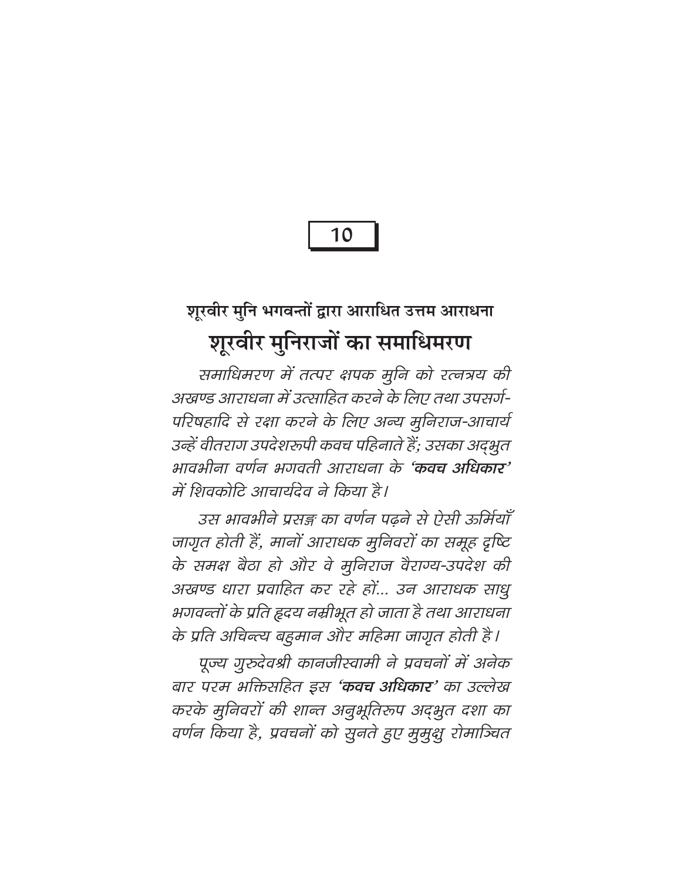10

### शूरवीर मुनि भगवन्तों द्वारा आराधित उत्तम आराधना

## शूरवीर मुनिराजों का समाधिमरण

*समाधिमरण में तत्पर क्षपक मुनि को रत्नत्रय की अखण्ड आराधना में उत्साहित करने के लिए तथा उपसर्ग-परिषहादि से रक्षा करने के लिए अन्य मुनिराज-आचार्य उन्हें वीतराग उपदेशरूपी कवच पहिनाते हैं; उसका अद्भुत भावभीना वर्णन भगवती आराधना के* ***'कवच अधिकार'*** *में शिवकोटि आचार्यदेव ने किया है।*

*उस भावभीने प्रसङ्ग का वर्णन पढ़ने से ऐसी ऊर्मियाँ जागृत होती हैं, मानों आराधक मुनिवरों का समूह दृष्टि के समक्ष बैठा हो और वे मुनिराज वैराग्य-उपदेश की अखण्ड धारा प्रवाहित कर रहे हों... उन आराधक साधु भगवन्तों के प्रति हृदय नम्रीभूत हो जाता है तथा आराधना के प्रति अचिन्त्य बहुमान और महिमा जागृत होती है।*

*पूज्य गुरुदेवश्री कानजीस्वामी ने प्रवचनों में अनेक बार परम भक्तिसहित इस* ***'कवच अधिकार'*** *का उल्लेख करके मुनिवरों की शान्त अनुभूतिरूप अद्भुत दशा का वर्णन किया है, प्रवचनों को सुनते हुए मुमुक्षु रोमाञ्चित*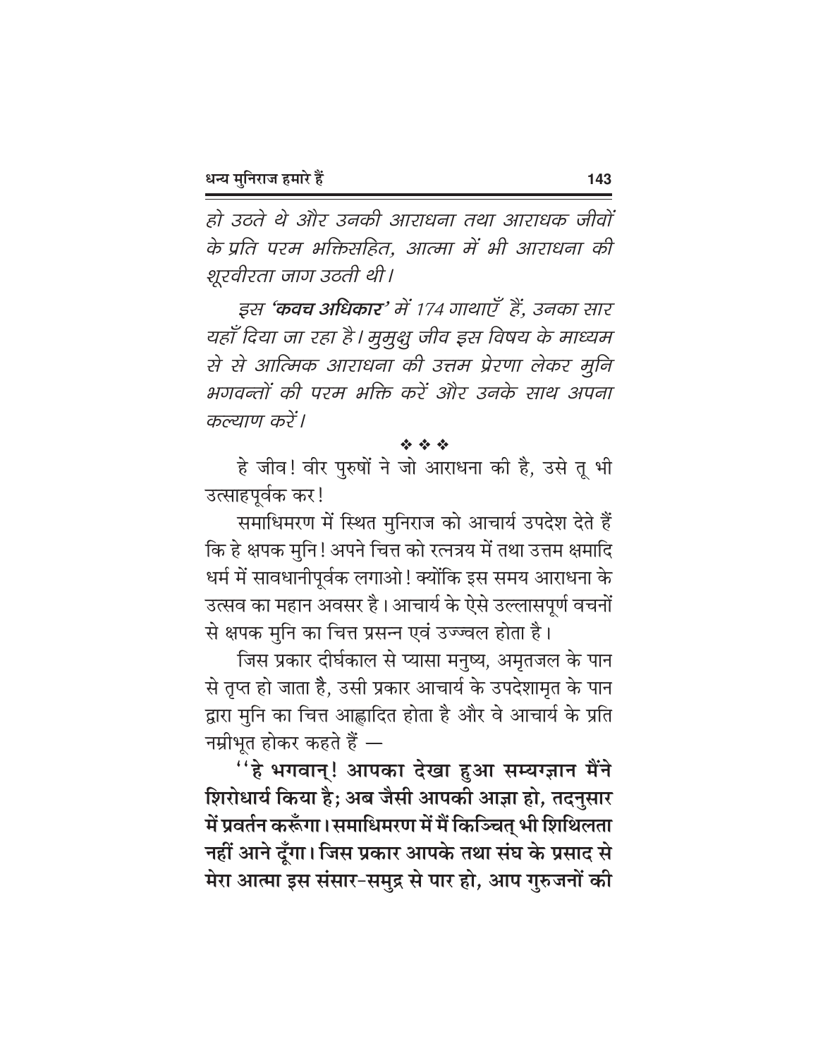*हो उठते थे और उनकी आराधना तथा आराधक जीवों के प्रति परम भक्तिसहित, आत्मा में भी आराधना की शूरवीरता जाग उठती थी।*

*इस **'कवच अधिकार'** में 174 गाथाएँ हैं, उनका सार यहाँ दिया जा रहा है। मुमुक्षु जीव इस विषय के माध्यम से से आत्मिक आराधना की उत्तम प्रेरणा लेकर मुनि भगवन्तों की परम भक्ति करें और उनके साथ अपना कल्याण करें।*

❖ ❖ ❖

हे जीव! वीर पुरुषों ने जो आराधना की है, उसे तू भी उत्साहपूर्वक कर!

समाधिमरण में स्थित मुनिराज को आचार्य उपदेश देते हैं कि हे क्षपक मुनि! अपने चित्त को रत्नत्रय में तथा उत्तम क्षमादि धर्म में सावधानीपूर्वक लगाओ! क्योंकि इस समय आराधना के उत्सव का महान अवसर है। आचार्य के ऐसे उल्लासपूर्ण वचनों से क्षपक मुनि का चित्त प्रसन्न एवं उज्ज्वल होता है।

जिस प्रकार दीर्घकाल से प्यासा मनुष्य, अमृतजल के पान से तृप्त हो जाता है, उसी प्रकार आचार्य के उपदेशामृत के पान द्वारा मुनि का चित्त आह्लादित होता है और वे आचार्य के प्रति नम्रीभूत होकर कहते हैं —

**''हे भगवान्! आपका देखा हुआ सम्यग्ज्ञान मैंने शिरोधार्य किया है; अब जैसी आपकी आज्ञा हो, तदनुसार में प्रवर्तन करूँगा। समाधिमरण में मैं किञ्चित् भी शिथिलता नहीं आने दूँगा। जिस प्रकार आपके तथा संघ के प्रसाद से मेरा आत्मा इस संसार-समुद्र से पार हो, आप गुरुजनों की**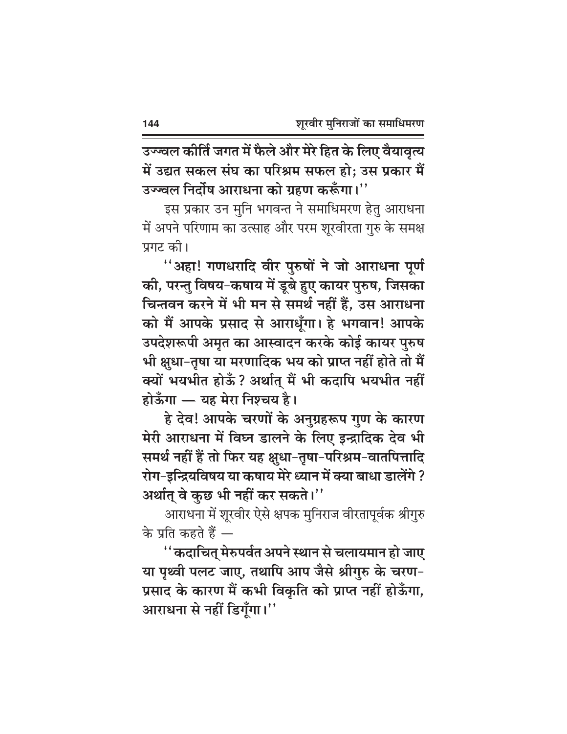**उज्ज्वल कीर्ति जगत में फैले और मेरे हित के लिए वैयावृत्य में उद्यत सकल संघ का परिश्रम सफल हो; उस प्रकार मैं उज्ज्वल निर्दोष आराधना को ग्रहण करूँगा।''**

इस प्रकार उन मुनि भगवन्त ने समाधिमरण हेतु आराधना में अपने परिणाम का उत्साह और परम शूरवीरता गुरु के समक्ष प्रगट की।

**''अहा! गणधरादि वीर पुरुषों ने जो आराधना पूर्ण की, परन्तु विषय-कषाय में डूबे हुए कायर पुरुष, जिसका चिन्तवन करने में भी मन से समर्थ नहीं हैं, उस आराधना को मैं आपके प्रसाद से आराधूँगा। हे भगवान! आपके उपदेशरूपी अमृत का आस्वादन करके कोई कायर पुरुष भी क्षुधा-तृषा या मरणादिक भय को प्राप्त नहीं होते तो मैं क्यों भयभीत होऊँ? अर्थात् मैं भी कदापि भयभीत नहीं होऊँगा — यह मेरा निश्चय है।**

**हे देव! आपके चरणों के अनुग्रहरूप गुण के कारण मेरी आराधना में विघ्न डालने के लिए इन्द्रादिक देव भी समर्थ नहीं हैं तो फिर यह क्षुधा-तृषा-परिश्रम-वातपित्तादि रोग-इन्द्रियविषय या कषाय मेरे ध्यान में क्या बाधा डालेंगे? अर्थात् वे कुछ भी नहीं कर सकते।''**

आराधना में शूरवीर ऐसे क्षपक मुनिराज वीरतापूर्वक श्रीगुरु के प्रति कहते हैं —

**''कदाचित् मेरुपर्वत अपने स्थान से चलायमान हो जाए या पृथ्वी पलट जाए, तथापि आप जैसे श्रीगुरु के चरण-प्रसाद के कारण मैं कभी विकृति को प्राप्त नहीं होऊँगा, आराधना से नहीं डिगूँगा।''**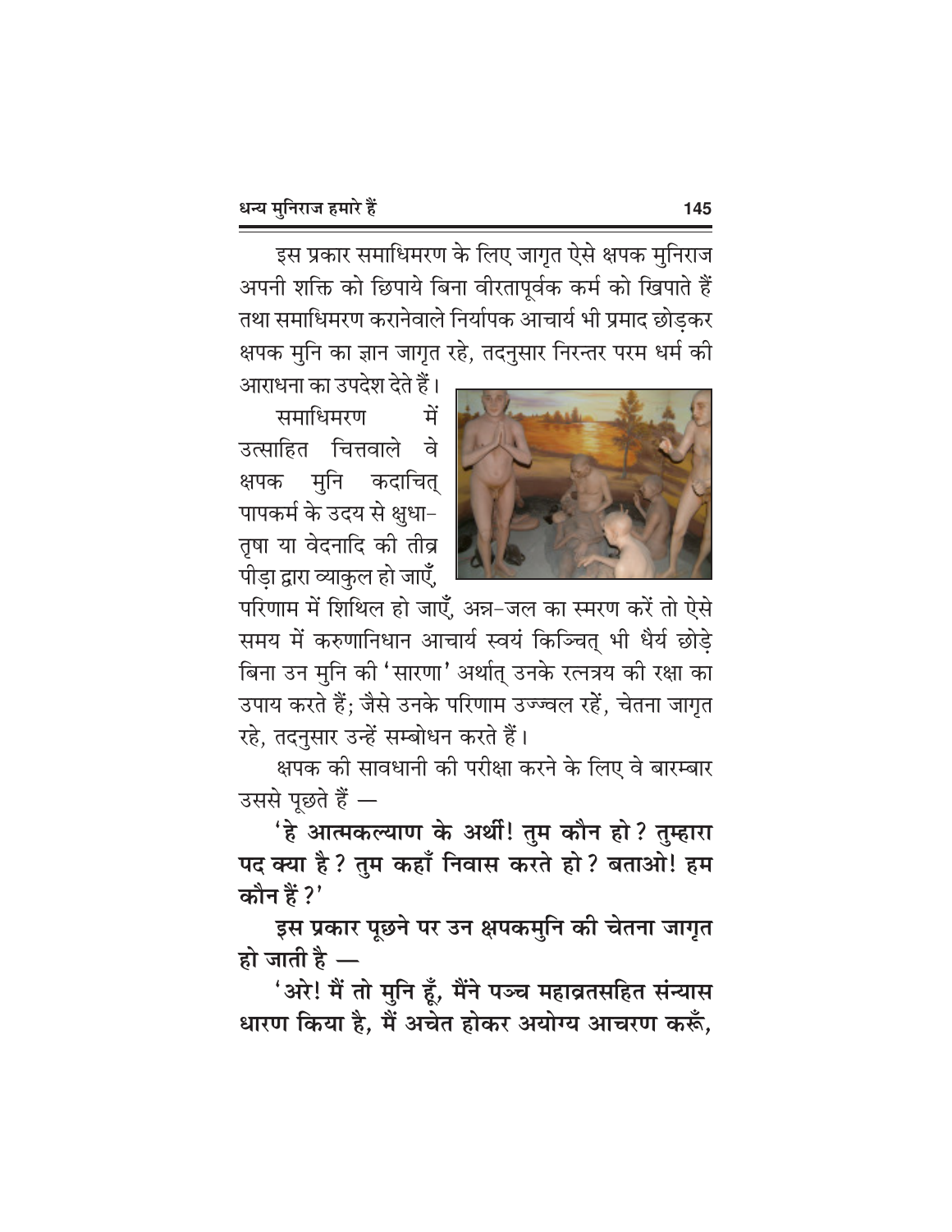इस प्रकार समाधिमरण के लिए जागृत ऐसे क्षपक मुनिराज अपनी शक्ति को छिपाये बिना वीरतापूर्वक कर्म को खिपाते हैं तथा समाधिमरण करानेवाले निर्यापक आचार्य भी प्रमाद छोड़कर क्षपक मुनि का ज्ञान जागृत रहे, तदनुसार निरन्तर परम धर्म की आराधना का उपदेश देते हैं।

समाधिमरण में उत्साहित चित्तवाले वे क्षपक मुनि कदाचित् पापकर्म के उदय से क्षुधा-तृषा या वेदनादि की तीव्र पीड़ा द्वारा व्याकुल हो जाएँ, परिणाम में शिथिल हो जाएँ, अन्न-जल का स्मरण करें तो ऐसे समय में करुणानिधान आचार्य स्वयं किञ्चित् भी धैर्य छोड़े बिना उन मुनि की 'सारणा' अर्थात् उनके रत्नत्रय की रक्षा का उपाय करते हैं; जैसे उनके परिणाम उज्ज्वल रहें, चेतना जागृत रहे, तदनुसार उन्हें सम्बोधन करते हैं।

क्षपक की सावधानी की परीक्षा करने के लिए वे बारम्बार उससे पूछते हैं —

**'हे आत्मकल्याण के अर्थी! तुम कौन हो? तुम्हारा पद क्या है? तुम कहाँ निवास करते हो? बताओ! हम कौन हैं?'**

**इस प्रकार पूछने पर उन क्षपकमुनि की चेतना जागृत हो जाती है —**

**'अरे! मैं तो मुनि हूँ, मैंने पञ्च महाव्रतसहित संन्यास धारण किया है, मैं अचेत होकर अयोग्य आचरण करूँ,**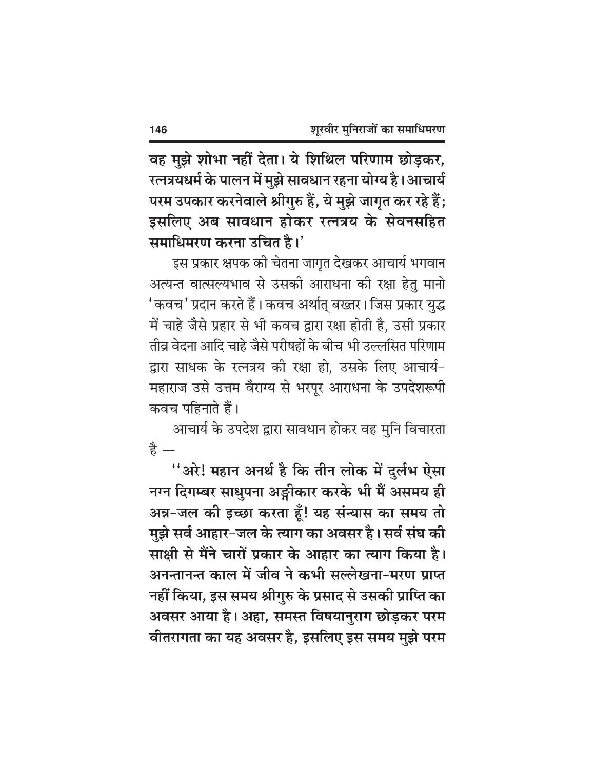**वह मुझे शोभा नहीं देता। ये शिथिल परिणाम छोड़कर, रत्नत्रयधर्म के पालन में मुझे सावधान रहना योग्य है। आचार्य परम उपकार करनेवाले श्रीगुरु हैं, ये मुझे जागृत कर रहे हैं; इसलिए अब सावधान होकर रत्नत्रय के सेवनसहित समाधिमरण करना उचित है।'**

इस प्रकार क्षपक की चेतना जागृत देखकर आचार्य भगवान अत्यन्त वात्सल्यभाव से उसकी आराधना की रक्षा हेतु मानो 'कवच' प्रदान करते हैं। कवच अर्थात् बख्तर। जिस प्रकार युद्ध में चाहे जैसे प्रहार से भी कवच द्वारा रक्षा होती है, उसी प्रकार तीव्र वेदना आदि चाहे जैसे परीषहों के बीच भी उल्लसित परिणाम द्वारा साधक के रत्नत्रय की रक्षा हो, उसके लिए आचार्य-महाराज उसे उत्तम वैराग्य से भरपूर आराधना के उपदेशरूपी कवच पहिनाते हैं।

आचार्य के उपदेश द्वारा सावधान होकर वह मुनि विचारता है —

**''अरे! महान अनर्थ है कि तीन लोक में दुर्लभ ऐसा नग्न दिगम्बर साधुपना अङ्गीकार करके भी मैं असमय ही अन्न-जल की इच्छा करता हूँ! यह संन्यास का समय तो मुझे सर्व आहार-जल के त्याग का अवसर है। सर्व संघ की साक्षी से मैंने चारों प्रकार के आहार का त्याग किया है। अनन्तानन्त काल में जीव ने कभी सल्लेखना-मरण प्राप्त नहीं किया, इस समय श्रीगुरु के प्रसाद से उसकी प्राप्ति का अवसर आया है। अहा, समस्त विषयानुराग छोड़कर परम वीतरागता का यह अवसर है, इसलिए इस समय मुझे परम**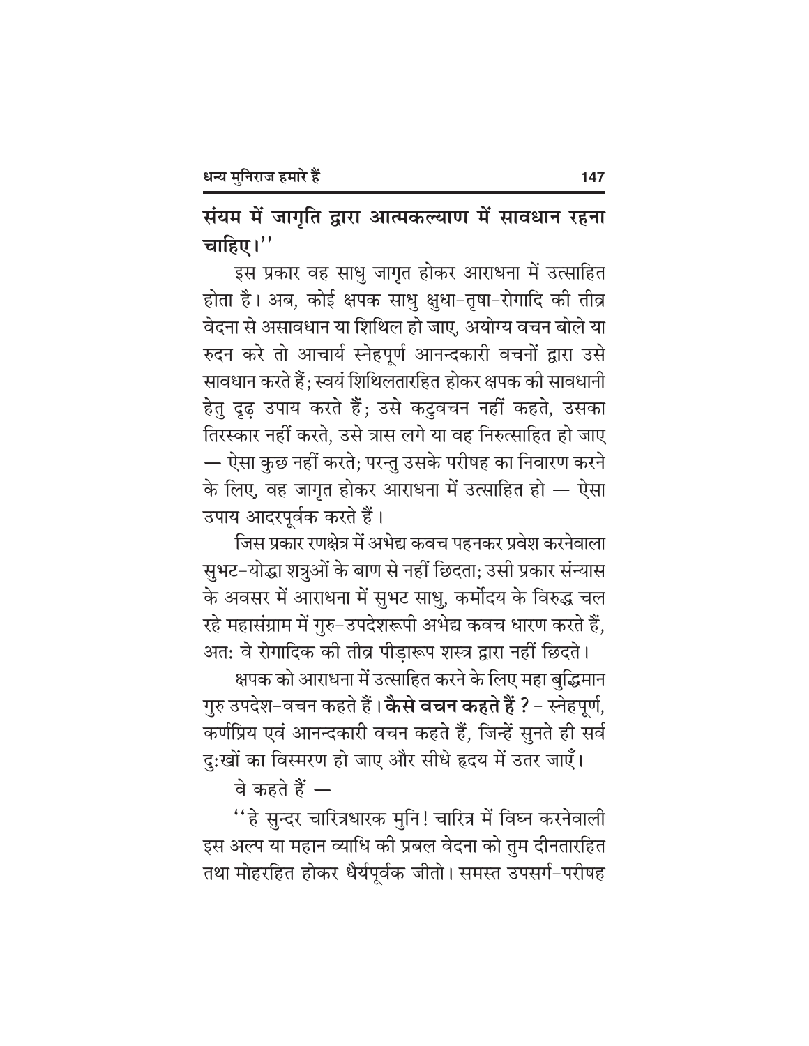**संयम में जागृति द्वारा आत्मकल्याण में सावधान रहना चाहिए।''**

इस प्रकार वह साधु जागृत होकर आराधना में उत्साहित होता है। अब, कोई क्षपक साधु क्षुधा-तृषा-रोगादि की तीव्र वेदना से असावधान या शिथिल हो जाए, अयोग्य वचन बोले या रुदन करे तो आचार्य स्नेहपूर्ण आनन्दकारी वचनों द्वारा उसे सावधान करते हैं; स्वयं शिथिलतारहित होकर क्षपक की सावधानी हेतु दृढ़ उपाय करते हैं; उसे कटुवचन नहीं कहते, उसका तिरस्कार नहीं करते, उसे त्रास लगे या वह निरुत्साहित हो जाए — ऐसा कुछ नहीं करते; परन्तु उसके परीषह का निवारण करने के लिए, वह जागृत होकर आराधना में उत्साहित हो — ऐसा उपाय आदरपूर्वक करते हैं।

जिस प्रकार रणक्षेत्र में अभेद्य कवच पहनकर प्रवेश करनेवाला सुभट-योद्धा शत्रुओं के बाण से नहीं छिदता; उसी प्रकार संन्यास के अवसर में आराधना में सुभट साधु, कर्मोदय के विरुद्ध चल रहे महासंग्राम में गुरु-उपदेशरूपी अभेद्य कवच धारण करते हैं, अत: वे रोगादिक की तीव्र पीड़ारूप शस्त्र द्वारा नहीं छिदते।

क्षपक को आराधना में उत्साहित करने के लिए महा बुद्धिमान गुरु उपदेश-वचन कहते हैं। **कैसे वचन कहते हैं ?** - स्नेहपूर्ण, कर्णप्रिय एवं आनन्दकारी वचन कहते हैं, जिन्हें सुनते ही सर्व दु:खों का विस्मरण हो जाए और सीधे हृदय में उतर जाएँ।

वे कहते हैं —

''हे सुन्दर चारित्रधारक मुनि! चारित्र में विघ्न करनेवाली इस अल्प या महान व्याधि की प्रबल वेदना को तुम दीनतारहित तथा मोहरहित होकर धैर्यपूर्वक जीतो। समस्त उपसर्ग-परीषह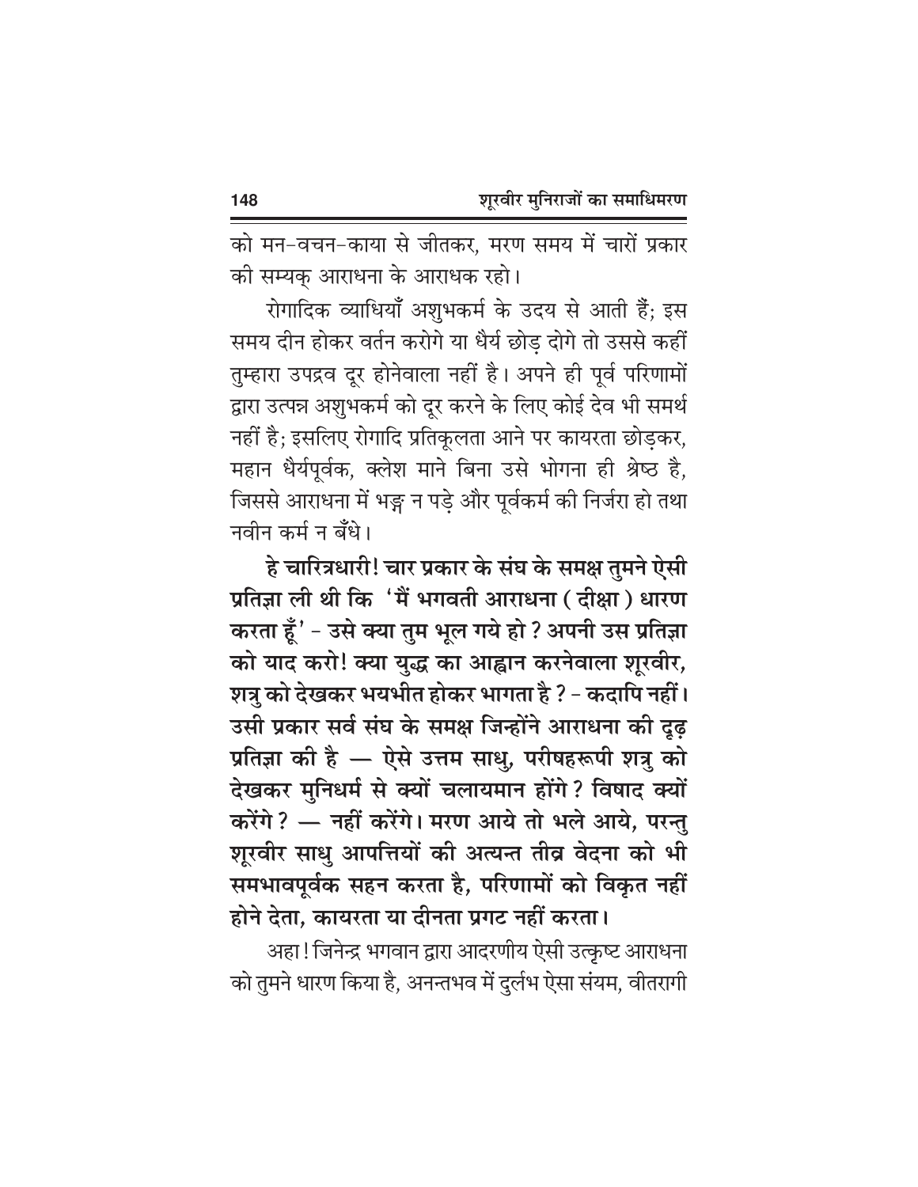को मन-वचन-काया से जीतकर, मरण समय में चारों प्रकार की सम्यक् आराधना के आराधक रहो।

रोगादिक व्याधियाँ अशुभकर्म के उदय से आती हैं; इस समय दीन होकर वर्तन करोगे या धैर्य छोड़ दोगे तो उससे कहीं तुम्हारा उपद्रव दूर होनेवाला नहीं है। अपने ही पूर्व परिणामों द्वारा उत्पन्न अशुभकर्म को दूर करने के लिए कोई देव भी समर्थ नहीं है; इसलिए रोगादि प्रतिकूलता आने पर कायरता छोड़कर, महान धैर्यपूर्वक, क्लेश माने बिना उसे भोगना ही श्रेष्ठ है, जिससे आराधना में भङ्ग न पड़े और पूर्वकर्म की निर्जरा हो तथा नवीन कर्म न बँधे।

**हे चारित्रधारी! चार प्रकार के संघ के समक्ष तुमने ऐसी प्रतिज्ञा ली थी कि 'मैं भगवती आराधना (दीक्षा) धारण करता हूँ' - उसे क्या तुम भूल गये हो? अपनी उस प्रतिज्ञा को याद करो! क्या युद्ध का आह्वान करनेवाला शूरवीर, शत्रु को देखकर भयभीत होकर भागता है? - कदापि नहीं। उसी प्रकार सर्व संघ के समक्ष जिन्होंने आराधना की दृढ़ प्रतिज्ञा की है — ऐसे उत्तम साधु, परीषहरूपी शत्रु को देखकर मुनिधर्म से क्यों चलायमान होंगे? विषाद क्यों करेंगे? — नहीं करेंगे। मरण आये तो भले आये, परन्तु शूरवीर साधु आपत्तियों की अत्यन्त तीव्र वेदना को भी समभावपूर्वक सहन करता है, परिणामों को विकृत नहीं होने देता, कायरता या दीनता प्रगट नहीं करता।**

अहा! जिनेन्द्र भगवान द्वारा आदरणीय ऐसी उत्कृष्ट आराधना को तुमने धारण किया है, अनन्तभव में दुर्लभ ऐसा संयम, वीतरागी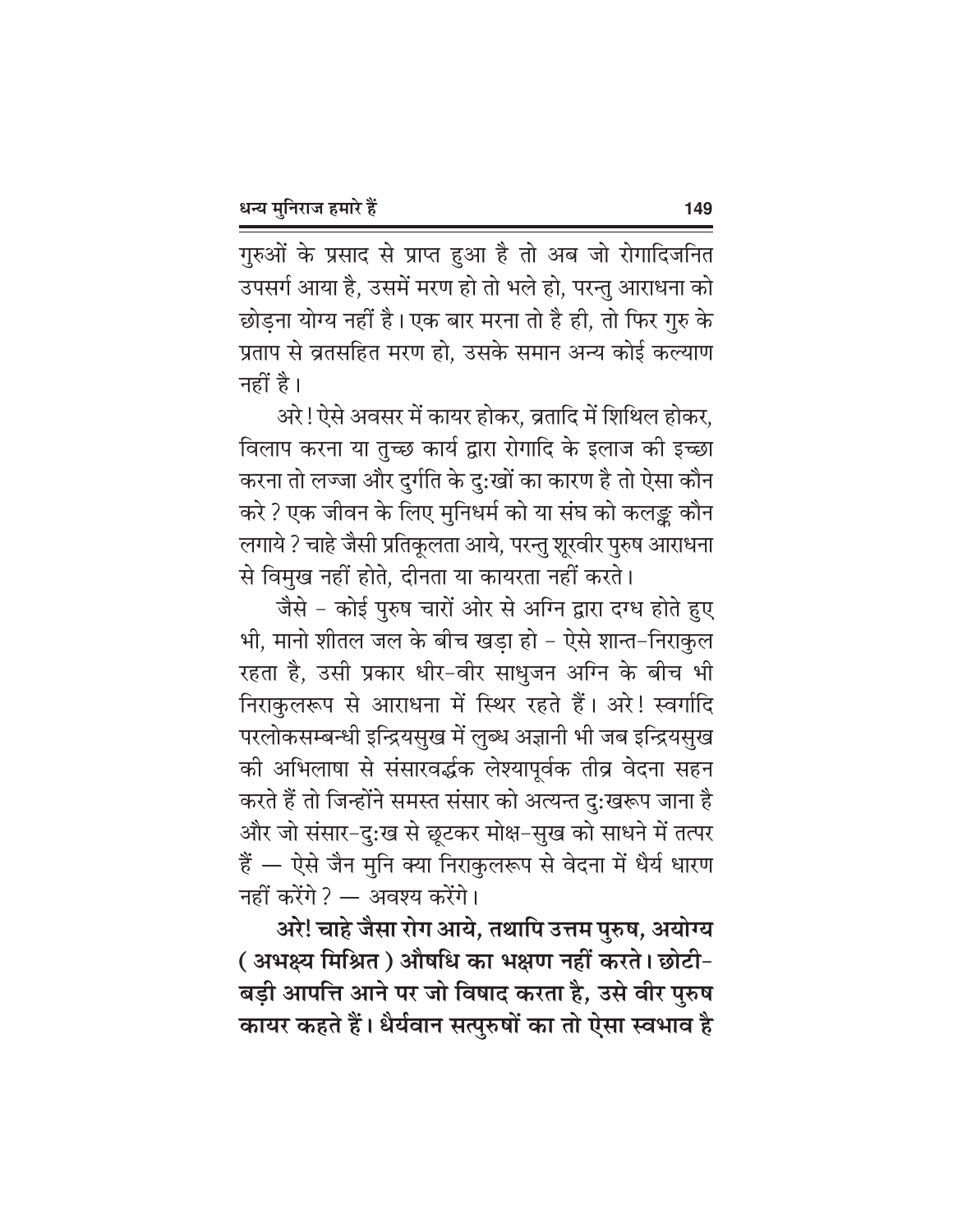गुरुओं के प्रसाद से प्राप्त हुआ है तो अब जो रोगादिजनित उपसर्ग आया है, उसमें मरण हो तो भले हो, परन्तु आराधना को छोड़ना योग्य नहीं है। एक बार मरना तो है ही, तो फिर गुरु के प्रताप से व्रतसहित मरण हो, उसके समान अन्य कोई कल्याण नहीं है।

अरे! ऐसे अवसर में कायर होकर, व्रतादि में शिथिल होकर, विलाप करना या तुच्छ कार्य द्वारा रोगादि के इलाज की इच्छा करना तो लज्जा और दुर्गति के दु:खों का कारण है तो ऐसा कौन करे? एक जीवन के लिए मुनिधर्म को या संघ को कलङ्क कौन लगाये? चाहे जैसी प्रतिकूलता आये, परन्तु शूरवीर पुरुष आराधना से विमुख नहीं होते, दीनता या कायरता नहीं करते।

जैसे - कोई पुरुष चारों ओर से अग्नि द्वारा दग्ध होते हुए भी, मानो शीतल जल के बीच खड़ा हो - ऐसे शान्त-निराकुल रहता है, उसी प्रकार धीर-वीर साधुजन अग्नि के बीच भी निराकुलरूप से आराधना में स्थिर रहते हैं। अरे! स्वर्गादि परलोकसम्बन्धी इन्द्रियसुख में लुब्ध अज्ञानी भी जब इन्द्रियसुख की अभिलाषा से संसारवर्द्धक लेश्यापूर्वक तीव्र वेदना सहन करते हैं तो जिन्होंने समस्त संसार को अत्यन्त दु:खरूप जाना है और जो संसार-दु:ख से छूटकर मोक्ष-सुख को साधने में तत्पर हैं — ऐसे जैन मुनि क्या निराकुलरूप से वेदना में धैर्य धारण नहीं करेंगे? — अवश्य करेंगे।

**अरे! चाहे जैसा रोग आये, तथापि उत्तम पुरुष, अयोग्य (अभक्ष्य मिश्रित) औषधि का भक्षण नहीं करते। छोटी-बड़ी आपत्ति आने पर जो विषाद करता है, उसे वीर पुरुष कायर कहते हैं। धैर्यवान सत्पुरुषों का तो ऐसा स्वभाव है**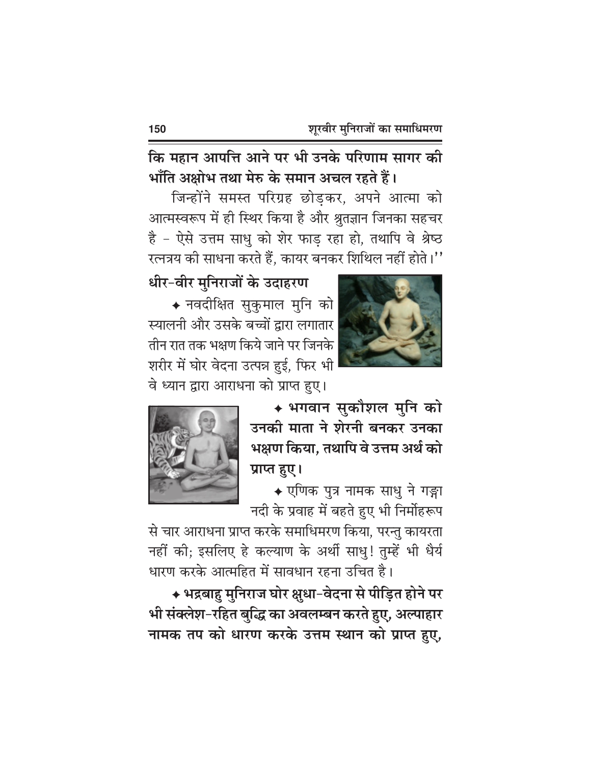**कि महान आपत्ति आने पर भी उनके परिणाम सागर की भाँति अक्षोभ तथा मेरु के समान अचल रहते हैं।**

जिन्होंने समस्त परिग्रह छोड़कर, अपने आत्मा को आत्मस्वरूप में ही स्थिर किया है और श्रुतज्ञान जिनका सहचर है – ऐसे उत्तम साधु को शेर फाड़ रहा हो, तथापि वे श्रेष्ठ रत्नत्रय की साधना करते हैं, कायर बनकर शिथिल नहीं होते।''

### धीर-वीर मुनिराजों के उदाहरण

✦ नवदीक्षित सुकुमाल मुनि को स्यालनी और उसके बच्चों द्वारा लगातार तीन रात तक भक्षण किये जाने पर जिनके शरीर में घोर वेदना उत्पन्न हुई, फिर भी वे ध्यान द्वारा आराधना को प्राप्त हुए।

**✦ भगवान सुकौशल मुनि को उनकी माता ने शेरनी बनकर उनका भक्षण किया, तथापि वे उत्तम अर्थ को प्राप्त हुए।**

✦ एणिक पुत्र नामक साधु ने गङ्गा नदी के प्रवाह में बहते हुए भी निर्मोहरूप से चार आराधना प्राप्त करके समाधिमरण किया, परन्तु कायरता नहीं की; इसलिए हे कल्याण के अर्थी साधु! तुम्हें भी धैर्य धारण करके आत्महित में सावधान रहना उचित है।

**✦ भद्रबाहु मुनिराज घोर क्षुधा-वेदना से पीड़ित होने पर भी संक्लेश-रहित बुद्धि का अवलम्बन करते हुए, अल्पाहार नामक तप को धारण करके उत्तम स्थान को प्राप्त हुए,**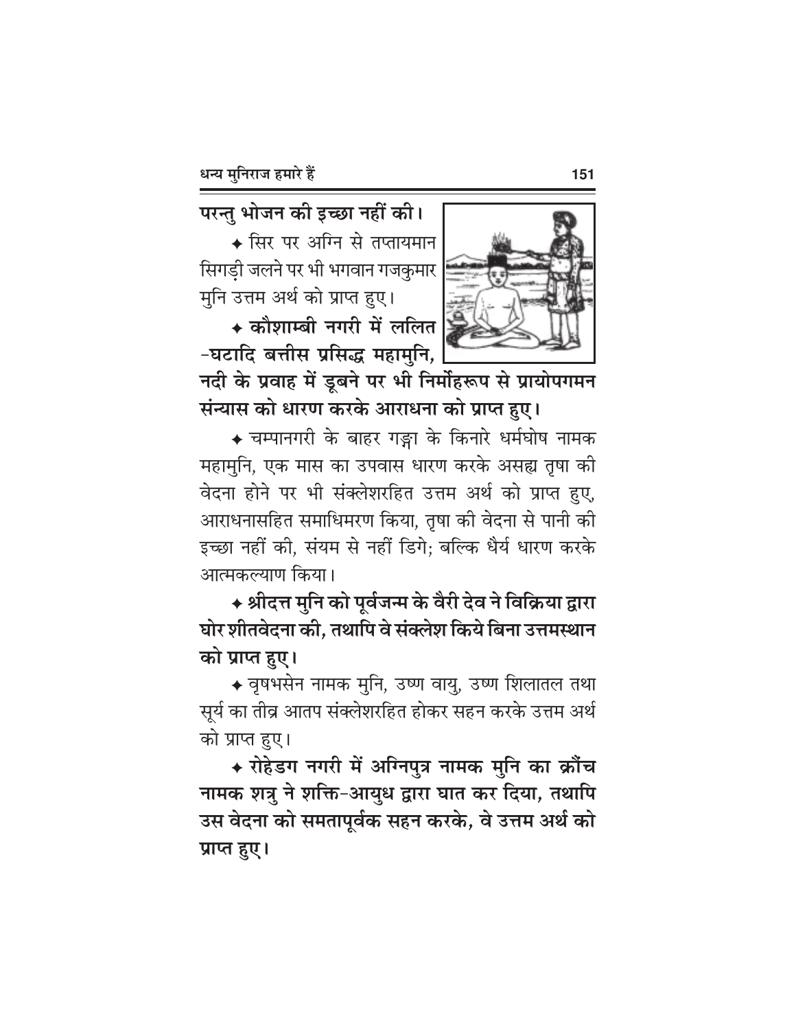**परन्तु भोजन की इच्छा नहीं की।**

✦ सिर पर अग्नि से तप्तायमान सिगड़ी जलने पर भी भगवान गजकुमार मुनि उत्तम अर्थ को प्राप्त हुए।

✦ **कौशाम्बी नगरी में ललित-घटादि बत्तीस प्रसिद्ध महामुनि, नदी के प्रवाह में डूबने पर भी निर्मोहरूप से प्रायोपगमन संन्यास को धारण करके आराधना को प्राप्त हुए।**

✦ चम्पानगरी के बाहर गङ्गा के किनारे धर्मघोष नामक महामुनि, एक मास का उपवास धारण करके असह्य तृषा की वेदना होने पर भी संक्लेशरहित उत्तम अर्थ को प्राप्त हुए, आराधनासहित समाधिमरण किया, तृषा की वेदना से पानी की इच्छा नहीं की, संयम से नहीं डिगे; बल्कि धैर्य धारण करके आत्मकल्याण किया।

✦ **श्रीदत्त मुनि को पूर्वजन्म के वैरी देव ने विक्रिया द्वारा घोर शीतवेदना की, तथापि वे संक्लेश किये बिना उत्तमस्थान को प्राप्त हुए।**

✦ वृषभसेन नामक मुनि, उष्ण वायु, उष्ण शिलातल तथा सूर्य का तीव्र आतप संक्लेशरहित होकर सहन करके उत्तम अर्थ को प्राप्त हुए।

✦ **रोहेडग नगरी में अग्निपुत्र नामक मुनि का क्रौंच नामक शत्रु ने शक्ति-आयुध द्वारा घात कर दिया, तथापि उस वेदना को समतापूर्वक सहन करके, वे उत्तम अर्थ को प्राप्त हुए।**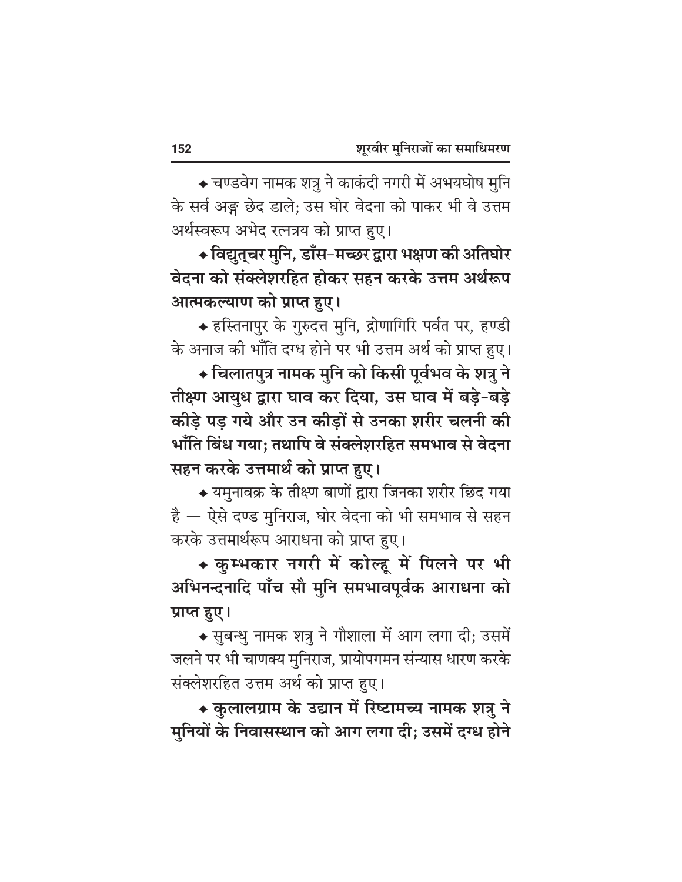✦ चण्डवेग नामक शत्रु ने काकंदी नगरी में अभयघोष मुनि के सर्व अङ्ग छेद डाले; उस घोर वेदना को पाकर भी वे उत्तम अर्थस्वरूप अभेद रत्नत्रय को प्राप्त हुए।

**✦ विद्युत्चर मुनि, डाँस-मच्छर द्वारा भक्षण की अतिघोर वेदना को संक्लेशरहित होकर सहन करके उत्तम अर्थरूप आत्मकल्याण को प्राप्त हुए।**

✦ हस्तिनापुर के गुरुदत्त मुनि, द्रोणागिरि पर्वत पर, हण्डी के अनाज की भाँति दग्ध होने पर भी उत्तम अर्थ को प्राप्त हुए।

**✦ चिलातपुत्र नामक मुनि को किसी पूर्वभव के शत्रु ने तीक्ष्ण आयुध द्वारा घाव कर दिया, उस घाव में बड़े-बड़े कीड़े पड़ गये और उन कीड़ों से उनका शरीर चलनी की भाँति बिंध गया; तथापि वे संक्लेशरहित समभाव से वेदना सहन करके उत्तमार्थ को प्राप्त हुए।**

✦ यमुनावक्र के तीक्ष्ण बाणों द्वारा जिनका शरीर छिद गया है — ऐसे दण्ड मुनिराज, घोर वेदना को भी समभाव से सहन करके उत्तमार्थरूप आराधना को प्राप्त हुए।

**✦ कुम्भकार नगरी में कोल्हू में पिलने पर भी अभिनन्दनादि पाँच सौ मुनि समभावपूर्वक आराधना को प्राप्त हुए।**

✦ सुबन्धु नामक शत्रु ने गौशाला में आग लगा दी; उसमें जलने पर भी चाणक्य मुनिराज, प्रायोपगमन संन्यास धारण करके संक्लेशरहित उत्तम अर्थ को प्राप्त हुए।

**✦ कुलालग्राम के उद्यान में रिष्टामच्य नामक शत्रु ने मुनियों के निवासस्थान को आग लगा दी; उसमें दग्ध होने**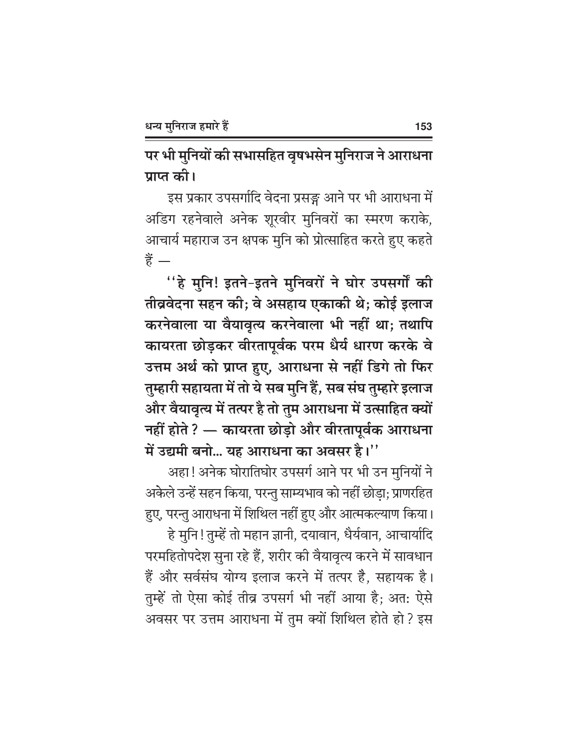**पर भी मुनियों की सभासहित वृषभसेन मुनिराज ने आराधना प्राप्त की।**

इस प्रकार उपसर्गादि वेदना प्रसङ्ग आने पर भी आराधना में अडिग रहनेवाले अनेक शूरवीर मुनिवरों का स्मरण कराके, आचार्य महाराज उन क्षपक मुनि को प्रोत्साहित करते हुए कहते हैं —

**''हे मुनि! इतने-इतने मुनिवरों ने घोर उपसर्गों की तीव्रवेदना सहन की; वे असहाय एकाकी थे; कोई इलाज करनेवाला या वैयावृत्य करनेवाला भी नहीं था; तथापि कायरता छोड़कर वीरतापूर्वक परम धैर्य धारण करके वे उत्तम अर्थ को प्राप्त हुए, आराधना से नहीं डिगे तो फिर तुम्हारी सहायता में तो ये सब मुनि हैं, सब संघ तुम्हारे इलाज और वैयावृत्य में तत्पर है तो तुम आराधना में उत्साहित क्यों नहीं होते ? — कायरता छोड़ो और वीरतापूर्वक आराधना में उद्यमी बनो... यह आराधना का अवसर है।''**

अहा! अनेक घोरातिघोर उपसर्ग आने पर भी उन मुनियों ने अकेले उन्हें सहन किया, परन्तु साम्यभाव को नहीं छोड़ा; प्राणरहित हुए, परन्तु आराधना में शिथिल नहीं हुए और आत्मकल्याण किया।

हे मुनि! तुम्हें तो महान ज्ञानी, दयावान, धैर्यवान, आचार्यादि परमहितोपदेश सुना रहे हैं, शरीर की वैयावृत्य करने में सावधान हैं और सर्वसंघ योग्य इलाज करने में तत्पर है, सहायक है। तुम्हें तो ऐसा कोई तीव्र उपसर्ग भी नहीं आया है; अत: ऐसे अवसर पर उत्तम आराधना में तुम क्यों शिथिल होते हो ? इस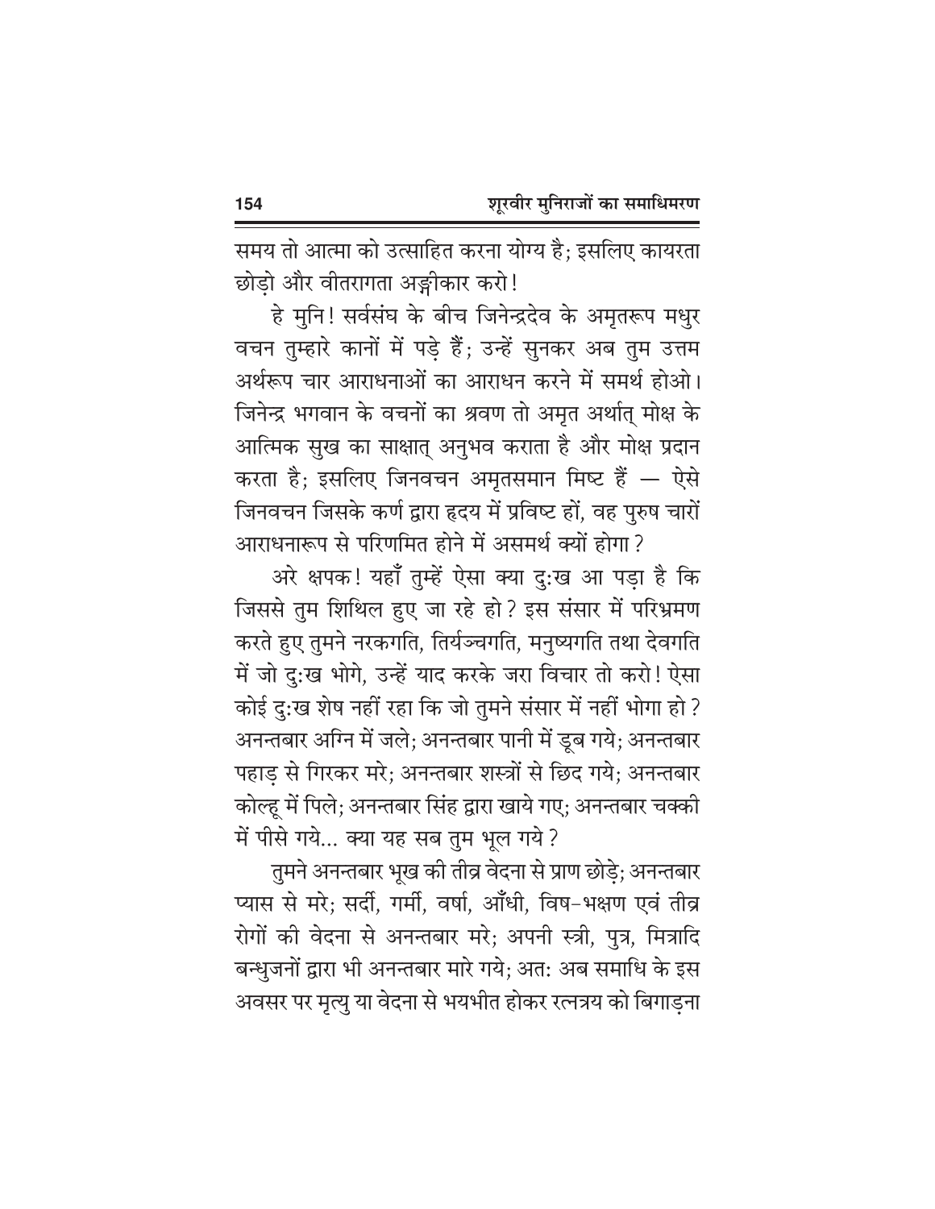समय तो आत्मा को उत्साहित करना योग्य है; इसलिए कायरता छोड़ो और वीतरागता अङ्गीकार करो!

हे मुनि! सर्वसंघ के बीच जिनेन्द्रदेव के अमृतरूप मधुर वचन तुम्हारे कानों में पड़े हैं; उन्हें सुनकर अब तुम उत्तम अर्थरूप चार आराधनाओं का आराधन करने में समर्थ होओ। जिनेन्द्र भगवान के वचनों का श्रवण तो अमृत अर्थात् मोक्ष के आत्मिक सुख का साक्षात् अनुभव कराता है और मोक्ष प्रदान करता है; इसलिए जिनवचन अमृतसमान मिष्ट हैं — ऐसे जिनवचन जिसके कर्ण द्वारा हृदय में प्रविष्ट हों, वह पुरुष चारों आराधनारूप से परिणमित होने में असमर्थ क्यों होगा?

अरे क्षपक! यहाँ तुम्हें ऐसा क्या दुःख आ पड़ा है कि जिससे तुम शिथिल हुए जा रहे हो? इस संसार में परिभ्रमण करते हुए तुमने नरकगति, तिर्यञ्चगति, मनुष्यगति तथा देवगति में जो दुःख भोगे, उन्हें याद करके जरा विचार तो करो! ऐसा कोई दुःख शेष नहीं रहा कि जो तुमने संसार में नहीं भोगा हो? अनन्तबार अग्नि में जले; अनन्तबार पानी में डूब गये; अनन्तबार पहाड़ से गिरकर मरे; अनन्तबार शस्त्रों से छिद गये; अनन्तबार कोल्हू में पिले; अनन्तबार सिंह द्वारा खाये गए; अनन्तबार चक्की में पीसे गये... क्या यह सब तुम भूल गये?

तुमने अनन्तबार भूख की तीव्र वेदना से प्राण छोड़े; अनन्तबार प्यास से मरे; सर्दी, गर्मी, वर्षा, आँधी, विष-भक्षण एवं तीव्र रोगों की वेदना से अनन्तबार मरे; अपनी स्त्री, पुत्र, मित्रादि बन्धुजनों द्वारा भी अनन्तबार मारे गये; अतः अब समाधि के इस अवसर पर मृत्यु या वेदना से भयभीत होकर रत्नत्रय को बिगाड़ना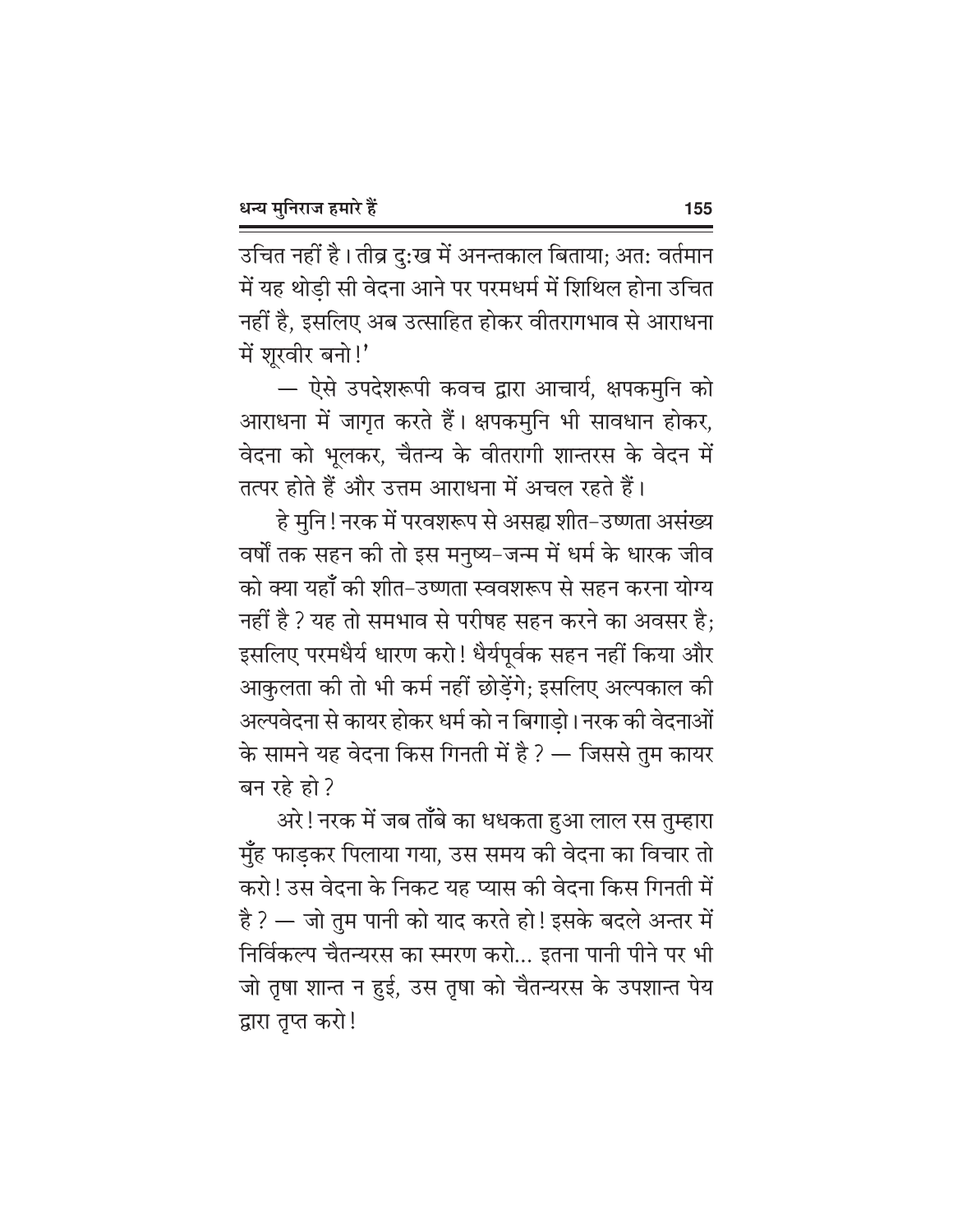उचित नहीं है। तीव्र दु:ख में अनन्तकाल बिताया; अत: वर्तमान में यह थोड़ी सी वेदना आने पर परमधर्म में शिथिल होना उचित नहीं है, इसलिए अब उत्साहित होकर वीतरागभाव से आराधना में शूरवीर बनो!'

— ऐसे उपदेशरूपी कवच द्वारा आचार्य, क्षपकमुनि को आराधना में जागृत करते हैं। क्षपकमुनि भी सावधान होकर, वेदना को भूलकर, चैतन्य के वीतरागी शान्तरस के वेदन में तत्पर होते हैं और उत्तम आराधना में अचल रहते हैं।

हे मुनि! नरक में परवशरूप से असह्य शीत-उष्णता असंख्य वर्षों तक सहन की तो इस मनुष्य-जन्म में धर्म के धारक जीव को क्या यहाँ की शीत-उष्णता स्ववशरूप से सहन करना योग्य नहीं है? यह तो समभाव से परीषह सहन करने का अवसर है; इसलिए परमधैर्य धारण करो! धैर्यपूर्वक सहन नहीं किया और आकुलता की तो भी कर्म नहीं छोड़ेंगे; इसलिए अल्पकाल की अल्पवेदना से कायर होकर धर्म को न बिगाड़ो। नरक की वेदनाओं के सामने यह वेदना किस गिनती में है? — जिससे तुम कायर बन रहे हो?

अरे! नरक में जब ताँबे का धधकता हुआ लाल रस तुम्हारा मुँह फाड़कर पिलाया गया, उस समय की वेदना का विचार तो करो! उस वेदना के निकट यह प्यास की वेदना किस गिनती में है? — जो तुम पानी को याद करते हो! इसके बदले अन्तर में निर्विकल्प चैतन्यरस का स्मरण करो... इतना पानी पीने पर भी जो तृषा शान्त न हुई, उस तृषा को चैतन्यरस के उपशान्त पेय द्वारा तृप्त करो!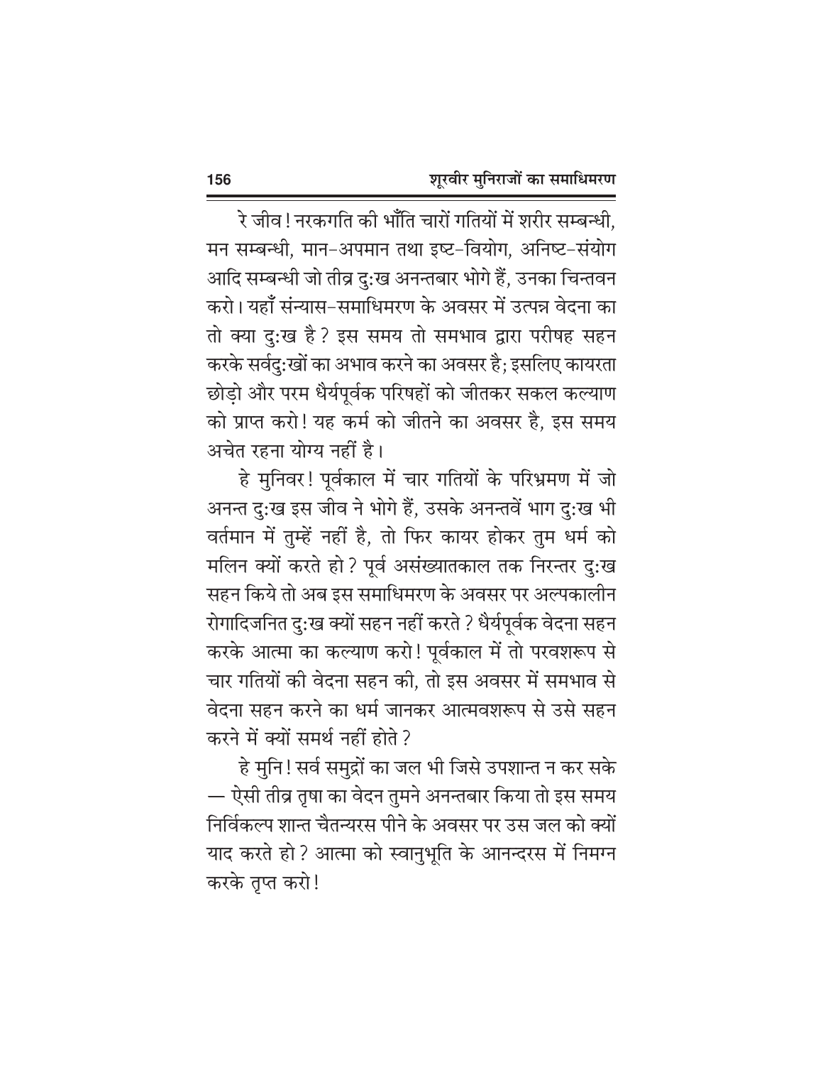रे जीव! नरकगति की भाँति चारों गतियों में शरीर सम्बन्धी, मन सम्बन्धी, मान-अपमान तथा इष्ट-वियोग, अनिष्ट-संयोग आदि सम्बन्धी जो तीव्र दु:ख अनन्तबार भोगे हैं, उनका चिन्तवन करो। यहाँ संन्यास-समाधिमरण के अवसर में उत्पन्न वेदना का तो क्या दु:ख है? इस समय तो समभाव द्वारा परीषह सहन करके सर्वदु:खों का अभाव करने का अवसर है; इसलिए कायरता छोड़ो और परम धैर्यपूर्वक परिषहों को जीतकर सकल कल्याण को प्राप्त करो! यह कर्म को जीतने का अवसर है, इस समय अचेत रहना योग्य नहीं है।

हे मुनिवर! पूर्वकाल में चार गतियों के परिभ्रमण में जो अनन्त दु:ख इस जीव ने भोगे हैं, उसके अनन्तवें भाग दु:ख भी वर्तमान में तुम्हें नहीं है, तो फिर कायर होकर तुम धर्म को मलिन क्यों करते हो? पूर्व असंख्यातकाल तक निरन्तर दु:ख सहन किये तो अब इस समाधिमरण के अवसर पर अल्पकालीन रोगादिजनित दु:ख क्यों सहन नहीं करते? धैर्यपूर्वक वेदना सहन करके आत्मा का कल्याण करो! पूर्वकाल में तो परवशरूप से चार गतियों की वेदना सहन की, तो इस अवसर में समभाव से वेदना सहन करने का धर्म जानकर आत्मवशरूप से उसे सहन करने में क्यों समर्थ नहीं होते?

हे मुनि! सर्व समुद्रों का जल भी जिसे उपशान्त न कर सके — ऐसी तीव्र तृषा का वेदन तुमने अनन्तबार किया तो इस समय निर्विकल्प शान्त चैतन्यरस पीने के अवसर पर उस जल को क्यों याद करते हो? आत्मा को स्वानुभूति के आनन्दरस में निमग्न करके तृप्त करो!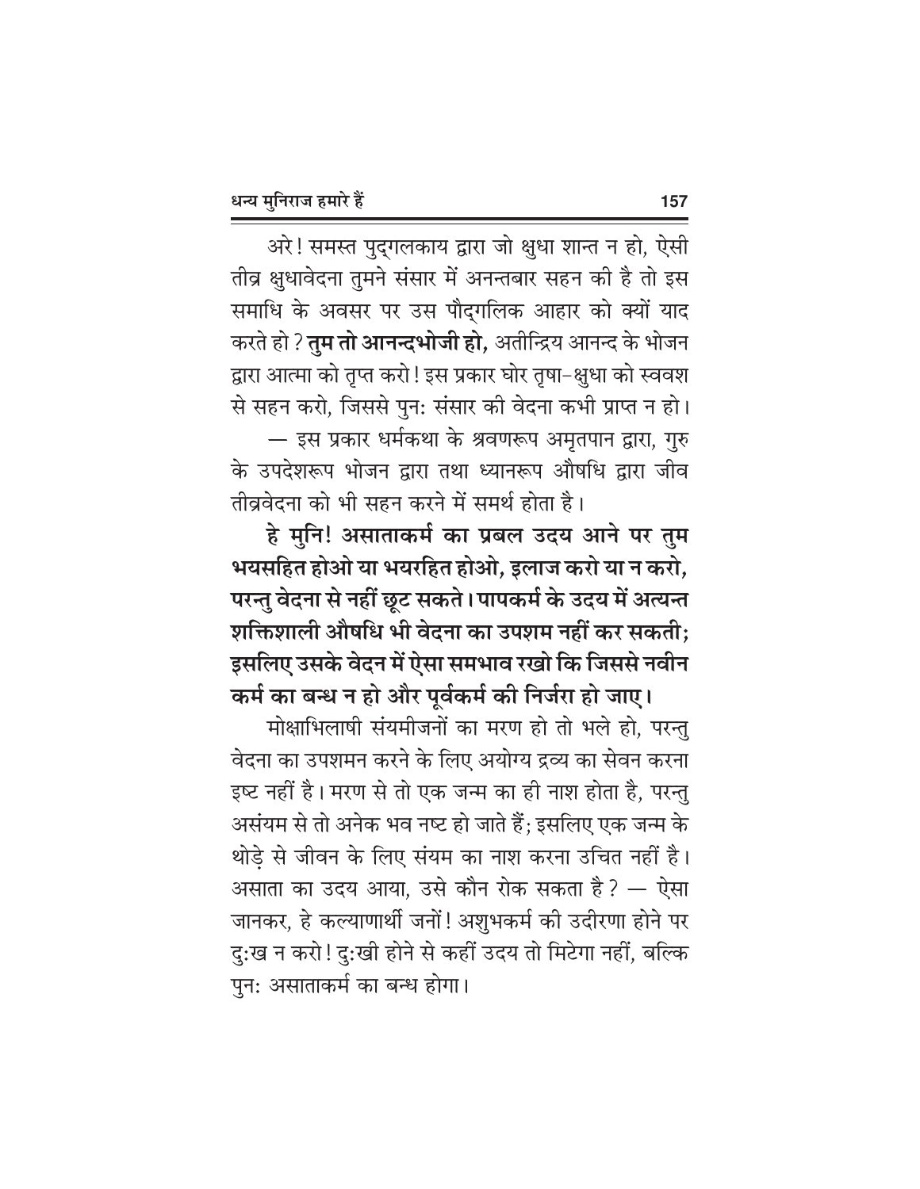अरे! समस्त पुद्गलकाय द्वारा जो क्षुधा शान्त न हो, ऐसी तीव्र क्षुधावेदना तुमने संसार में अनन्तबार सहन की है तो इस समाधि के अवसर पर उस पौद्गलिक आहार को क्यों याद करते हो? **तुम तो आनन्दभोजी हो,** अतीन्द्रिय आनन्द के भोजन द्वारा आत्मा को तृप्त करो! इस प्रकार घोर तृषा-क्षुधा को स्ववश से सहन करो, जिससे पुनः संसार की वेदना कभी प्राप्त न हो।

— इस प्रकार धर्मकथा के श्रवणरूप अमृतपान द्वारा, गुरु के उपदेशरूप भोजन द्वारा तथा ध्यानरूप औषधि द्वारा जीव तीव्रवेदना को भी सहन करने में समर्थ होता है।

**हे मुनि! असाताकर्म का प्रबल उदय आने पर तुम भयसहित होओ या भयरहित होओ, इलाज करो या न करो, परन्तु वेदना से नहीं छूट सकते। पापकर्म के उदय में अत्यन्त शक्तिशाली औषधि भी वेदना का उपशम नहीं कर सकती; इसलिए उसके वेदन में ऐसा समभाव रखो कि जिससे नवीन कर्म का बन्ध न हो और पूर्वकर्म की निर्जरा हो जाए।**

मोक्षाभिलाषी संयमीजनों का मरण हो तो भले हो, परन्तु वेदना का उपशमन करने के लिए अयोग्य द्रव्य का सेवन करना इष्ट नहीं है। मरण से तो एक जन्म का ही नाश होता है, परन्तु असंयम से तो अनेक भव नष्ट हो जाते हैं; इसलिए एक जन्म के थोड़े से जीवन के लिए संयम का नाश करना उचित नहीं है। असाता का उदय आया, उसे कौन रोक सकता है? — ऐसा जानकर, हे कल्याणार्थी जनों! अशुभकर्म की उदीरणा होने पर दुःख न करो! दुःखी होने से कहीं उदय तो मिटेगा नहीं, बल्कि पुनः असाताकर्म का बन्ध होगा।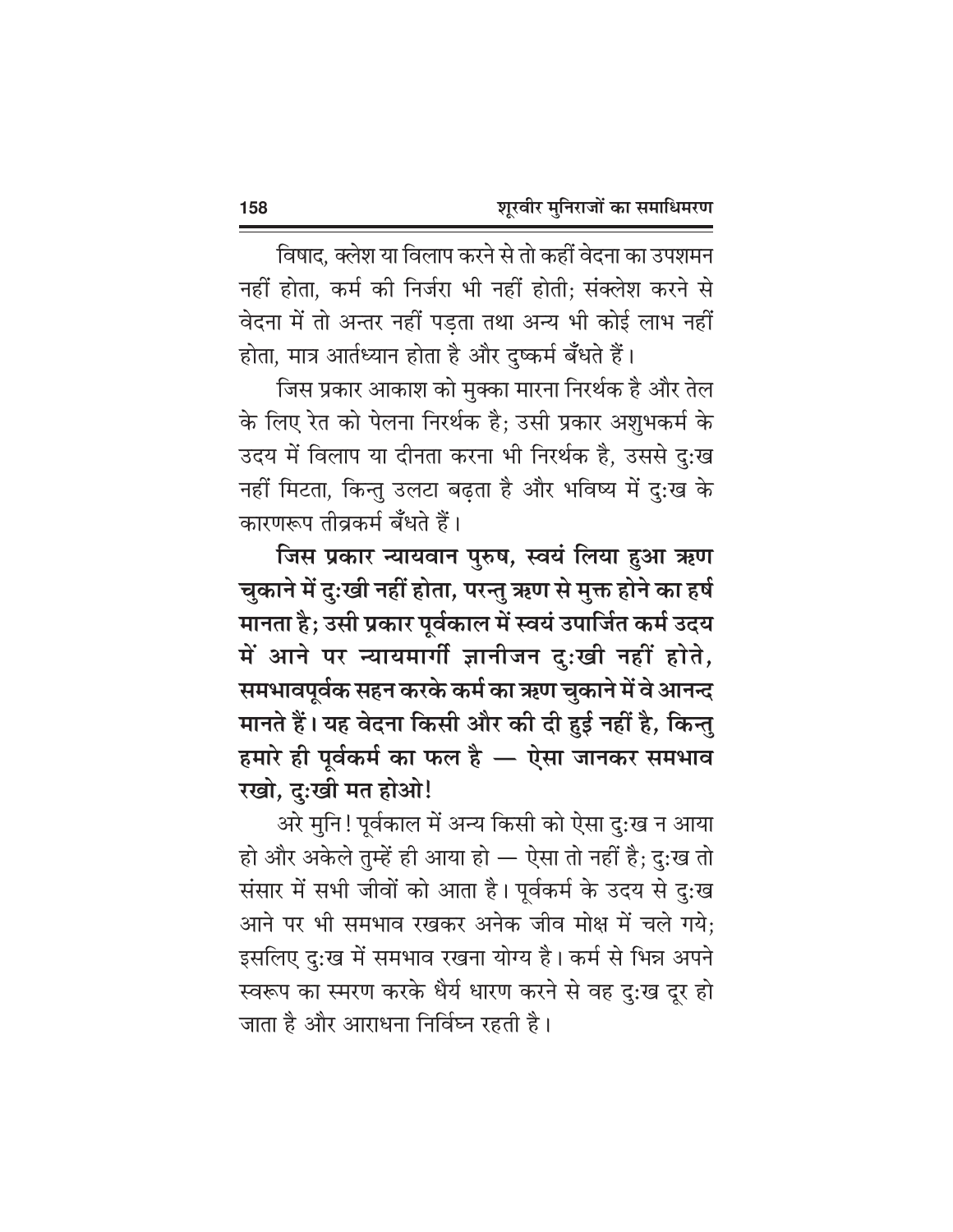विषाद, क्लेश या विलाप करने से तो कहीं वेदना का उपशमन नहीं होता, कर्म की निर्जरा भी नहीं होती; संक्लेश करने से वेदना में तो अन्तर नहीं पड़ता तथा अन्य भी कोई लाभ नहीं होता, मात्र आर्तध्यान होता है और दुष्कर्म बँधते हैं।

जिस प्रकार आकाश को मुक्का मारना निरर्थक है और तेल के लिए रेत को पेलना निरर्थक है; उसी प्रकार अशुभकर्म के उदय में विलाप या दीनता करना भी निरर्थक है, उससे दुःख नहीं मिटता, किन्तु उलटा बढ़ता है और भविष्य में दुःख के कारणरूप तीव्रकर्म बँधते हैं।

**जिस प्रकार न्यायवान पुरुष, स्वयं लिया हुआ ऋण चुकाने में दुःखी नहीं होता, परन्तु ऋण से मुक्त होने का हर्ष मानता है; उसी प्रकार पूर्वकाल में स्वयं उपार्जित कर्म उदय में आने पर न्यायमार्गी ज्ञानीजन दुःखी नहीं होते, समभावपूर्वक सहन करके कर्म का ऋण चुकाने में वे आनन्द मानते हैं। यह वेदना किसी और की दी हुई नहीं है, किन्तु हमारे ही पूर्वकर्म का फल है — ऐसा जानकर समभाव रखो, दुःखी मत होओ!**

अरे मुनि! पूर्वकाल में अन्य किसी को ऐसा दुःख न आया हो और अकेले तुम्हें ही आया हो — ऐसा तो नहीं है; दुःख तो संसार में सभी जीवों को आता है। पूर्वकर्म के उदय से दुःख आने पर भी समभाव रखकर अनेक जीव मोक्ष में चले गये; इसलिए दुःख में समभाव रखना योग्य है। कर्म से भिन्न अपने स्वरूप का स्मरण करके धैर्य धारण करने से वह दुःख दूर हो जाता है और आराधना निर्विघ्न रहती है।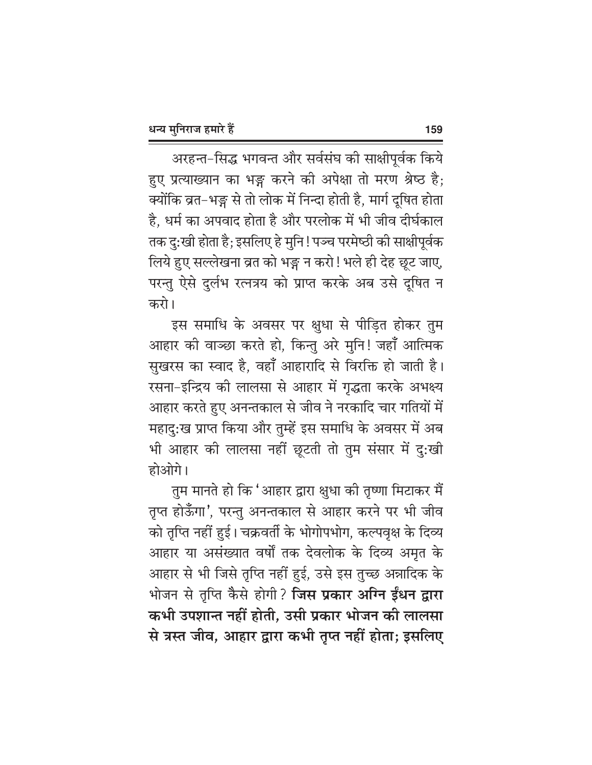अरहन्त-सिद्ध भगवन्त और सर्वसंघ की साक्षीपूर्वक किये हुए प्रत्याख्यान का भङ्ग करने की अपेक्षा तो मरण श्रेष्ठ है; क्योंकि व्रत-भङ्ग से तो लोक में निन्दा होती है, मार्ग दूषित होता है, धर्म का अपवाद होता है और परलोक में भी जीव दीर्घकाल तक दु:खी होता है; इसलिए हे मुनि! पञ्च परमेष्ठी की साक्षीपूर्वक लिये हुए सल्लेखना व्रत को भङ्ग न करो! भले ही देह छूट जाए, परन्तु ऐसे दुर्लभ रत्नत्रय को प्राप्त करके अब उसे दूषित न करो।

इस समाधि के अवसर पर क्षुधा से पीड़ित होकर तुम आहार की वाञ्छा करते हो, किन्तु अरे मुनि! जहाँ आत्मिक सुखरस का स्वाद है, वहाँ आहारादि से विरक्ति हो जाती है। रसना-इन्द्रिय की लालसा से आहार में गृद्धता करके अभक्ष्य आहार करते हुए अनन्तकाल से जीव ने नरकादि चार गतियों में महादु:ख प्राप्त किया और तुम्हें इस समाधि के अवसर में अब भी आहार की लालसा नहीं छूटती तो तुम संसार में दु:खी होओगे।

तुम मानते हो कि 'आहार द्वारा क्षुधा की तृष्णा मिटाकर मैं तृप्त होऊँगा', परन्तु अनन्तकाल से आहार करने पर भी जीव को तृप्ति नहीं हुई। चक्रवर्ती के भोगोपभोग, कल्पवृक्ष के दिव्य आहार या असंख्यात वर्षों तक देवलोक के दिव्य अमृत के आहार से भी जिसे तृप्ति नहीं हुई, उसे इस तुच्छ अन्नादिक के भोजन से तृप्ति कैसे होगी? **जिस प्रकार अग्नि ईंधन द्वारा कभी उपशान्त नहीं होती, उसी प्रकार भोजन की लालसा से त्रस्त जीव, आहार द्वारा कभी तृप्त नहीं होता; इसलिए**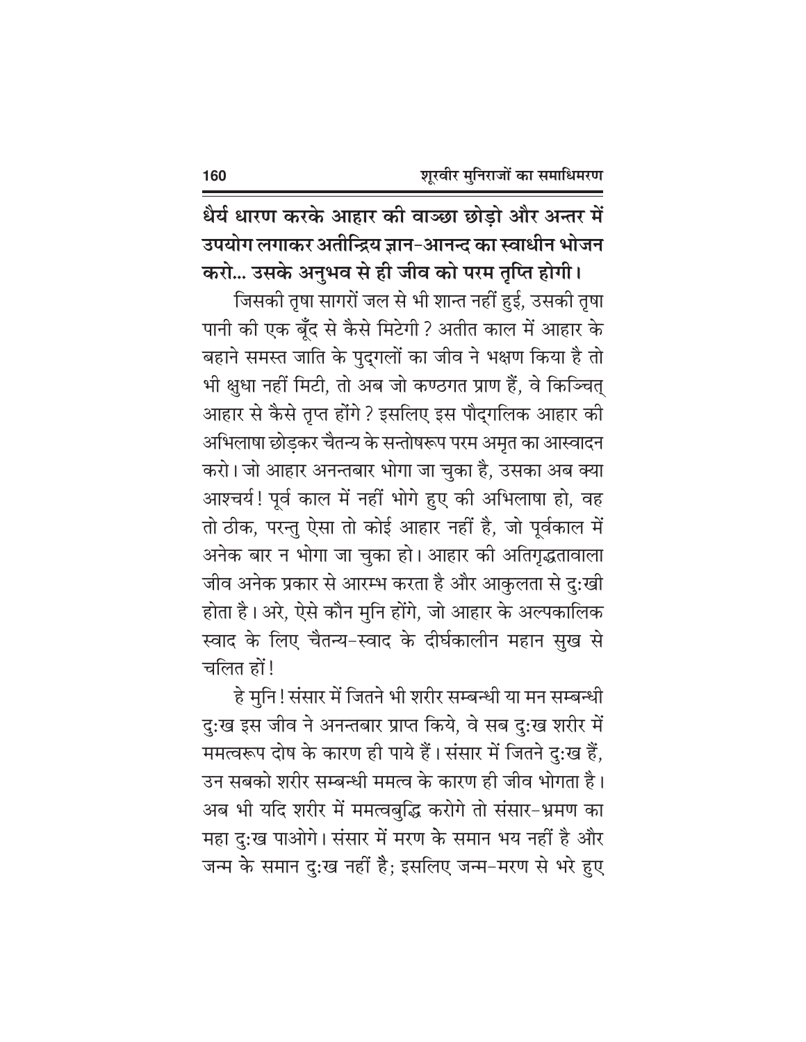**धैर्य धारण करके आहार की वाञ्छा छोड़ो और अन्तर में उपयोग लगाकर अतीन्द्रिय ज्ञान-आनन्द का स्वाधीन भोजन करो... उसके अनुभव से ही जीव को परम तृप्ति होगी।**

जिसकी तृषा सागरों जल से भी शान्त नहीं हुई, उसकी तृषा पानी की एक बूँद से कैसे मिटेगी? अतीत काल में आहार के बहाने समस्त जाति के पुद्गलों का जीव ने भक्षण किया है तो भी क्षुधा नहीं मिटी, तो अब जो कण्ठगत प्राण हैं, वे किञ्चित् आहार से कैसे तृप्त होंगे? इसलिए इस पौद्गलिक आहार की अभिलाषा छोड़कर चैतन्य के सन्तोषरूप परम अमृत का आस्वादन करो। जो आहार अनन्तबार भोगा जा चुका है, उसका अब क्या आश्चर्य! पूर्व काल में नहीं भोगे हुए की अभिलाषा हो, वह तो ठीक, परन्तु ऐसा तो कोई आहार नहीं है, जो पूर्वकाल में अनेक बार न भोगा जा चुका हो। आहार की अतिगृद्धतावाला जीव अनेक प्रकार से आरम्भ करता है और आकुलता से दुःखी होता है। अरे, ऐसे कौन मुनि होंगे, जो आहार के अल्पकालिक स्वाद के लिए चैतन्य-स्वाद के दीर्घकालीन महान सुख से चलित हों!

हे मुनि! संसार में जितने भी शरीर सम्बन्धी या मन सम्बन्धी दुःख इस जीव ने अनन्तबार प्राप्त किये, वे सब दुःख शरीर में ममत्वरूप दोष के कारण ही पाये हैं। संसार में जितने दुःख हैं, उन सबको शरीर सम्बन्धी ममत्व के कारण ही जीव भोगता है। अब भी यदि शरीर में ममत्वबुद्धि करोगे तो संसार-भ्रमण का महा दुःख पाओगे। संसार में मरण के समान भय नहीं है और जन्म के समान दुःख नहीं है; इसलिए जन्म-मरण से भरे हुए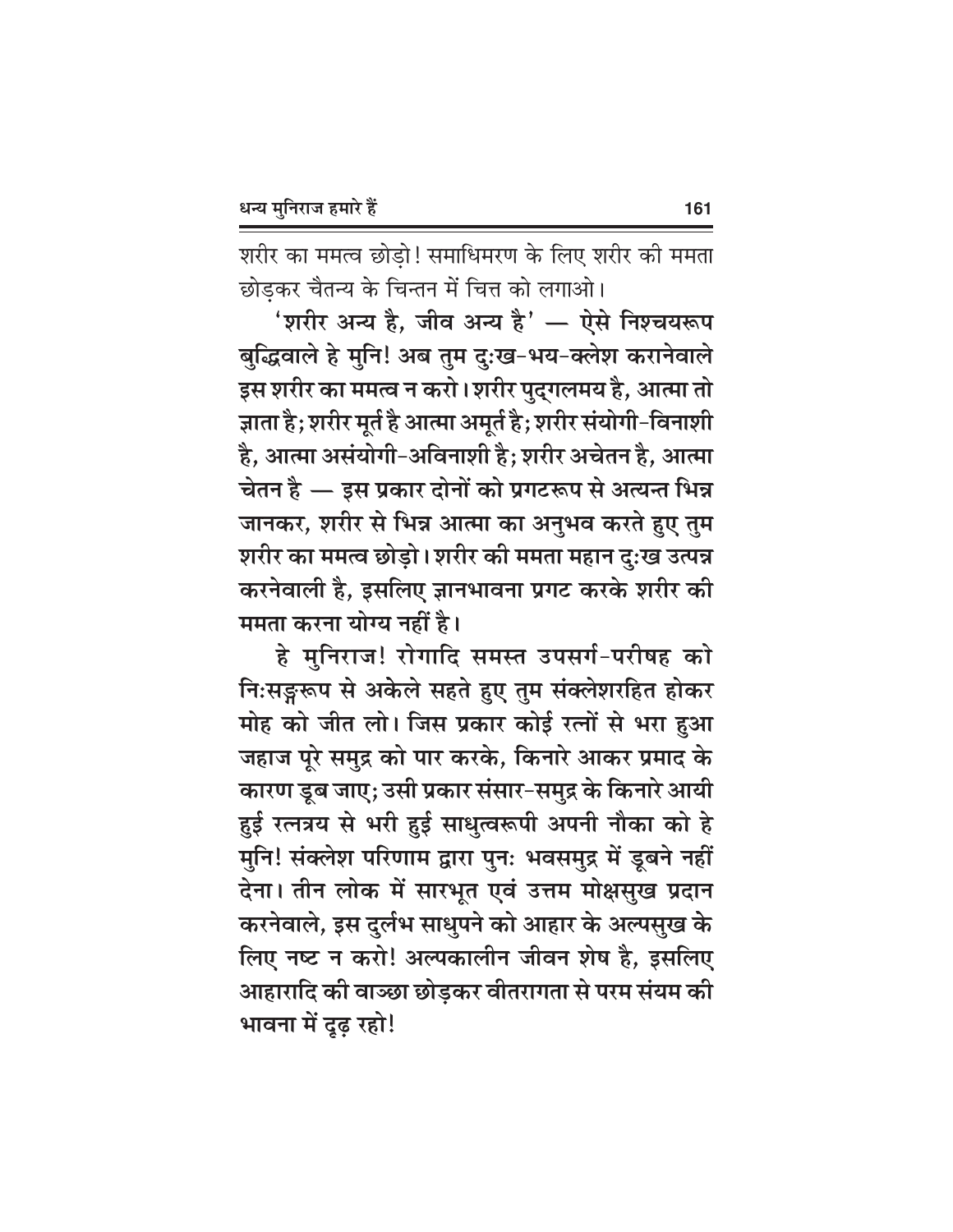शरीर का ममत्व छोड़ो! समाधिमरण के लिए शरीर की ममता छोड़कर चैतन्य के चिन्तन में चित्त को लगाओ।

**'शरीर अन्य है, जीव अन्य है' — ऐसे निश्चयरूप बुद्धिवाले हे मुनि! अब तुम दुःख-भय-क्लेश करानेवाले इस शरीर का ममत्व न करो। शरीर पुद्गलमय है, आत्मा तो ज्ञाता है; शरीर मूर्त है आत्मा अमूर्त है; शरीर संयोगी-विनाशी है, आत्मा असंयोगी-अविनाशी है; शरीर अचेतन है, आत्मा चेतन है — इस प्रकार दोनों को प्रगटरूप से अत्यन्त भिन्न जानकर, शरीर से भिन्न आत्मा का अनुभव करते हुए तुम शरीर का ममत्व छोड़ो। शरीर की ममता महान दुःख उत्पन्न करनेवाली है, इसलिए ज्ञानभावना प्रगट करके शरीर की ममता करना योग्य नहीं है।**

**हे मुनिराज! रोगादि समस्त उपसर्ग-परीषह को निःसङ्गरूप से अकेले सहते हुए तुम संक्लेशरहित होकर मोह को जीत लो। जिस प्रकार कोई रत्नों से भरा हुआ जहाज पूरे समुद्र को पार करके, किनारे आकर प्रमाद के कारण डूब जाए; उसी प्रकार संसार-समुद्र के किनारे आयी हुई रत्नत्रय से भरी हुई साधुत्वरूपी अपनी नौका को हे मुनि! संक्लेश परिणाम द्वारा पुनः भवसमुद्र में डूबने नहीं देना। तीन लोक में सारभूत एवं उत्तम मोक्षसुख प्रदान करनेवाले, इस दुर्लभ साधुपने को आहार के अल्पसुख के लिए नष्ट न करो! अल्पकालीन जीवन शेष है, इसलिए आहारादि की वाञ्छा छोड़कर वीतरागता से परम संयम की भावना में दृढ़ रहो!**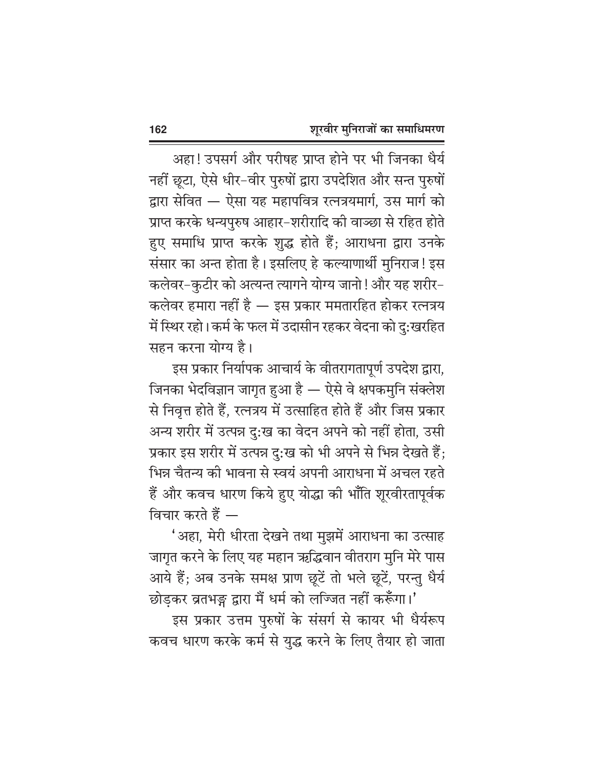अहा! उपसर्ग और परीषह प्राप्त होने पर भी जिनका धैर्य नहीं छूटा, ऐसे धीर-वीर पुरुषों द्वारा उपदेशित और सन्त पुरुषों द्वारा सेवित — ऐसा यह महापवित्र रत्नत्रयमार्ग, उस मार्ग को प्राप्त करके धन्यपुरुष आहार-शरीरादि की वाञ्छा से रहित होते हुए समाधि प्राप्त करके शुद्ध होते हैं; आराधना द्वारा उनके संसार का अन्त होता है। इसलिए हे कल्याणार्थी मुनिराज! इस कलेवर-कुटीर को अत्यन्त त्यागने योग्य जानो! और यह शरीर-कलेवर हमारा नहीं है — इस प्रकार ममतारहित होकर रत्नत्रय में स्थिर रहो। कर्म के फल में उदासीन रहकर वेदना को दुःखरहित सहन करना योग्य है।

इस प्रकार निर्यापक आचार्य के वीतरागतापूर्ण उपदेश द्वारा, जिनका भेदविज्ञान जागृत हुआ है — ऐसे वे क्षपकमुनि संक्लेश से निवृत्त होते हैं, रत्नत्रय में उत्साहित होते हैं और जिस प्रकार अन्य शरीर में उत्पन्न दुःख का वेदन अपने को नहीं होता, उसी प्रकार इस शरीर में उत्पन्न दुःख को भी अपने से भिन्न देखते हैं; भिन्न चैतन्य की भावना से स्वयं अपनी आराधना में अचल रहते हैं और कवच धारण किये हुए योद्धा की भाँति शूरवीरतापूर्वक विचार करते हैं —

'अहा, मेरी धीरता देखने तथा मुझमें आराधना का उत्साह जागृत करने के लिए यह महान ऋद्धिवान वीतराग मुनि मेरे पास आये हैं; अब उनके समक्ष प्राण छूटें तो भले छूटें, परन्तु धैर्य छोड़कर व्रतभङ्ग द्वारा मैं धर्म को लज्जित नहीं करूँगा।'

इस प्रकार उत्तम पुरुषों के संसर्ग से कायर भी धैर्यरूप कवच धारण करके कर्म से युद्ध करने के लिए तैयार हो जाता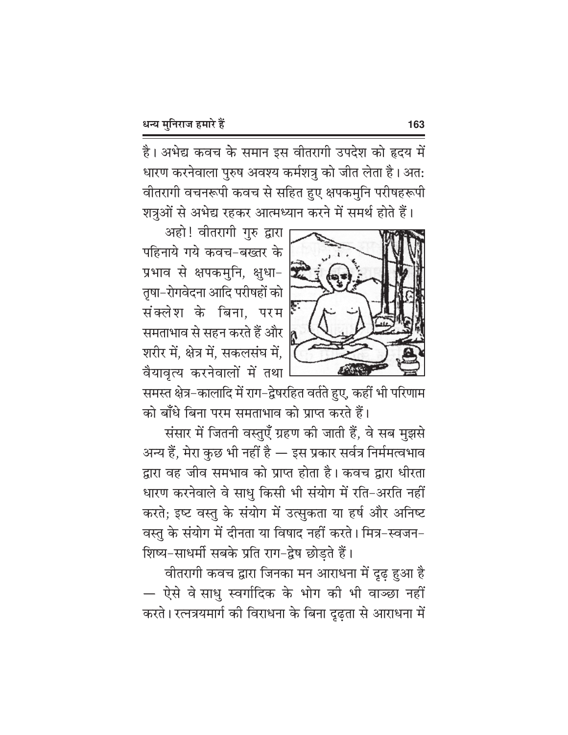है। अभेद्य कवच के समान इस वीतरागी उपदेश को हृदय में धारण करनेवाला पुरुष अवश्य कर्मशत्रु को जीत लेता है। अत: वीतरागी वचनरूपी कवच से सहित हुए क्षपकमुनि परीषहरूपी शत्रुओं से अभेद्य रहकर आत्मध्यान करने में समर्थ होते हैं।

अहो! वीतरागी गुरु द्वारा पहिनाये गये कवच-बख्तर के प्रभाव से क्षपकमुनि, क्षुधा-तृषा-रोगवेदना आदि परीषहों को संक्लेश के बिना, परम समताभाव से सहन करते हैं और शरीर में, क्षेत्र में, सकलसंघ में, वैयावृत्य करनेवालों में तथा समस्त क्षेत्र-कालादि में राग-द्वेषरहित वर्तते हुए, कहीं भी परिणाम को बाँधे बिना परम समताभाव को प्राप्त करते हैं।

संसार में जितनी वस्तुएँ ग्रहण की जाती हैं, वे सब मुझसे अन्य हैं, मेरा कुछ भी नहीं है — इस प्रकार सर्वत्र निर्ममत्वभाव द्वारा वह जीव समभाव को प्राप्त होता है। कवच द्वारा धीरता धारण करनेवाले वे साधु किसी भी संयोग में रति-अरति नहीं करते; इष्ट वस्तु के संयोग में उत्सुकता या हर्ष और अनिष्ट वस्तु के संयोग में दीनता या विषाद नहीं करते। मित्र-स्वजन-शिष्य-साधर्मी सबके प्रति राग-द्वेष छोड़ते हैं।

वीतरागी कवच द्वारा जिनका मन आराधना में दृढ़ हुआ है — ऐसे वे साधु स्वर्गादिक के भोग की भी वाञ्छा नहीं करते। रत्नत्रयमार्ग की विराधना के बिना दृढ़ता से आराधना में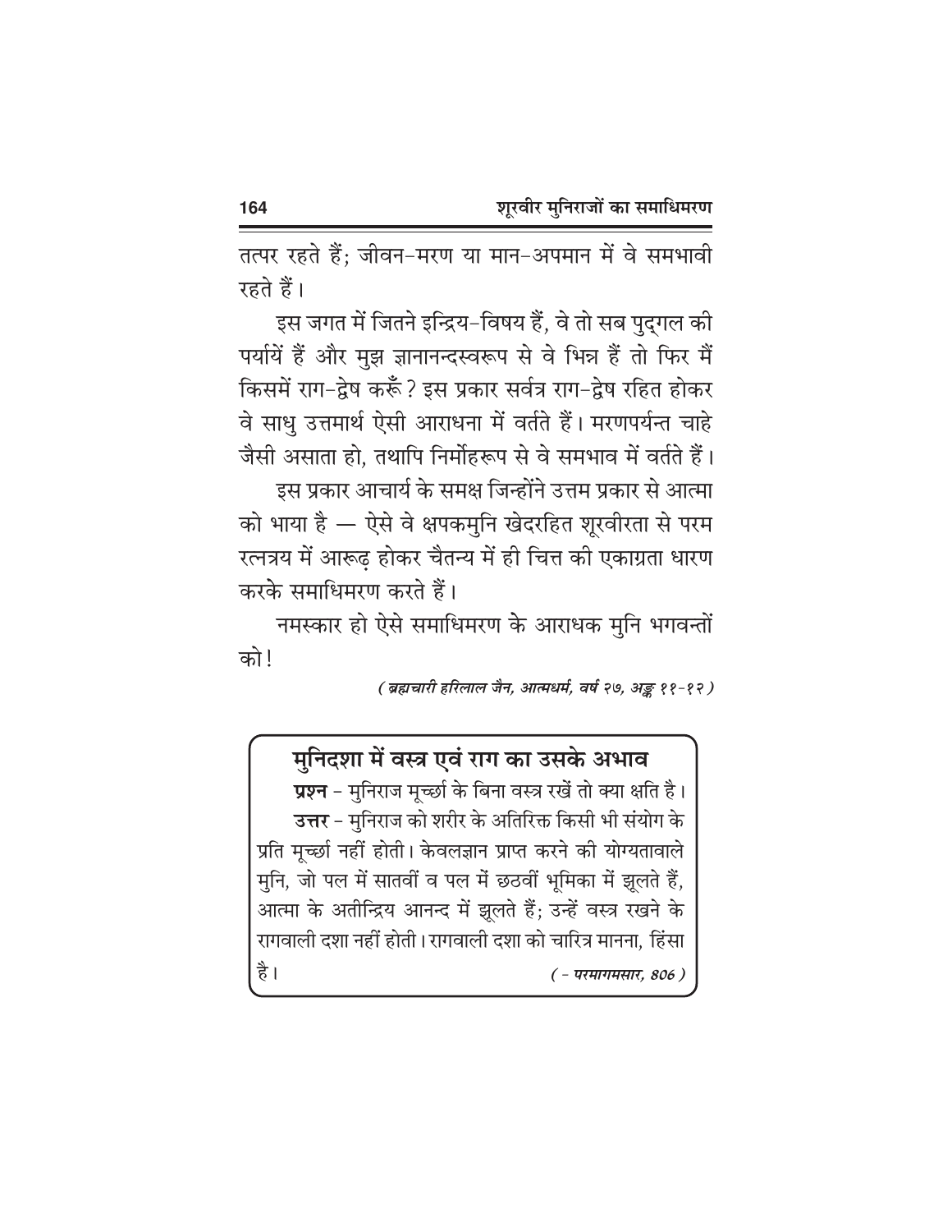तत्पर रहते हैं; जीवन-मरण या मान-अपमान में वे समभावी रहते हैं।

इस जगत में जितने इन्द्रिय-विषय हैं, वे तो सब पुद्‌गल की पर्यायें हैं और मुझ ज्ञानानन्दस्वरूप से वे भिन्न हैं तो फिर मैं किसमें राग-द्वेष करूँ? इस प्रकार सर्वत्र राग-द्वेष रहित होकर वे साधु उत्तमार्थ ऐसी आराधना में वर्तते हैं। मरणपर्यन्त चाहे जैसी असाता हो, तथापि निर्मोहरूप से वे समभाव में वर्तते हैं।

इस प्रकार आचार्य के समक्ष जिन्होंने उत्तम प्रकार से आत्मा को भाया है — ऐसे वे क्षपकमुनि खेदरहित शूरवीरता से परम रत्नत्रय में आरूढ़ होकर चैतन्य में ही चित्त की एकाग्रता धारण करके समाधिमरण करते हैं।

नमस्कार हो ऐसे समाधिमरण के आराधक मुनि भगवन्तों को!

*( ब्रह्मचारी हरिलाल जैन, आत्मधर्म, वर्ष २७, अङ्क ११-१२ )*

### मुनिदशा में वस्त्र एवं राग का उसके अभाव

**प्रश्न** - मुनिराज मूर्च्छा के बिना वस्त्र रखें तो क्या क्षति है।

**उत्तर** - मुनिराज को शरीर के अतिरिक्त किसी भी संयोग के प्रति मूर्च्छा नहीं होती। केवलज्ञान प्राप्त करने की योग्यतावाले मुनि, जो पल में सातवीं व पल में छठवीं भूमिका में झूलते हैं, आत्मा के अतीन्द्रिय आनन्द में झूलते हैं; उन्हें वस्त्र रखने के रागवाली दशा नहीं होती। रागवाली दशा को चारित्र मानना, हिंसा है। *( - परमागमसार, 806 )*